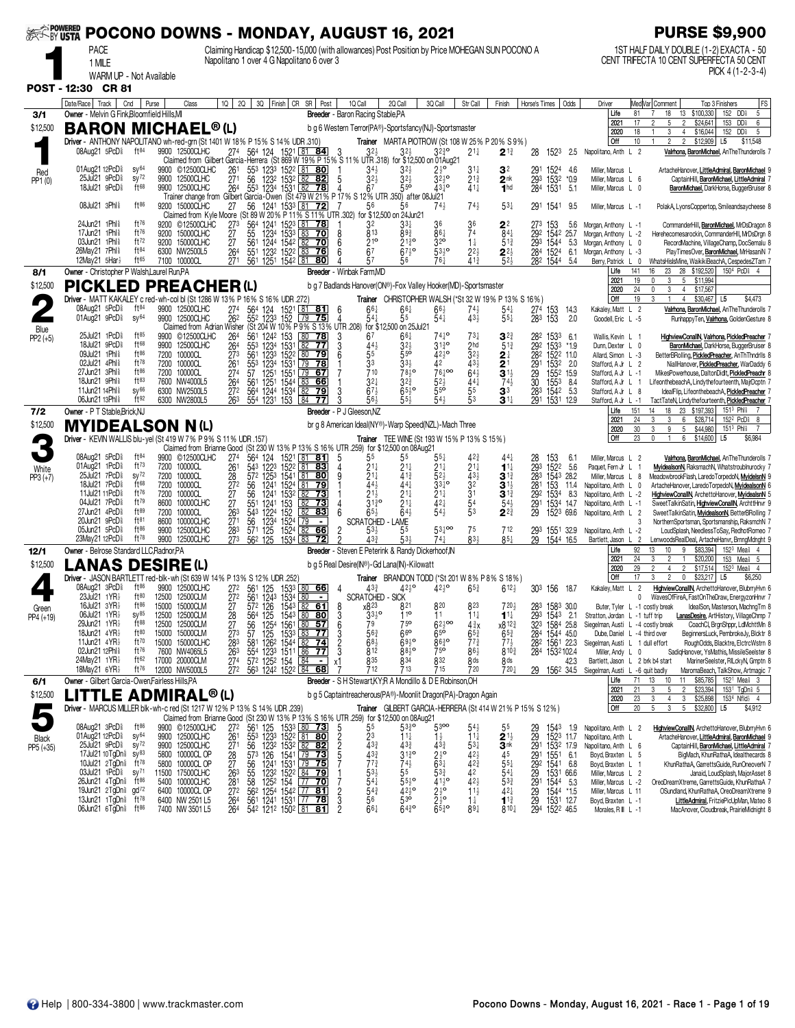# POCONO DOWNS - MONDAY, AUGUST 16, 2021

**PURSE $9,900**

**1** PACE 1 MILE — WARM UP - Not Available
**POST - 12:30 CR 81**

Claiming Handicap $12,500-15,000 (with allowances) Post Position by Price MOHEGAN SUN POCONO A Napolitano 1 over 4 G Napolitano 6 over 3

1ST HALF DAILY DOUBLE (1-2) EXACTA - 50 CENT TRIFECTA 10 CENT SUPERFECTA 50 CENT PICK 4 (1-2-3-4)

---

## 1 — 3/1 — $12,500 — Red — PP1 (0)

**BARON MICHAEL® (L)**

Owner - Melvin G Fink,Bloomfield Hills,MI — Breeder - Baron Racing Stable,PA
b g 6 Western Terror(PA®)-Sportsfancy(NJ)-Sportsmaster
Driver - ANTHONY NAPOLITANO wh-red-grn (St 1401 W 18% P 15% S 14% UDR .310) — Trainer MARTA PIOTROW (St 108 W 25% P 20% S 9%)

| | Starts | W | P | S | Earnings | Best |
|---|---|---|---|---|---|---|
| Life | 81 | 7 | 18 | 13 | $100,330 | 152 DD⅝ 5 |
| 2021 | 17 | 2 | 5 | 2 | $24,641 | 153 DD⅝ 6 |
| 2020 | 18 | 1 | 3 | 4 | $16,044 | 152 DD⅝ 5 |
| Off | 10 | 1 | 2 | 2 | $12,909 | L5 $11,548 |

| Date/Race | Track | Cnd | Purse | Class | 1Q | 2Q | 3Q | Finish | CR | SR | Post | 1Q Call | 2Q Call | 3Q Call | Str Call | Finish | Horse's Times | Odds | Driver | Med/Var | Top 3 Finishers | FS |
|---|---|---|---|---|---|---|---|---|---|---|---|---|---|---|---|---|---|---|---|---|---|---|
| 08Aug21 5PcD⅝ | | ft84 | 9900 | 12500CLHC | 27⁴ | 56⁴ | 124 | 152¹ | 81 | 84 | 3 | 3²½ | 3²½ | 3²³° | 2¹¼ | 2¹¾ | 28 152³ | 2.5 | Napolitano, Anth | L 2 | Valrhona, BaronMichael, AnTheThunderolls | 7 |
| Claimed from Gilbert Garcia-Herrera (St 869 W 19% P 15% S 11% UTR .318) for $12,500 on 01Aug21 | | | | | | | | | | | | | | | | | | | | | | |
| 01Aug21 12PcD⅝ | | sy64 | 9900 | ©12500CLHC | 26¹ | 55³ | 123³ | 152² | 81 | 80 | 1 | 3⁴½ | 3²½ | 2½° | 3¹¼ | 3² | 29¹ 152⁴ | 4.6 | Miller, Marcus | L | ArtacheHanover, LittleAdmiral, BaronMichael | 9 |
| 25Jul21 9PcD⅝ | | sy72 | 9900 | 12500CLHC | 27¹ | 56 | 123² | 152 | 82 | 82 | 5 | 3²½ | 3²½ | 3²³° | 2¹¾ | 2nk | 29³ 152 | *0.9 | Miller, Marcus | L 6 | CaptainHill, BaronMichael, LittleAdmiral | 7 |
| 18Jul21 9PcD⅝ | | ft68 | 9900 | 12500CLHC | 26⁴ | 55³ | 123⁴ | 153¹ | 82 | 78 | 4 | 6⁷ | 5⁵° | 4³½° | 4¹¼ | 1hd | 28⁴ 153¹ | 5.1 | Miller, Marcus | L 0 | BaronMichael, DarkHorse, BuggerBruiser | 8 |
| Trainer change from Gilbert Garcia-Owen (St 479 W 21% P 17% S 12% UTR .350) after 08Jul21 | | | | | | | | | | | | | | | | | | | | | | |
| 08Jul21 3Phl⅝ | | ft86 | 9200 | 15000CLHC | 27 | 56 | 124¹ | 153³ | 81 | 72 | 7 | 5⁶ | 5⁶ | 7⁴½ | 7⁴½ | 5³¼ | 29¹ 154¹ | 9.5 | Miller, Marcus | L -1 | PolakA, LyonsCoppertop, Smileandsaycheese | 8 |
| Claimed from Kyle Moore (St 89 W 20% P 11% S 11% UTR .302) for $12,500 on 24Jun21 | | | | | | | | | | | | | | | | | | | | | | |
| 24Jun21 1Phl⅝ | | ft76 | 9200 | ©12500CLHC | 27³ | 56⁴ | 124¹ | 152³ | 81 | 78 | 1 | 3² | 3³¼ | 3⁶ | 3⁶ | 2² | 27³ 153 | 5.6 | Morgan, Anthony | L -1 | CommanderHill, BaronMichael, MrDsDragon | 8 |
| 17Jun21 1Phl⅝ | | ft76 | 9200 | 15000CLHC | 27 | 55 | 123⁴ | 153³ | 83 | 70 | 8 | 8¹³ | 8⁹¾ | 8⁶¼ | 7⁴ | 8⁴¼ | 29² 154² | 25.7 | Morgan, Anthony | L -2 | Herehecomesarockin, CommanderHill, MrDsDrgn | 8 |
| 03Jun21 1Phl⅝ | | ft72 | 9200 | 15000CLHC | 27 | 56¹ | 124⁴ | 154² | 82 | 70 | 6 | 2¹° | 2¹¾° | 3²° | 1¼ | 5¹¾ | 29³ 154⁴ | 5.3 | Morgan, Anthony | L 0 | RecordMachine, VillageChamp, DocSemalu | 8 |
| 26May21 7Phl⅝ | | ft84 | 6300 | NW2500L5 | 26⁴ | 55¹ | 123² | 152² | 83 | 76 | 6 | 6⁷ | 6⁷½° | 5³½° | 2²½ | 2²½ | 28⁴ 152⁴ | 6.1 | Morgan, Anthony | L -3 | PlayTimesOver, BaronMichael, MrHasaniN | 7 |
| 12May21 5Har½ | | ft65 | 7100 | 10000CL | 27¹ | 56¹ | 125¹ | 154² | 81 | 80 | 4 | 5⁷ | 5⁶ | 7⁶¼ | 4¹¾ | 5²½ | 28² 154⁴ | 5.4 | Berry, Patrick | L 0 | WhatsHisIsMine, WaikikiBeachA, CespedesZTam | 7 |

---

## 2 — 8/1 — $12,500 — Blue — PP2 (+5)

**PICKLED PREACHER (L)**

Owner - Christopher P Walsh,Laurel Run,PA — Breeder - Winbak Farm,MD
b g 7 Badlands Hanover(ON®)-Fox Valley Hooker(MD)-Sportsmaster
Driver - MATT KAKALEY c red-wh-col bl (St 1286 W 13% P 16% S 16% UDR .272) — Trainer CHRISTOPHER WALSH (*St 32 W 19% P 13% S 16%)

| | Starts | W | P | S | Earnings | Best |
|---|---|---|---|---|---|---|
| Life | 141 | 16 | 23 | 28 | $192,520 | 150⁴ PcD⅝ 4 |
| 2021 | 19 | 0 | 3 | 5 | $11,994 | |
| 2020 | 24 | 0 | 3 | 4 | $17,567 | |
| Off | 19 | 3 | 1 | 4 | $30,467 | L5 $4,473 |

| Date/Race | Track | Cnd | Purse | Class | 1Q | 2Q | 3Q | Finish | CR | SR | Post | 1Q Call | 2Q Call | 3Q Call | Str Call | Finish | Horse's Times | Odds | Driver | Med/Var | Top 3 Finishers | FS |
|---|---|---|---|---|---|---|---|---|---|---|---|---|---|---|---|---|---|---|---|---|---|---|
| 08Aug21 5PcD⅝ | | ft84 | 9900 | 12500CLHC | 27⁴ | 56⁴ | 124 | 152¹ | 81 | 81 | 6 | 6⁶½ | 6⁶½ | 6⁶½ | 7⁴¾ | 5⁴¼ | 27⁴ 153 | 14.3 | Kakaley, Matt | L 2 | Valrhona, BaronMichael, AnTheThunderolls | 7 |
| 01Aug21 9PcD⅝ | | sy64 | 9900 | 12500CLHC | 26² | 55² | 123³ | 152 | 79 | 75 | 4 | 5⁴½ | 5⁵ | 5⁴¼ | 4³½ | 5⁵¼ | 28³ 153 | 2.0 | Goodell, Eric | L -5 | RunhappyTen, Valrhona, GoldenGesture | 8 |
| Claimed from Adrian Wisher (St 204 W 10% P 9% S 13% UTR .208) for $12,500 on 25Jul21 | | | | | | | | | | | | | | | | | | | | | | |
| 25Jul21 1PcD⅝ | | ft85 | 9900 | ©12500CLHC | 26⁴ | 56¹ | 124² | 153 | 80 | 78 | 3 | 6⁷ | 6⁶¼ | 7⁴½° | 7³¼ | 3²¾ | 28² 153³ | 6.1 | Wallis, Kevin | L 1 | HighviewConallN, Valrhona, PickledPreacher | 7 |
| 18Jul21 9PcD⅝ | | ft68 | 9900 | 12500CLHC | 26⁴ | 55³ | 123⁴ | 153¹ | 82 | 77 | 3 | 4⁴½ | 3²½ | 3¹¾° | 2hd | 5¹¾ | 29² 153³ | *1.9 | Dunn, Dexter | L 0 | BaronMichael, DarkHorse, BuggerBruiser | 8 |
| 09Jul21 1Phl⅝ | | ft86 | 7200 | 10000CL | 27³ | 56¹ | 123³ | 152² | 80 | 79 | 6 | 5⁵ | 5⁵° | 4²½° | 3²½ | 2¼ | 28² 152² | 11.0 | Allard, Simon | L -3 | BetterBRolling, PickledPreacher, AnThThndrls | 8 |
| 02Jul21 4Phl⅝ | | ft78 | 7200 | 10000CL | 26¹ | 55³ | 123⁴ | 153¹ | 79 | 78 | 1 | 3³ | 3³½ | 4² | 4³¼ | 2¹ | 29¹ 153² | 2.0 | Stafford, A Jr | L 2 | NiallHanover, PickledPreacher, WarDaddy | 6 |
| 27Jun21 3Phl⅝ | | ft86 | 7200 | 10000CL | 27⁴ | 57 | 125¹ | 155¹ | 79 | 67 | 7 | 7¹⁰ | 7⁸½° | 7⁶½°° | 6⁴½ | 3¹½ | 29 155² | 15.9 | Stafford, A Jr | L -1 | MikesPowerhouse, DaltonDidit, PickledPreachr | 8 |
| 18Jun21 9Phl⅝ | | ft83 | 7600 | NW4000L5 | 26⁴ | 56¹ | 125¹ | 154⁴ | 83 | 66 | 1 | 3²¼ | 3²¾ | 5²½ | 4⁴¼ | 7⁴½ | 30 155³ | 8.4 | Stafford, A Jr | L 1 | LifeontheebeachA, Lindythefourteenth, MajrDcptn | 7 |
| 11Jun21 14Phl⅝ | | sy66 | 6300 | NW2500L5 | 27² | 56⁴ | 124⁴ | 153⁴ | 82 | 79 | 3 | 6⁷½ | 6⁵½° | 5⁵° | 5⁵ | 3³ | 28³ 154² | 5.3 | Stafford, A Jr | L 8 | IdealFlip, LifeonthebeachA, PickledPreacher | 7 |
| 06Jun21 13Phl⅝ | | ft92 | 6300 | NW2800L5 | 26³ | 55⁴ | 123¹ | 153 | 84 | 77 | 3 | 5⁶½ | 5⁵½ | 5⁴½ | 5³ | 3¹¼ | 29¹ 153¹ | 12.9 | Stafford, A Jr | L -1 | TactTateN, Lindythefourteenth, PickledPreacher | 7 |

---

## 3 — 7/2 — $12,500 — White — PP3 (+7)

**MYIDEALSON N (L)**

Owner - P T Stable,Brick,NJ — Breeder - P J Gleeson,NZ
br g 8 American Ideal(NY®)-Warp Speed(NZL)-Mach Three
Driver - KEVIN WALLIS blu-yel (St 419 W 7% P 9% S 11% UDR .157) — Trainer TEE WINE (St 193 W 15% P 13% S 15%)

| | Starts | W | P | S | Earnings | Best |
|---|---|---|---|---|---|---|
| Life | 151 | 14 | 18 | 23 | $197,393 | 151³ Phl⅝ 7 |
| 2021 | 24 | 3 | 3 | 6 | $28,714 | 152² PcD⅝ 8 |
| 2020 | 30 | 3 | 9 | 5 | $44,980 | 151³ Phl⅝ 7 |
| Off | 23 | 0 | 1 | 6 | $14,600 | L5 $6,984 |

| Date/Race | Track | Cnd | Purse | Class | 1Q | 2Q | 3Q | Finish | CR | SR | Post | 1Q Call | 2Q Call | 3Q Call | Str Call | Finish | Horse's Times | Odds | Driver | Med/Var | Top 3 Finishers | FS |
|---|---|---|---|---|---|---|---|---|---|---|---|---|---|---|---|---|---|---|---|---|---|---|
| Claimed from Brianne Good (St 230 W 13% P 13% S 16% UTR .259) for $12,500 on 08Aug21 | | | | | | | | | | | | | | | | | | | | | | |
| 08Aug21 5PcD⅝ | | ft84 | 9900 | ©12500CLHC | 27⁴ | 56⁴ | 124 | 152¹ | 81 | 81 | 5 | 5⁵ | 5⁵ | 5⁵¼ | 4²¾ | 4⁴¼ | 28 153 | 6.1 | Miller, Marcus | L 2 | Valrhona, BaronMichael, AnTheThunderolls | 7 |
| 01Aug21 1PcD⅝ | | ft73 | 7200 | 10000CL | 26¹ | 54³ | 122³ | 152² | 81 | 83 | 4 | 2¹½ | 2¹½ | 2¹½ | 2¹½ | 1¹¼ | 29³ 152² | 5.6 | Paquet, Fern Jr | L 1 | MyidealsonN, RaksmachN, Whatstroublnurocky | 7 |
| 25Jul21 7PcD⅝ | | sy72 | 7200 | 10000CL | 28 | 57² | 125³ | 154¹ | 81 | 80 | 9 | 2¹½ | 4¹¾ | 5²½ | 4³½ | 3¹¾ | 28³ 154³ | 28.2 | Miller, Marcus | L 8 | MeadowbrookFlash, LaredoTorpedoN, MyidelsnN | 9 |
| 18Jul21 7PcD⅝ | | ft68 | 7200 | 10000CL | 27² | 56 | 124¹ | 152⁴ | 81 | 79 | 1 | 4⁴½ | 4⁴¼ | 3³½° | 3² | 3¹½ | 28¹ 153 | 11.4 | Napolitano, Anth | L 0 | ArtacheHanover, LaredoTorpedoN, MyidealsonN | 6 |
| 11Jul21 11PcD⅝ | | ft76 | 7200 | 10000CL | 27 | 56 | 124¹ | 153² | 80 | 73 | 1 | 2¹½ | 2¹½ | 2¹½ | 3¹ | 3¹¾ | 29² 153⁴ | 8.3 | Napolitano, Anth | L -2 | HighviewConallN, ArchettoHanover, MyidealsonN | 5 |
| 04Jul21 7PcD⅝ | | ft79 | 8600 | 10000CLHC | 27 | 55¹ | 124¹ | 153 | 82 | 73 | 4 | 3¹³° | 2¹½ | 4²½ | 5⁴ | 5⁴½ | 29¹ 153⁴ | 14.7 | Napolitano, Anth | L -1 | SweetTalkinSatin, HighviewConallN, ArchttHnvr | 9 |
| 27Jun21 4PcD⅝ | | ft69 | 7200 | 10000CL | 26³ | 54³ | 122⁴ | 152 | 82 | 83 | 6 | 6⁵½ | 6⁴½ | 5⁴½ | 5³ | 2²¾ | 29 152³ | 69.6 | Napolitano, Anth | L 2 | SweetTalkinSatin, MyidealsonN, BetterBRolling | 7 |
| 20Jun21 9PcD⅝ | | ft81 | 8600 | 10000CLHC | 27¹ | 56 | 123⁴ | 152⁴ | 79 | - | | SCRATCHED - LAME | | | | | | | | 3 | NorthernSportsman, Sportsmanship, RaksmchN | 7 |
| 05Jun21 5PcD⅝ | | ft86 | 9900 | 12500CLHC | 28³ | 57¹ | 125 | 152⁴ | 82 | 66 | 2 | 5³½ | 5⁵ | 5³½°° | 7⁵ | 7¹² | 29³ 155¹ | 32.9 | Napolitano, Anth | L -2 | LoudSplash, NeedlessToSay, RedhotRomeo | 7 |
| 23May21 12PcD⅝ | | ft78 | 9900 | 12500CLHC | 27³ | 56² | 125 | 153⁴ | 83 | 72 | 2 | 4³¾ | 5³½ | 7⁴¼ | 8³½ | 8⁵¼ | 29 154⁴ | 16.5 | Bartlett, Jason | L 2 | LenwoodsRealDeal, ArtacheHanvr, BrnngMdnght | 9 |

---

## 4 — 12/1 — $12,500 — Green — PP4 (+19)

**LANAS DESIRE (L)**

Owner - Belrose Standard LLC,Radnor,PA — Breeder - Steven E Peterink & Randy Dickerhoof,IN
b g 5 Real Desire(IN®)-Gd Lana(IN)-Kilowatt
Driver - JASON BARTLETT red-blk-wh (St 639 W 14% P 13% S 12% UDR .252) — Trainer BRANDON TODD (*St 201 W 8% P 8% S 18%)

| | Starts | W | P | S | Earnings | Best |
|---|---|---|---|---|---|---|
| Life | 92 | 13 | 10 | 9 | $83,394 | 152³ Mea⅝ 4 |
| 2021 | 24 | 3 | 2 | 1 | $20,200 | 153 Mea⅝ 5 |
| 2020 | 29 | 2 | 4 | 2 | $17,514 | 152³ Mea⅝ 4 |
| Off | 17 | 3 | 2 | 0 | $23,217 | L5 $6,250 |

| Date/Race | Track | Cnd | Purse | Class | 1Q | 2Q | 3Q | Finish | CR | SR | Post | 1Q Call | 2Q Call | 3Q Call | Str Call | Finish | Horse's Times | Odds | Driver | Med/Var | Top 3 Finishers | FS |
|---|---|---|---|---|---|---|---|---|---|---|---|---|---|---|---|---|---|---|---|---|---|---|
| 08Aug21 3PcD⅝ | | ft86 | 9900 | 12500CLHC | 27² | 56¹ | 125 | 153³ | 80 | 66 | 4 | 4³¾ | 4²½° | 4²³° | 6⁵¾ | 6¹²½ | 30³ 156 | 18.7 | Kakaley, Matt | L 2 | HighviewConallN, ArchettoHanover, BlubrryHvn | 6 |
| 23Jul21 1YR½ | | ft80 | 12500 | 12500CLM | 27² | 56¹ | 124³ | 153⁴ | 80 | - | | SCRATCHED - SICK | | | | | | | | 0 | WavesOfFireA, FastOnTheDraw, EnergyzonHnvr | 7 |
| 16Jul21 3YR½ | | ft86 | 15000 | 15000CLM | 27 | 57² | 126 | 154³ | 82 | 61 | 8 | x8²³ | 8²¹ | 8²⁰ | 8²³ | 7²⁰½ | 28³ 158³ | 30.0 | Buter, Tyler | L -1 costly break | IdealSon, Masterson, MachngTm | 8 |
| 06Jul21 1YR½ | | sy85 | 12500 | 12500CLM | 28 | 56⁴ | 125 | 154³ | 80 | 80 | 3 | 3³½° | 1¹° | 1¹ | 1¹½ | 1¹¼ | 29³ 154³ | 2.1 | Stratton, Jordan | L -1 tuff trip | LanasDesire, ArtHistory, VillageChmp | 7 |
| 29Jun21 1YR½ | | ft88 | 12500 | 12500CLM | 27 | 56 | 125⁴ | 156¹ | 80 | 57 | 6 | 7⁹ | 7⁵° | 6²½°° | 4¾x | x8¹²¾ | 32³ 158⁴ | 25.8 | Siegelman, Austi | L -4 costly break | CoachCl, BrgnShppr, LdMchttMn | 8 |
| 18Jun21 4YR½ | | ft80 | 15000 | 15000CLM | 27³ | 57 | 125 | 153³ | 83 | 77 | 3 | 5⁶½ | 6⁶° | 6⁵° | 6⁵½ | 6⁵¾ | 28⁴ 154⁴ | 45.0 | Dube, Daniel | L -4 third over | BeginnersLuck, PembrokeJy, Blcktr | 8 |
| 11Jun21 4YR½ | | ft70 | 15000 | 15000CLHC | 28³ | 58¹ | 126² | 154⁴ | 82 | 74 | 2 | 6⁸½ | 6⁸½° | 8⁶¾° | 7⁷¾ | 7⁷½ | 28² 156¹ | 22.3 | Siegelman, Austi | L 1 dull effort | RoughOdds, Blacktre, ElctrcWstrn | 8 |
| 02Jun21 12PhlⅠ | | ft76 | 7600 | NW4065L5 | 26³ | 55⁴ | 123³ | 151¹ | 86 | 77 | 3 | 8¹² | 8⁸½° | 7⁵° | 8⁶½ | 8¹⁰¾ | 28⁴ 153²102.4 | | Miller, Andy | L 0 | SadiqHanover, YsMathis, MissileSeelster | 8 |
| 24May21 1YR½ | | ft62 | 17000 | 20000CLM | 27⁴ | 57² | 125² | 154 | 84 | - | x1 | 8³⁵ | 8³⁴ | 8³² | 8ds | 8ds | | 42.3 | Bartlett, Jason | L 2 brk b4 start | MarinerSeelster, RiLckyN, Grnptn | 8 |
| 18May21 6YR½ | | ft76 | 12000 | NW5000L5 | 27² | 56³ | 124² | 152² | 84 | 68 | 7 | 7¹² | 7¹³ | 7¹⁵ | 7²⁰ | 7²⁰¼ | 29 156² | 34.5 | Siegelman, Austi | L -6 quit badly | MaromaBeach, TalkShow, Armagic | 7 |

---

## 5 — 6/1 — $12,500 — Black — PP5 (+35)

**LITTLE ADMIRAL® (L)**

Owner - Gilbert Garcia-Owen,Fairless Hills,PA — Breeder - S H Stewart,KY;R A Mondillo & D E Robinson,OH
b g 5 Captaintreacherous(PA®)-Moonlit Dragon(PA)-Dragon Again
Driver - MARCUS MILLER blk-wh-c red (St 1217 W 12% P 13% S 14% UDR .239) — Trainer GILBERT GARCIA-HERRERA (St 414 W 21% P 15% S 12%)

| | Starts | W | P | S | Earnings | Best |
|---|---|---|---|---|---|---|
| Life | 71 | 13 | 10 | 11 | $85,765 | 152¹ Mea⅝ 3 |
| 2021 | 21 | 3 | 5 | 2 | $23,394 | 153¹ TgDn⅞ 5 |
| 2020 | 23 | 4 | 3 | 3 | $25,998 | 153⁴ Nfld½ 4 |
| Off | 20 | 5 | 3 | 5 | $32,800 | L5 $4,912 |

| Date/Race | Track | Cnd | Purse | Class | 1Q | 2Q | 3Q | Finish | CR | SR | Post | 1Q Call | 2Q Call | 3Q Call | Str Call | Finish | Horse's Times | Odds | Driver | Med/Var | Top 3 Finishers | FS |
|---|---|---|---|---|---|---|---|---|---|---|---|---|---|---|---|---|---|---|---|---|---|---|
| Claimed from Brianne Good (St 230 W 13% P 13% S 16% UTR .259) for $12,500 on 08Aug21 | | | | | | | | | | | | | | | | | | | | | | |
| 08Aug21 3PcD⅝ | | ft86 | 9900 | ©12500CLHC | 27² | 56¹ | 125 | 153³ | 80 | 73 | 5 | 5⁵ | 5³½° | 5³°° | 5⁴½ | 5⁵ | 29 154³ | 1.9 | Napolitano, Anth | L 2 | HighviewConallN, ArchettoHanover, BlubrryHvn | 6 |
| 01Aug21 12PcD⅝ | | sy64 | 9900 | 12500CLHC | 26¹ | 55³ | 123³ | 152² | 81 | 80 | 2 | 2³ | 1¹½ | 1½ | 1¹½ | 2¹½ | 29 152³ | 11.7 | Napolitano, Anth | L | ArtacheHanover, LittleAdmiral, BaronMichael | 9 |
| 25Jul21 9PcD⅝ | | sy72 | 9900 | 12500CLHC | 27¹ | 56 | 123² | 152 | 82 | 82 | 2 | 4³¾ | 4³¾ | 4³¾ | 5³¼ | 3nk | 29¹ 153² | 17.9 | Napolitano, Anth | L 6 | CaptainHill, BaronMichael, LittleAdmiral | 7 |
| 17Jul21 10TgDn⅞ | | sy83 | 5800 | 10000CL OP | 28 | 57³ | 126 | 154¹ | 79 | 73 | 5 | 4³¾ | 3¹³° | 2½° | 4²½ | 4⁵ | 29¹ 155¹ | 6.1 | Boyd, Braxten | L 5 | BigMach, KhunRathaA, Idealthecards | 8 |
| 10Jul21 2TgDn⅞ | | ft78 | 5800 | 10000CL OP | 27 | 56 | 124¹ | 153¹ | 79 | 75 | 7 | 7⁷¾ | 7⁴½ | 6³¼ | 4²¾ | 5⁵½ | 29² 154¹ | 6.8 | Boyd, Braxten | L 1 | KhunRathaA, GarrettsGuide, RunOneoverN | 7 |
| 03Jul21 1PcD⅝ | | sy71 | 11500 | 17500CLHC | 26³ | 55 | 123² | 152⁴ | 84 | 79 | 1 | 5³½ | 5⁵ | 5³¾ | 4² | 5⁴¼ | 29 153¹ | 66.6 | Miller, Marcus | L 2 | Janaid, LoudSplash, MajorAsset | 8 |
| 26Jun21 4TgDn⅞ | | ft86 | 5400 | 10000CL | 28¹ | 58 | 125² | 154 | 77 | 70 | 1 | 5⁴¼ | 5⁵½° | 4¹½° | 4²½ | 5³¾ | 29¹ 154⁴ | 5.3 | Miller, Marcus | L -2 | OreoDreamXtreme, GarrettsGuide, KhunRathaA | 7 |
| 19Jun21 2TgDn⅞ | | gd72 | 6400 | 10000CL OP | 27² | 56² | 125⁴ | 154² | 77 | 81 | 2 | 5⁴¾ | 4²½° | 2½° | 1½ | 4²¼ | 29 154⁴ | *1.5 | Miller, Marcus | L 11 | OSundland, KhunRathaA, OreoDreamXtreme | 9 |
| 13Jun21 1TgDn⅞ | | ft78 | 6400 | NW 2501 L5 | 26⁴ | 56¹ | 124¹ | 153¹ | 77 | 78 | 3 | 5⁶ | 5³° | 2½° | 1¼ | 1¹¾ | 29 153¹ | 12.7 | Boyd, Braxten | L -1 | LittleAdmiral, FritziePicUpMan, Mateo | 8 |
| 06Jun21 6TgDn⅞ | | ft86 | 7400 | NW 3501 L5 | 26⁴ | 54² | 121² | 150² | 81 | 81 | 2 | 6⁶½ | 6⁴¾° | 6⁵¾° | 8⁹¼ | 8¹⁰½ | 29⁴ 152² | 46.5 | Morales, R III | L -1 | MacAnover, Cloudbreak, PrairieMidnight | 8 |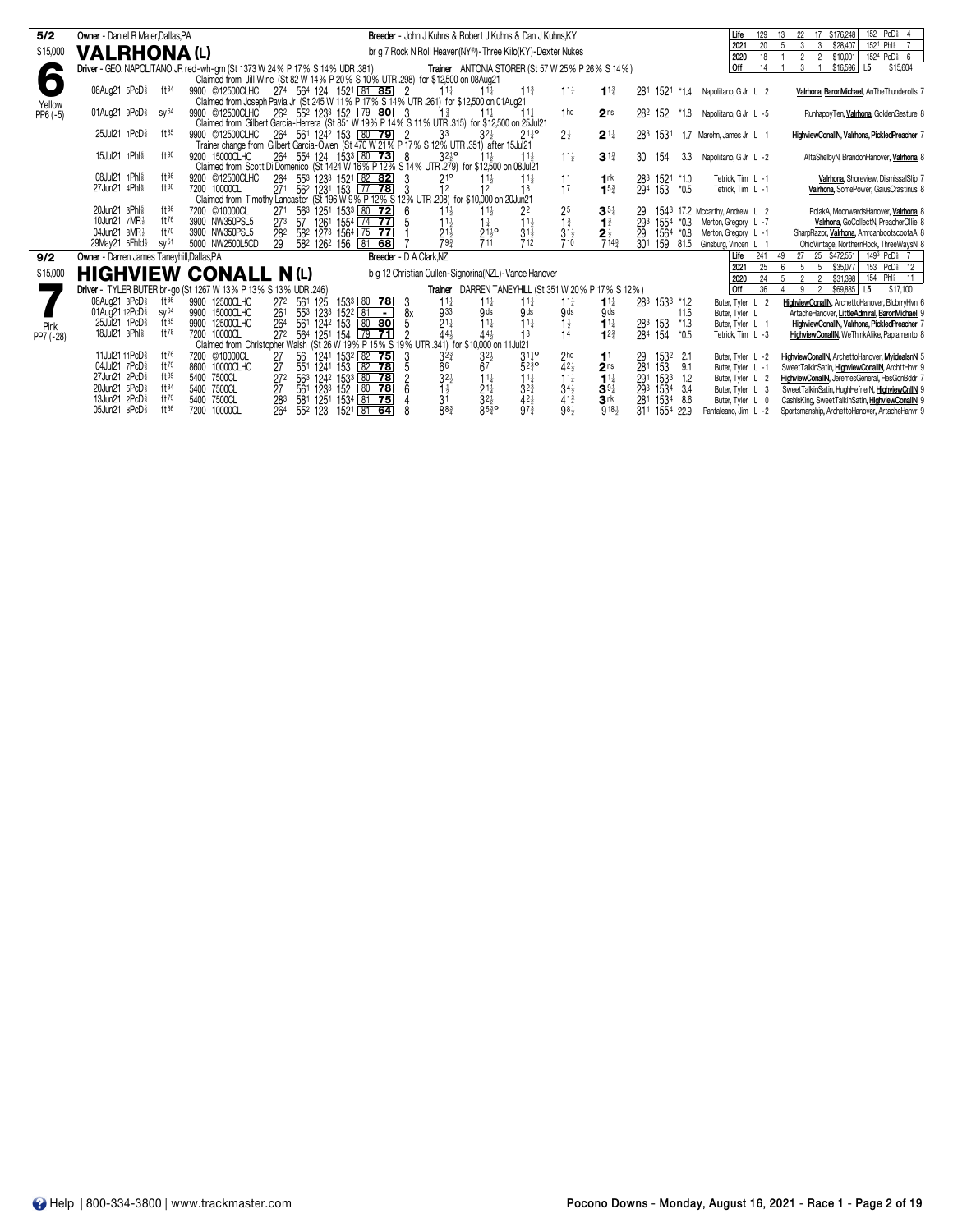## 6 — VALRHONA (L)

**5/2** · **$15,000** · Yellow · PP6 (-5)

**Owner** - Daniel R Maier,Dallas,PA

**Breeder** - John J Kuhns & Robert J Kuhns & Dan J Kuhns,KY

br g 7 Rock N Roll Heaven(NY®)-Three Kilo(KY)-Dexter Nukes

**Driver** - GEO. NAPOLITANO JR red-wh-grn (St 1373 W 24% P 17% S 14% UDR .381)

**Trainer** ANTONIA STORER (St 57 W 25% P 26% S 14%)

| | Starts | W | P | S | Earnings | Best |
|---|---|---|---|---|---|---|
| Life | 129 | 13 | 22 | 17 | $176,248 | 152 PcD⅝ 4 |
| 2021 | 20 | 5 | 3 | 3 | $28,407 | 152[1] Phl⅝ 7 |
| 2020 | 18 | 1 | 2 | 2 | $10,001 | 152[4] PcD⅝ 6 |
| Off | 14 | 1 | 3 | 1 | $16,596 | L5 $15,604 |

| Date | Track | Cond | Purse/Class | Fractions | Speed | PP | 1/4 | 1/2 | 3/4 | Str | Fin | Last Q | Time | Odds | Driver | Top Finishers |
|---|---|---|---|---|---|---|---|---|---|---|---|---|---|---|---|---|
| | | | Claimed from Jill Wine (St 82 W 14% P 20% S 10% UTR .298) for $12,500 on 08Aug21 | | | | | | | | | | | | | |
| 08Aug21 5PcD⅝ | | ft84 | 9900 ©12500CLHC | 27[4] 56[4] 124 152[1] | 81 85 | 2 | 1 1/4 | 1 1/4 | 1 1 3/4 | 1 1 1/4 | 1 1 3/4 | 28[1] | 152[1] | *1.4 | Napolitano, G Jr L 2 | Valrhona, BaronMichael, AnTheThunderolls 7 |
| | | | Claimed from Joseph Pavia Jr (St 245 W 11% P 17% S 14% UTR .261) for $12,500 on 01Aug21 | | | | | | | | | | | | | |
| 01Aug21 9PcD⅝ | | sy64 | 9900 ©12500CLHC | 26[2] 55[2] 123[3] 152 | 79 80 | 3 | 1 3/4 | 1 1 1/4 | 1 1 1/4 | 1 hd | 2 ns | 28[2] | 152 | *1.8 | Napolitano, G Jr L -5 | RunhappyTen, Valrhona, GoldenGesture 8 |
| | | | Claimed from Gilbert Garcia-Herrera (St 851 W 19% P 14% S 11% UTR .315) for $12,500 on 25Jul21 | | | | | | | | | | | | | |
| 25Jul21 1PcD⅝ | | ft85 | 9900 ©12500CLHC | 26[4] 56[1] 124[2] 153 | 80 79 | 2 | 3 3 | 3 2 1/2 | 2 1 1/2 o | 2 1/2 | 2 1 1/4 | 28[3] | 153[1] | 1.7 | Marohn, James Jr L 1 | HighviewConallN, Valrhona, PickledPreacher 7 |
| | | | Trainer change from Gilbert Garcia-Owen (St 470 W 21% P 17% S 12% UTR .351) after 15Jul21 | | | | | | | | | | | | | |
| 15Jul21 1Phl⅝ | | ft90 | 9200 15000CLHC | 26[4] 55[4] 124 153[3] | 80 73 | 8 | 3 2 1/2 o | 1 1 1/2 | 1 1 1/2 | 1 1 1/2 | 3 1 3/4 | 30 | 154 | 3.3 | Napolitano, G Jr L -2 | AltaShelbyN, BrandonHanover, Valrhona 8 |
| | | | Claimed from Scott Di Domenico (St 1424 W 16% P 12% S 14% UTR .279) for $12,500 on 08Jul21 | | | | | | | | | | | | | |
| 08Jul21 1Phl⅝ | | ft86 | 9200 ©12500CLHC | 26[4] 55[3] 123[3] 152[1] | 82 82 | 3 | 2 1 o | 1 1 1/2 | 1 1 1/2 | 1 1 | 1 nk | 28[3] | 152[1] | *1.0 | Tetrick, Tim L -1 | Valrhona, Shoreview, DismissalSlip 7 |
| 27Jun21 4Phl⅝ | | ft86 | 7200 10000CL | 27[1] 56[2] 123[1] 153 | 77 78 | 3 | 1 2 | 1 2 | 1 8 | 1 7 | 1 5 3/4 | 29[4] | 153 | *0.5 | Tetrick, Tim L -1 | Valrhona, SomePower, GaiusCrastinus 8 |
| | | | Claimed from Timothy Lancaster (St 196 W 9% P 12% S 12% UTR .208) for $10,000 on 20Jun21 | | | | | | | | | | | | | |
| 20Jun21 3Phl⅝ | | ft86 | 7200 ©10000CL | 27[1] 56[3] 125[1] 153[3] | 80 72 | 6 | 1 1 1/2 | 1 1 1/2 | 2 2 | 2 5 | 3 5 1/4 | 29 | 154[3] | 17.2 | Mccarthy, Andrew L 2 | PolakA, MoonwardsHanover, Valrhona 8 |
| 10Jun21 7MR½ | | ft76 | 3900 NW350PSL5 | 27[3] 57 126[1] 155[4] | 74 77 | 5 | 1 1 1/2 | 1 1/4 | 1 1 1/2 | 1 3/4 | 1 3/4 | 29[3] | 155[4] | *0.3 | Merton, Gregory L -7 | Valrhona, GoCollectN, PreacherOllie 8 |
| 04Jun21 8MR½ | | ft70 | 3900 NW350PSL5 | 28[2] 58[2] 127[3] 156[4] | 75 77 | 1 | 2 1 1/2 | 2 1 1/2 o | 3 1 1/2 | 3 1 1/2 | 2 1/2 | 29 | 156[4] | *0.8 | Merton, Gregory L -1 | SharpRazor, Valrhona, AmrcanbootscootaA 8 |
| 29May21 6Fhld½ | | sy51 | 5000 NW2500L5CD | 29 58[2] 126[2] 156 | 81 68 | 7 | 7 9 3/4 | 7 11 | 7 12 | 7 10 | 7 14 3/4 | 30[1] | 159 | 81.5 | Ginsburg, Vincen L 1 | OhioVintage, NorthernRock, ThreeWaysN 8 |

## 7 — HIGHVIEW CONALL N (L)

**9/2** · **$15,000** · Pink · PP7 (-28)

**Owner** - Darren James Taneyhill,Dallas,PA

**Breeder** - D A Clark,NZ

b g 12 Christian Cullen-Signorina(NZL)-Vance Hanover

**Driver** - TYLER BUTER br-go (St 1267 W 13% P 13% S 13% UDR .246)

**Trainer** DARREN TANEYHILL (St 351 W 20% P 17% S 12%)

| | Starts | W | P | S | Earnings | Best |
|---|---|---|---|---|---|---|
| Life | 241 | 49 | 27 | 25 | $472,551 | 149[3] PcD⅝ 7 |
| 2021 | 25 | 6 | 5 | 5 | $35,077 | 153 PcD⅝ 12 |
| 2020 | 24 | 5 | 2 | 2 | $31,398 | 154 Phl⅝ 11 |
| Off | 36 | 4 | 9 | 2 | $69,885 | L5 $17,100 |

| Date | Track | Cond | Purse/Class | Fractions | Speed | PP | 1/4 | 1/2 | 3/4 | Str | Fin | Last Q | Time | Odds | Driver | Top Finishers |
|---|---|---|---|---|---|---|---|---|---|---|---|---|---|---|---|---|
| 08Aug21 3PcD⅝ | | ft86 | 9900 12500CLHC | 27[2] 56[1] 125 153[3] | 80 78 | 3 | 1 1 1/4 | 1 1 1/4 | 1 1 1/4 | 1 1 1/4 | 1 1 1/4 | 28[3] | 153[3] | *1.2 | Buter, Tyler L 2 | HighviewConallN, ArchettoHanover, BlubrryHvn 6 |
| 01Aug21 12PcD⅝ | | sy64 | 9900 15000CLHC | 26[1] 55[3] 123[3] 152[2] | 81 - | 8x | 9 33 | 9 ds | 9 ds | 9 ds | 9 ds | | | 11.6 | Buter, Tyler L | ArtacheHanover, LittleAdmiral, BaronMichael 9 |
| 25Jul21 1PcD⅝ | | ft85 | 9900 12500CLHC | 26[4] 56[1] 124[2] 153 | 80 80 | 5 | 2 1 1/4 | 1 1 1/4 | 1 1 1/4 | 1 1/2 | 1 1 1/4 | 28[3] | 153 | *1.3 | Buter, Tyler L 1 | HighviewConallN, Valrhona, PickledPreacher 7 |
| 18Jul21 3Phl⅝ | | ft78 | 7200 10000CL | 27[2] 56[4] 125[1] 154 | 79 71 | 2 | 4 4 1/2 | 4 4 1/2 | 1 3 | 1 4 | 1 2 3/4 | 28[4] | 154 | *0.5 | Tetrick, Tim L -3 | HighviewConallN, WeThinkAlike, Papiamento 8 |
| | | | Claimed from Christopher Walsh (St 26 W 19% P 15% S 19% UTR .341) for $10,000 on 11Jul21 | | | | | | | | | | | | | |
| 11Jul21 11PcD⅝ | | ft76 | 7200 ©10000CL | 27 56 124[1] 153[2] | 82 75 | 3 | 3 2 3/4 | 3 2 1/2 | 3 1 1/2 o | 2 hd | 1 1 | 29 | 153[2] | 2.1 | Buter, Tyler L -2 | HighviewConallN, ArchettoHanover, MyidealsnN 5 |
| 04Jul21 7PcD⅝ | | ft79 | 8600 10000CLHC | 27 55[1] 124[1] 153 | 82 78 | 5 | 6 6 | 6 7 | 5 2 3/4 o | 4 2 1/2 | 2 ns | 28[1] | 153 | 9.1 | Buter, Tyler L -1 | SweetTalkinSatin, HighviewConallN, ArchttHnvr 9 |
| 27Jun21 2PcD⅝ | | ft89 | 5400 7500CL | 27[2] 56[3] 124[2] 153[3] | 80 78 | 2 | 3 2 1/2 | 1 1 1/4 | 1 1 1/4 | 1 1 1/2 | 1 1 1/4 | 29[1] | 153[3] | 1.2 | Buter, Tyler L 2 | HighviewConallN, JeremesGeneral, HesGonBddr 7 |
| 20Jun21 5PcD⅝ | | ft84 | 5400 7500CL | 27 56[1] 123[3] 152 | 80 78 | 6 | 1 1/2 | 2 1 1/4 | 3 2 3/4 | 3 4 1/2 | 3 9 1/4 | 29[3] | 153[4] | 3.4 | Buter, Tyler L 3 | SweetTalkinSatin, HughHefnerN, HighviewCnllN 9 |
| 13Jun21 2PcD⅝ | | ft79 | 5400 7500CL | 28[3] 58[1] 125[1] 153[4] | 81 75 | 4 | 3 1 | 3 2 1/2 | 4 2 1/2 | 4 1 3/4 | 3 nk | 28[1] | 153[4] | 8.6 | Buter, Tyler L 0 | CashIsKing, SweetTalkinSatin, HighviewConallN 9 |
| 05Jun21 8PcD⅝ | | ft86 | 7200 10000CL | 26[4] 55[2] 123 152[1] | 81 64 | 8 | 8 8 3/4 | 8 5 3/4 o | 9 7 3/4 | 9 8 1/2 | 9 18 1/2 | 31[1] | 155[4] | 22.9 | Pantaleano, Jim L -2 | Sportsmanship, ArchettoHanover, ArtacheHanvr 9 |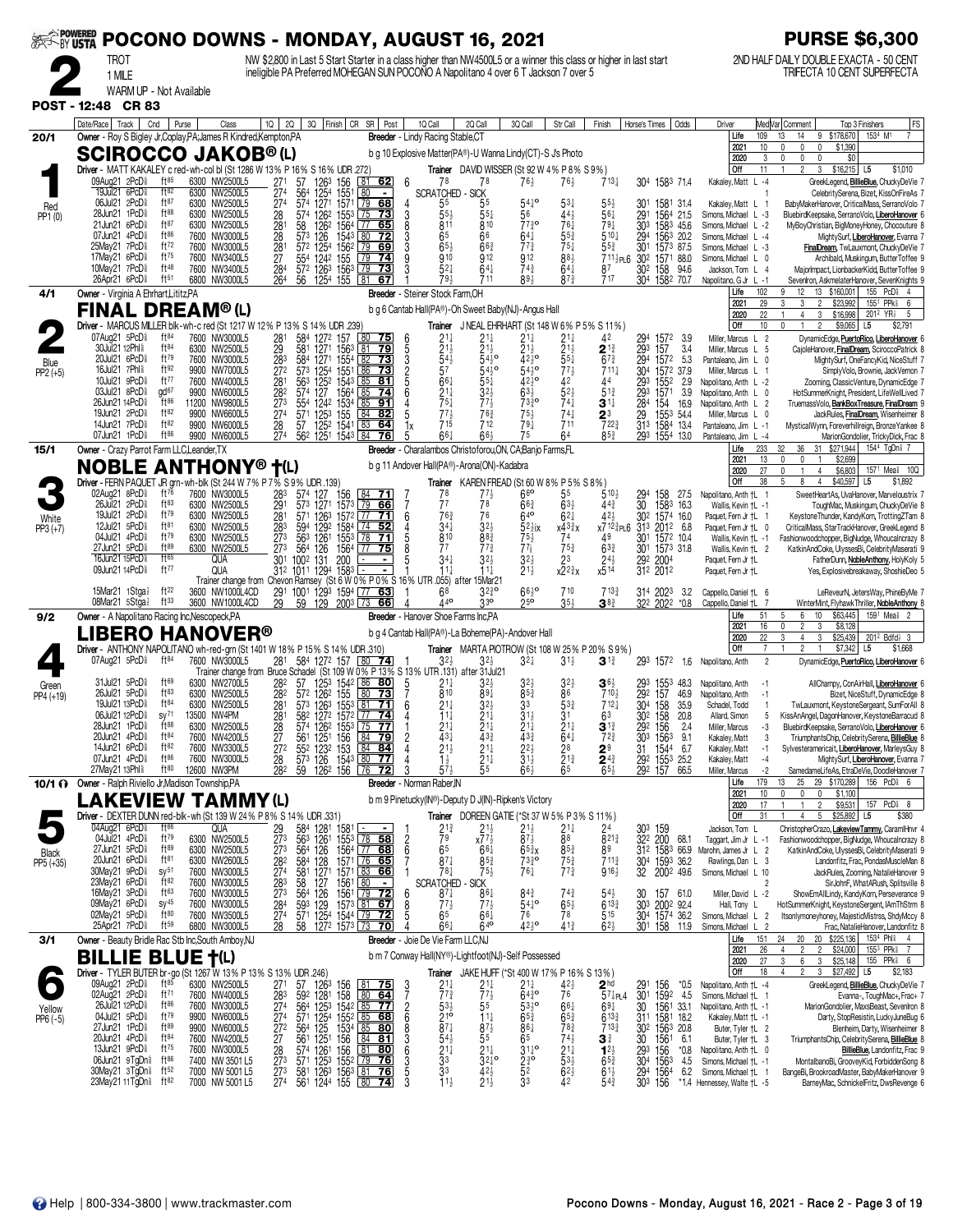# POCONO DOWNS - MONDAY, AUGUST 16, 2021

**PURSE $6,300**

**2** TROT 1 MILE WARM UP - Not Available

NW $2,800 in Last 5 Start Starter in a class higher than NW4500L5 or a winner this class or higher in last start ineligible PA Preferred MOHEGAN SUN POCONO A Napolitano 4 over 6 T Jackson 7 over 5

2ND HALF DAILY DOUBLE EXACTA - 50 CENT TRIFECTA 10 CENT SUPERFECTA

**POST - 12:48 CR 83**

## 1 — SCIROCCO JAKOB® (L) — 20/1 — Red PP1 (0)

Owner - Roy S Bigley Jr,Coplay,PA;James R Kindred,Kempton,PA
Breeder - Lindy Racing Stable,CT
b g 10 Explosive Matter(PA®)-U Wanna Lindy(CT)-S Js Photo
Driver - MATT KAKALEY c red-wh-col bl (St 1286 W 13% P 16% S 16% UDR .272)
Trainer DAVID WISSER (St 92 W 4% P 8% S 9%)

| Life | 109 | 13 | 14 | 9 | $178,670 | 1534 M1 | 7 |
|---|---|---|---|---|---|---|---|
| 2021 | 10 | 0 | 0 | 0 | $1,390 | | |
| 2020 | 3 | 0 | 0 | 0 | $0 | | |
| Off | 11 | 1 | 2 | 3 | $16,215 | L5 | $1,010 |

| Date/Race | Track | Cnd | Purse | Class | 1Q | 2Q | 3Q | Finish | CR | SR | Post | 1Q Call | 2Q Call | 3Q Call | Str Call | Finish | Horse's Times | Odds | Driver | Med Var | Top 3 Finishers | FS |
|---|---|---|---|---|---|---|---|---|---|---|---|---|---|---|---|---|---|---|---|---|---|---|
| 09Aug21 2PcD⅝ | ft85 | | 6300 | NW2500L5 | 27¹ | 57 | 126³ | 156 | 81 | 62 | 6 | 7⁸ | 7⁸ | 7⁶½ | 7⁶½ | 7¹³¼ | 30⁴ 158³ | 71.4 | Kakaley, Matt L -4 | | GreekLegend, BillieBlue, ChuckyDeVie | 7 |
| 19Jul21 6PcD⅝ | ft82 | | 6300 | NW2500L5 | 27⁴ | 56⁴ | 125⁴ | 155¹ | 80 | - | | SCRATCHED - SICK | | | | | | | | 1 | CelebritySerena, Bizet, KissOnFireAs | 7 |
| 06Jul21 2PcD⅝ | ft87 | | 6300 | NW2500L5 | 27⁴ | 57⁴ | 127¹ | 157¹ | 79 | 68 | 4 | 5⁵ | 5⁵ | 5⁴½° | 5³¼ | 5⁵½ | 30¹ 158¹ | 31.4 | Kakaley, Matt L 1 | | BabyMakerHanover, CriticalMass, SerranoVolo | 7 |
| 28Jun21 1PcD⅝ | ft88 | | 6300 | NW2500L5 | 28 | 57⁴ | 126² | 155³ | 75 | 73 | 3 | 5⁵½ | 5⁵½ | 5⁶ | 4⁴½ | 5⁶½ | 29¹ 156⁴ | 21.5 | Simons, Michael L -3 | | BluebirdKeepsake, SerranoVolo, LiberoHanover | 6 |
| 21Jun21 6PcD⅝ | ft87 | | 6300 | NW2500L5 | 28¹ | 58 | 126² | 156⁴ | 77 | 65 | 8 | 8¹¹ | 8¹⁰ | 7⁷½° | 7⁶½ | 7⁹½ | 30³ 158³ | 45.6 | Simons, Michael L -2 | | MyBoyChristian, BigMoneyHoney, Chocouture | 8 |
| 07Jun21 4PcD⅝ | ft86 | | 7600 | NW3000L5 | 28 | 57³ | 126 | 154³ | 80 | 72 | 3 | 6⁵ | 6⁶ | 6⁴¼ | 5⁵¾ | 5¹⁰¼ | 29⁴ 156³ | 20.2 | Simons, Michael L -4 | | MightySurf, LiberoHanover, Evanna | 7 |
| 25May21 7PcD⅝ | ft72 | | 7600 | NW3000L5 | 28¹ | 57² | 125⁴ | 156² | 79 | 69 | 3 | 6⁵½ | 6⁶¾ | 7⁷¾ | 7⁵¼ | 5⁵¾ | 30¹ 157³ | 87.5 | Simons, Michael L -3 | | FinalDream, TwLauxmont, ChuckyDeVie | 7 |
| 17May21 6PcD⅝ | ft75 | | 7600 | NW3400L5 | 27 | 55⁴ | 124² | 155 | 79 | 74 | 9 | 9¹⁰ | 9¹² | 9¹² | 8⁸½ | 7¹¹½PL6 | 30² 157¹ | 88.0 | Simons, Michael L 0 | | Archibald, Muskingum, ButterToffee | 9 |
| 10May21 7PcD⅝ | ft48 | | 7600 | NW3400L5 | 28⁴ | 57² | 126³ | 156³ | 79 | 73 | 3 | 5²½ | 6⁴½ | 7⁴¾ | 6⁴½ | 8⁷ | 30² 158 | 94.6 | Jackson, Tom L 4 | | MajorImpact, LionbackerKidd, ButterToffee | 9 |
| 26Apr21 6PcD⅝ | ft51 | | 6800 | NW3000L5 | 26⁴ | 56 | 125⁴ | 155 | 81 | 67 | 1 | 7⁹½ | 7¹¹ | 8⁹½ | 8⁷¾ | 7¹⁷ | 30⁴ 158² | 70.7 | Napolitano, G Jr L -1 | | Sevenlron, AskmelaterHanover, SevenKnights | 9 |

## 2 — FINAL DREAM® (L) — 4/1 — Blue PP2 (+5)

Owner - Virginia A Ehrhart,Lititz,PA
Breeder - Steiner Stock Farm,OH
b g 6 Cantab Hall(PA®)-Oh Sweet Baby(NJ)-Angus Hall
Driver - MARCUS MILLER blk-wh-c red (St 1217 W 12% P 13% S 14% UDR .239)
Trainer J NEAL EHRHART (St 148 W 6% P 6% S 11%)

| Life | 102 | 9 | 12 | 13 | $160,001 | 155 PcD⅝ | 4 |
|---|---|---|---|---|---|---|---|
| 2021 | 29 | 3 | 3 | 2 | $23,992 | 155¹ PPk⅝ | 6 |
| 2020 | 22 | 1 | 4 | 3 | $16,998 | 201² YR½ | 5 |
| Off | 10 | 0 | 1 | 2 | $9,065 | L5 | $2,791 |

| Date/Race | Track | Cnd | Purse | Class | 1Q | 2Q | 3Q | Finish | CR | SR | Post | 1Q Call | 2Q Call | 3Q Call | Str Call | Finish | Horse's Times | Odds | Driver | Top 3 Finishers | FS |
|---|---|---|---|---|---|---|---|---|---|---|---|---|---|---|---|---|---|---|---|---|---|
| 07Aug21 5PcD⅝ | ft84 | | 7600 | NW3000L5 | 28¹ | 58⁴ | 127² | 157 | 80 | 75 | 6 | 2¹½ | 2¹½ | 2¹½ | 2¹½ | 4² | 29⁴ 157² | 3.9 | Miller, Marcus L 2 | DynamicEdge, PuertoRico, LiberoHanover | 6 |
| 30Jul21 12Phl⅝ | ft84 | | 6300 | NW2500L5 | 29 | 58¹ | 127¹ | 156³ | 81 | 79 | 5 | 2¹½ | 2¹½ | 2¹½ | 2¹½ | 2¹¾ | 29³ 157 | 3.4 | Miller, Marcus L 5 | CajoleHanover, FinalDream, SciroccoPatrick | 8 |
| 20Jul21 6PcD⅝ | ft79 | | 7600 | NW3000L5 | 28³ | 58⁴ | 127¹ | 155⁴ | 82 | 73 | 3 | 5⁴½ | 5⁴½° | 4²½° | 5⁵¼ | 6⁷¾ | 29⁴ 157² | 5.3 | Pantaleano, Jim L 0 | MightySurf, OneFancyKid, NiceStuff | 7 |
| 16Jul21 7Phl⅝ | ft92 | | 9900 | NW7000L5 | 27² | 57³ | 125⁴ | 155¹ | 86 | 73 | 2 | 5⁷ | 5⁴½° | 5⁴½° | 7⁷½ | 7¹¹¼ | 30⁴ 157² | 37.9 | Miller, Marcus L 1 | SimplyVolo, Brownie, JackVernon | 7 |
| 10Jul21 9PcD⅝ | ft77 | | 7600 | NW4000L5 | 28¹ | 56³ | 125² | 154³ | 85 | 81 | 5 | 6⁶½ | 5⁵½ | 4²½° | 4² | 4⁴ | 29³ 155² | 2.9 | Napolitano, Anth L -2 | Zooming, ClassicVenture, DynamicEdge | 7 |
| 03Jul21 8PcD⅝ | gd67 | | 9900 | NW6000L5 | 28² | 57⁴ | 127 | 156⁴ | 85 | 74 | 6 | 2¹½ | 3²½ | 6³½ | 5²½ | 5¹¾ | 29³ 157¹ | 3.9 | Napolitano, Anth L 0 | HotSummerKnight, President, LifeWellLived | 7 |
| 26Jun21 14PcD⅝ | ft86 | | 11200 | NW9800L5 | 27³ | 55⁴ | 124² | 153⁴ | 85 | 91 | 4 | 7⁵½ | 7⁷½ | 7³¾° | 7⁴½ | 3¹½ | 28⁴ 154 | 16.9 | Napolitano, Anth L 2 | TruemassVolo, BankBoxTreasure, FinalDream | 9 |
| 19Jun21 2PcD⅝ | ft82 | | 9900 | NW6600L5 | 27⁴ | 57¹ | 125³ | 155 | 84 | 82 | 5 | 7⁷½ | 7⁶¾ | 7⁵½ | 7⁴½ | 2³ | 29 155³ | 54.4 | Miller, Marcus L 0 | JackRules, FinalDream, Wisenheimer | 8 |
| 14Jun21 7PcD⅝ | ft82 | | 9900 | NW6000L5 | 28 | 57 | 125² | 154¹ | 83 | 64 | 1x | 7¹⁵ | 7¹² | 7⁹¼ | 7¹¹ | 7²²¾ | 31³ 158⁴ | 13.4 | Pantaleano, Jim L -1 | MysticalWynn, Foreverhillreign, BronzeYankee | 8 |
| 07Jun21 1PcD⅝ | ft86 | | 9900 | NW6000L5 | 27⁴ | 56² | 125¹ | 154³ | 84 | 76 | 5 | 6⁶½ | 6⁶½ | 7⁵ | 6⁴ | 8⁵¾ | 29³ 155⁴ | 13.0 | Pantaleano, Jim L -4 | MarionGondolier, TrickyDick, Frac | 8 |

## 3 — NOBLE ANTHONY® †(L) — 15/1 — White PP3 (+7)

Owner - Crazy Parrot Farm LLC,Leander,TX
Breeder - Charalambos Christoforou,ON, CA;Banjo Farms,FL
b g 11 Andover Hall(PA®)-Arona(ON)-Kadabra
Driver - FERN PAQUET JR grn-wh-blk (St 244 W 7% P 7% S 9% UDR .139)
Trainer KAREN FREAD (St 60 W 8% P 5% S 8%)

| Life | 233 | 32 | 36 | 31 | $271,944 | 154⁴ TgDn⅞ | 7 |
|---|---|---|---|---|---|---|---|
| 2021 | 13 | 0 | 0 | 1 | $2,699 | | |
| 2020 | 27 | 0 | 1 | 4 | $6,803 | 157¹ Mea⅝ | 10Q |
| Off | 38 | 5 | 8 | 4 | $40,597 | L5 | $1,892 |

| Date/Race | Track | Cnd | Purse | Class | 1Q | 2Q | 3Q | Finish | CR | SR | Post | 1Q Call | 2Q Call | 3Q Call | Str Call | Finish | Horse's Times | Odds | Driver | Top 3 Finishers | FS |
|---|---|---|---|---|---|---|---|---|---|---|---|---|---|---|---|---|---|---|---|---|---|
| 02Aug21 8PcD⅝ | ft76 | | 7600 | NW3000L5 | 28³ | 57⁴ | 127 | 156 | 84 | 71 | 7 | 7⁸ | 7⁷½ | 6⁶° | 5⁵ | 5¹⁰½ | 29⁴ 158 | 27.5 | Napolitano, Anth †L 1 | SweetHeartAs, UvaHanover, Marvelousttrix | 7 |
| 26Jul21 2PcD⅝ | ft83 | | 6300 | NW2500L5 | 29¹ | 57³ | 127¹ | 157³ | 79 | 66 | 7 | 7⁷ | 7⁸ | 6⁶¾ | 6³½ | 4⁴¾ | 30 158³ | 16.3 | Wallis, Kevin †L -1 | ToughMac, Muskingum, ChuckyDeVie | 8 |
| 19Jul21 2PcD⅝ | ft79 | | 6300 | NW2500L5 | 28¹ | 57¹ | 126³ | 157² | 77 | 71 | 6 | 7⁶¾ | 7⁶ | 6⁴° | 6²¼ | 4²½ | 30² 157⁴ | 16.0 | Paquet, Fern Jr †L 1 | KeystoneThunder, KandyKorn, TrottingZTam | 8 |
| 12Jul21 5PcD⅝ | ft81 | | 6300 | NW2500L5 | 28³ | 59⁴ | 129² | 158⁴ | 74 | 52 | 4 | 3⁴½ | 3²½ | 5²½ix | x4³¾x | x7¹²¾PL6 | 31³ 201² | 6.8 | Paquet, Fern Jr †L 0 | CriticalMass, StarTrackHanover, GreekLegend | 8 |
| 04Jul21 4PcD⅝ | ft79 | | 6300 | NW2500L5 | 27³ | 56³ | 126¹ | 155³ | 78 | 71 | 4 | 8¹⁰ | 8⁸¾ | 7⁵½ | 7⁴ | 4⁹ | 30¹ 157² | 10.4 | Wallis, Kevin †L -3 | Fashionwoodchopper, BigNudge, Whocalncrazy | 8 |
| 27Jun21 5PcD⅝ | ft89 | | 6300 | NW2500L5 | 27³ | 56⁴ | 126 | 156⁴ | 77 | 75 | 8 | 7⁷ | 7⁷¾ | 7⁷½ | 7⁵¾ | 6³¾ | 30¹ 157³ | 31.8 | Wallis, Kevin †L 2 | KatkinAndCoke, UlyssesBi, CelebrityMaserati | 9 |
| 16Jun21 15PcD⅝ | ft85 | | | QUA | 30¹ | 100² | 131 | 200 | - | - | 5 | 3⁴½ | 3²½ | 3²½ | 2³ | 2⁴½ | 29² 200⁴ | | Paquet, Fern Jr †L | FatherDunn, NobleAnthony, HolyKoly | 5 |
| 09Jun21 14PcD⅝ | ft77 | | | QUA | 31² | 101¹ | 129⁴ | 158³ | - | - | 1 | 1¹½ | 1¹½ | 2¹½ | x2²½x | x5¹⁴ | 31² 201² | | Paquet, Fern Jr †L | Yes, Explosivebreakaway, ShoshieDeo | 5 |

Trainer change from Chevon Ramsey (St 6 W 0% P 0% S 16% UTR .055) after 15Mar21

| Date/Race | Track | Cnd | Purse | Class | 1Q | 2Q | 3Q | Finish | CR | SR | Post | 1Q Call | 2Q Call | 3Q Call | Str Call | Finish | Horse's Times | Odds | Driver | Top 3 Finishers | FS |
|---|---|---|---|---|---|---|---|---|---|---|---|---|---|---|---|---|---|---|---|---|---|
| 15Mar21 1Stga½ | ft22 | | 3600 | NW1000L4CD | 29¹ | 100¹ | 129³ | 159⁴ | 77 | 63 | 1 | 6⁸ | 3²¾° | 6⁶½° | 7¹⁰ | 7¹³¾ | 31⁴ 202³ | 3.2 | Cappello, Daniel †L 6 | LeReveurN, JetersWay, PrimeByMe | 7 |
| 08Mar21 5Stga½ | ft33 | | 3600 | NW1000L4CD | 29 | 59 | 129 | 200³ | 73 | 66 | 4 | 4⁴° | 3³° | 2⁵° | 3⁵½ | 3⁸¾ | 32² 202² | *0.8 | Cappello, Daniel †L 7 | WinterMint, FlyhawkThriller, NobleAnthony | 8 |

## 4 — LIBERO HANOVER® — 9/2 — Green PP4 (+19)

Owner - A Napolitano Racing Inc,Nescopeck,PA
Breeder - Hanover Shoe Farms Inc,PA
b g 4 Cantab Hall(PA®)-La Boheme(PA)-Andover Hall
Driver - ANTHONY NAPOLITANO wh-red-grn (St 1401 W 18% P 15% S 14% UDR .310)
Trainer MARTA PIOTROW (St 108 W 25% P 20% S 9%)

| Life | 51 | 5 | 6 | 10 | $63,445 | 159¹ Mea⅝ | 2 |
|---|---|---|---|---|---|---|---|
| 2021 | 16 | 0 | 2 | 3 | $8,128 | | |
| 2020 | 22 | 3 | 4 | 3 | $25,439 | 201² Bdfd½ | 3 |
| Off | 7 | 1 | 2 | 1 | $7,342 | L5 | $1,668 |

| Date/Race | Track | Cnd | Purse | Class | 1Q | 2Q | 3Q | Finish | CR | SR | Post | 1Q Call | 2Q Call | 3Q Call | Str Call | Finish | Horse's Times | Odds | Driver | Top 3 Finishers | FS |
|---|---|---|---|---|---|---|---|---|---|---|---|---|---|---|---|---|---|---|---|---|---|
| 07Aug21 5PcD⅝ | ft84 | | 7600 | NW3000L5 | 28¹ | 58⁴ | 127² | 157 | 80 | 74 | 1 | 3²½ | 3²½ | 3²¼ | 3¹½ | 3¹¾ | 29³ 157² | 1.6 | Napolitano, Anth 2 | DynamicEdge, PuertoRico, LiberoHanover | 6 |

Trainer change from Bruce Schadel (St 109 W 0% P 13% S 13% UTR .131) after 31Jul21

| Date/Race | Track | Cnd | Purse | Class | 1Q | 2Q | 3Q | Finish | CR | SR | Post | 1Q Call | 2Q Call | 3Q Call | Str Call | Finish | Horse's Times | Odds | Driver | Top 3 Finishers | FS |
|---|---|---|---|---|---|---|---|---|---|---|---|---|---|---|---|---|---|---|---|---|---|
| 31Jul21 5PcD⅝ | ft69 | | 6300 | NW2700L5 | 28² | 57 | 125³ | 154² | 86 | 80 | 5 | 2¹½ | 3²½ | 3²½ | 3²½ | 3⁶½ | 29³ 155³ | 48.3 | Napolitano, Anth -1 | AllChampy, ConAirHall, LiberoHanover | 6 |
| 26Jul21 5PcD⅝ | ft83 | | 6300 | NW2500L5 | 28² | 57² | 126² | 155 | 80 | 73 | 7 | 8¹⁰ | 8⁹½ | 8⁵¾ | 8⁶ | 7¹⁰½ | 29² 157 | 46.9 | Napolitano, Anth -1 | Bizet, NiceStuff, DynamicEdge | 8 |
| 19Jul21 13PcD⅝ | ft84 | | 6300 | NW2500L5 | 28¹ | 57³ | 126³ | 155³ | 81 | 71 | 6 | 2¹½ | 3²½ | 3³ | 5³¾ | 7¹²½ | 30⁴ 158 | 35.9 | Schadel, Todd 1 | TwLauxmont, KeystoneSergeant, SumForAll | 8 |
| 06Jul21 12PcD⅝ | sy71 | | 13500 | NW4PM | 28¹ | 58² | 127² | 157² | 77 | 74 | 4 | 1¹½ | 2¹½ | 3¹½ | 3¹ | 6³ | 30² 158 | 20.8 | Allard, Simon 5 | KissAnAngel, DagonHanover, KeystoneBarracud | 8 |
| 28Jun21 1PcD⅝ | ft88 | | 6300 | NW2500L5 | 28 | 57⁴ | 126² | 155³ | 75 | 77 | 1 | 2¹½ | 2¹½ | 2¹½ | 2¹½ | 3¹¾ | 29² 156 | 2.4 | Miller, Marcus -3 | BluebirdKeepsake, SerranoVolo, LiberoHanover | 6 |
| 20Jun21 4PcD⅝ | ft84 | | 7600 | NW4200L5 | 27 | 56¹ | 125¹ | 156 | 84 | 79 | 2 | 4³½ | 4³¾ | 4³¾ | 6⁴½ | 7²¾ | 30³ 156³ | 9.1 | Kakaley, Matt 3 | TriumphantsChip, CelebritySerena, BillieBlue | 8 |
| 14Jun21 6PcD⅝ | ft82 | | 7600 | NW3300L5 | 27² | 55² | 123² | 153 | 84 | 84 | 4 | 2¹½ | 2¹½ | 2²½ | 2⁸ | 2⁹ | 31 154⁴ | 6.7 | Kakaley, Matt -1 | Sylvesteramericait, LiberoHanover, MarleysGuy | 8 |
| 07Jun21 5PcD⅝ | ft86 | | 7600 | NW3000L5 | 28 | 57³ | 126 | 154³ | 80 | 77 | 4 | 1½ | 2¹½ | 3¹½ | 2¹¾ | 2⁴¾ | 29² 155³ | 25.2 | Kakaley, Matt -4 | MightySurf, LiberoHanover, Evanna | 7 |
| 27May21 13Phl⅝ | ft80 | | 12600 | NW3PM | 28² | 59 | 126² | 156 | 76 | 72 | 3 | 5⁷½ | 5⁵ | 6⁶½ | 6⁵ | 6⁵½ | 29² 157 | 66.5 | Miller, Marcus -2 | SamedameLifeAs, EtraDeVie, DoodleHanover | 7 |

## 5 — LAKEVIEW TAMMY (L) — 10/1 — Black PP5 (+35)

Owner - Ralph Riviello Jr,Madison Township,PA
Breeder - Norman Raber,IN
b m 7 Pinetucky(IN®)-Deputy D J(IN)-Ripken's Victory
Driver - DEXTER DUNN red-blk-wh (St 139 W 24% P 8% S 14% UDR .331)
Trainer DOREEN GATTIE (*St 37 W 5% P 3% S 11%)

| Life | 179 | 13 | 25 | 29 | $170,289 | 156 PcD⅝ | 6 |
|---|---|---|---|---|---|---|---|
| 2021 | 10 | 0 | 0 | 0 | $1,100 | | |
| 2020 | 17 | 1 | 1 | 2 | $9,531 | 157 PcD⅝ | 8 |
| Off | 31 | 1 | 4 | 5 | $25,892 | L5 | $380 |

| Date/Race | Track | Cnd | Purse | Class | 1Q | 2Q | 3Q | Finish | CR | SR | Post | 1Q Call | 2Q Call | 3Q Call | Str Call | Finish | Horse's Times | Odds | Driver | Top 3 Finishers | FS |
|---|---|---|---|---|---|---|---|---|---|---|---|---|---|---|---|---|---|---|---|---|---|
| 04Aug21 6PcD⅝ | ft86 | | | QUA | 29 | 58⁴ | 128¹ | 158¹ | - | - | 1 | 2¹¾ | 2¹½ | 2¹½ | 2¹½ | 2⁴ | 30³ 159 | | Jackson, Tom L | ChristopherCrazo, LakeviewTammy, CaramlHnvr | 4 |
| 04Jul21 4PcD⅝ | ft79 | | 6300 | NW2500L5 | 27³ | 56³ | 126¹ | 155³ | 78 | 58 | 2 | 7⁹ | x7⁷½ | 8⁷½ | 8⁸ | 8²¹¾ | 32² 200 | 68.1 | Taggart, Jim Jr L -1 | Fashionwoodchopper, BigNudge, Whocalncrazy | 8 |
| 27Jun21 5PcD⅝ | ft89 | | 6300 | NW2500L5 | 27³ | 56⁴ | 126 | 156⁴ | 77 | 68 | 6 | 6⁵ | 6⁶½ | 6⁵¾x | 8⁵¾ | 8⁹ | 31² 158³ | 66.9 | Marohn, James Jr L 2 | KatkinAndCoke, UlyssesBi, CelebrityMaserati | 9 |
| 20Jun21 6PcD⅝ | ft81 | | 6300 | NW2600L5 | 28² | 58⁴ | 128 | 157¹ | 76 | 65 | 7 | 8⁷½ | 8⁵¾ | 7³¾° | 7⁵¾ | 7¹¹¾ | 30⁴ 159³ | 36.2 | Rawlings, Dan L 3 | Landonfitz, Frac, PondasMuscleMan | 8 |
| 30May21 9PcD⅝ | sy51 | | 7600 | NW3000L5 | 27⁴ | 58¹ | 127¹ | 157¹ | 83 | 66 | 1 | 7⁸½ | 7⁵½ | 7⁶½ | 7⁷¾ | 9¹⁶½ | 32 200² | 49.6 | Simons, Michael L 10 | JackRules, Zooming, NatalieHanover | 9 |
| 23May21 8PcD⅝ | ft82 | | 7600 | NW3000L5 | 28³ | 58 | 127 | 156¹ | 80 | - | | SCRATCHED - SICK | | | | | | | 2 | SirJohnF, WhatARush, Splitsville | 8 |
| 16May21 3PcD⅝ | ft63 | | 7600 | NW3000L5 | 27³ | 56⁴ | 126 | 156¹ | 79 | 72 | 6 | 8⁷½ | 8⁶½ | 8⁴¾ | 7⁴¾ | 5⁴½ | 30 157 | 61.0 | Miller, David L -2 | ShowEmAllLindy, KandyKorn, Perseverance | 9 |
| 09May21 6PcD⅝ | sy45 | | 7600 | NW3000L5 | 28⁴ | 59³ | 129 | 157³ | 81 | 67 | 8 | 7⁷½ | 7⁷½ | 5⁴½° | 6⁵½ | 6¹³¾ | 30³ 200² | 92.4 | Hall, Tony L | HotSummerKnight, KeystoneSergent, IAmThStrm | 8 |
| 02May21 5PcD⅝ | ft80 | | 7600 | NW3500L5 | 27⁴ | 57¹ | 125⁴ | 154⁴ | 79 | 72 | 5 | 6⁵ | 6⁶½ | 7⁶ | 7⁸ | 5¹⁵ | 30⁴ 157⁴ | 36.2 | Simons, Michael L 4 | Itsonlymoneyhoney, MajesticMistrss, ShdyMccy | 8 |
| 25Apr21 7PcD⅝ | ft59 | | 6800 | NW3000L5 | 28 | 58 | 127² | 157³ | 73 | 70 | 4 | 6⁶½ | 6⁴° | 4²½° | 4¹¾ | 6²½ | 30¹ 158 | 11.9 | Simons, Michael L 2 | Frac, NatalieHanover, Landonfitz | 8 |

## 6 — BILLIE BLUE †(L) — 3/1 — Yellow PP6 (-5)

Owner - Beauty Bridle Rac Stb Inc,South Amboy,NJ
Breeder - Joie De Vie Farm LLC,NJ
b m 7 Conway Hall(NY®)-Lightfoot(NJ)-Self Possessed
Driver - TYLER BUTER br-go (St 1267 W 13% P 13% S 13% UDR .246)
Trainer JAKE HUFF (*St 400 W 17% P 16% S 13%)

| Life | 151 | 24 | 20 | 20 | $225,136 | 153⁴ Phl⅝ | 4 |
|---|---|---|---|---|---|---|---|
| 2021 | 26 | 4 | 2 | 2 | $24,000 | 155³ PPk⅝ | 7 |
| 2020 | 27 | 3 | 6 | 3 | $25,148 | 155 PPk⅝ | 6 |
| Off | 18 | 4 | 2 | 3 | $27,492 | L5 | $2,183 |

| Date/Race | Track | Cnd | Purse | Class | 1Q | 2Q | 3Q | Finish | CR | SR | Post | 1Q Call | 2Q Call | 3Q Call | Str Call | Finish | Horse's Times | Odds | Driver | Top 3 Finishers | FS |
|---|---|---|---|---|---|---|---|---|---|---|---|---|---|---|---|---|---|---|---|---|---|
| 09Aug21 2PcD⅝ | ft85 | | 6300 | NW2500L5 | 27¹ | 57 | 126³ | 156 | 81 | 75 | 3 | 2¹½ | 2¹½ | 2¹½ | 4²½ | 2hd | 29¹ 156 | *0.5 | Napolitano, Anth †L -4 | GreekLegend, BillieBlue, ChuckyDeVie | 7 |
| 02Aug21 2PcD⅝ | ft71 | | 7600 | NW4000L5 | 28³ | 59² | 128¹ | 158 | 80 | 64 | 7 | 7⁷¾ | 7⁷½ | 6⁴¾° | 7⁶ | 5⁷¼PL4 | 30¹ 159² | 4.5 | Simons, Michael †L 2 | Evanna-, ToughMac+, Frac+ | 7 |
| 26Jul21 12PcD⅝ | ft86 | | 7600 | NW3000L5 | 27⁴ | 56⁴ | 125³ | 154² | 85 | 77 | 2 | 5³½ | 5⁵ | 5³½° | 6⁶¼ | 6⁹¼ | 30 156¹ | 33.1 | Napolitano, Anth †L -1 | MarionGondolier, MaxsBeast, Sevenlron | 8 |
| 04Jul21 5PcD⅝ | ft79 | | 9900 | NW6000L5 | 27⁴ | 57¹ | 125⁴ | 155² | 85 | 68 | 6 | 2¹° | 1¹½ | 6⁵¾ | 6⁵¾ | 6¹³¾ | 31¹ 158¹ | 18.2 | Kakaley, Matt †L -1 | Darty, StopResistin, LuckyJuneBug | 6 |
| 27Jun21 1PcD⅝ | ft89 | | 9900 | NW6000L5 | 27² | 56⁴ | 125 | 153⁴ | 85 | 80 | 8 | 8⁷½ | 8⁷½ | 8⁶¼ | 7⁸¾ | 7¹³¾ | 30² 156³ | 20.8 | Buter, Tyler †L 2 | Blenheim, Darty, Wisenheimer | 8 |
| 20Jun21 4PcD⅝ | ft84 | | 7600 | NW4200L5 | 27 | 56¹ | 125¹ | 156 | 84 | 81 | 3 | 5⁴½ | 5⁵ | 6⁵ | 7⁴½ | 3³ | 30 156¹ | 6.1 | Buter, Tyler †L 3 | TriumphantsChip, CelebritySerena, BillieBlue | 8 |
| 13Jun21 9PcD⅝ | ft75 | | 7600 | NW3000L5 | 28 | 57⁴ | 126¹ | 156 | 81 | 80 | 6 | 2¹½ | 2¹½ | 3¹½° | 2¹½ | 1²½ | 29³ 156 | *0.8 | Napolitano, Anth †L 0 | BillieBlue, Landonfitz, Frac | 9 |
| 06Jun21 9TgDn⅞ | ft86 | | 7400 | NW 3501 L5 | 27³ | 57¹ | 125³ | 155² | 79 | 76 | 5 | 3³ | 3²½° | 2³° | 5³½ | 6⁵¾ | 30⁴ 156³ | 4.5 | Simons, Michael †L -1 | MontalbanoBi, GrooveyKid, ForbiddenSong | 8 |
| 30May21 3TgDn⅞ | ft52 | | 7000 | NW 5001 L5 | 27³ | 58¹ | 126³ | 156³ | 81 | 76 | 5 | 3³ | 4²½ | 5² | 6²½ | 6¹½ | 29⁴ 156⁴ | 6.2 | Simons, Michael †L 2 | BangeBi, BrookroadMaster, BabyMakerHanover | 9 |
| 23May21 11TgDn⅞ | ft82 | | 7000 | NW 5001 L5 | 27⁴ | 56¹ | 124⁴ | 155 | 80 | 74 | 3 | 1¹½ | 2¹½ | 3³ | 4² | 5⁴¾ | 30³ 156 | *1.4 | Hennessey, Walte †L -5 | BarneyMac, SchnickeFritz, DwsRevenge | 6 |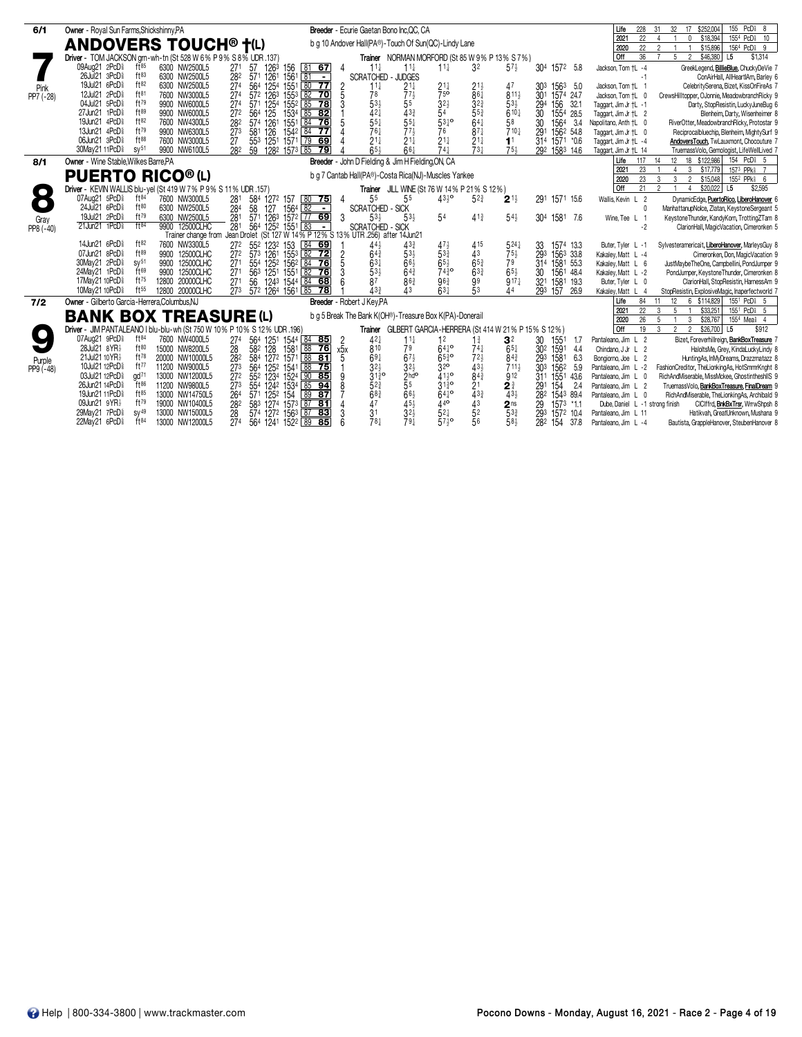## 7 — ANDOVERS TOUCH® †(L) — 6/1 — Pink — PP7 (-28)

Owner - Royal Sun Farms,Shickshinny,PA
Breeder - Ecurie Gaetan Bono Inc,QC, CA
b g 10 Andover Hall(PA®)-Touch Of Sun(QC)-Lindy Lane
Driver - TOM JACKSON grn-wh-tn (St 528 W 6% P 9% S 8% UDR .137)
Trainer NORMAN MORFORD (St 85 W 9% P 13% S 7%)

| | Starts | W | P | S | Earnings | Best |
|---|---|---|---|---|---|---|
| Life | 228 | 31 | 32 | 17 | $252,004 | 155 PcD⅝ 8 |
| 2021 | 22 | 4 | 1 | 0 | $18,394 | 155⁴ PcD⅝ 10 |
| 2020 | 22 | 2 | 1 | 1 | $15,896 | 156⁴ PcD⅝ 9 |
| Off | 36 | 7 | 5 | 2 | $46,380 | L5 $1,314 |

| Date | Cond | Class | Fractions | SR | PP | Q1 | Q2 | Q3 | Str | Fin | Time | Odds | Driver | Top Finishers |
|---|---|---|---|---|---|---|---|---|---|---|---|---|---|---|
| 09Aug21 2PcD⅝ | ft⁸⁵ | 6300 NW2500L5 | 27¹ 57 126³ 156 | 81 67 | 4 | 1 1¼ | 1 1¼ | 1 1¼ | 3² | 5 7½ | 30⁴ 157² 5.8 | Jackson, Tom †L -4 | GreekLegend, BillieBlue, ChuckyDeVie 7 |
| 26Jul21 3PcD⅝ | ft⁸³ | 6300 NW2500L5 | 28² 57¹ 126¹ 156¹ | 81 - | | SCRATCHED - JUDGES | | | | | | -1 | ConAirHall, AllHeartIAm, Barley 6 |
| 19Jul21 6PcD⅝ | ft⁸² | 6300 NW2500L5 | 27⁴ 56⁴ 125⁴ 155¹ | 80 77 | 2 | 1 1½ | 2 1½ | 2 1½ | 2 1½ | 4⁷ | 30³ 156³ 5.0 | Jackson, Tom †L 1 | CelebritySerena, Bizet, KissOnFireAs 7 |
| 12Jul21 2PcD⅝ | ft⁸¹ | 7600 NW3000L5 | 27⁴ 57² 126³ 155³ | 82 70 | 5 | 7⁸ | 7 7½ | 7 5° | 8 6½ | 8 11¼ | 30¹ 157⁴ 24.7 | Jackson, Tom †L 0 | CrewsHilltopper, OJonnie, MeadowbranchRicky 9 |
| 04Jul21 5PcD⅝ | ft⁷⁹ | 9900 NW6000L5 | 27⁴ 57¹ 125⁴ 155² | 85 78 | 3 | 5 3½ | 5⁵ | 3 2½ | 3 2¾ | 5 3½ | 29⁴ 156 32.1 | Taggart, Jim Jr †L -1 | Darty, StopResistin, LuckyJuneBug 6 |
| 27Jun21 1PcD⅝ | ft⁸⁹ | 9900 NW6000L5 | 27² 56⁴ 125 153⁴ | 85 82 | 1 | 4 2¼ | 4 3¾ | 5⁴ | 5 5¾ | 6 10¼ | 30 155⁴ 28.5 | Taggart, Jim Jr †L 2 | Blenheim, Darty, Wisenheimer 8 |
| 19Jun21 4PcD⅝ | ft⁸² | 7600 NW4300L5 | 28² 57⁴ 126¹ 155¹ | 84 76 | 5 | 5 5¼ | 5 5¼ | 5 3½° | 6 4¼ | 5⁸ | 30 156⁴ 3.4 | Napolitano, Anth †L 0 | RiverOtter, MeadowbranchRicky, Protostar 9 |
| 13Jun21 4PcD⅝ | ft⁷⁹ | 9900 NW6300L5 | 27³ 58¹ 126 154² | 84 77 | 4 | 7 6¼ | 7 7½ | 7⁶ | 8 7¼ | 7 10¼ | 29¹ 156² 54.8 | Taggart, Jim Jr †L 0 | Reciprocalbluechip, Blenheim, MightySurf 9 |
| 06Jun21 3PcD⅝ | ft⁸⁸ | 7600 NW3000L5 | 27 55³ 125¹ 157¹ | 79 69 | 4 | 2 1¼ | 2 1¼ | 2 1¼ | 2 1¼ | 1¹ | 31⁴ 157¹ *0.6 | Taggart, Jim Jr †L -4 | AndoversTouch, TwLauxmont, Chocouture 7 |
| 30May21 11PcD⅝ | sy⁵¹ | 9900 NW6100L5 | 28² 59 128² 157³ | 85 79 | 4 | 6 5½ | 6 6¼ | 7 4¼ | 7 3¼ | 7 5½ | 29² 158³ 14.6 | Taggart, Jim Jr †L 14 | TruemassVolo, Gemologist, LifeWellLived 7 |

## 8 — PUERTO RICO® (L) — 8/1 — Gray — PP8 (-40)

Owner - Wine Stable,Wilkes Barre,PA
Breeder - John D Fielding & Jim H Fielding,ON, CA
b g 7 Cantab Hall(PA®)-Costa Rica(NJ)-Muscles Yankee
Driver - KEVIN WALLIS blu-yel (St 419 W 7% P 9% S 11% UDR .157)
Trainer JILL WINE (St 76 W 14% P 21% S 12%)

| | Starts | W | P | S | Earnings | Best |
|---|---|---|---|---|---|---|
| Life | 117 | 14 | 12 | 18 | $122,986 | 154 PcD⅝ 5 |
| 2021 | 23 | 1 | 4 | 3 | $17,779 | 157³ PPk⅝ 7 |
| 2020 | 23 | 3 | 3 | 2 | $15,048 | 155² PPk⅝ 6 |
| Off | 21 | 2 | 1 | 4 | $20,022 | L5 $2,595 |

| Date | Cond | Class | Fractions | SR | PP | Q1 | Q2 | Q3 | Str | Fin | Time | Odds | Driver | Top Finishers |
|---|---|---|---|---|---|---|---|---|---|---|---|---|---|---|
| 07Aug21 5PcD⅝ | ft⁸⁴ | 7600 NW3000L5 | 28¹ 58⁴ 127² 157 | 80 75 | 4 | 5⁵ | 5⁵ | 4 3½° | 5 2¾ | 2 1½ | 29¹ 157¹ 15.6 | Wallis, Kevin L 2 | DynamicEdge, PuertoRico, LiberoHanover 6 |
| 24Jul21 6PcD⅝ | ft⁸⁰ | 6300 NW2500L5 | 28⁴ 58 127 156⁴ | 82 - | | SCRATCHED - SICK | | | | | | 0 | ManhattanupNolce, Zlatan, KeystoneSergeant 5 |
| 19Jul21 2PcD⅝ | ft⁷⁹ | 6300 NW2500L5 | 28¹ 57¹ 126³ 157² | 77 69 | 3 | 5 3½ | 5 3½ | 5⁴ | 4 1¾ | 5 4½ | 30⁴ 158¹ 7.6 | Wine, Tee L 1 | KeystoneThunder, KandyKorn, TrottingZTam 8 |
| 21Jun21 1PcD⅝ | ft⁸⁴ | 9900 12500CLHC | 28¹ 56⁴ 125² 155¹ | 83 - | | SCRATCHED - SICK | | | | | | -2 | ClarionHall, MagicVacation, Cimeronken 5 |

Trainer change from Jean Drolet (St 127 W 14% P 12% S 13% UTR .256) after 14Jun21

| Date | Cond | Class | Fractions | SR | PP | Q1 | Q2 | Q3 | Str | Fin | Time | Odds | Driver | Top Finishers |
|---|---|---|---|---|---|---|---|---|---|---|---|---|---|---|
| 14Jun21 6PcD⅝ | ft⁸² | 7600 NW3300L5 | 27² 55² 123² 153 | 84 69 | 1 | 4 4½ | 4 3¾ | 4 7½ | 4¹⁵ | 5 24¼ | 33 157⁴ 13.3 | Buter, Tyler L -1 | Sylvesteramericait, LiberoHanover, MarleysGuy 8 |
| 07Jun21 8PcD⅝ | ft⁶⁹ | 9900 12500CLHC | 27² 57³ 126¹ 155³ | 82 72 | 2 | 6 4¾ | 5 3½ | 5 3¾ | 4³ | 7 5½ | 29³ 156³ 33.8 | Kakaley, Matt L -4 | Cimeronken, Don, MagicVacation 9 |
| 30May21 2PcD⅝ | sy⁵¹ | 9900 12500CLHC | 27¹ 55⁴ 125² 156² | 84 76 | 5 | 6 3¼ | 6 6½ | 6 5½ | 6 5¾ | 7⁹ | 31⁴ 158¹ 55.3 | Kakaley, Matt L 6 | JustMaybeTheOne, Campbellini, PondJumper 9 |
| 24May21 1PcD⅝ | ft⁶⁹ | 9900 12500CLHC | 27¹ 56³ 125¹ 155¹ | 82 76 | 3 | 5 3½ | 6 4¾ | 7 4¾° | 6 3¾ | 6 5½ | 30 156¹ 48.4 | Kakaley, Matt L -2 | PondJumper, KeystoneThunder, Cimeronken 8 |
| 17May21 10PcD⅝ | ft⁷⁵ | 12800 20000CLHC | 27¹ 56 124³ 154⁴ | 84 68 | 6 | 8⁷ | 8 6¾ | 9 6¾ | 9⁹ | 9 17¼ | 32¹ 158¹ 19.3 | Buter, Tyler L 0 | ClarionHall, StopResistin, HarnessAm 9 |
| 10May21 10PcD⅝ | ft⁵⁵ | 12800 20000CLHC | 27³ 57² 126⁴ 156¹ | 85 78 | 1 | 4 3¾ | 4³ | 6 3¼ | 5³ | 4⁴ | 29³ 157 26.9 | Kakaley, Matt L 4 | StopResistin, ExplosiveMagic, Inaperfectworld 7 |

## 9 — BANK BOX TREASURE (L) — 7/2 — Purple — PP9 (-48)

Owner - Gilberto Garcia-Herrera,Columbus,NJ
Breeder - Robert J Key,PA
b g 5 Break The Bank K(OH®)-Treasure Box K(PA)-Donerail
Driver - JIM PANTALEANO I blu-blu-wh (St 750 W 10% P 10% S 12% UDR .196)
Trainer GILBERT GARCIA-HERRERA (St 414 W 21% P 15% S 12%)

| | Starts | W | P | S | Earnings | Best |
|---|---|---|---|---|---|---|
| Life | 84 | 11 | 12 | 6 | $114,829 | 155¹ PcD⅝ 5 |
| 2021 | 22 | 3 | 5 | 1 | $33,251 | 155¹ PcD⅝ 5 |
| 2020 | 26 | 5 | 1 | 3 | $28,767 | 155⁴ Mea½ 4 |
| Off | 19 | 3 | 2 | 2 | $26,700 | L5 $912 |

| Date | Cond | Class | Fractions | SR | PP | Q1 | Q2 | Q3 | Str | Fin | Time | Odds | Driver | Top Finishers |
|---|---|---|---|---|---|---|---|---|---|---|---|---|---|---|
| 07Aug21 9PcD⅝ | ft⁸⁴ | 7600 NW4000L5 | 27⁴ 56⁴ 125¹ 154⁴ | 84 85 | 2 | 4 2½ | 1 1½ | 1² | 1¾ | 3² | 30 155¹ 1.7 | Pantaleano, Jim L 2 | Bizet, Foreverhillreign, BankBoxTreasure 7 |
| 28Jul21 8YR½ | ft⁸⁰ | 15000 NW8200L5 | 28 58² 128 158¹ | 88 76 | x5x | 8¹⁰ | 7⁹ | 6 4½° | 7 4½ | 6 5½ | 30² 159¹ 4.4 | Chindano, J Jr L 2 | HaloItsMe, Grey, KindaLuckyLindy 8 |
| 21Jul21 10YR½ | ft⁷⁸ | 20000 NW10000L5 | 28² 58⁴ 127² 157¹ | 88 81 | 5 | 6 9½ | 6 7½ | 6 5¾° | 7 2½ | 8 4¾ | 29³ 158¹ 6.3 | Bongiorno, Joe L 2 | HuntingAs, InMyDreams, Drazzmatazz 8 |
| 10Jul21 12PcD⅝ | ft⁷⁷ | 11200 NW9000L5 | 27³ 56⁴ 125² 154¹ | 88 75 | 1 | 3 2½ | 3 2½ | 3 2° | 4 3½ | 7 11½ | 30³ 156² 5.9 | Pantaleano, Jim L -2 | FashionCreditor, TheLionkingAs, HotSmmrKnght 8 |
| 03Jul21 12PcD⅝ | gd⁷¹ | 13000 NW12000L5 | 27² 55² 123⁴ 152⁴ | 90 85 | 9 | 3 1¾° | 2 hd° | 4 1½° | 8 4¾ | 9¹² | 31¹ 155¹ 43.6 | Pantaleano, Jim L 0 | RichAndMiserable, MissMckee, GhostintheshII5 9 |
| 26Jun21 14PcD⅝ | ft⁸⁶ | 11200 NW9800L5 | 27³ 55⁴ 124² 153⁴ | 85 94 | 8 | 5 2¾ | 5⁵ | 3 1¾° | 2¹ | 2 ¾ | 29¹ 154 2.4 | Pantaleano, Jim L 2 | TruemassVolo, BankBoxTreasure, FinalDream 9 |
| 19Jun21 11PcD⅝ | ft⁸⁵ | 13000 NW14750L5 | 26⁴ 57¹ 125² 154 | 89 87 | 7 | 6 8½ | 6 6½ | 6 4½° | 4 3¾ | 4 3½ | 28² 154³ 89.4 | Pantaleano, Jim L 0 | RichAndMiserable, TheLionkingAs, Archibald 9 |
| 09Jun21 9YR½ | ft⁷⁹ | 19000 NW10400L5 | 28² 58³ 127⁴ 157³ | 87 81 | 4 | 4⁷ | 4 5½ | 4 4° | 4³ | 2 ns | 29 157³ *1.1 | Dube, Daniel L -1 strong finish | ClClffrd, BnkBxTrsr, WrrwShpsh 8 |
| 29May21 7PcD⅝ | sy⁴⁹ | 13000 NW15000L5 | 28 57⁴ 127² 156³ | 87 83 | 3 | 3¹ | 3 2½ | 5 2¼ | 5² | 5 3¾ | 29³ 157² 10.4 | Pantaleano, Jim L 11 | Hatikvah, GreatUnknown, Mushana 9 |
| 22May21 6PcD⅝ | ft⁸⁴ | 13000 NW12000L5 | 27⁴ 56⁴ 124¹ 152² | 89 85 | 6 | 7 8¼ | 7 9¼ | 5 7½° | 5⁶ | 5 8½ | 28² 154 37.8 | Pantaleano, Jim L -4 | Bautista, GrappleHanover, SteubenHanover 8 |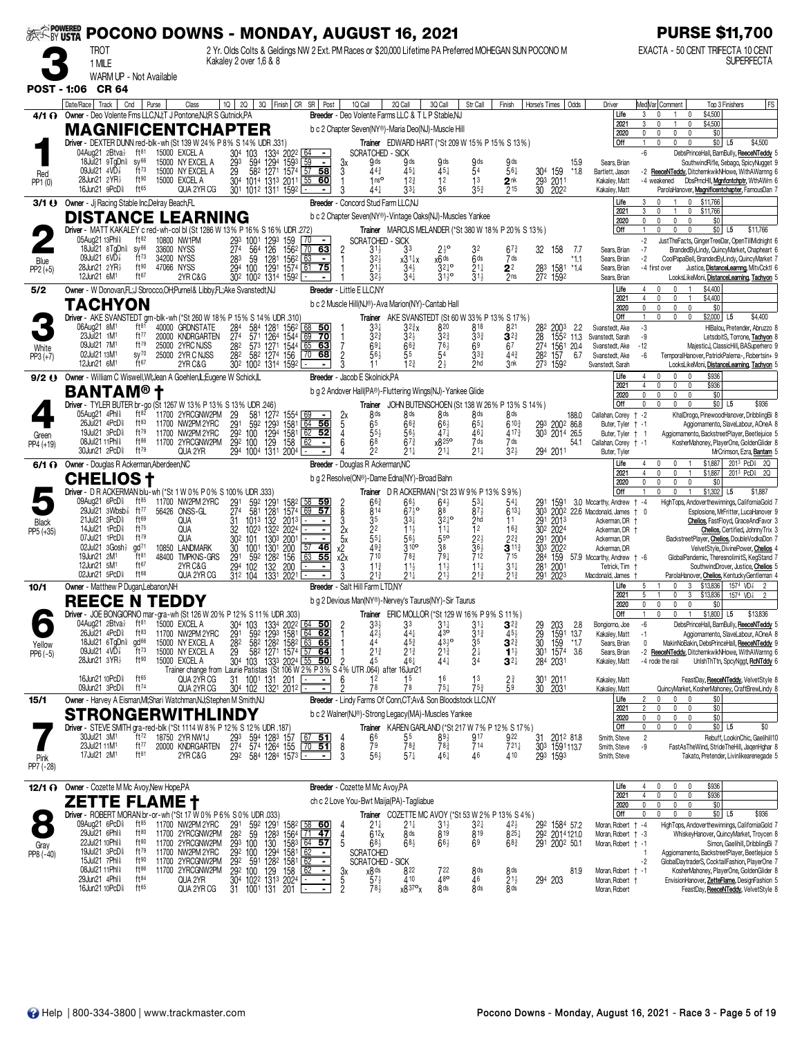# POCONO DOWNS - MONDAY, AUGUST 16, 2021

**PURSE $11,700**

**3** — TROT, 1 MILE — WARM UP - Not Available

2 Yr. Olds Colts & Geldings NW 2 Ext. PM Races or $20,000 Lifetime PA Preferred MOHEGAN SUN POCONO M Kakaley 2 over 1,6 & 8

EXACTA - 50 CENT TRIFECTA 10 CENT SUPERFECTA

POST - 1:06 CR 64

---

## 1 — MAGNIFICENTCHAPTER (4/1, Red, PP1 (0))

Owner - Deo Volente Fms LLC,NJ;T J Pontone,NJ;R S Gutnick,PA
Breeder - Deo Volente Farms LLC & T L P Stable,NJ
b c 2 Chapter Seven(NY®)-Maria Deo(NJ)-Muscle Hill
Driver - DEXTER DUNN red-blk-wh (St 139 W 24% P 8% S 14% UDR .331)
Trainer EDWARD HART (*St 209 W 15% P 15% S 13%)

| | Starts | W | P | S | Earnings |
|---|---|---|---|---|---|
| Life | 3 | 0 | 1 | 0 | $4,500 |
| 2021 | 3 | 0 | 1 | 0 | $4,500 |
| 2020 | 0 | 0 | 0 | 0 | $0 |
| Off | 1 | 0 | 0 | 0 | $0 L5 $4,500 |

| Date/Race | Track | Cnd | Purse | Class | 1Q | 2Q | 3Q | Finish | CR | SR | Post | 1Q Call | 2Q Call | 3Q Call | Str Call | Finish | Horse's Times | Odds | Driver | Med Var | Comment | Top 3 Finishers | FS |
|---|---|---|---|---|---|---|---|---|---|---|---|---|---|---|---|---|---|---|---|---|---|---|---|
| 04Aug21 2Btva½ | ft81 | | 15000 | EXCEL A | 30⁴ | 103 | 133⁴ | 202² | 64 | - | | SCRATCHED - SICK | | | | | | | | -6 | | DebsPrinceHall, BarnBully, ReeceNTeddy | 5 |
| 18Jul21 9TgDn⅝ | sy66 | | 15000 | NY EXCEL A | 29³ | 59⁴ | 129⁴ | 159³ | 59 | - | 3x | 9ds | 9ds | 9ds | 9ds | 9ds | | 15.9 | Sears, Brian | | | SouthwindRifle, Sebago, SpicyNugget | 9 |
| 09Jul21 4VD⅝ | ft73 | | 15000 | NY EXCEL A | 29 | 58² | 127¹ | 157⁴ | 57 | 58 | 3 | 4⁴¾ | 4⁵¼ | 4⁵¼ | 5⁴ | 5⁶¼ | 30⁴ 159 | *1.8 | Bartlett, Jason | -2 | | ReeceNTeddy, DitchemkwikNHowe, WithAWarnng | 6 |
| 28Jun21 2YR½ | ft90 | | 15000 | EXCEL A | 30⁴ | 101⁴ | 131³ | 201¹ | 55 | 60 | 1 | 1ns° | 1²¾ | 1² | 1³ | 2nk | 29³ 201¹ | | Kakaley, Matt | -4 | weakened | DbsPrncHll, Mgnfcntchptr, WthAWrn | 6 |
| 16Jun21 9PcD⅝ | ft65 | | | QUA 2YR CG | 30¹ | 101² | 131¹ | 159² | - | - | 3 | 4⁴¼ | 3³¼ | 3⁶ | 3⁵¾ | 2¹⁵ | 30 202² | | Kakaley, Matt | | | ParolaHanover, Magnificentchapter, FamousDan | 7 |

---

## 2 — DISTANCE LEARNING (3/1, Blue, PP2 (+5))

Owner - Jj Racing Stable Inc,Delray Beach,FL
Breeder - Concord Stud Farm LLC,NJ
b c 2 Chapter Seven(NY®)-Vintage Oaks(NJ)-Muscles Yankee
Driver - MATT KAKALEY c red-wh-col bl (St 1286 W 13% P 16% S 16% UDR .272)
Trainer MARCUS MELANDER (*St 380 W 18% P 20% S 13%)

| | Starts | W | P | S | Earnings |
|---|---|---|---|---|---|
| Life | 3 | 0 | 1 | 0 | $11,766 |
| 2021 | 3 | 0 | 1 | 0 | $11,766 |
| 2020 | 0 | 0 | 0 | 0 | $0 |
| Off | 1 | 0 | 0 | 0 | $0 L5 $11,766 |

| Date/Race | Track | Cnd | Purse | Class | 1Q | 2Q | 3Q | Finish | CR | SR | Post | 1Q Call | 2Q Call | 3Q Call | Str Call | Finish | Horse's Times | Odds | Driver | Med Var | Comment | Top 3 Finishers | FS |
|---|---|---|---|---|---|---|---|---|---|---|---|---|---|---|---|---|---|---|---|---|---|---|---|
| 05Aug21 13Phl⅝ | ft82 | | 10800 | NW1PM | 29³ | 100¹ | 129³ | 159 | 70 | - | | SCRATCHED - SICK | | | | | | | | -2 | | JustTheFacts, GingerTreeDar, OpenTillMidnight | 6 |
| 18Jul21 8TgDn⅝ | sy66 | | 33600 | NYSS | 27⁴ | 56⁴ | 126 | 156² | 70 | 63 | 2 | 3¹½ | 3³ | 2½° | 3² | 6⁷¾ | 32 158 | 7.7 | Sears, Brian | -7 | | BrandedByLindy, QuincyMarket, Chapheart | 6 |
| 09Jul21 6VD⅝ | ft73 | | 34200 | NYSS | 28³ | 59 | 128¹ | 156² | 63 | - | 1 | 3²½ | x3¹¼x | x6ds | 6ds | 7ds | | *1.1 | Sears, Brian | -2 | | CoolPapaBell, BrandedByLindy, QuincyMarket | 7 |
| 28Jun21 2YR½ | ft90 | | 47066 | NYSS | 29⁴ | 100 | 129¹ | 157⁴ | 61 | 75 | 1 | 2¹½ | 3⁴¼ | 3²¾° | 2¹¼ | 2² | 28³ 158¹ | *1.4 | Sears, Brian | -4 | first over | Justice, DistanceLearnng, MltvCcktl | 6 |
| 12Jun21 6M¹ | ft67 | | | 2YR C&G | 30² | 100² | 131⁴ | 159² | - | - | 3 | 3²½ | 3⁴¼ | 3¹½° | 3¹½ | 2ns | 27² 159² | | Sears, Brian | | | LooksLikeMoni, DistanceLearning, Tachyon | 5 |

---

## 3 — TACHYON (5/2, White, PP3 (+7))

Owner - W Donovan,FL;J Sbrocco,OH;Purnel & Libby,FL;Ake Svanstedt,NJ
Breeder - Little E LLC,NY
b c 2 Muscle Hill(NJ®)-Ava Marion(NY)-Cantab Hall
Driver - AKE SVANSTEDT grn-blk-wh (*St 260 W 18% P 15% S 14% UDR .310)
Trainer AKE SVANSTEDT (St 60 W 33% P 13% S 17%)

| | Starts | W | P | S | Earnings |
|---|---|---|---|---|---|
| Life | 4 | 0 | 0 | 1 | $4,400 |
| 2021 | 4 | 0 | 0 | 1 | $4,400 |
| 2020 | 0 | 0 | 0 | 0 | $0 |
| Off | 1 | 0 | 0 | 0 | $2,000 L5 $4,400 |

| Date/Race | Track | Cnd | Purse | Class | 1Q | 2Q | 3Q | Finish | CR | SR | Post | 1Q Call | 2Q Call | 3Q Call | Str Call | Finish | Horse's Times | Odds | Driver | Med Var | Comment | Top 3 Finishers | FS |
|---|---|---|---|---|---|---|---|---|---|---|---|---|---|---|---|---|---|---|---|---|---|---|---|
| 06Aug21 8M¹ | ft81 | | 40000 | GRDNSTATE | 28⁴ | 58⁴ | 128¹ | 156² | 68 | 50 | 1 | 3³¼ | 3²¾x | 8²⁰ | 8¹⁸ | 8²¹ | 28² 200³ | 2.2 | Svanstedt, Ake | -3 | | HlBalou, Pretender, Abruzzo | 8 |
| 23Jul21 1M¹ | ft77 | | 20000 | KNDRGARTEN | 27⁴ | 57¹ | 126⁴ | 154⁴ | 69 | 70 | 1 | 3²¾ | 3²½ | 3²¾ | 3³¾ | 3²¾ | 28 155² | 11.3 | Svanstedt, Sarah | -9 | | LetsdoitS, Torrone, Tachyon | 8 |
| 09Jul21 7M¹ | ft79 | | 25000 | 2YRC NJSS | 28² | 57³ | 127¹ | 154⁴ | 65 | 63 | 7 | 6⁹¼ | 6⁶¾ | 7⁶½ | 6⁹ | 6⁷ | 27⁴ 156¹ | 20.4 | Svanstedt, Ake | -12 | | MajesticJ, ClassicHill, BASuperhero | 9 |
| 02Jul21 13M¹ | sy70 | | 25000 | 2YR C NJSS | 28² | 58² | 127⁴ | 156 | 70 | 68 | 2 | 5⁶½ | 5⁵ | 5⁴ | 3³¾ | 4⁴¾ | 28² 157 | 6.7 | Svanstedt, Ake | -6 | | TemporalHanover, PatrickPalema-, Robertsin+ | 9 |
| 12Jun21 6M¹ | ft67 | | | 2YR C&G | 30² | 100² | 131⁴ | 159² | - | - | 3 | 1¹ | 1²¾ | 2½ | 2hd | 3nk | 27³ 159² | | Svanstedt, Sarah | | | LooksLikeMoni, DistanceLearning, Tachyon | 5 |

---

## 4 — BANTAM® † (9/2, Green, PP4 (+19))

Owner - William C Wiswell,WI;Jean A Goehlen,IL;Eugene W Schick,IL
Breeder - Jacob E Skolnick,PA
b g 2 Andover Hall(PA®)-Fluttering Wings(NJ)-Yankee Glide
Driver - TYLER BUTER br-go (St 1267 W 13% P 13% S 13% UDR .246)
Trainer JOHN BUTENSCHOEN (St 138 W 26% P 13% S 14%)

| | Starts | W | P | S | Earnings |
|---|---|---|---|---|---|
| Life | 4 | 0 | 0 | 0 | $936 |
| 2021 | 4 | 0 | 0 | 0 | $936 |
| 2020 | 0 | 0 | 0 | 0 | $0 |
| Off | 0 | 0 | 0 | 0 | $0 L5 $936 |

| Date/Race | Track | Cnd | Purse | Class | 1Q | 2Q | 3Q | Finish | CR | SR | Post | 1Q Call | 2Q Call | 3Q Call | Str Call | Finish | Horse's Times | Odds | Driver | Med Var | Comment | Top 3 Finishers | FS |
|---|---|---|---|---|---|---|---|---|---|---|---|---|---|---|---|---|---|---|---|---|---|---|---|
| 05Aug21 4Phl⅝ | ft82 | | 11700 | 2YRCGNW2PM | 29 | 58¹ | 127² | 155⁴ | 69 | - | 2x | 8ds | 8ds | 8ds | 8ds | 8ds | | 188.0 | Callahan, Corey † | -2 | | KhalDrogo, PinewoodHanover, DribblingBi | 8 |
| 26Jul21 4PcD⅝ | ft83 | | 11700 | NW2PM 2YRC | 29¹ | 59² | 129³ | 158¹ | 64 | 56 | 5 | 6⁵ | 6⁶¾ | 6⁶½ | 6⁵½ | 6¹⁰¾ | 29³ 200² | 86.8 | Buter, Tyler † | -1 | | Aggiornamento, SlaveLabour, AOneA | 8 |
| 19Jul21 3PcD⅝ | ft79 | | 11700 | NW2PM 2YRC | 29² | 100 | 129⁴ | 158¹ | 62 | 52 | 4 | 5⁵½ | 5⁶½ | 4⁷¼ | 4⁶¼ | 4¹⁷¾ | 30³ 201⁴ | 26.5 | Buter, Tyler † | 1 | | Aggiornamento, BackstreetPlayer, Beetlejuice | 5 |
| 08Jul21 11Phl⅝ | ft86 | | 11700 | 2YRCGNW2PM | 29² | 100 | 129 | 158 | 62 | - | 6 | 6⁸ | 6⁷¾ | x8²⁵° | 7ds | 7ds | | 54.1 | Callahan, Corey † | -1 | | KosherMahoney, PlayerOne, GoldenGlider | 8 |
| 30Jun21 2PcD⅝ | ft79 | | | QUA 2YR | 29⁴ | 100⁴ | 131¹ | 200⁴ | - | - | 4 | 2² | 2¹¼ | 2¹¼ | 2¹¼ | 3²½ | 29⁴ 201¹ | | Buter, Tyler | | | MrCrimson, Ezra, Bantam | 5 |

---

## 5 — CHELIOS † (6/1, Black, PP5 (+35))

Owner - Douglas R Ackerman,Aberdeen,NC
Breeder - Douglas R Ackerman,NC
b g 2 Resolve(ON®)-Dame Edna(NY)-Broad Bahn
Driver - D R ACKERMAN blu-wh (*St 1 W 0% P 0% S 100% UDR .333)
Trainer D R ACKERMAN (*St 23 W 9% P 13% S 9%)

| | Starts | W | P | S | Earnings |
|---|---|---|---|---|---|
| Life | 4 | 0 | 0 | 1 | $1,887 2:01³ PcD⅝ 2Q |
| 2021 | 4 | 0 | 0 | 1 | $1,887 2:01³ PcD⅝ 2Q |
| 2020 | 0 | 0 | 0 | 0 | $0 |
| Off | 1 | 0 | 0 | 1 | $1,302 L5 $1,887 |

| Date/Race | Track | Cnd | Purse | Class | 1Q | 2Q | 3Q | Finish | CR | SR | Post | 1Q Call | 2Q Call | 3Q Call | Str Call | Finish | Horse's Times | Odds | Driver | Med Var | Comment | Top 3 Finishers | FS |
|---|---|---|---|---|---|---|---|---|---|---|---|---|---|---|---|---|---|---|---|---|---|---|---|
| 09Aug21 6PcD⅝ | ft85 | | 11700 | NW2PM 2YRC | 29¹ | 59² | 129¹ | 158² | 58 | 59 | 2 | 6⁶¾ | 6⁶¼ | 6⁴½ | 5³¼ | 5⁴¼ | 29¹ 159¹ | 3.0 | Mccarthy, Andrew † | -4 | | HighTops, Andoverthewinnings, CaliforniaGold | 7 |
| 29Jul21 3Wbsb⅞ | ft77 | | 56426 | ONSS-GL | 27⁴ | 58¹ | 128¹ | 157⁴ | 69 | 57 | 8 | 8¹⁴ | 6⁷½° | 8⁸ | 8⁷½ | 6¹³¼ | 30³ 200² | 22.6 | Macdonald, James † | 0 | | Esplosione, MrFritter, LucaHanover | 9 |
| 21Jul21 3PcD⅝ | ft69 | | | QUA | 31 | 101³ | 132 | 201³ | - | - | 3 | 3⁵ | 3³½ | 3²½° | 2hd | 1¹ | 29¹ 201³ | | Ackerman, DR † | | | Chelios, FastFloyd, GraceAndFavor | 3 |
| 14Jul21 1PcD⅝ | ft75 | | | QUA | 32 | 102³ | 132² | 202⁴ | - | - | 2x | 2² | 1¹½ | 1¹¼ | 1² | 1⁶¾ | 30² 202⁴ | | Ackerman, DR † | | | Chelios, Certified, JohnnyTrix | 3 |
| 07Jul21 1PcD⅝ | ft79 | | | QUA | 30² | 101 | 130³ | 200¹ | - | - | 5x | 5⁵¼ | 5⁶½ | 5⁵° | 2²½ | 2²¾ | 29¹ 200⁴ | | Ackerman, DR | | | BackstreetPlayer, Chelios, DoubleVodkaDon | 7 |
| 02Jul21 3Gosh½ | gd71 | | 10850 | LANDMARK | 30 | 100¹ | 130¹ | 200 | 57 | 46 | x2 | 4⁹¾ | 3¹⁰° | 3⁸ | 3⁶½ | 3¹¹¾ | 30³ 202² | | Ackerman, DR | | | VelvetStyle, DivinePower, Chelios | 4 |
| 19Jun21 2M¹ | ft81 | | 48400 | TMPKNS-GRS | 29¹ | 59² | 128² | 156 | 63 | 55 | x2x | 7¹⁰ | 7⁸¾ | 7⁹¼ | 7¹² | 7¹⁵ | 28⁴ 159 | 57.9 | Mccarthy, Andrew † | -6 | | GlobalPandemic, TheresnolimitS, KegStand | 7 |
| 12Jun21 5M¹ | ft67 | | | 2YR C&G | 29⁴ | 102 | 132 | 200 | - | - | 3 | 1¹¾ | 1¹½ | 1¹½ | 1¹¼ | 3¹¼ | 28¹ 200¹ | | Tetrick, Tim † | | | SouthwindDrover, Justice, Chelios | 5 |
| 02Jun21 5PcD⅝ | ft68 | | | QUA 2YR CG | 31² | 104 | 133¹ | 202¹ | - | - | 3 | 2¹¾ | 2¹¼ | 2¹½ | 2¹¾ | 2¹¾ | 29¹ 202³ | | Macdonald, James † | | | ParolaHanover, Chelios, KentuckyGentleman | 4 |

---

## 6 — REECE N TEDDY (10/1, Yellow, PP6 (-5))

Owner - Matthew P Dugan,Lebanon,NH
Breeder - Salt Hill Farm LTD,NY
b g 2 Devious Man(NY®)-Nervey's Taurus(NY)-Sir Taurus
Driver - JOE BONGIORNO mar-gra-wh (St 126 W 20% P 12% S 11% UDR .303)
Trainer ERIC MOLLOR (*St 129 W 16% P 9% S 11%)

| | Starts | W | P | S | Earnings |
|---|---|---|---|---|---|
| Life | 5 | 1 | 0 | 3 | $13,836 1:57⁴ VD⅝ 2 |
| 2021 | 5 | 1 | 0 | 3 | $13,836 1:57⁴ VD⅝ 2 |
| 2020 | 0 | 0 | 0 | 0 | $0 |
| Off | 1 | 0 | 0 | 1 | $1,800 L5 $13,836 |

| Date/Race | Track | Cnd | Purse | Class | 1Q | 2Q | 3Q | Finish | CR | SR | Post | 1Q Call | 2Q Call | 3Q Call | Str Call | Finish | Horse's Times | Odds | Driver | Med Var | Comment | Top 3 Finishers | FS |
|---|---|---|---|---|---|---|---|---|---|---|---|---|---|---|---|---|---|---|---|---|---|---|---|
| 04Aug21 2Btva½ | ft81 | | 15000 | EXCEL A | 30⁴ | 103 | 133⁴ | 202² | 64 | 50 | 2 | 3³½ | 3³ | 3¹½ | 3¹½ | 3²¾ | 29 203 | 2.8 | Bongiorno, Joe | -6 | | DebsPrinceHall, BarnBully, ReeceNTeddy | 5 |
| 26Jul21 4PcD⅝ | ft83 | | 11700 | NW2PM 2YRC | 29¹ | 59² | 129³ | 158¹ | 64 | 62 | 1 | 4²½ | 4⁴¼ | 4³° | 3¹¾ | 4⁵½ | 29 159¹ | 13.7 | Kakaley, Matt | -1 | | Aggiornamento, SlaveLabour, AOneA | 8 |
| 18Jul21 6TgDn⅝ | gd66 | | 15000 | NY EXCEL A | 28² | 58² | 128² | 158² | 63 | 65 | 1 | 4⁴ | 4⁵¾ | 4³½° | 3⁵ | 3²¾ | 30 159 | *1.7 | Sears, Brian | 0 | | MakinNoBakin, DebsPrinceHall, ReeceNTeddy | 9 |
| 09Jul21 4VD⅝ | ft73 | | 15000 | NY EXCEL A | 29 | 58² | 127¹ | 157⁴ | 57 | 64 | 1 | 2¹¾ | 2¹¾ | 2¹¾ | 2½ | 1¹½ | 30¹ 157⁴ | 3.6 | Sears, Brian | -2 | | ReeceNTeddy, DitchemkwikNHowe, WithAWarnng | 6 |
| 28Jun21 3YR½ | ft90 | | 15000 | EXCEL A | 30⁴ | 103 | 133³ | 202⁴ | 55 | 50 | 2 | 4⁵ | 4⁶½ | 4⁴¼ | 3⁴ | 3²¼ | 28⁴ 203¹ | | Kakaley, Matt | -4 | rode the rail | UnlshThTtn, SpcyNggt, RcNTddy | 6 |

Trainer change from Laurie Patistas (St 106 W 2% P 3% S 4% UTR .064) after 16Jun21

| Date/Race | Track | Cnd | Purse | Class | 1Q | 2Q | 3Q | Finish | CR | SR | Post | 1Q Call | 2Q Call | 3Q Call | Str Call | Finish | Horse's Times | Odds | Driver | Med Var | Comment | Top 3 Finishers | FS |
|---|---|---|---|---|---|---|---|---|---|---|---|---|---|---|---|---|---|---|---|---|---|---|---|
| 16Jun21 10PcD⅝ | ft65 | | | QUA 2YR CG | 31 | 100¹ | 131 | 201 | - | - | 6 | 1² | 1⁵ | 1⁶ | 1³ | 2¾ | 30¹ 201¹ | | Kakaley, Matt | | | FeastDay, ReeceNTeddy, VelvetStyle | 8 |
| 09Jun21 3PcD⅝ | ft74 | | | QUA 2YR CG | 30⁴ | 102 | 132¹ | 201² | - | - | 2 | 7⁸ | 7⁸ | 7⁵¼ | 7⁵¾ | 5⁹ | 30 203¹ | | Kakaley, Matt | | | QuincyMarket, KosherMahoney, CraftBrewLindy | 8 |

---

## 7 — STRONGERWITHLINDY (15/1, Pink, PP7 (-28))

Owner - Harvey A Eisman,MI;Shari Watchman,NJ;Stephen M Smith,NJ
Breeder - Lindy Farms Of Conn,CT;Av& Son Bloodstock LLC,NY
b c 2 Walner(NJ®)-Strong Legacy(MA)-Muscles Yankee
Driver - STEVE SMITH gra-red-blk (*St 1114 W 8% P 12% S 12% UDR .187)
Trainer KAREN GARLAND (*St 217 W 7% P 12% S 17%)

| | Starts | W | P | S | Earnings |
|---|---|---|---|---|---|
| Life | 2 | 0 | 0 | 0 | $0 |
| 2021 | 2 | 0 | 0 | 0 | $0 |
| 2020 | 0 | 0 | 0 | 0 | $0 |
| Off | 0 | 0 | 0 | 0 | $0 L5 $0 |

| Date/Race | Track | Cnd | Purse | Class | 1Q | 2Q | 3Q | Finish | CR | SR | Post | 1Q Call | 2Q Call | 3Q Call | Str Call | Finish | Horse's Times | Odds | Driver | Med Var | Comment | Top 3 Finishers | FS |
|---|---|---|---|---|---|---|---|---|---|---|---|---|---|---|---|---|---|---|---|---|---|---|---|
| 30Jul21 3M¹ | ft72 | | 18750 | 2YR NW1J | 29³ | 59⁴ | 128³ | 157 | 67 | 51 | 4 | 6⁶ | 5⁵ | 8⁹½ | 9¹⁷ | 9²² | 31 201² | 81.8 | Smith, Steve | 2 | | Rebuff, LookinChic, Gaelhill | 10 |
| 23Jul21 1M¹ | ft77 | | 20000 | KNDRGARTEN | 27⁴ | 57⁴ | 126⁴ | 155 | 70 | 51 | 8 | 7⁹ | 7⁸¾ | 7⁸¾ | 7¹⁴ | 7²¹¼ | 30³ 159¹ | 113.7 | Smith, Steve | -9 | | FastAsTheWind, StrideTheHill, JaqenHghar | 8 |
| 17Jul21 2M¹ | ft81 | | | 2YR C&G | 29² | 58⁴ | 128⁴ | 157³ | - | - | 3 | 5⁶½ | 5⁷¼ | 4⁶¼ | 4⁶ | 4¹⁰ | 29³ 159³ | | Smith, Steve | | | Takato, Pretender, Livinlikearenegade | 5 |

---

## 8 — ZETTE FLAME † (12/1, Gray, PP8 (-40))

Owner - Cozette M Mc Avoy,New Hope,PA
Breeder - Cozette M Mc Avoy,PA
ch c 2 Love You-Bwt Maija(PA)-Tagliabue
Driver - ROBERT MORAN br-or-wh (*St 17 W 0% P 6% S 0% UDR .039)
Trainer COZETTE MC AVOY (*St 53 W 2% P 13% S 4%)

| | Starts | W | P | S | Earnings |
|---|---|---|---|---|---|
| Life | 4 | 0 | 0 | 0 | $936 |
| 2021 | 4 | 0 | 0 | 0 | $936 |
| 2020 | 0 | 0 | 0 | 0 | $0 |
| Off | 0 | 0 | 0 | 0 | $0 L5 $936 |

| Date/Race | Track | Cnd | Purse | Class | 1Q | 2Q | 3Q | Finish | CR | SR | Post | 1Q Call | 2Q Call | 3Q Call | Str Call | Finish | Horse's Times | Odds | Driver | Med Var | Comment | Top 3 Finishers | FS |
|---|---|---|---|---|---|---|---|---|---|---|---|---|---|---|---|---|---|---|---|---|---|---|---|
| 09Aug21 6PcD⅝ | ft85 | | 11700 | NW2PM 2YRC | 29¹ | 59² | 129¹ | 158² | 58 | 60 | 4 | 2¹¼ | 2¹¼ | 3¹½ | 3²¼ | 4²½ | 29² 158⁴ | 57.2 | Moran, Robert † | -4 | | HighTops, Andoverthewinnings, CaliforniaGold | 7 |
| 29Jul21 6Phl⅝ | ft80 | | 11700 | 2YRCGNW2PM | 28² | 59 | 128³ | 156⁴ | 71 | 47 | 4 | 6¹²x | 8ds | 8¹⁹ | 8¹⁹ | 8²⁵¼ | 29² 201⁴ | 121.0 | Moran, Robert † | -3 | | WhiskeyHanover, QuincyMarket, Troycen | 8 |
| 22Jul21 10Phl⅝ | ft80 | | 11700 | 2YRCGNW2PM | 29³ | 100 | 130 | 158³ | 64 | 57 | 5 | 6⁸½ | 6⁸½ | 6⁶½ | 6⁹ | 6⁸¾ | 29¹ 200² | 50.1 | Moran, Robert † | -1 | | Simon, Gaelhill, DribblingBi | 7 |
| 19Jul21 3PcD⅝ | ft79 | | 11700 | NW2PM 2YRC | 29² | 100 | 129⁴ | 158¹ | 62 | - | | SCRATCHED | | | | | | | | 1 | | Aggiornamento, BackstreetPlayer, Beetlejuice | 5 |
| 15Jul21 7Phl⅝ | ft90 | | 11700 | 2YRCGNW2PM | 29² | 59¹ | 128² | 158¹ | 62 | - | | SCRATCHED - SICK | | | | | | | | -2 | | GlobalDaytraderS, CocktailFashion, PlayerOne | 7 |
| 08Jul21 11Phl⅝ | ft86 | | 11700 | 2YRCGNW2PM | 29² | 100 | 129 | 158 | 62 | - | 3x | x8ds | 8²² | 7²² | 8ds | 8ds | | 81.9 | Moran, Robert † | -1 | | KosherMahoney, PlayerOne, GoldenGlider | 8 |
| 29Jun21 4Phl⅝ | ft84 | | | QUA 2YR | 30⁴ | 102² | 131³ | 202⁴ | - | - | 5 | 5⁷½ | 4¹⁰ | 4⁸° | 4⁶ | 2¹½ | 29⁴ 203 | | Moran, Robert † | | | EnvisionHanover, ZetteFlame, DesignFashion | 5 |
| 16Jun21 10PcD⅝ | ft65 | | | QUA 2YR CG | 31 | 100¹ | 131 | 201 | - | - | 2 | 7⁸½ | x8³⁷°x | 8ds | 8ds | 8ds | | | Moran, Robert | | | FeastDay, ReeceNTeddy, VelvetStyle | 8 |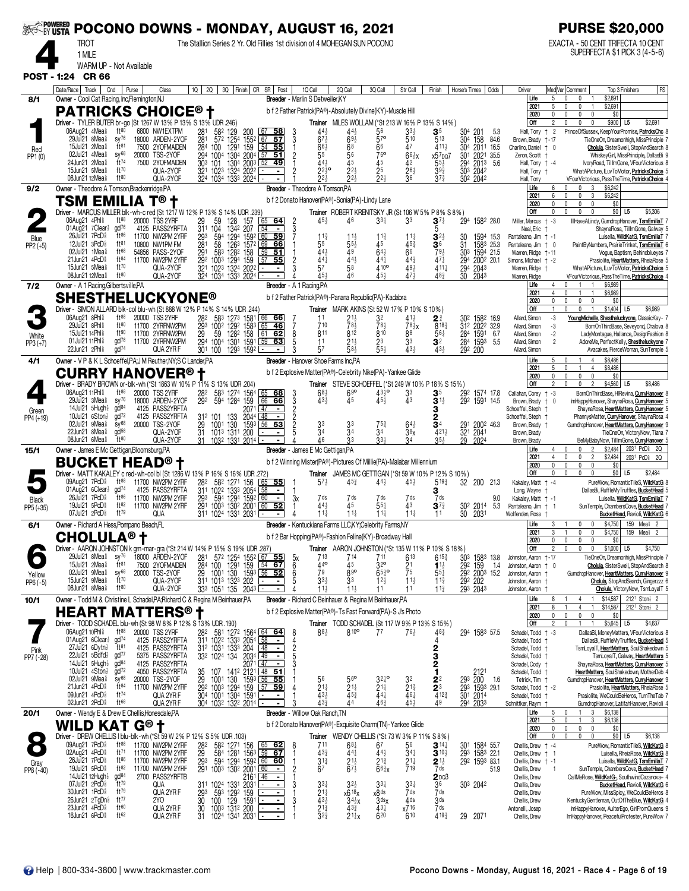# POCONO DOWNS - MONDAY, AUGUST 16, 2021

**PURSE $20,000**

**4** TROT 1 MILE — The Stallion Series 2 Yr. Old Fillies 1st division of 4 MOHEGAN SUN POCONO

WARM UP - Not Available

EXACTA - 50 CENT TRIFECTA 10 CENT SUPERFECTA $1 PICK 3 (4-5-6)

**POST - 1:24 CR 66**

---

## 1 — PATRICKS CHOICE® † (8/1, Red, PP1 (0))

Owner - Cool Cat Racing, Inc,Flemington,NJ
Breeder - Marlin S Detweiler,KY
b f 2 Father Patrick(PA®)-Absolutely Divine(KY)-Muscle Hill
Driver - TYLER BUTER br-go (St 1267 W 13% P 13% S 13% UDR .246)
Trainer MILES WOLLAM (*St 213 W 16% P 13% S 14%)

| | Starts | W | P | S | Earnings |
|---|---|---|---|---|---|
| Life | 5 | 0 | 0 | 1 | $2,691 |
| 2021 | 5 | 0 | 0 | 1 | $2,691 |
| 2020 | 0 | 0 | 0 | 0 | $0 |
| Off | 2 | 0 | 0 | 0 | $900 L5 $2,691 |

| Date/Race | Track | Cnd | Purse | Class | 1Q | 2Q | 3Q | Finish | CR | SR | Post | 1Q Call | 2Q Call | 3Q Call | Str Call | Finish | Horse's Times | Odds | Driver | Med Var | Top 3 Finishers | FS |
|---|---|---|---|---|---|---|---|---|---|---|---|---|---|---|---|---|---|---|---|---|---|---|
| 06Aug21 4Mea | ft80 | | 6800 | NW1EXTPM | 281 | 582 | 129 | 200 | 67 | 58 | 3 | 4 4½ | 4 4½ | 5 6 | 3 3½ | 3 5 | 304 201 | 5.3 | Hall, Tony † | 2 | PrinceOfSussex, KeepYourPromise, PatricksChc | 8 |
| 29Jul21 8Mea | sy76 | | 18000 | ARDEN-2YOF | 281 | 572 | 1254 | 1552 | 67 | 57 | 3 | 6 7½ | 6 9½ | 5 7° | 5 10 | 5 13 | 304 158 | 84.6 | Brown, Brady †-17 | | TieOneOn, Dreamonhigh, MissPrinciple | 7 |
| 15Jul21 2Mea | ft81 | | 7500 | 2YOFMAIDEN | 284 | 100 | 1291 | 159 | 54 | 55 | 1 | 6 6½ | 6 8 | 6 6 | 4 7 | 4 11½ | 304 2011 | 16.5 | Charlino, Daniel † | 0 | Cholula, SisterSwell, StopAndSearch | 8 |
| 02Jul21 4Mea | sy68 | | 20000 | TSS-2YOF | 294 | 1004 | 1304 | 2004 | 57 | 51 | 2 | 5 5 | 5 6 | 7 6° | 6 6¾x | x5 7DQ7 | 301 2021 | 35.5 | Zeron, Scott † | | WhiskeyGirl, MissPrinciple, DallasBi | 9 |
| 24Jun21 2Mea | ft74 | | 7500 | 2YOFMAIDEN | 303 | 101 | 1304 | 2003 | 52 | 49 | 1 | 4 4½ | 4 5 | 4 5 | 4 2 | 5 5½ | 294 2013 | 5.6 | Hall, Tony † | -4 | IvoryRoad, TillImGone, VFourVictorious | 8 |
| 15Jun21 5Mea | ft70 | | | QUA-2YOF | 321 | 1023 | 1324 | 2022 | - | - | 2 | 2 2½° | 2 2½ | 2 5 | 2 6½ | 3 9¾ | 303 2042 | | Hall, Tony † | | WhatAPicture, LuvToMotor, PatricksChoice | 5 |
| 08Jun21 12Mea | ft80 | | | QUA-2YOF | 324 | 1034 | 1333 | 2024 | - | - | 2 | 2 2½ | 2 2½ | 2 2¾ | 3 6 | 3 7¾ | 302 2042 | | Hall, Tony | | VFourVictorious, PassTheTime, PatricksChoice | 4 |

## 2 — TSM EMILIA T® † (9/2, Blue, PP2 (+5))

Owner - Theodore A Tomson,Brackenridge,PA
Breeder - Theodore A Tomson,PA
b f 2 Donato Hanover(PA®)-Sonia(PA)-Lindy Lane
Driver - MARCUS MILLER blk-wh-c red (St 1217 W 12% P 13% S 14% UDR .239)
Trainer ROBERT KRENITSKY JR (St 106 W 5% P 8% S 8%)

| | Starts | W | P | S | Earnings |
|---|---|---|---|---|---|
| Life | 6 | 0 | 0 | 3 | $6,242 |
| 2021 | 6 | 0 | 0 | 3 | $6,242 |
| 2020 | 0 | 0 | 0 | 0 | $0 |
| Off | 0 | 0 | 0 | 0 | $0 L5 $5,306 |

| Date/Race | Track | Cnd | Purse | Class | 1Q | 2Q | 3Q | Finish | CR | SR | Post | 1Q Call | 2Q Call | 3Q Call | Str Call | Finish | Horse's Times | Odds | Driver | Med Var | Top 3 Finishers | FS |
|---|---|---|---|---|---|---|---|---|---|---|---|---|---|---|---|---|---|---|---|---|---|---|
| 06Aug21 4Phl | ft88 | | 20000 | TSS 2YRF | 29 | 59 | 128 | 157 | 65 | 64 | 2 | 4 5½ | 4 6 | 3 3¼ | 3 3 | 3 7¼ | 294 1582 | 28.0 | Miller, Marcus † | -3 | IllHaveALindy, GumdropHanover, TsmEmiliaT | 7 |
| 01Aug21 7Clear | gd76 | | 4125 | PASS2YRFTA | 311 | 104 | 1342 | 207 | 54 | - | 3 | | | | | 5 | | | Neal, Eric † | | ShaynaRosa, TillImGone, Galway | 5 |
| 26Jul21 7PcD | ft86 | | 11700 | NW2PM 2YRF | 293 | 594 | 1294 | 1592 | 60 | 59 | 7 | 1 1¾ | 1 1½ | 1 1¾ | 1 1¼ | 3 2½ | 30 1594 | 15.3 | Pantaleano, Jim † | -1 | Luisella, WildKatG, TsmEmiliaT | 7 |
| 12Jul21 3PcD | ft81 | | 10800 | NW1PM FM | 281 | 58 | 1263 | 1572 | 69 | 66 | 1 | 5 5 | 5 5½ | 4 5 | 4 5¾ | 3 6 | 31 1583 | 25.3 | Pantaleano, Jim † | 0 | PaintByNumbers, PrairieTrinket, TsmEmiliaT | 6 |
| 02Jul21 1Mea | ft68 | | 54856 | PASS-2YOF | 291 | 583 | 1282 | 158 | 59 | 51 | 2 | 4 4½ | 4 9 | 6 4¾ | 6 6 | 7 9½ | 303 1594 | 21.5 | Warren, Ridge † | -11 | Vogue, Baptism, Behindblueyes | 7 |
| 21Jun21 4PcD | ft84 | | 11700 | NW2PM 2YRF | 292 | 1003 | 1294 | 159 | 57 | 55 | 2 | 4 4¼ | 4 4½ | 4 4¼ | 4 4¾ | 4 7¼ | 294 2002 | 20.1 | Simons, Michael † | -2 | Prasiolite, HeartMatters, RheiaRose | 5 |
| 15Jun21 5Mea | ft70 | | | QUA-2YOF | 321 | 1023 | 1324 | 2022 | - | - | 3 | 5 7 | 5 8 | 4 10° | 4 9½ | 4 11½ | 294 2043 | | Warren, Ridge † | | WhatAPicture, LuvToMotor, PatricksChoice | 5 |
| 08Jun21 12Mea | ft80 | | | QUA-2YOF | 324 | 1034 | 1333 | 2024 | - | - | 4 | 4 5½ | 4 6 | 4 5½ | 4 7½ | 4 8¾ | 30 2043 | | Warren, Ridge | | VFourVictorious, PassTheTime, PatricksChoice | 4 |

## 3 — SHESTHELUCKYONE® (7/2, White, PP3 (+7))

Owner - A 1 Racing,Gilbertsville,PA
Breeder - A 1 Racing,PA
b f 2 Father Patrick(PA®)-Panana Republic(PA)-Kadabra
Driver - SIMON ALLARD blk-col blu-wh (St 888 W 12% P 14% S 14% UDR .244)
Trainer MARK AKINS (St 52 W 17% P 10% S 10%)

| | Starts | W | P | S | Earnings |
|---|---|---|---|---|---|
| Life | 4 | 0 | 1 | 1 | $6,989 |
| 2021 | 4 | 0 | 1 | 1 | $6,989 |
| 2020 | 0 | 0 | 0 | 0 | $0 |
| Off | 1 | 0 | 0 | 1 | $1,404 L5 $6,989 |

| Date/Race | Track | Cnd | Purse | Class | 1Q | 2Q | 3Q | Finish | CR | SR | Post | 1Q Call | 2Q Call | 3Q Call | Str Call | Finish | Horse's Times | Odds | Driver | Med Var | Top 3 Finishers | FS |
|---|---|---|---|---|---|---|---|---|---|---|---|---|---|---|---|---|---|---|---|---|---|---|
| 06Aug21 8Phl | ft88 | | 20000 | TSS 2YRF | 282 | 583 | 1273 | 1581 | 66 | 66 | 7 | 1 1 | 2 1½ | 3 2 | 4 1½ | 2 ¾ | 302 1582 | 16.9 | Allard, Simon | -3 | YoungMichelle, Shestheluckyone, ClassicKay- | 7 |
| 29Jul21 8Phl | ft80 | | 11700 | 2YRFNW2PM | 293 | 1002 | 1292 | 1583 | 65 | 46 | 7 | 7 10 | 7 8½ | 7 8½ | 7 8½x | 8 18¾ | 312 2022 | 32.9 | Allard, Simon | -3 | BornOnThirdBase, Seveyond, Chalova | 8 |
| 15Jul21 14Phl | ft90 | | 11700 | 2YRFNW2PM | 29 | 59 | 1282 | 158 | 61 | 62 | 8 | 8 11 | 8 12 | 8 10 | 8 8 | 5 6¼ | 284 1591 | 6.7 | Allard, Simon | -2 | LadyMontague, Hallance, DesignFashion | 8 |
| 01Jul21 11Phl | gd78 | | 11700 | 2YRFNW2PM | 294 | 1004 | 1301 | 1591 | 59 | 63 | 5 | 1 1 | 2 1½ | 2 3 | 3 3 | 3 2 | 284 1593 | 5.5 | Allard, Simon | 2 | AdoreMe, PerfectKelly, Shestheluckyone | 7 |
| 22Jun21 2Phl | gd74 | | | QUA 2YR F | 301 | 100 | 1293 | 1592 | - | - | 3 | 5 7 | 5 8½ | 5 5½ | 4 3½ | 4 3½ | 292 200 | | Allard, Simon | | Avacakes, FierceWoman, SunTemple | 5 |

## 4 — CURRY HANOVER® † (4/1, Green, PP4 (+19))

Owner - V P & K L Schoeffel,PA;J M Reuther,NY;S C Lander,PA
Breeder - Hanover Shoe Farms Inc,PA
b f 2 Explosive Matter(PA®)-Celebrity Nike(PA)-Yankee Glide
Driver - BRADY BROWN or-blk-wh (*St 1863 W 10% P 11% S 13% UDR .204)
Trainer STEVE SCHOEFFEL (*St 249 W 10% P 18% S 15%)

| | Starts | W | P | S | Earnings |
|---|---|---|---|---|---|
| Life | 5 | 0 | 1 | 4 | $8,486 |
| 2021 | 5 | 0 | 1 | 4 | $8,486 |
| 2020 | 0 | 0 | 0 | 0 | $0 |
| Off | 2 | 0 | 0 | 2 | $4,560 L5 $8,486 |

| Date/Race | Track | Cnd | Purse | Class | 1Q | 2Q | 3Q | Finish | CR | SR | Post | 1Q Call | 2Q Call | 3Q Call | Str Call | Finish | Horse's Times | Odds | Driver | Med Var | Top 3 Finishers | FS |
|---|---|---|---|---|---|---|---|---|---|---|---|---|---|---|---|---|---|---|---|---|---|---|
| 06Aug21 12Phl | ft88 | | 20000 | TSS 2YRF | 282 | 583 | 1274 | 1564 | 65 | 68 | 3 | 6 8½ | 6 9° | 4 3½° | 3 3 | 3 5 | 292 1574 | 17.8 | Callahan, Corey † | -3 | BornOnThirdBase, HlRevina, CurryHanover | 8 |
| 29Jul21 3Mea | sy76 | | 18000 | ARDEN-2YOF | 292 | 594 | 1284 | 159 | 66 | 66 | 3 | 4 3½ | 4 5 | 4 5½ | 4 3 | 3 1½ | 292 1591 | 14.5 | Brown, Brady † | 0 | ImHappyHanover, ShaynaRosa, CurryHanover | 5 |
| 14Jul21 5Hugh | gd84 | | 4125 | PASS2YRFTA | | | | 2071 | 47 | - | 2 | | | | | 3 | | | Schoeffel, Steph † | | ShaynaRosa, HeartMatters, CurryHanover | 5 |
| 10Jul21 6Ston | gd72 | | 4125 | PASS2YRFTA | 312 | 101 | 133 | 2044 | 48 | - | 2 | | | | | 2 | | | Schoeffel, Steph † | | PhannysMatter, CurryHanover, ShaynaRosa | 4 |
| 02Jul21 9Mea | sy68 | | 20000 | TSS-2YOF | 29 | 1001 | 130 | 1593 | 56 | 53 | 2 | 3 3 | 3 3 | 7 5¾ | 6 4½ | 3 4 | 291 2002 | 46.3 | Brown, Brady † | | GumdropHanover, HeartMatters, CurryHanover | 9 |
| 22Jun21 8Mea | gd58 | | | QUA-2YOF | 31 | 1013 | 1311 | 200 | - | - | 5 | 3 4 | 3 4 | 3 4 | 3 8x | 4 21½ | 321 2041 | | Brown, Brady | | TieOneOn, VictoryNow, Tiana | 7 |
| 08Jun21 6Mea | ft80 | | | QUA-2YOF | 31 | 1032 | 1331 | 2014 | - | - | 4 | 4 6 | 3 3 | 3 3½ | 3 4 | 3 5½ | 29 2024 | | Brown, Brady | | BeMyBabyNow, TillImGone, CurryHanover | 5 |

## 5 — BUCKET HEAD® † (15/1, Black, PP5 (+35))

Owner - James E Mc Gettigan,Bloomsburg,PA
Breeder - James E Mc Gettigan,PA
b f 2 Winning Mister(PA®)-Pictures Of Millie(PA)-Malabar Millennium
Driver - MATT KAKALEY c red-wh-col bl (St 1286 W 13% P 16% S 16% UDR .272)
Trainer JAMES MC GETTIGAN (*St 59 W 10% P 12% S 10%)

| | Starts | W | P | S | Earnings |
|---|---|---|---|---|---|
| Life | 4 | 0 | 0 | 2 | $2,484 2031 PcD⅝ 2Q |
| 2021 | 4 | 0 | 0 | 2 | $2,484 2031 PcD⅝ 2Q |
| 2020 | 0 | 0 | 0 | 0 | $0 |
| Off | 0 | 0 | 0 | 0 | $0 L5 $2,484 |

| Date/Race | Track | Cnd | Purse | Class | 1Q | 2Q | 3Q | Finish | CR | SR | Post | 1Q Call | 2Q Call | 3Q Call | Str Call | Finish | Horse's Times | Odds | Driver | Med Var | Top 3 Finishers | FS |
|---|---|---|---|---|---|---|---|---|---|---|---|---|---|---|---|---|---|---|---|---|---|---|
| 09Aug21 7PcD | ft88 | | 11700 | NW2PM 2YRF | 282 | 582 | 1271 | 156 | 65 | 55 | 1 | 5 7½ | 4 5¾ | 4 4½ | 4 5½ | 5 19¾ | 32 200 | 21.3 | Kakaley, Matt † | -4 | PureWow, RomanticTileS, WildKatG | 8 |
| 01Aug21 6Clear | gd74 | | 4125 | PASS2YRFTA | 311 | 1022 | 1333 | 2054 | 58 | - | 1 | | | | | 3 | | | Long, Wayne † | | DallasBi, RuffleMyTruffles, BucketHead | 5 |
| 26Jul21 7PcD | ft86 | | 11700 | NW2PM 2YRF | 293 | 594 | 1294 | 1592 | 60 | - | 3x | 7 ds | 7 ds | 7 ds | 7 ds | 7 ds | | 9.0 | Kakaley, Matt † | -1 | Luisella, WildKatG, TsmEmiliaT | 7 |
| 19Jul21 5PcD | ft82 | | 11700 | NW2PM 2YRF | 291 | 1003 | 1302 | 2001 | 60 | 52 | 1 | 4 4½ | 4 5 | 5 5½ | 4 4 | 3 7¾ | 302 2014 | 5.3 | Pantaleano, Jim † | 1 | SunTemple, ChambersCove, BucketHead | 7 |
| 07Jul21 2PcD | ft79 | | | QUA | 311 | 1024 | 1331 | 2031 | - | - | 4 | 1 1¼ | 1 1½ | 1 1¼ | 1 1½ | 1 1 | 30 2031 | | Wolfenden, Ross † | | BucketHead, Ravioli, WildKatG | 6 |

## 6 — CHOLULA® † (6/1, Yellow, PP6 (-5))

Owner - Richard A Hess,Pompano Beach,FL
Breeder - Kentuckiana Farms LLC,KY;Celebrity Farms,NY
b f 2 Bar Hopping(PA®)-Fashion Feline(KY)-Broadway Hall
Driver - AARON JOHNSTON k grn-mar-gra (*St 214 W 14% P 15% S 19% UDR .287)
Trainer AARON JOHNSTON (*St 135 W 11% P 10% S 18%)

| | Starts | W | P | S | Earnings |
|---|---|---|---|---|---|
| Life | 3 | 1 | 0 | 0 | $4,750 159 Mea⅝ 2 |
| 2021 | 3 | 1 | 0 | 0 | $4,750 159 Mea⅝ 2 |
| 2020 | 0 | 0 | 0 | 0 | $0 |
| Off | 2 | 0 | 0 | 0 | $1,000 L5 $4,750 |

| Date/Race | Track | Cnd | Purse | Class | 1Q | 2Q | 3Q | Finish | CR | SR | Post | 1Q Call | 2Q Call | 3Q Call | Str Call | Finish | Horse's Times | Odds | Driver | Med Var | Top 3 Finishers | FS |
|---|---|---|---|---|---|---|---|---|---|---|---|---|---|---|---|---|---|---|---|---|---|---|
| 29Jul21 8Mea | sy76 | | 18000 | ARDEN-2YOF | 281 | 572 | 1254 | 1552 | 67 | 55 | 5x | 7 13 | 7 14 | 7 11 | 6 13 | 6 15¾ | 303 1583 | 13.8 | Johnston, Aaron † | -17 | TieOneOn, Dreamonhigh, MissPrinciple | 7 |
| 15Jul21 2Mea | ft81 | | 7500 | 2YOFMAIDEN | 284 | 100 | 1291 | 159 | 54 | 67 | 6 | 4 4° | 4 5 | 3 2° | 2 1 | 1 1½ | 292 159 | 1.4 | Johnston, Aaron † | 0 | Cholula, SisterSwell, StopAndSearch | 8 |
| 02Jul21 9Mea | sy68 | | 20000 | TSS-2YOF | 29 | 1001 | 130 | 1593 | 56 | 52 | 6 | 7 9 | 8 9° | 6 5½° | 7 5 | 5 5¼ | 292 2003 | 15.2 | Johnston, Aaron † | | GumdropHanover, HeartMatters, CurryHanover | 9 |
| 15Jun21 9Mea | ft70 | | | QUA-2YOF | 311 | 1013 | 1323 | 202 | - | - | 5 | 3 3½ | 3 3 | 1 2½ | 1 1½ | 1 1¾ | 292 202 | | Johnston, Aaron † | | Cholula, StopAndSearch, Gingerzzz | 6 |
| 08Jun21 8Mea | ft80 | | | QUA-2YOF | 333 | 1051 | 135 | 2043 | - | - | 4 | 1 1½ | 1 1½ | 1 1 | 1 1 | 1 1¾ | 293 2043 | | Johnston, Aaron † | | Cholula, VictoryNow, TsmLoyalT | 5 |

## 7 — HEART MATTERS® † (10/1, Pink, PP7 (-28))

Owner - Todd M & Christine L Schadel,PA;Richard C & Regina M Beinhauer,PA
Breeder - Richard C Beinhauer & Regina M Beinhauer,PA
b f 2 Explosive Matter(PA®)-Ts Fast Forward(PA)-S J's Photo
Driver - TODD SCHADEL blu-wh (St 98 W 8% P 12% S 13% UDR .190)
Trainer TODD SCHADEL (St 117 W 9% P 13% S 15%)

| | Starts | W | P | S | Earnings |
|---|---|---|---|---|---|
| Life | 8 | 1 | 4 | 1 | $14,587 2121 Ston⅝ 2 |
| 2021 | 8 | 1 | 4 | 1 | $14,587 2121 Ston⅝ 2Q |
| 2020 | 0 | 0 | 0 | 0 | $0 |
| Off | 2 | 0 | 1 | 1 | $5,645 L5 $4,637 |

| Date/Race | Track | Cnd | Purse | Class | 1Q | 2Q | 3Q | Finish | CR | SR | Post | 1Q Call | 2Q Call | 3Q Call | Str Call | Finish | Horse's Times | Odds | Driver | Med Var | Top 3 Finishers | FS |
|---|---|---|---|---|---|---|---|---|---|---|---|---|---|---|---|---|---|---|---|---|---|---|
| 06Aug21 10Phl | ft88 | | 20000 | TSS 2YRF | 282 | 581 | 1272 | 1564 | 64 | 64 | 8 | 8 8½ | 8 10° | 7 7 | 7 6½ | 4 8¾ | 294 1583 | 57.5 | Schadel, Todd † | -3 | DallasBi, MoneyMatters, VFourVictorious | 8 |
| 01Aug21 6Clear | gd74 | | 4125 | PASS2YRFTA | 311 | 1022 | 1333 | 2054 | 58 | - | 4 | | | | | 4 | | | Schadel, Todd † | | DallasBi, RuffleMyTruffles, BucketHead | 5 |
| 27Jul21 6Dytn | ft81 | | 4125 | PASS2YRFTA | 312 | 1031 | 1333 | 204 | 48 | - | 2 | | | | | 2 | | | Schadel, Todd † | | TsmLoyalT, HeartMatters, SoulShakedown | 5 |
| 22Jul21 5Bdfd | gd77 | | 5375 | PASS2YRFTA | 332 | 1024 | 134 | 2034 | 49 | - | 5 | | | | | 2 | | | Schadel, Todd † | | TsmLoyalT, Galway, HeartMatters | 5 |
| 14Jul21 5Hugh | gd84 | | 4125 | PASS2YRFTA | | | | 2071 | 47 | - | 3 | | | | | 2 | | | Schadel, Cody † | | ShaynaRosa, HeartMatters, CurryHanover | 5 |
| 10Jul21 4Ston | gd72 | | 4050 | PASS2YRFTA | 35 | 107 | 1412 | 2121 | 48 | 51 | 1 | | | | | 1 | 2121 | | Schadel, Todd † | | HeartMatters, SoulShakedown, MotherDeb | 4 |
| 02Jul21 9Mea | sy68 | | 20000 | TSS-2YOF | 29 | 1001 | 130 | 1593 | 56 | 55 | 1 | 5 6 | 5 6° | 3 2½° | 3 2 | 2 2 | 293 200 | 1.6 | Tetrick, Tim † | | GumdropHanover, HeartMatters, CurryHanover | 9 |
| 21Jun21 4PcD | ft84 | | 11700 | NW2PM 2YRF | 292 | 1003 | 1294 | 159 | 57 | 59 | 4 | 2 1½ | 2 1½ | 2 1¼ | 2 1½ | 2 3 | 293 1593 | 29.1 | Schadel, Todd † | -2 | Prasiolite, HeartMatters, RheiaRose | 5 |
| 09Jun21 4PcD | ft74 | | | QUA 2YR F | 304 | 1001 | 1304 | 1591 | - | - | 4 | 4 3½ | 4 5¾ | 4 4¼ | 4 6¼ | 4 12¾ | 301 2014 | | Schadel, Todd † | | Prasiolite, WeCouldBeHeros, TurnTheTab | 7 |
| 02Jun21 2PcD | ft68 | | | QUA 2YR F | 304 | 1032 | 1322 | 2014 | - | - | 3 | 4 3¾ | 4 4 | 4 6¾ | 4 5½ | 4 9 | 294 2033 | | Schnittker, Raym † | | GumdropHanover, LatifahHanover, Ravioli | 4 |

## 8 — WILD KAT G® † (20/1, Gray, PP8 (-40))

Owner - Wendy E & Drew E Chellis,Honesdale,PA
Breeder - Willow Oak Ranch,TN
b f 2 Donato Hanover(PA®)-Exquisite Charm(TN)-Yankee Glide
Driver - DREW CHELLIS I blu-blk-wh (*St 59 W 2% P 12% S 5% UDR .103)
Trainer WENDY CHELLIS (*St 36 W 3% P 11% S 8%)

| | Starts | W | P | S | Earnings |
|---|---|---|---|---|---|
| Life | 5 | 0 | 1 | 3 | $6,138 |
| 2021 | 5 | 0 | 1 | 3 | $6,138 |
| 2020 | 0 | 0 | 0 | 0 | $0 |
| Off | 0 | 0 | 0 | 0 | $0 L5 $6,138 |

| Date/Race | Track | Cnd | Purse | Class | 1Q | 2Q | 3Q | Finish | CR | SR | Post | 1Q Call | 2Q Call | 3Q Call | Str Call | Finish | Horse's Times | Odds | Driver | Med Var | Top 3 Finishers | FS |
|---|---|---|---|---|---|---|---|---|---|---|---|---|---|---|---|---|---|---|---|---|---|---|
| 09Aug21 7PcD | ft88 | | 11700 | NW2PM 2YRF | 282 | 582 | 1271 | 156 | 65 | 62 | 8 | 7 11 | 6 8½ | 6 7 | 5 6 | 3 14¼ | 301 1584 | 55.7 | Chellis, Drew † | -4 | PureWow, RomanticTileS, WildKatG | 8 |
| 02Aug21 4PcD | ft71 | | 11700 | NW2PM 2YRF | 29 | 584 | 1281 | 1563 | 59 | 67 | 1 | 4 3¾ | 4 4½ | 4 4½ | 3 4½ | 3 10½ | 293 1583 | 22.1 | Chellis, Drew † | 1 | Luisella, RheiaRose, WildKatG | 8 |
| 26Jul21 7PcD | ft86 | | 11700 | NW2PM 2YRF | 293 | 594 | 1294 | 1592 | 60 | 60 | 1 | 3 1¾ | 2 1½ | 2 1¾ | 2 1¼ | 2 1½ | 292 1593 | 83.1 | Chellis, Drew † | -1 | Luisella, WildKatG, TsmEmiliaT | 7 |
| 19Jul21 5PcD | ft82 | | 11700 | NW2PM 2YRF | 291 | 1003 | 1302 | 2001 | 60 | - | 2 | 6 7 | 6 7½ | 6 6¾x | 7 19 | 7 ds | | 51.9 | Chellis, Drew | 1 | SunTemple, ChambersCove, BucketHead | 7 |
| 14Jul21 12Hugh | gd84 | | 2700 | PASS2YRFTB | | | | 2161 | 46 | - | 1 | | | | | 2 DQ3 | | | Chellis, Drew | | CallMeRose, WildKatG, SouthwindCazanova+ | 4 |
| 07Jul21 2PcD | ft79 | | | QUA | 311 | 1024 | 1331 | 2031 | - | - | 3 | 3 3½ | 3 2½ | 3 3¼ | 3 3½ | 3 6 | 303 2042 | | Chellis, Drew | | BucketHead, Ravioli, WildKatG | 6 |
| 30Jun21 1PcD | ft79 | | | QUA 2YR F | 293 | 593 | 1292 | 159 | - | - | 1 | 2 1½ | x6 18x | x8 ds | 7 ds | 7 ds | | | Chellis, Drew | | PureWow, MissSpicy, WeCouldBeHeros | 8 |
| 26Jun21 2TgDn | ft77 | | | 2YO | 30 | 100 | 129 | 1591 | - | - | 3 | 4 3½ | 3 4½x | 3 ds x | 4 ds | 3 ds | | | Chellis, Drew | | KentuckyGentleman, OutOfTheBlue, WildKatG | 4 |
| 23Jun21 4PcD | ft60 | | | QUA 2YR F | 30 | 1003 | 1312 | 200 | - | - | 3 | 2 1¾ | 4 3¾ | 4 3¾ | x7 16 | 7 ds | | | Antonelli, Josep | | ImHappyHanover, AuiterEgo, GirlFromQueens | 9 |
| 16Jun21 6PcD | ft62 | | | QUA 2YR F | 31 | 1024 | 1341 | 2031 | - | - | 3 | 3 2¾ | 2 1¼x | 6 20 | 6 10 | 4 19¾ | 29 2071 | | Chellis, Drew | | ImHappyHanover, PeacefulProtester, PureWow | 7 |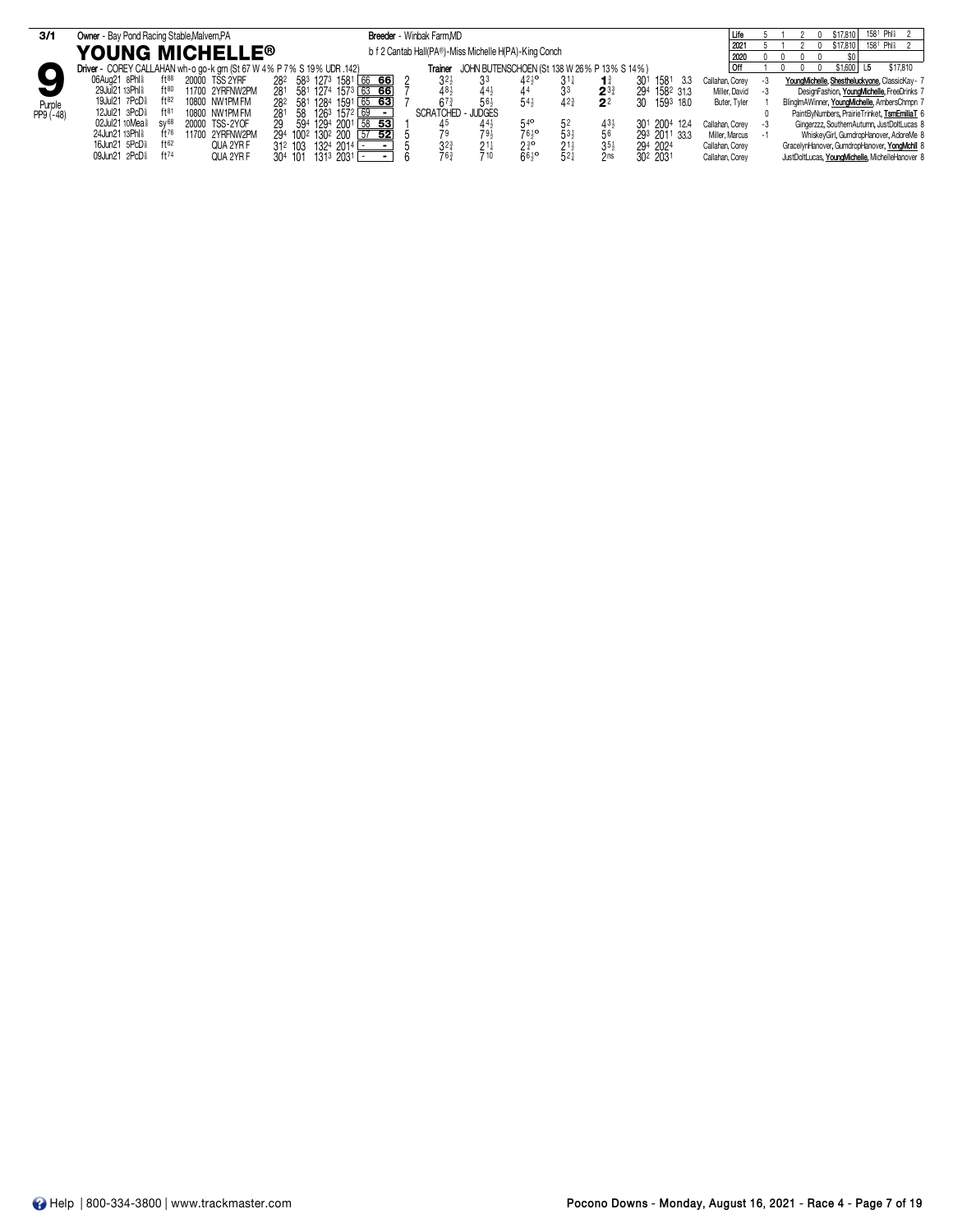**3/1** Owner - Bay Pond Racing Stable,Malvern,PA    Breeder - Winbak Farm,MD

# YOUNG MICHELLE®

b f 2 Cantab Hall(PA®)-Miss Michelle H(PA)-King Conch

| | | | | | | |
|---|---|---|---|---|---|---|
| Life | 5 | 1 | 2 | 0 | $17,810 | 1581 Phl⅝ 2 |
| 2021 | 5 | 1 | 2 | 0 | $17,810 | 1581 Phl⅝ 2 |
| 2020 | 0 | 0 | 0 | 0 | $0 | |
| Off | 1 | 0 | 0 | 0 | $1,600 | L5 $17,810 |

**9** Purple PP9 (-48)

Driver - COREY CALLAHAN wh-o go-k grn (St 67 W 4% P 7% S 19% UDR .142)    Trainer JOHN BUTENSCHOEN (St 138 W 26% P 13% S 14%)

| Date/Race/Track | Cond | Purse | Class | Fractions | Time | | Rating | PP | 1/4 | 1/2 | 3/4 | Str | Fin | Last Q | Final | Odds | Driver | | Top 3 Finishers |
|---|---|---|---|---|---|---|---|---|---|---|---|---|---|---|---|---|---|---|---|
| 06Aug21 8Phl⅝ | ft88 | 20000 | TSS 2YRF | 28² 58³ 127³ | 158¹ | 66 | 66 | 2 | 3²½ | 3³ | 4²½° | 3¹¼ | 1¾ | 30¹ | 158¹ | 3.3 | Callahan, Corey | -3 | YoungMichelle, Shestheluckyone, ClassicKay - 7 |
| 29Jul21 13Phl⅝ | ft80 | 11700 | 2YRFNW2PM | 28¹ 58¹ 127⁴ | 157³ | 63 | 66 | 7 | 4⁸½ | 4⁴½ | 4⁴ | 3³ | 2³¾ | 29⁴ | 158² | 31.3 | Miller, David | -3 | DesignFashion, YoungMichelle, FreeDrinks 7 |
| 19Jul21 7PcD⅝ | ft82 | 10800 | NW1PM FM | 28² 58¹ 128⁴ | 159¹ | 65 | 63 | 7 | 6⁷¾ | 5⁶½ | 5⁴½ | 4²¾ | 2² | 30 | 159³ | 18.0 | Buter, Tyler | 1 | BlingImAWinner, YoungMichelle, AmbersChmpn 7 |
| 12Jul21 3PcD⅝ | ft81 | 10800 | NW1PM FM | 28¹ 58 126³ | 157² | 69 | - | | SCRATCHED - JUDGES | | | | | | | | | 0 | PaintByNumbers, PrairieTrinket, TsmEmiliaT 6 |
| 02Jul21 10Mea⅝ | sy68 | 20000 | TSS-2YOF | 29 59⁴ 129⁴ | 200¹ | 58 | 53 | 1 | 4⁵ | 4⁴½ | 5⁴° | 5² | 4³½ | 30¹ | 200⁴ | 12.4 | Callahan, Corey | -3 | Gingerzzz, SouthernAutumn, JustDoltLucas 8 |
| 24Jun21 13Phl⅝ | ft76 | 11700 | 2YRFNW2PM | 29⁴ 100² 130² | 200 | 57 | 52 | 5 | 7⁹ | 7⁹½ | 7⁶½° | 5³½ | 5⁶ | 29³ | 201¹ | 33.3 | Miller, Marcus | -1 | WhiskeyGirl, GumdropHanover, AdoreMe 8 |
| 16Jun21 5PcD⅝ | ft62 | | QUA 2YR F | 31² 103 132⁴ | 201⁴ | - | - | 5 | 3²¾ | 2¹¼ | 2¾° | 2¹½ | 3⁵½ | 29⁴ | 202⁴ | | Callahan, Corey | | GracelynHanover, GumdropHanover, YongMchll 8 |
| 09Jun21 2PcD⅝ | ft74 | | QUA 2YR F | 30⁴ 101 131³ | 203¹ | - | - | 6 | 7⁶¾ | 7¹⁰ | 6⁶½° | 5²¼ | 2ns | 30² | 203¹ | | Callahan, Corey | | JustDoltLucas, YoungMichelle, MichelleHanover 8 |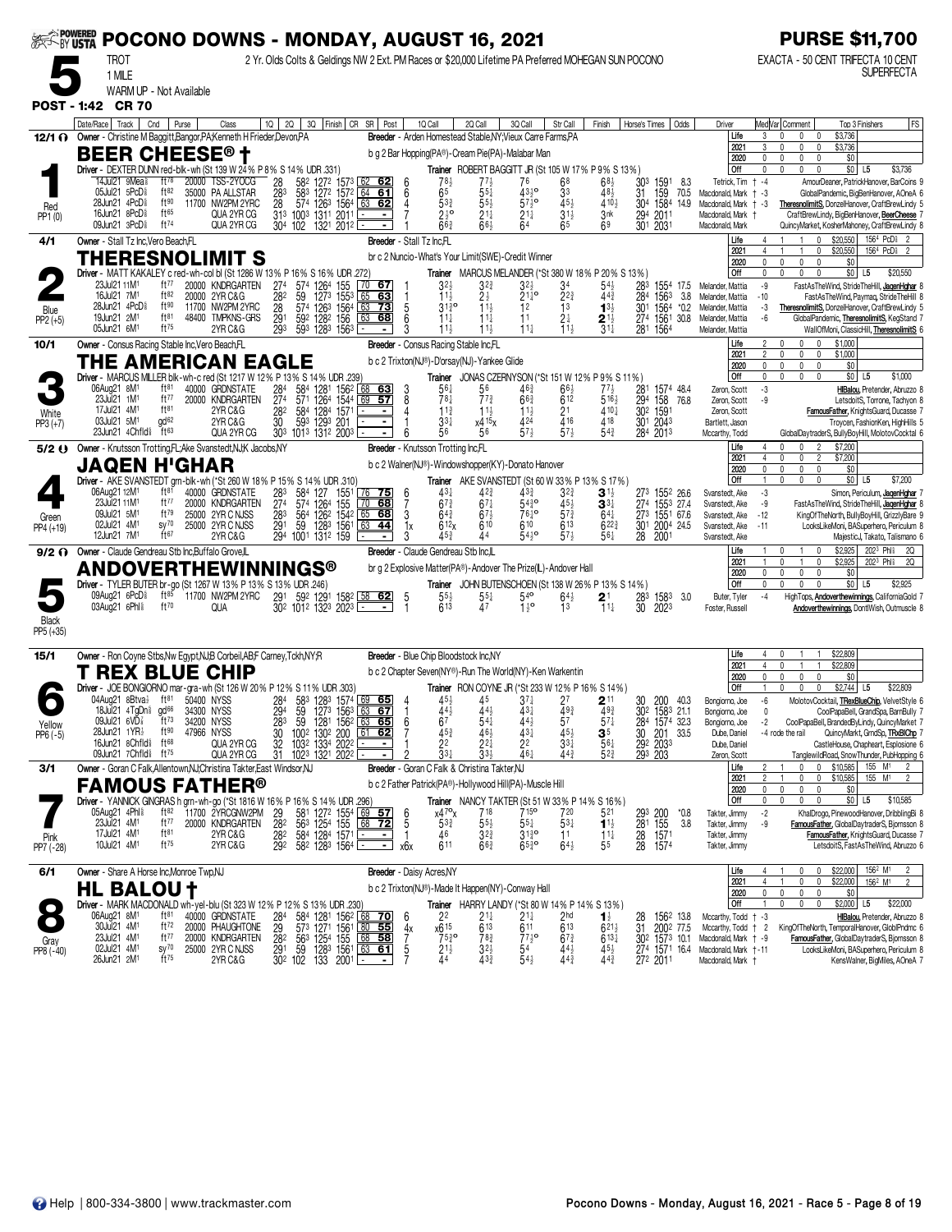# POCONO DOWNS - MONDAY, AUGUST 16, 2021

**PURSE $11,700**

**5** — TROT, 1 MILE, WARM UP - Not Available

2 Yr. Olds Colts & Geldings NW 2 Ext. PM Races or $20,000 Lifetime PA Preferred MOHEGAN SUN POCONO

EXACTA - 50 CENT TRIFECTA 10 CENT SUPERFECTA

**POST - 1:42 CR 70**

---

## 1 — BEER CHEESE® † (12/1) — Red, PP1 (0)

Owner - Christine M Baggitt,Bangor,PA;Kenneth H Frieder,Devon,PA
Breeder - Arden Homestead Stable,NY;Vieux Carre Farms,PA
b g 2 Bar Hopping(PA®)-Cream Pie(PA)-Malabar Man
Driver - DEXTER DUNN red-blk-wh (St 139 W 24% P 8% S 14% UDR .331)
Trainer ROBERT BAGGITT JR (St 105 W 17% P 9% S 13%)

| | Starts | W | P | S | Earnings |
|---|---|---|---|---|---|
| Life | 3 | 0 | 0 | 0 | $3,736 |
| 2021 | 3 | 0 | 0 | 0 | $3,736 |
| 2020 | 0 | 0 | 0 | 0 | $0 |
| Off | 0 | 0 | 0 | 0 | $0 L5 $3,736 |

| Date/Race | Track | Purse | Class | 1Q | 2Q | 3Q | Finish | CR | SR | Post | 1Q Call | 2Q Call | 3Q Call | Str Call | Finish | Horse's Times | Odds | Driver | Var | Top 3 Finishers |
|---|---|---|---|---|---|---|---|---|---|---|---|---|---|---|---|---|---|---|---|---|
| 14Jul21 9Mea | ft78 | 20000 | TSS-2YOCG | 28 | 58² | 127² | 157³ | 62 | 62 | 6 | 7⁸½ | 7⁷½ | 7⁶ | 6⁸ | 6⁸½ | 30³ 159¹ | 8.3 | Tetrick, Tim † | -4 | AmourDeaner, PatrickHanover, BarCoins 9 |
| 05Jul21 5PcD | ft82 | 35000 | PA ALLSTAR | 28³ | 58³ | 127² | 157² | 64 | 61 | 6 | 6⁵ | 5⁵½ | 4³½° | 3³ | 4⁸½ | 31 159 | 70.5 | Macdonald, Mark † | -3 | GlobalPandemic, BigBenHanover, AOneA 6 |
| 28Jun21 4PcD | ft90 | 11700 | NW2PM 2YRC | 28 | 57⁴ | 126³ | 156⁴ | 63 | 62 | 4 | 5³¾ | 5⁵½ | 5⁷¼° | 4⁵½ | 4¹⁰½ | 30⁴ 158⁴ | 14.9 | Macdonald, Mark † | -3 | TheresnolimitS, DonzelHanover, CraftBrewLindy 5 |
| 16Jun21 8PcD | ft65 | | QUA 2YR CG | 31³ | 100³ | 131¹ | 201¹ | - | - | 7 | 2½° | 2¹¼ | 2¹¼ | 3¹½ | 3nk | 29⁴ 201¹ | | Macdonald, Mark † | | CraftBrewLindy, BigBenHanover, BeerCheese 7 |
| 09Jun21 3PcD | ft74 | | QUA 2YR CG | 30⁴ | 102 | 132¹ | 201² | - | - | | 6⁶¾ | 6⁶½ | 6⁴ | 6⁵ | 6⁹ | 30¹ 203¹ | | Macdonald, Mark | | QuincyMarket, KosherMahoney, CraftBrewLindy 8 |

---

## 2 — THERESNOLIMIT S (4/1) — Blue, PP2 (+5)

Owner - Stall Tz Inc,Vero Beach,FL
Breeder - Stall Tz Inc,FL
br c 2 Nuncio-What's Your Limit(SWE)-Credit Winner
Driver - MATT KAKALEY c red-wh-col bl (St 1286 W 13% P 16% S 16% UDR .272)
Trainer MARCUS MELANDER (*St 380 W 18% P 20% S 13%)

| | Starts | W | P | S | Earnings | Best |
|---|---|---|---|---|---|---|
| Life | 4 | 1 | 1 | 0 | $20,550 | 156⁴ PcD⅝ 2 |
| 2021 | 4 | 1 | 1 | 0 | $20,550 | 156⁴ PcD⅝ 2 |
| 2020 | 0 | 0 | 0 | 0 | $0 | |
| Off | 0 | 0 | 0 | 0 | $0 L5 $20,550 | |

| Date/Race | Track | Purse | Class | 1Q | 2Q | 3Q | Finish | CR | SR | Post | 1Q Call | 2Q Call | 3Q Call | Str Call | Finish | Horse's Times | Odds | Driver | Var | Top 3 Finishers |
|---|---|---|---|---|---|---|---|---|---|---|---|---|---|---|---|---|---|---|---|---|
| 23Jul21 11M1 | ft77 | 20000 | KNDRGARTEN | 27⁴ | 57⁴ | 126⁴ | 155 | 70 | 67 | 1 | 3²½ | 3²¾ | 3²½ | 3⁴ | 5⁴½ | 28³ 155⁴ | 17.5 | Melander, Mattia | -9 | FastAsTheWind, StrideTheHill, JaqenHghar 8 |
| 16Jul21 7M1 | ft82 | 20000 | 2YR C&G | 28² | 59 | 127³ | 155³ | 65 | 63 | 1 | 1¹½ | 2½ | 2¹¼° | 2²¾ | 4⁴¾ | 28⁴ 156³ | 3.8 | Melander, Mattia | -10 | FastAsTheWind, Paymaq, StrideTheHill 8 |
| 28Jun21 4PcD | ft90 | 11700 | NW2PM 2YRC | 28 | 57⁴ | 126³ | 156⁴ | 63 | 73 | 5 | 3¹½° | 1¹½ | 1² | 1³ | 1³½ | 30¹ 156⁴ | *0.2 | Melander, Mattia | -3 | TheresnolimitS, DonzelHanover, CraftBrewLindy 5 |
| 19Jun21 2M1 | ft81 | 48400 | TMPKNS-GRS | 29¹ | 59² | 128² | 156 | 63 | 68 | 6 | 1¹¼ | 1¹½ | 1¹ | 2½ | 2¹½ | 27⁴ 156¹ | 30.8 | Melander, Mattia | -6 | GlobalPandemic, TheresnolimitS, KegStand 7 |
| 05Jun21 6M1 | ft75 | | 2YR C&G | 29³ | 59³ | 128³ | 156³ | - | - | 3 | 1¹½ | 1¹½ | 1¹¼ | 1¹½ | 3¹¼ | 28¹ 156⁴ | | Melander, Mattia | | WallOfMoni, ClassicHill, TheresnolimitS 6 |

---

## 3 — THE AMERICAN EAGLE (10/1) — White, PP3 (+7)

Owner - Consus Racing Stable Inc,Vero Beach,FL
Breeder - Consus Racing Stable Inc,FL
b c 2 Trixton(NJ®)-D'orsay(NJ)-Yankee Glide
Driver - MARCUS MILLER blk-wh-c red (St 1217 W 12% P 13% S 14% UDR .239)
Trainer JONAS CZERNYSON (*St 151 W 12% P 9% S 11%)

| | Starts | W | P | S | Earnings |
|---|---|---|---|---|---|
| Life | 2 | 0 | 0 | 0 | $1,000 |
| 2021 | 2 | 0 | 0 | 0 | $1,000 |
| 2020 | 0 | 0 | 0 | 0 | $0 |
| Off | 0 | 0 | 0 | 0 | $0 L5 $1,000 |

| Date/Race | Track | Purse | Class | 1Q | 2Q | 3Q | Finish | CR | SR | Post | 1Q Call | 2Q Call | 3Q Call | Str Call | Finish | Horse's Times | Odds | Driver | Var | Top 3 Finishers |
|---|---|---|---|---|---|---|---|---|---|---|---|---|---|---|---|---|---|---|---|---|
| 06Aug21 8M1 | ft81 | 40000 | GRDNSTATE | 28⁴ | 58⁴ | 128¹ | 156² | 68 | 63 | 3 | 5⁶½ | 5⁶ | 4⁶¾ | 6⁶½ | 7⁷½ | 28¹ 157⁴ | 48.4 | Zeron, Scott | -3 | HlBalou, Pretender, Abruzzo 8 |
| 23Jul21 1M1 | ft77 | 20000 | KNDRGARTEN | 27⁴ | 57¹ | 126⁴ | 154⁴ | 69 | 57 | 8 | 7⁸¼ | 7⁷¾ | 6⁶¾ | 6¹² | 5¹⁶½ | 29⁴ 158 | 76.8 | Zeron, Scott | -9 | LetsdoitS, Torrone, Tachyon 8 |
| 17Jul21 4M1 | ft81 | | 2YR C&G | 28² | 58⁴ | 128⁴ | 157¹ | - | - | 4 | 1¹¾ | 1¹½ | 1¹½ | 2¹ | 4¹⁰½ | 30² 159¹ | | Zeron, Scott | | FamousFather, KnightsGuard, Ducasse 7 |
| 03Jul21 5M1 | gd62 | | 2YR C&G | 30 | 59³ | 129³ | 201 | - | - | 1 | 3³¼ | x4¹⁵x | 4²⁴ | 4¹⁶ | 4¹⁸ | 30¹ 204³ | | Bartlett, Jason | | Troycen, FashionKen, HighHills 5 |
| 23Jun21 4Chfld | ft63 | | QUA 2YR CG | 30³ | 101³ | 131² | 200³ | - | - | 6 | 5⁶ | 5⁶ | 5⁷½ | 5⁷½ | 5⁴¾ | 28⁴ 201³ | | Mccarthy, Todd | | GlobalDaytraderS, BullyBoyHill, MolotovCocktail 6 |

---

## 4 — JAQEN H'GHAR (5/2) — Green, PP4 (+19)

Owner - Knutsson Trotting,FL;Ake Svanstedt,NJ;K Jacobs,NY
Breeder - Knutsson Trotting Inc,FL
b c 2 Walner(NJ®)-Windowshopper(KY)-Donato Hanover
Driver - AKE SVANSTEDT grn-blk-wh (*St 260 W 18% P 15% S 14% UDR .310)
Trainer AKE SVANSTEDT (St 60 W 33% P 13% S 17%)

| | Starts | W | P | S | Earnings |
|---|---|---|---|---|---|
| Life | 4 | 0 | 0 | 2 | $7,200 |
| 2021 | 4 | 0 | 0 | 2 | $7,200 |
| 2020 | 0 | 0 | 0 | 0 | $0 |
| Off | 1 | 0 | 0 | 0 | $0 L5 $7,200 |

| Date/Race | Track | Purse | Class | 1Q | 2Q | 3Q | Finish | CR | SR | Post | 1Q Call | 2Q Call | 3Q Call | Str Call | Finish | Horse's Times | Odds | Driver | Var | Top 3 Finishers |
|---|---|---|---|---|---|---|---|---|---|---|---|---|---|---|---|---|---|---|---|---|
| 06Aug21 12M1 | ft81 | 40000 | GRDNSTATE | 28³ | 58⁴ | 127 | 155¹ | 76 | 75 | 6 | 4³¼ | 4²¾ | 4³¾ | 3²¾ | 3¹½ | 27³ 155² | 26.6 | Svanstedt, Ake | -3 | Simon, Periculum, JaqenHghar 7 |
| 23Jul21 1M1 | ft77 | 20000 | KNDRGARTEN | 27⁴ | 57⁴ | 126⁴ | 155 | 70 | 68 | 7 | 6⁷¾ | 6⁷½ | 5⁴¾° | 4⁵½ | 3³¼ | 27⁴ 155³ | 27.4 | Svanstedt, Ake | -9 | FastAsTheWind, StrideTheHill, JaqenHghar 8 |
| 09Jul21 5M1 | ft79 | 25000 | 2YR C NJSS | 28³ | 56⁴ | 126² | 154² | 65 | 68 | 3 | 6⁴¾ | 6⁷½ | 7⁶½° | 5⁷¾ | 6⁴½ | 27³ 155¹ | 67.6 | Svanstedt, Ake | -12 | KingOfTheNorth, BullyBoyHill, GrizzlyBare 9 |
| 02Jul21 4M1 | sy70 | 25000 | 2YR C NJSS | 29¹ | 59 | 128³ | 156¹ | 63 | 44 | 1x | 6¹²x | 6¹⁰ | 6¹⁰ | 6¹³ | 6²²¾ | 30¹ 200⁴ | 24.5 | Svanstedt, Ake | -11 | LooksLikeMoni, BASuperhero, Periculum 8 |
| 12Jun21 7M1 | ft67 | | 2YR C&G | 29⁴ | 100¹ | 131² | 159 | - | - | 3 | 4⁵¾ | 4⁴ | 5⁴½° | 5⁷½ | 5⁶½ | 28 200¹ | | Svanstedt, Ake | | Majestic J, Takato, Talismano 6 |

---

## 5 — ANDOVERTHEWINNINGS® (9/2) — Black, PP5 (+35)

Owner - Claude Gendreau Stb Inc,Buffalo Grove,IL
Breeder - Claude Gendreau Stb Inc,IL
br g 2 Explosive Matter(PA®)-Andover The Prize(IL)-Andover Hall
Driver - TYLER BUTER br-go (St 1267 W 13% P 13% S 13% UDR .246)
Trainer JOHN BUTENSCHOEN (St 138 W 26% P 13% S 14%)

| | Starts | W | P | S | Earnings | Best |
|---|---|---|---|---|---|---|
| Life | 1 | 0 | 1 | 0 | $2,925 | 202³ Phl⅝ 2Q |
| 2021 | 1 | 0 | 1 | 0 | $2,925 | 202³ Phl⅝ 2Q |
| 2020 | 0 | 0 | 0 | 0 | $0 | |
| Off | 0 | 0 | 0 | 0 | $0 L5 $2,925 | |

| Date/Race | Track | Purse | Class | 1Q | 2Q | 3Q | Finish | CR | SR | Post | 1Q Call | 2Q Call | 3Q Call | Str Call | Finish | Horse's Times | Odds | Driver | Var | Top 3 Finishers |
|---|---|---|---|---|---|---|---|---|---|---|---|---|---|---|---|---|---|---|---|---|
| 09Aug21 6PcD | ft85 | 11700 | NW2PM 2YRC | 29¹ | 59² | 129¹ | 158² | 58 | 62 | 5 | 5⁵½ | 5⁵½ | 5⁴° | 6⁴½ | 2¹ | 28³ 158³ | 3.0 | Buter, Tyler | -4 | HighTops, Andoverthewinnings, CaliforniaGold 7 |
| 03Aug21 6Phl | ft70 | | QUA | 30² | 101² | 132³ | 202³ | - | - | 1 | 6¹³ | 4⁷ | 1½° | 1³ | 1¹½ | 30 202³ | | Foster, Russell | | Andoverthewinnings, DontWish, Outmuscle 8 |

---

## 6 — T REX BLUE CHIP (15/1) — Yellow, PP6 (-5)

Owner - Ron Coyne Stbs,Nw Egypt,NJ;B Corbeil,AB;F Carney,Tckh,NY;R
Breeder - Blue Chip Bloodstock Inc,NY
b c 2 Chapter Seven(NY®)-Run The World(NY)-Ken Warkentin
Driver - JOE BONGIORNO mar-gra-wh (St 126 W 20% P 12% S 11% UDR .303)
Trainer RON COYNE JR (*St 233 W 12% P 16% S 14%)

| | Starts | W | P | S | Earnings |
|---|---|---|---|---|---|
| Life | 4 | 0 | 1 | 1 | $22,809 |
| 2021 | 4 | 0 | 1 | 1 | $22,809 |
| 2020 | 0 | 0 | 0 | 0 | $0 |
| Off | 1 | 0 | 0 | 0 | $2,744 L5 $22,809 |

| Date/Race | Track | Purse | Class | 1Q | 2Q | 3Q | Finish | CR | SR | Post | 1Q Call | 2Q Call | 3Q Call | Str Call | Finish | Horse's Times | Odds | Driver | Var | Top 3 Finishers |
|---|---|---|---|---|---|---|---|---|---|---|---|---|---|---|---|---|---|---|---|---|
| 04Aug21 8Btva | ft81 | 50400 | NYSS | 28⁴ | 58³ | 128³ | 157⁴ | 69 | 65 | 4 | 4⁵½ | 4⁵ | 3⁷¼ | 2⁷ | 2¹¹ | 30 200 | 40.3 | Bongiorno, Joe | -6 | MolotovCocktail, TRexBlueChip, VelvetStyle 6 |
| 18Jul21 4TgDn | gd66 | 34300 | NYSS | 29⁴ | 59 | 127³ | 156³ | 63 | 67 | 1 | 4⁴½ | 4⁴½ | 4³¼ | 4⁹¾ | 4⁹¾ | 30² 158³ | 21.1 | Bongiorno, Joe | 0 | CoolPapaBell, GrandSpa, BarnBully 7 |
| 09Jul21 6VD | ft73 | 34200 | NYSS | 28³ | 59 | 128¹ | 156² | 63 | 65 | 6 | 6⁷ | 5⁴¼ | 4⁴½ | 5⁷ | 5⁷½ | 28⁴ 157⁴ | 32.3 | Bongiorno, Joe | -2 | CoolPapaBell, BrandedByLindy, QuincyMarket 7 |
| 28Jun21 1YR | ft90 | 47966 | NYSS | 30 | 100² | 130² | 200 | 61 | 62 | 7 | 4⁵¾ | 4⁶½ | 4³¼ | 4⁵½ | 3⁵ | 30 201 | 33.5 | Dube, Daniel | -4 rode the rail | QuincyMarkt, GrndSp, TRxBlChp 7 |
| 16Jun21 8Chfld | ft68 | | QUA 2YR CG | 32 | 103² | 133⁴ | 202² | - | - | 2 | 2² | 2²½ | 2² | 3³½ | 5⁶½ | 29² 203³ | | Dube, Daniel | | CastleHouse, Chapheart, Esplosione 6 |
| 09Jun21 7Chfld | ft75 | | QUA 2YR CG | 31 | 102³ | 132¹ | 202² | - | - | 2 | 3³¼ | 3³½ | 4⁶¼ | 4⁴¾ | 5²¾ | 29³ 203 | | Zeron, Scott | | TanglewildRoad, SnowThunder, PubHopping 6 |

---

## 7 — FAMOUS FATHER® (3/1) — Pink, PP7 (-28)

Owner - Goran C Falk,Allentown,NJ;Christina Takter,East Windsor,NJ
Breeder - Goran C Falk & Christina Takter,NJ
b c 2 Father Patrick(PA®)-Hollywood Hill(PA)-Muscle Hill
Driver - YANNICK GINGRAS h grn-wh-go (*St 1816 W 16% P 16% S 14% UDR .296)
Trainer NANCY TAKTER (St 51 W 33% P 14% S 16%)

| | Starts | W | P | S | Earnings | Best |
|---|---|---|---|---|---|---|
| Life | 2 | 1 | 0 | 0 | $10,585 | 155 M1 2 |
| 2021 | 2 | 1 | 0 | 0 | $10,585 | 155 M1 2 |
| 2020 | 0 | 0 | 0 | 0 | $0 | |
| Off | 0 | 0 | 0 | 0 | $0 L5 $10,585 | |

| Date/Race | Track | Purse | Class | 1Q | 2Q | 3Q | Finish | CR | SR | Post | 1Q Call | 2Q Call | 3Q Call | Str Call | Finish | Horse's Times | Odds | Driver | Var | Top 3 Finishers |
|---|---|---|---|---|---|---|---|---|---|---|---|---|---|---|---|---|---|---|---|---|
| 05Aug21 4Phl | ft82 | 11700 | 2YRCGNW2PM | 29 | 58¹ | 127² | 155⁴ | 69 | 57 | 6 | x4⁷°x | 7¹⁸ | 7¹⁵° | 7²⁰ | 5²¹ | 29³ 200 | *0.8 | Takter, Jimmy | -2 | KhalDrogo, PinewoodHanover, DribblingBi 8 |
| 23Jul21 4M1 | ft77 | 20000 | KNDRGARTEN | 28² | 56³ | 125⁴ | 155 | 68 | 72 | 5 | 5³¾ | 5⁵½ | 5⁵¼ | 5³½ | 1¹½ | 28¹ 155 | 3.8 | Takter, Jimmy | -9 | FamousFather, GlobalDaytraderS, Bjornsson 8 |
| 17Jul21 4M1 | ft81 | | 2YR C&G | 28² | 58⁴ | 128⁴ | 157¹ | - | - | 1 | 4⁶ | 3²¾ | 3¹³° | 1¹ | 1¹½ | 28 157¹ | | Takter, Jimmy | | FamousFather, KnightsGuard, Ducasse 7 |
| 10Jul21 4M1 | ft75 | | 2YR C&G | 29² | 58² | 128³ | 156⁴ | - | - | x6x | 6¹¹ | 6⁶¾ | 6⁵³° | 6⁴½ | 5⁵ | 28 157⁴ | | Takter, Jimmy | | LetsdoitS, FastAsTheWind, Abruzzo 6 |

---

## 8 — HL BALOU † (6/1) — Gray, PP8 (-40)

Owner - Share A Horse Inc,Monroe Twp,NJ
Breeder - Daisy Acres,NY
b c 2 Trixton(NJ®)-Made It Happen(NY)-Conway Hall
Driver - MARK MACDONALD wh-yel-blu (St 323 W 12% P 12% S 13% UDR .230)
Trainer HARRY LANDY (*St 80 W 14% P 14% S 13%)

| | Starts | W | P | S | Earnings | Best |
|---|---|---|---|---|---|---|
| Life | 4 | 1 | 0 | 0 | $22,000 | 156² M1 2 |
| 2021 | 4 | 1 | 0 | 0 | $22,000 | 156² M1 2 |
| 2020 | 0 | 0 | 0 | 0 | $0 | |
| Off | 1 | 0 | 0 | 0 | $2,000 L5 $22,000 | |

| Date/Race | Track | Purse | Class | 1Q | 2Q | 3Q | Finish | CR | SR | Post | 1Q Call | 2Q Call | 3Q Call | Str Call | Finish | Horse's Times | Odds | Driver | Var | Top 3 Finishers |
|---|---|---|---|---|---|---|---|---|---|---|---|---|---|---|---|---|---|---|---|---|
| 06Aug21 8M1 | ft81 | 40000 | GRDNSTATE | 28⁴ | 58⁴ | 128¹ | 156² | 68 | 70 | 6 | 2² | 2¹¼ | 2¹¼ | 2hd | 1¾ | 28 156² | 13.8 | Mccarthy, Todd † | -3 | HlBalou, Pretender, Abruzzo 8 |
| 30Jul21 4M1 | ft72 | 20000 | PHAUGHTONE | 29 | 57³ | 127¹ | 156¹ | 80 | 55 | 4x | x6¹⁵ | 6¹³ | 6¹¹ | 6¹³ | 6²¹½ | 31 200² | 77.5 | Mccarthy, Todd † | 2 | KingOfTheNorth, TemporalHanover, GlobIPndmc 6 |
| 23Jul21 4M1 | ft77 | 20000 | KNDRGARTEN | 28² | 56³ | 125⁴ | 155 | 68 | 58 | 7 | 7⁵³° | 7⁸¾ | 7⁷³° | 6⁷¾ | 6¹³¼ | 30² 157³ | 10.1 | Macdonald, Mark † | -9 | FamousFather, GlobalDaytraderS, Bjornsson 8 |
| 02Jul21 4M1 | sy70 | 25000 | 2YR C NJSS | 29¹ | 59 | 128³ | 156¹ | 63 | 61 | 5 | 2¹½ | 3²½ | 5⁴ | 4⁴½ | 4⁵½ | 27⁴ 157¹ | 16.4 | Macdonald, Mark † | -11 | LooksLikeMoni, BASuperhero, Periculum 8 |
| 26Jun21 2M1 | ft75 | | 2YR C&G | 30² | 102 | 133 | 200¹ | - | - | 7 | 4⁴ | 4³¾ | 5⁴½ | 4⁴¾ | 4⁴¾ | 27² 201¹ | | Macdonald, Mark † | | KensWalner, BigMiles, AOneA 7 |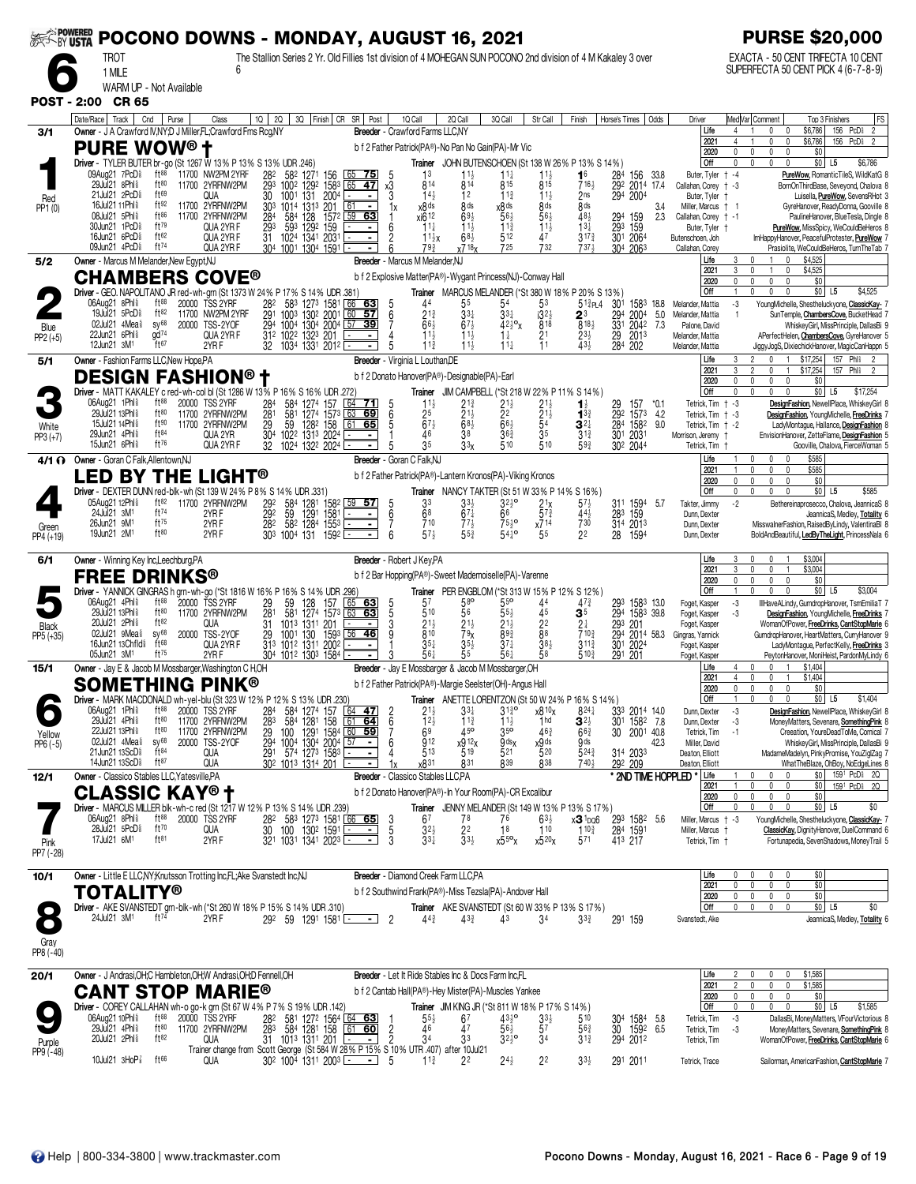# POCONO DOWNS - MONDAY, AUGUST 16, 2021

**PURSE $20,000**

**6** TROT 1 MILE — The Stallion Series 2 Yr. Old Fillies 1st division of 4 MOHEGAN SUN POCONO 2nd division of 4 M Kakaley 3 over 6

WARM UP - Not Available

EXACTA - 50 CENT TRIFECTA 10 CENT SUPERFECTA 50 CENT PICK 4 (6-7-8-9)

**POST - 2:00 CR 65**

---

## 1 — PURE WOW® † (3/1, Red, PP1 (0))

Owner - J A Crawford IV,NY;D J Miller,FL;Crawford Fms Rcg,NY
Breeder - Crawford Farms LLC,NY
b f 2 Father Patrick(PA®)-No Pan No Gain(PA)-Mr Vic
Driver - TYLER BUTER br-go (St 1267 W 13% P 13% S 13% UDR .246)
Trainer JOHN BUTENSCHOEN (St 138 W 26% P 13% S 14%)

Life 4 1 0 0 $6,786 156 PcD⅝ 2; 2021 4 1 0 0 $6,786 156 PcD⅝ 2; 2020 0 0 0 0 $0; Off 0 0 0 0 $0 L5 $6,786

| Date/Race | Track | Cnd | Purse | Class | 1Q | 2Q | 3Q | Finish | CR | SR | Post | 1Q Call | 2Q Call | 3Q Call | Str Call | Finish | Horse's Times | Odds | Driver | Med Var | Top 3 Finishers | FS |
|---|---|---|---|---|---|---|---|---|---|---|---|---|---|---|---|---|---|---|---|---|---|---|
| 09Aug21 7PcD⅝ | ft88 | | 11700 | NW2PM 2YRF | 28² | 58² | 127¹ | 156 | 65 | 75 | 5 | 1³ | 1 1½ | 1 1½ | 1 1½ | 1⁶ | 28⁴ 156 | 33.8 | Buter, Tyler † | -4 | PureWow, RomanticTiles, WildKatG | 8 |
| 29Jul21 8Phl⅝ | ft80 | | 11700 | 2YRFNW2PM | 29³ | 100² | 129² | 158³ | 65 | 47 | x3 | 8¹⁴ | 8¹⁴ | 8¹⁵ | 8¹⁵ | 7¹⁶½ | 29² 201⁴ | 17.4 | Callahan, Corey † | -3 | BornOnThirdBase, Seveyond, Chalova | 8 |
| 21Jul21 2PcD⅝ | ft69 | | | QUA | 30 | 100¹ | 131 | 200⁴ | - | - | 3 | 1 4½ | 1² | 1 1¾ | 1 1½ | 2ns | 29⁴ 200⁴ | | Buter, Tyler † | | Luisella, PureWow, SevensRHot | 3 |
| 16Jul21 11Phl⅝ | ft92 | | 11700 | 2YRFNW2PM | 30³ | 101⁴ | 131³ | 201 | 61 | - | 1x | x8ds | 8ds | x8ds | 8ds | 8ds | | 3.4 | Miller, Marcus † | 1 | GyreHanover, ReadyDonna, Gooville | 8 |
| 08Jul21 5Phl⅝ | ft86 | | 11700 | 2YRFNW2PM | 28⁴ | 58⁴ | 128 | 157² | 59 | 63 | 1 | xi6¹² | 6 9½ | 5 6½ | 5 6½ | 4 8½ | 29⁴ 159 | 2.3 | Callahan, Corey † | -1 | PaulineHanover, BlueTesla, Dingle | 8 |
| 30Jun21 1PcD⅝ | ft79 | | | QUA 2YR F | 29³ | 59³ | 129² | 159 | - | - | 6 | 1 1¼ | 1 1½ | 1 1¾ | 1 1½ | 1 3¼ | 29³ 159 | | Buter, Tyler † | | PureWow, MissSpicy, WeCouldBeHeros | 8 |
| 16Jun21 6PcD⅝ | ft62 | | | QUA 2YR F | 31 | 102⁴ | 134¹ | 203¹ | - | - | 2 | 1 1½x | 6 8½ | 5¹² | 4⁷ | 3 17¾ | 30¹ 206⁴ | | Butenschoen, Joh | | ImHappyHanover, PeacefulProtester, PureWow | 7 |
| 09Jun21 4PcD⅝ | ft74 | | | QUA 2YR F | 30⁴ | 100¹ | 130⁴ | 159¹ | - | - | 6 | 7 9¾ | x7 18x | 7²⁵ | 7³² | 7 37½ | 30⁴ 206³ | | Callahan, Corey | | Prasiolite, WeCouldBeHeros, TurnTheTab | 7 |

## 2 — CHAMBERS COVE® (5/2, Blue, PP2 (+5))

Owner - Marcus M Melander,New Egypt,NJ
Breeder - Marcus M Melander,NJ
b f 2 Explosive Matter(PA®)-Wygant Princess(NJ)-Conway Hall
Driver - GEO. NAPOLITANO JR red-wh-grn (St 1373 W 24% P 17% S 14% UDR .381)
Trainer MARCUS MELANDER (*St 380 W 18% P 20% S 13%)

Life 3 0 1 0 $4,525; 2021 3 0 1 0 $4,525; 2020 0 0 0 0 $0; Off 1 0 0 0 $0 L5 $4,525

| Date/Race | Track | Cnd | Purse | Class | 1Q | 2Q | 3Q | Finish | CR | SR | Post | 1Q Call | 2Q Call | 3Q Call | Str Call | Finish | Horse's Times | Odds | Driver | Med Var | Top 3 Finishers | FS |
|---|---|---|---|---|---|---|---|---|---|---|---|---|---|---|---|---|---|---|---|---|---|---|
| 06Aug21 8Phl⅝ | ft88 | | 20000 | TSS 2YRF | 28² | 58³ | 127³ | 158¹ | 66 | 63 | 5 | 4⁴ | 5⁵ | 5⁴ | 5³ | 5 1¾PL4 | 30¹ 158³ | 18.8 | Melander, Mattia | -3 | YoungMichelle, Shestheluckyone, ClassicKay | 7 |
| 19Jul21 5PcD⅝ | ft82 | | 11700 | NW2PM 2YRF | 29¹ | 100³ | 130² | 200¹ | 60 | 57 | 6 | 2 1¾ | 3 3½ | 3 3¼ | i3 2½ | 2³ | 29⁴ 200⁴ | 5.0 | Melander, Mattia | 1 | SunTemple, ChambersCove, BucketHead | 7 |
| 02Jul21 4Mea⅝ | sy68 | | 20000 | TSS-2YOF | 29⁴ | 100⁴ | 130⁴ | 200⁴ | 57 | 39 | 7 | 6 6½ | 6 7½ | 4 2½°x | 8¹⁸ | 8 18½ | 33¹ 204² | 7.3 | Palone, David | | WhiskeyGirl, MissPrinciple, DallasBi | 9 |
| 22Jun21 6Phl⅝ | gd74 | | | QUA 2YR F | 31² | 102² | 132³ | 201 | - | - | 4 | 1 1½ | 1 1½ | 1 ½ | 2¹ | 2 3½ | 29 201³ | | Melander, Mattia | | APerfectHelen, ChambersCove, GyreHanover | 5 |
| 12Jun21 3M¹ | ft67 | | | 2YR F | 32 | 103⁴ | 133¹ | 201² | - | - | 5 | 1 1¾ | 1 1½ | 1 1¼ | 1¹ | 4 3½ | 28⁴ 202 | | Melander, Mattia | | JiggyJogS, DixiechickHanover, MagicCanHappn | 5 |

## 3 — DESIGN FASHION® † (5/1, White, PP3 (+7))

Owner - Fashion Farms LLC,New Hope,PA
Breeder - Virginia L Louthan,DE
b f 2 Donato Hanover(PA®)-Designable(PA)-Earl
Driver - MATT KAKALEY c red-wh-col bl (St 1286 W 13% P 16% S 16% UDR .272)
Trainer JIM CAMPBELL (*St 218 W 22% P 11% S 14%)

Life 3 2 0 1 $17,254 157 Phl⅝ 2; 2021 3 2 0 1 $17,254 157 Phl⅝ 2; 2020 0 0 0 0 $0; Off 0 0 0 0 $0 L5 $17,254

| Date/Race | Track | Cnd | Purse | Class | 1Q | 2Q | 3Q | Finish | CR | SR | Post | 1Q Call | 2Q Call | 3Q Call | Str Call | Finish | Horse's Times | Odds | Driver | Med Var | Top 3 Finishers | FS |
|---|---|---|---|---|---|---|---|---|---|---|---|---|---|---|---|---|---|---|---|---|---|---|
| 06Aug21 1Phl⅝ | ft88 | | 20000 | TSS 2YRF | 28⁴ | 58⁴ | 127⁴ | 157 | 64 | 71 | 5 | 1 1½ | 2 1¾ | 2 1½ | 2 1½ | 1 ½ | 29 157 | *0.1 | Tetrick, Tim † | -3 | DesignFashion, NewellPlace, WhiskeyGirl | 8 |
| 29Jul21 13Phl⅝ | ft80 | | 11700 | 2YRFNW2PM | 28¹ | 58¹ | 127⁴ | 157³ | 63 | 69 | 6 | 2⁵ | 2 1½ | 2² | 2 1½ | 1 3¾ | 29² 157³ | 4.2 | Tetrick, Tim † | -3 | DesignFashion, YoungMichelle, FreeDrinks | 7 |
| 15Jul21 14Phl⅝ | ft90 | | 11700 | 2YRFNW2PM | 29 | 59 | 128² | 158 | 61 | 65 | 5 | 6 7½ | 6 8½ | 6 6½ | 5⁴ | 3 2¼ | 28⁴ 158² | 9.0 | Tetrick, Tim † | -2 | LadyMontague, Hallance, DesignFashion | 8 |
| 29Jun21 4Phl⅝ | ft84 | | | QUA 2YR | 30⁴ | 102² | 131³ | 202⁴ | - | - | 1 | 4⁶ | 3⁸ | 3 6¾ | 3⁵ | 3 1¾ | 30¹ 203¹ | | Morrison, Jeremy † | | EnvisionHanover, ZetteFlame, DesignFashion | 5 |
| 15Jun21 6Phl⅝ | ft76 | | | QUA 2YR F | 32 | 102⁴ | 132² | 202⁴ | - | - | 5 | 3⁵ | 3 3x | 5¹⁰ | 5¹⁰ | 5 9¾ | 30² 204⁴ | | Tetrick, Tim † | | Gooville, Chalova, FierceWoman | 5 |

## 4 — LED BY THE LIGHT® (4/1, Green, PP4 (+19))

Owner - Goran C Falk,Allentown,NJ
Breeder - Goran C Falk,NJ
b f 2 Father Patrick(PA®)-Lantern Kronos(PA)-Viking Kronos
Driver - DEXTER DUNN red-blk-wh (St 139 W 24% P 8% S 14% UDR .331)
Trainer NANCY TAKTER (St 51 W 33% P 14% S 16%)

Life 1 0 0 0 $585; 2021 1 0 0 0 $585; 2020 0 0 0 0 $0; Off 0 0 0 0 $0 L5 $585

| Date/Race | Track | Cnd | Purse | Class | 1Q | 2Q | 3Q | Finish | CR | SR | Post | 1Q Call | 2Q Call | 3Q Call | Str Call | Finish | Horse's Times | Odds | Driver | Med Var | Top 3 Finishers | FS |
|---|---|---|---|---|---|---|---|---|---|---|---|---|---|---|---|---|---|---|---|---|---|---|
| 05Aug21 12Phl⅝ | ft82 | | 11700 | 2YRFNW2PM | 29² | 58⁴ | 128¹ | 158² | 59 | 57 | 5 | 3³ | 3 3½ | 3 2½° | 2 1x | 5 7½ | 31¹ 159⁴ | 5.7 | Takter, Jimmy | -2 | Bethereinaprosecco, Chalova, JeannicaS | 8 |
| 24Jul21 3M¹ | ft74 | | | 2YR F | 29² | 59 | 129¹ | 158¹ | - | - | 6 | 6⁸ | 6 7½ | 6⁶ | 5 7¾ | 4 4½ | 28³ 159 | | Dunn, Dexter | | JeannicaS, Medley, Totality | 6 |
| 26Jun21 9M¹ | ft75 | | | 2YR F | 28² | 58² | 128⁴ | 155³ | - | - | 7 | 7¹⁰ | 7 7½ | 7 5¾° | x7¹⁴ | 7³⁰ | 31⁴ 201³ | | Dunn, Dexter | | MisswalnerFashion, RaisedByLindy, ValentinaBl | 8 |
| 19Jun21 2M¹ | ft80 | | | 2YR F | 30³ | 100⁴ | 131 | 159² | - | - | 6 | 5 7½ | 5 5¾ | 5 4½° | 5⁵ | 2² | 28 159⁴ | | Dunn, Dexter | | BoldAndBeautiful, LedByTheLight, PrincessNala | 6 |

## 5 — FREE DRINKS® (6/1, Black, PP5 (+35))

Owner - Winning Key Inc,Leechburg,PA
Breeder - Robert J Key,PA
b f 2 Bar Hopping(PA®)-Sweet Mademoiselle(PA)-Varenne
Driver - YANNICK GINGRAS h grn-wh-go (*St 1816 W 16% P 16% S 14% UDR .296)
Trainer PER ENGBLOM (*St 313 W 15% P 12% S 12%)

Life 3 0 0 1 $3,004; 2021 3 0 0 1 $3,004; 2020 0 0 0 0 $0; Off 1 0 0 0 $0 L5 $3,004

| Date/Race | Track | Cnd | Purse | Class | 1Q | 2Q | 3Q | Finish | CR | SR | Post | 1Q Call | 2Q Call | 3Q Call | Str Call | Finish | Horse's Times | Odds | Driver | Med Var | Top 3 Finishers | FS |
|---|---|---|---|---|---|---|---|---|---|---|---|---|---|---|---|---|---|---|---|---|---|---|
| 06Aug21 4Phl⅝ | ft88 | | 20000 | TSS 2YRF | 29 | 59 | 128 | 157 | 65 | 63 | 5 | 5⁷ | 5 8° | 5 5° | 4⁴ | 4 7¾ | 29³ 158³ | 13.0 | Foget, Kasper | -3 | IllHaveALindy, GumdropHanover, TsmEmiliaT | 7 |
| 29Jul21 13Phl⅝ | ft80 | | 11700 | 2YRFNW2PM | 28¹ | 58¹ | 127⁴ | 157³ | 63 | 63 | 5 | 5¹⁰ | 5⁶ | 5 5½ | 4⁵ | 3⁵ | 29⁴ 158³ | 39.8 | Foget, Kasper | -3 | DesignFashion, YoungMichelle, FreeDrinks | 7 |
| 20Jul21 2Phl⅝ | ft82 | | | QUA | 31 | 101³ | 131¹ | 201 | - | - | 3 | 2 1½ | 2 1½ | 2 1½ | 2² | 2 ¼ | 29³ 201 | | Foget, Kasper | | WomanOfPower, FreeDrinks, CantStopMarie | 6 |
| 02Jul21 9Mea⅝ | sy68 | | 20000 | TSS-2YOF | 29 | 100¹ | 130 | 159³ | 56 | 46 | 9 | 8¹⁰ | 7 9x | 8 9¾ | 8⁸ | 7 10½ | 29⁴ 201⁴ | 58.3 | Gingras, Yannick | | GumdropHanover, HeartMatters, CurryHanover | 9 |
| 16Jun21 13Chfld⅝ | ft66 | | | QUA 2YR F | 31³ | 101² | 131¹ | 200² | - | - | 2 | 3 5½ | 3 5½ | 3 7¼ | 3 8½ | 3 11¾ | 30¹ 202⁴ | | Foget, Kasper | | LadyMontague, PerfectKelly, FreeDrinks | 3 |
| 05Jun21 3M¹ | ft75 | | | 2YR F | 30⁴ | 101² | 130³ | 158⁴ | - | - | 3 | 5 6½ | 5⁵ | 5 6½ | 5⁸ | 5 10¾ | 29¹ 201 | | Foget, Kasper | | PeytonHanover, MoniHeist, PardonMyLindy | 6 |

## 6 — SOMETHING PINK® (15/1, Yellow, PP6 (-5))

Owner - Jay E & Jacob M Mossbarger,Washington C H,OH
Breeder - Jay E Mossbarger & Jacob M Mossbarger,OH
b f 2 Father Patrick(PA®)-Margie Seelster(OH)-Angus Hall
Driver - MARK MACDONALD wh-yel-blu (St 323 W 12% P 12% S 13% UDR .230)
Trainer ANETTE LORENTZON (St 50 W 24% P 16% S 14%)

Life 4 0 0 1 $1,404; 2021 4 0 0 1 $1,404; 2020 0 0 0 0 $0; Off 1 0 0 0 $0 L5 $1,404

| Date/Race | Track | Cnd | Purse | Class | 1Q | 2Q | 3Q | Finish | CR | SR | Post | 1Q Call | 2Q Call | 3Q Call | Str Call | Finish | Horse's Times | Odds | Driver | Med Var | Top 3 Finishers | FS |
|---|---|---|---|---|---|---|---|---|---|---|---|---|---|---|---|---|---|---|---|---|---|---|
| 06Aug21 1Phl⅝ | ft88 | | 20000 | TSS 2YRF | 28⁴ | 58⁴ | 127⁴ | 157 | 64 | 47 | 2 | 2 1½ | 3 3¼ | 3 1¾° | x8 10x | 8 24¼ | 33³ 201⁴ | 14.0 | Dunn, Dexter | -3 | DesignFashion, NewellPlace, WhiskeyGirl | 8 |
| 29Jul21 4Phl⅝ | ft80 | | 11700 | 2YRFNW2PM | 28³ | 58⁴ | 128¹ | 158 | 61 | 64 | 6 | 1 2½ | 1 1¾ | 1 1½ | 1hd | 3 2½ | 30¹ 158² | 7.8 | Dunn, Dexter | -3 | MoneyMatters, Sevenare, SomethingPink | 8 |
| 22Jul21 13Phl⅝ | ft80 | | 11700 | 2YRFNW2PM | 29 | 100 | 129¹ | 158⁴ | 60 | 59 | 7 | 6⁹ | 4 5° | 3 5° | 4 6¾ | 6 6¾ | 30 200¹ | 40.8 | Tetrick, Tim | -1 | Creeation, YoureDeadToMe, Comical | 7 |
| 02Jul21 4Mea⅝ | sy68 | | 20000 | TSS-2YOF | 29⁴ | 100⁴ | 130⁴ | 200⁴ | 57 | - | 6 | 9¹² | x9 12x | 9dsx | x9ds | 9ds | | 42.3 | Miller, David | | WhiskeyGirl, MissPrinciple, DallasBi | 9 |
| 21Jun21 13ScD⅝ | ft84 | | | QUA | 29¹ | 57⁴ | 127³ | 158³ | - | - | 4 | 5¹³ | 5¹⁹ | 5²¹ | 5²⁰ | 5 24¾ | 31⁴ 203³ | | Deaton, Elliott | | MadameMadelyn, PinkyPromise, YouZigZag | 7 |
| 14Jun21 13ScD⅝ | ft87 | | | QUA | 30² | 101³ | 131⁴ | 201 | - | - | 1x | x8³¹ | 8³¹ | 8³⁹ | 8³⁸ | 7 40½ | 29² 209 | | Deaton, Elliott | | WhatTheBlaze, OhBoy, NoEdgeLines | 8 |

## 7 — CLASSIC KAY® † (12/1, Pink, PP7 (-28))

Owner - Classico Stables LLC,Yatesville,PA
Breeder - Classico Stables LLC,PA
b f 2 Donato Hanover(PA®)-In Your Room(PA)-CR Excalibur
Driver - MARCUS MILLER blk-wh-c red (St 1217 W 12% P 13% S 14% UDR .239)
Trainer JENNY MELANDER (St 149 W 13% P 13% S 17%)

\* 2ND TIME HOPPLED \*

Life 1 0 0 0 $0 159¹ PcD⅝ 2Q; 2021 1 0 0 0 $0 159¹ PcD⅝ 2Q; 2020 0 0 0 0 $0; Off 0 0 0 0 $0 L5 $0

| Date/Race | Track | Cnd | Purse | Class | 1Q | 2Q | 3Q | Finish | CR | SR | Post | 1Q Call | 2Q Call | 3Q Call | Str Call | Finish | Horse's Times | Odds | Driver | Med Var | Top 3 Finishers | FS |
|---|---|---|---|---|---|---|---|---|---|---|---|---|---|---|---|---|---|---|---|---|---|---|
| 06Aug21 8Phl⅝ | ft88 | | 20000 | TSS 2YRF | 28² | 58³ | 127³ | 158¹ | 66 | 65 | 3 | 6⁷ | 7⁸ | 7⁶ | 6 3½ | x3 ¹DQ6 | 29³ 158² | 5.6 | Miller, Marcus † | -3 | YoungMichelle, Shestheluckyone, ClassicKay | 7 |
| 28Jul21 5PcD⅝ | ft70 | | | QUA | 30 | 100 | 130² | 159¹ | - | - | 5 | 3 2½ | 2² | 1⁸ | 1¹⁰ | 1 10¾ | 28⁴ 159¹ | | Miller, Marcus † | | ClassicKay, DignityHanover, DuelCommand | 6 |
| 17Jul21 6M¹ | ft81 | | | 2YR F | 32¹ | 103¹ | 134¹ | 202³ | - | - | 3 | 3 3¼ | 3 3½ | x5 5°x | x5 20x | 5⁷¹ | 41³ 217 | | Tetrick, Tim † | | Fortunapedia, SevenShadows, MoneyTrail | 5 |

## 8 — TOTALITY® (10/1, Gray, PP8 (-40))

Owner - Little E LLC,NY;Knutsson Trotting Inc,FL;Ake Svanstedt Inc,NJ
Breeder - Diamond Creek Farm LLC,PA
b f 2 Southwind Frank(PA®)-Miss Tezsla(PA)-Andover Hall
Driver - AKE SVANSTEDT grn-blk-wh (*St 260 W 18% P 15% S 14% UDR .310)
Trainer AKE SVANSTEDT (St 60 W 33% P 13% S 17%)

Life 0 0 0 0 $0; 2021 0 0 0 0 $0; 2020 0 0 0 0 $0; Off 0 0 0 0 $0 L5 $0

| Date/Race | Track | Cnd | Purse | Class | 1Q | 2Q | 3Q | Finish | CR | SR | Post | 1Q Call | 2Q Call | 3Q Call | Str Call | Finish | Horse's Times | Odds | Driver | Med Var | Top 3 Finishers | FS |
|---|---|---|---|---|---|---|---|---|---|---|---|---|---|---|---|---|---|---|---|---|---|---|
| 24Jul21 3M¹ | ft74 | | | 2YR F | 29² | 59 | 129¹ | 158¹ | - | - | 2 | 4 4¾ | 4 3¾ | 4³ | 3⁴ | 3 3¾ | 29¹ 159 | | Svanstedt, Ake | | JeannicaS, Medley, Totality | 6 |

## 9 — CANT STOP MARIE® (20/1, Purple, PP9 (-48))

Owner - J Andrasi,OH;C Hambleton,OH;W Andrasi,OH;D Fennell,OH
Breeder - Let It Ride Stables Inc & Docs Farm Inc,FL
b f 2 Cantab Hall(PA®)-Hey Mister(PA)-Muscles Yankee
Driver - COREY CALLAHAN wh-o go-k grn (St 67 W 4% P 7% S 19% UDR .142)
Trainer JIM KING JR (*St 811 W 18% P 17% S 14%)

Life 2 0 0 0 $1,585; 2021 2 0 0 0 $1,585; 2020 0 0 0 0 $0; Off 0 0 0 0 $0 L5 $1,585

| Date/Race | Track | Cnd | Purse | Class | 1Q | 2Q | 3Q | Finish | CR | SR | Post | 1Q Call | 2Q Call | 3Q Call | Str Call | Finish | Horse's Times | Odds | Driver | Med Var | Top 3 Finishers | FS |
|---|---|---|---|---|---|---|---|---|---|---|---|---|---|---|---|---|---|---|---|---|---|---|
| 06Aug21 10Phl⅝ | ft88 | | 20000 | TSS 2YRF | 28² | 58¹ | 127² | 156⁴ | 64 | 63 | 1 | 5 5½ | 6⁷ | 4 3½° | 3 3½ | 5¹⁰ | 30⁴ 158⁴ | 5.8 | Tetrick, Tim | -3 | DallasBi, MoneyMatters, VFourVictorious | 8 |
| 29Jul21 4Phl⅝ | ft80 | | 11700 | 2YRFNW2PM | 28³ | 58⁴ | 128¹ | 158 | 61 | 60 | 2 | 4⁶ | 4⁷ | 5 6½ | 5⁷ | 5 6¾ | 30 159² | 6.5 | Tetrick, Tim | -3 | MoneyMatters, Sevenare, SomethingPink | 8 |
| 20Jul21 2Phl⅝ | ft82 | | | QUA | 31 | 101³ | 131¹ | 201 | - | - | 2 | 3⁴ | 3³ | 3 2½° | 3⁴ | 3 1¾ | 29⁴ 201² | | Tetrick, Tim | | WomanOfPower, FreeDrinks, CantStopMarie | 6 |

Trainer change from Scott George (St 584 W 28% P 15% S 10% UTR .407) after 10Jul21

| Date/Race | Track | Cnd | Purse | Class | 1Q | 2Q | 3Q | Finish | CR | SR | Post | 1Q Call | 2Q Call | 3Q Call | Str Call | Finish | Horse's Times | Odds | Driver | Med Var | Top 3 Finishers | FS |
|---|---|---|---|---|---|---|---|---|---|---|---|---|---|---|---|---|---|---|---|---|---|---|
| 10Jul21 3HoP⅞ | ft66 | | | QUA | 30² | 100⁴ | 131¹ | 200³ | - | - | 5 | 1 1¾ | 2² | 2 4½ | 2² | 3 3½ | 29¹ 201¹ | | Tetrick, Trace | | Sailorman, AmericanFashion, CantStopMarie | 7 |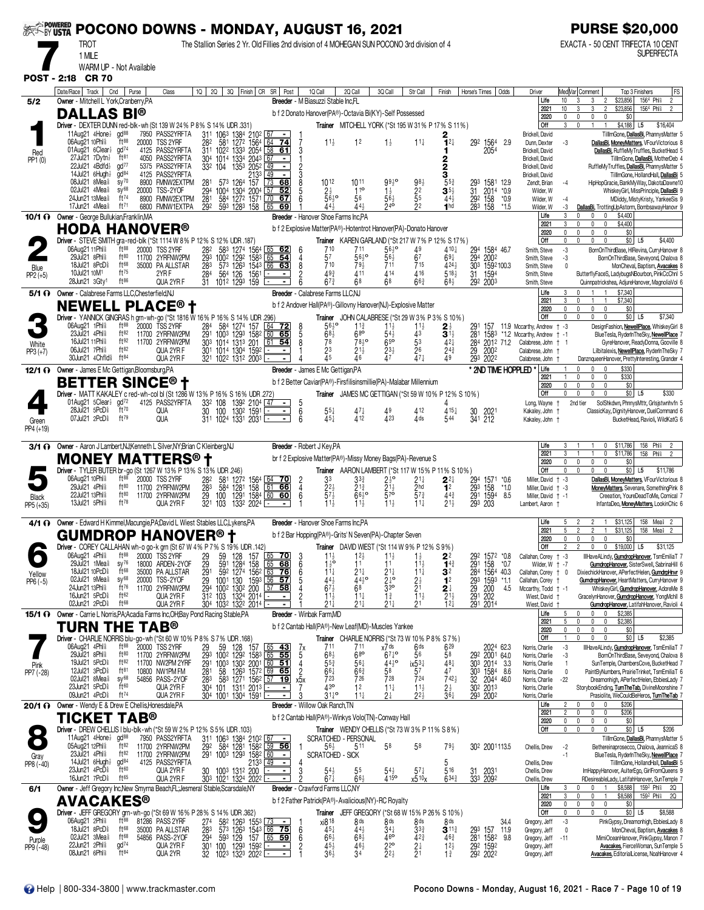# POCONO DOWNS - MONDAY, AUGUST 16, 2021

**PURSE $20,000**

**7** TROT 1 MILE — The Stallion Series 2 Yr. Old Fillies 2nd division of 4 MOHEGAN SUN POCONO 3rd division of 4

EXACTA - 50 CENT TRIFECTA 10 CENT SUPERFECTA

WARM UP - Not Available

**POST - 2:18 CR 70**

---

## 1 — DALLAS BI® (5/2) — Red PP1 (0)

Owner - Mitchell L York,Cranberry,PA
Breeder - M Biasuzzi Stable Inc,FL
b f 2 Donato Hanover(PA®)-Octavia Bi(KY)-Self Possessed
Driver - DEXTER DUNN red-blk-wh (St 139 W 24% P 8% S 14% UDR .331)
Trainer MITCHELL YORK (*St 195 W 31% P 17% S 11%)

| Life | 10 | 3 | 3 | 2 | $23,856 | 1564 Phl⅝ 2 |
|---|---|---|---|---|---|---|
| 2021 | 10 | 3 | 3 | 2 | $23,856 | 1564 Phl⅝ 2 |
| 2020 | 0 | 0 | 0 | 0 | $0 | |
| Off | 3 | 0 | 1 | 1 | $4,188 L5 | $16,404 |

| Date/Race | Track | Cnd | Purse | Class | 1Q | 2Q | 3Q | Finish | CR | SR | Post | 1Q Call | 2Q Call | 3Q Call | Str Call | Finish | Horse's Times | Odds | Driver | Med | Var | Top 3 Finishers |
|---|---|---|---|---|---|---|---|---|---|---|---|---|---|---|---|---|---|---|---|---|---|---|
| 11Aug21 4Hone½ | gd88 | | 7950 | PASS2YRFTA | 311 | 1063 | 1384 | 2102 | 67 | - | 1 | | | | | 2 | | | Brickell, David | | | TillmGone, DallasBi, PhannysMatter 5 |
| 06Aug21 10Phl⅝ | ft88 | | 20000 | TSS 2YRF | 282 | 581 | 1272 | 1564 | 64 | 74 | 7 | 11½ | 12 | 1½ | 11¼ | 12¼ | 292 1564 | 2.9 | Dunn, Dexter | -3 | | DallasBi, MoneyMatters, VFourVictorious 8 |
| 01Aug21 6Clear½ | gd74 | | 4125 | PASS2YRFTA | 311 | 1022 | 1333 | 2054 | 58 | 61 | 3 | | | | | 1 | 2054 | | Brickell, David | | | DallasBi, RuffleMyTruffles, BucketHead 5 |
| 27Jul21 7Dytn½ | ft81 | | 4050 | PASS2YRFTA | 304 | 1014 | 1334 | 2043 | 67 | - | 1 | | | | | 2 | | | Brickell, David | | | TillmGone, DallasBi, MotherDeb 4 |
| 22Jul21 4Bdfd½ | gd77 | | 5375 | PASS2YRFTA | 332 | 104 | 1353 | 2052 | 49 | - | 2 | | | | | 2 | | | Brickell, David | | | RuffleMyTruffles, DallasBi, PhannysMatter 5 |
| 14Jul21 6Hugh½ | gd84 | | 4125 | PASS2YRFTA | | | | 2133 | 49 | - | 3 | | | | | 3 | | | Brickell, David | | | TillmGone, HollandHall, DallasBi 5 |
| 08Jul21 8Mea⅝ | sy70 | | 8900 | FMNW2EXTPM | 281 | 573 | 1264 | 157 | 73 | 68 | 8 | 1012 | 1011 | 99¾° | 98¼ | 55¾ | 293 1581 | 12.9 | Zendt, Brian | -4 | | HipHopGracie, BankMyWay, DakotaDawne10 |
| 02Jul21 4Mea⅝ | sy68 | | 20000 | TSS-2YOF | 294 | 1004 | 1304 | 2004 | 57 | 52 | 5 | 2½ | 11° | 1½ | 22 | 35½ | 31 2014 | *0.9 | Wilder, W | | | WhiskeyGirl, MissPrinciple, DallasBi 9 |
| 24Jun21 13Mea⅝ | ft74 | | 8900 | FMNW2EXTPM | 281 | 584 | 1272 | 1571 | 70 | 67 | 6 | 56½° | 56 | 56½ | 55 | 44½ | 292 158 | *0.9 | Wilder, W | -4 | | MDiddy, MistyKristy, YankeeSis 9 |
| 17Jun21 4Mea⅝ | ft71 | | 6800 | FMNW1EXTPA | 292 | 593 | 1283 | 158 | 65 | 69 | | 44½ | 44½ | 24° | 22 | 1hd | 283 158 | *1.5 | Wilder, W | -3 | | DallasBi, TrottingUpAstorm, BombsawayHanovr 9 |

---

## 2 — HODA HANOVER® (10/1) — Blue PP2 (+5)

Owner - George Bullukian,Franklin,MA
Breeder - Hanover Shoe Farms Inc,PA
b f 2 Explosive Matter(PA®)-Hotentrot Hanover(PA)-Donato Hanover
Driver - STEVE SMITH gra-red-blk (*St 1114 W 8% P 12% S 12% UDR .187)
Trainer KAREN GARLAND (*St 217 W 7% P 12% S 17%)

| Life | 3 | 0 | 0 | 0 | $4,400 | |
|---|---|---|---|---|---|---|
| 2021 | 3 | 0 | 0 | 0 | $4,400 | |
| 2020 | 0 | 0 | 0 | 0 | $0 | |
| Off | 0 | 0 | 0 | 0 | $0 L5 | $4,400 |

| Date/Race | Track | Cnd | Purse | Class | 1Q | 2Q | 3Q | Finish | CR | SR | Post | 1Q Call | 2Q Call | 3Q Call | Str Call | Finish | Horse's Times | Odds | Driver | Med | Var | Top 3 Finishers |
|---|---|---|---|---|---|---|---|---|---|---|---|---|---|---|---|---|---|---|---|---|---|---|
| 06Aug21 11Phl⅝ | ft88 | | 20000 | TSS 2YRF | 282 | 583 | 1274 | 1564 | 65 | 62 | 6 | 710 | 711 | 56¾° | 49 | 410¼ | 294 1584 | 46.7 | Smith, Steve | -3 | | BornOnThirdBase, HlRevina, CurryHanover 8 |
| 29Jul21 8Phl⅝ | ft80 | | 11700 | 2YRFNW2PM | 293 | 1002 | 1292 | 1583 | 65 | 54 | 4 | 57 | 56½° | 56½ | 67 | 69¼ | 294 2002 | | Smith, Steve | -3 | | BornOnThirdBase, Seveyond, Chalova 8 |
| 18Jul21 8PcD⅝ | ft68 | | 35000 | PA ALLSTAR | 283 | 573 | 1263 | 1543 | 66 | 63 | 8 | 710 | 79½ | 711 | 715 | 424¾ | 303 1592 | 100.3 | Smith, Steve | 0 | | MonCheval, Baptism, Avacakes 8 |
| 10Jul21 10M1 | ft75 | | | 2YR F | 284 | 564 | 126 | 1561 | - | - | 2 | 49¾ | 411 | 414 | 416 | 518¾ | 31 1594 | | Smith, Steve | | | ButterflyFaceS, LadybugsNBourbon, PinkCcChnl 5 |
| 28Jun21 3Gty1 | ft86 | | | QUA 2YR F | 31 | 1012 | 1293 | 159 | - | - | 6 | 67¾ | 68 | 68 | 66¾ | 68½ | 292 2003 | | Smith, Steve | | | Quinnpatrickshea, AdjureHanover, MagnoliaVol 6 |

---

## 3 — NEWELL PLACE® † (5/1) — White PP3 (+7)

Owner - Calabrese Farms LLC,Chesterfield,NJ
Breeder - Calabrese Farms LLC,NJ
b f 2 Andover Hall(PA®)-Gillovny Hanover(NJ)-Explosive Matter
Driver - YANNICK GINGRAS h grn-wh-go (*St 1816 W 16% P 16% S 14% UDR .296)
Trainer JOHN CALABRESE (*St 29 W 3% P 3% S 10%)

| Life | 3 | 0 | 1 | 1 | $7,340 | |
|---|---|---|---|---|---|---|
| 2021 | 3 | 0 | 1 | 1 | $7,340 | |
| 2020 | 0 | 0 | 0 | 0 | $0 | |
| Off | 0 | 0 | 0 | 0 | $0 L5 | $7,340 |

| Date/Race | Track | Cnd | Purse | Class | 1Q | 2Q | 3Q | Finish | CR | SR | Post | 1Q Call | 2Q Call | 3Q Call | Str Call | Finish | Horse's Times | Odds | Driver | Med | Var | Top 3 Finishers |
|---|---|---|---|---|---|---|---|---|---|---|---|---|---|---|---|---|---|---|---|---|---|---|
| 06Aug21 1Phl⅝ | ft88 | | 20000 | TSS 2YRF | 284 | 584 | 1274 | 157 | 64 | 72 | 8 | 56¾° | 11¾ | 11½ | 11½ | 2½ | 291 157 | 11.9 | Mccarthy, Andrew † | -3 | | DesignFashion, NewellPlace, WhiskeyGirl 8 |
| 23Jul21 4Phl⅝ | ft82 | | 11700 | 2YRFNW2PM | 291 | 1003 | 1293 | 1582 | 60 | 65 | 5 | 68½ | 68° | 54½ | 43 | 31½ | 281 1583 | *1.2 | Mccarthy, Andrew † | -1 | | BlueTesla, RyderInTheSky, NewellPlace 7 |
| 16Jul21 11Phl⅝ | ft92 | | 11700 | 2YRFNW2PM | 303 | 1014 | 1313 | 201 | 61 | 54 | 8 | 78 | 78½° | 65° | 53 | 42¼ | 284 2012 | 71.2 | Calabrese, John † | 1 | | GyreHanover, ReadyDonna, Gooville 8 |
| 06Jul21 7Phl⅝ | ft82 | | | QUA 2YR F | 301 | 1014 | 1304 | 1592 | - | - | | 23 | 21½ | 23½ | 26 | 24¾ | 29 2002 | | Calabrese, John † | | | Lilbitalexis, NewellPlace, RyderInTheSky 7 |
| 30Jun21 4Chfld½ | ft84 | | | QUA 2YR F | 321 | 1022 | 1312 | 2003 | - | - | 4 | 45 | 46 | 47 | 47¼ | 49 | 293 2022 | | Calabrese, John † | | | DanznqueenHanover, PrettyInteresting, Grander 4 |

---

## 4 — BETTER SINCE® † (12/1) — Green PP4 (+19)

\* 2ND TIME HOPPLED \*

Owner - James E Mc Gettigan,Bloomsburg,PA
Breeder - James E Mc Gettigan,PA
b f 2 Better Caviar(PA®)-Firsfilisinsmillie(PA)-Malabar Millennium
Driver - MATT KAKALEY c red-wh-col bl (St 1286 W 13% P 16% S 16% UDR .272)
Trainer JAMES MC GETTIGAN (*St 59 W 10% P 12% S 10%)

| Life | 1 | 0 | 0 | 0 | $330 | |
|---|---|---|---|---|---|---|
| 2021 | 1 | 0 | 0 | 0 | $330 | |
| 2020 | 0 | 0 | 0 | 0 | $0 | |
| Off | 0 | 0 | 0 | 0 | $0 L5 | $330 |

| Date/Race | Track | Cnd | Purse | Class | 1Q | 2Q | 3Q | Finish | CR | SR | Post | 1Q Call | 2Q Call | 3Q Call | Str Call | Finish | Horse's Times | Odds | Driver | Med | Var | Top 3 Finishers |
|---|---|---|---|---|---|---|---|---|---|---|---|---|---|---|---|---|---|---|---|---|---|---|
| 01Aug21 5Clear½ | gd72 | | 4125 | PASS2YRFTA | 332 | 108 | 1392 | 2104 | 47 | - | 5 | | | | | 4 | | | Long, Wayne † | | 2nd tier | SolShkdwn, PhnnysMttr, Grlsjstwnhvfn 5 |
| 28Jul21 5PcD⅝ | ft70 | | | QUA | 30 | 100 | 1302 | 1591 | - | - | 6 | 55¼ | 47½ | 49 | 412 | 415¼ | 30 2021 | | Kakaley, John † | | | ClassicKay, DignityHanover, DuelCommand 6 |
| 07Jul21 2PcD⅝ | ft79 | | | QUA | 311 | 1024 | 1313 | 2031 | - | - | 6 | 45½ | 412 | 423 | 4ds | 544 | 341 212 | | Kakaley, John † | | | BucketHead, Ravioli, WildKatG 6 |

---

## 5 — MONEY MATTERS® † (3/1) — Black PP5 (+35)

Owner - Aaron J Lambert,NJ;Kenneth L Silver,NY;Brian C Kleinberg,NJ
Breeder - Robert J Key,PA
br f 2 Explosive Matter(PA®)-Missy Money Bags(PA)-Revenue S
Driver - TYLER BUTER br-go (St 1267 W 13% P 13% S 13% UDR .246)
Trainer AARON LAMBERT (*St 117 W 15% P 11% S 10%)

| Life | 3 | 1 | 1 | 0 | $11,786 | 158 Phl⅝ 2 |
|---|---|---|---|---|---|---|
| 2021 | 3 | 1 | 1 | 0 | $11,786 | 158 Phl⅝ 2 |
| 2020 | 0 | 0 | 0 | 0 | $0 | |
| Off | 0 | 0 | 0 | 0 | $0 L5 | $11,786 |

| Date/Race | Track | Cnd | Purse | Class | 1Q | 2Q | 3Q | Finish | CR | SR | Post | 1Q Call | 2Q Call | 3Q Call | Str Call | Finish | Horse's Times | Odds | Driver | Med | Var | Top 3 Finishers |
|---|---|---|---|---|---|---|---|---|---|---|---|---|---|---|---|---|---|---|---|---|---|---|
| 06Aug21 10Phl⅝ | ft88 | | 20000 | TSS 2YRF | 282 | 581 | 1272 | 1564 | 64 | 70 | 2 | 33 | 33¾ | 21° | 21¼ | 22¼ | 294 1571 | *0.6 | Miller, David † | -3 | | DallasBi, MoneyMatters, VFourVictorious 8 |
| 29Jul21 4Phl⅝ | ft80 | | 11700 | 2YRFNW2PM | 283 | 584 | 1281 | 158 | 61 | 66 | 4 | 22½ | 21¾ | 21½ | 2hd | 12 | 293 158 | *1.0 | Miller, David † | -3 | | MoneyMatters, Sevenare, SomethingPink 8 |
| 22Jul21 13Phl⅝ | ft80 | | 11700 | 2YRFNW2PM | 29 | 100 | 1291 | 1584 | 60 | 60 | 6 | 57½ | 66½° | 57° | 57¾ | 44¾ | 291 1594 | 8.5 | Miller, David † | -1 | | Creeation, YoureDeadToMe, Comical 7 |
| 13Jul21 5Phl⅝ | ft78 | | | QUA 2YR F | 321 | 103 | 1332 | 2024 | - | - | | 11½ | 11½ | 11½ | 11¼ | 21½ | 293 203 | | Lambert, Aaron † | | | InfantaDeo, MoneyMatters, LookinChic 6 |

---

## 6 — GUMDROP HANOVER® † (4/1) — Yellow PP6 (-5)

Owner - Edward H Kimmel,Macungie,PA;David L Wiest Stables LLC,Lykens,PA
Breeder - Hanover Shoe Farms Inc,PA
b f 2 Bar Hopping(PA®)-Grits' N Seven(PA)-Chapter Seven
Driver - COREY CALLAHAN wh-o go-k grn (St 67 W 4% P 7% S 19% UDR .142)
Trainer DAVID WIEST (*St 114 W 9% P 12% S 9%)

| Life | 5 | 2 | 2 | 1 | $31,125 | 158 Mea⅝ 2 |
|---|---|---|---|---|---|---|
| 2021 | 5 | 2 | 2 | 1 | $31,125 | 158 Mea⅝ 2 |
| 2020 | 0 | 0 | 0 | 0 | $0 | |
| Off | 2 | 2 | 0 | 0 | $19,000 L5 | $31,125 |

| Date/Race | Track | Cnd | Purse | Class | 1Q | 2Q | 3Q | Finish | CR | SR | Post | 1Q Call | 2Q Call | 3Q Call | Str Call | Finish | Horse's Times | Odds | Driver | Med | Var | Top 3 Finishers |
|---|---|---|---|---|---|---|---|---|---|---|---|---|---|---|---|---|---|---|---|---|---|---|
| 06Aug21 4Phl⅝ | ft88 | | 20000 | TSS 2YRF | 29 | 59 | 128 | 157 | 65 | 70 | 3 | 11½ | 12½ | 11½ | 1½ | 22 | 292 1572 | *0.8 | Callahan, Corey † | -3 | | IllHaveALindy, GumdropHanover, TsmEmiliaT 7 |
| 29Jul21 1Mea⅝ | sy76 | | 18000 | ARDEN-2YOF | 29 | 591 | 1284 | 158 | 65 | 68 | 6 | 1½° | 11 | 11 | 11½ | 14¾ | 291 158 | *0.7 | Wilder, W † | -7 | | GumdropHanover, SisterSwell, SabrinaHill 6 |
| 18Jul21 10PcD⅝ | ft68 | | 35000 | PA ALLSTAR | 291 | 592 | 1274 | 1562 | 63 | 76 | 6 | 11¼ | 21¼ | 21¼ | 11¼ | 32 | 284 1564 | 40.3 | Callahan, Corey † | 0 | | DixiechickHanover, APerfectHelen, GumdropHnvr 9 |
| 02Jul21 9Mea⅝ | sy68 | | 20000 | TSS-2YOF | 29 | 1001 | 130 | 1593 | 56 | 57 | 5 | 44½ | 44¾° | 21° | 2½ | 12 | 293 1593 | *1.1 | Callahan, Corey † | | | GumdropHanover, HeartMatters, CurryHanover 9 |
| 24Jun21 13Phl⅝ | ft76 | | 11700 | 2YRFNW2PM | 294 | 1002 | 1302 | 200 | 57 | 58 | 4 | 67½ | 68 | 33° | 21 | 2¼ | 29 200 | 4.5 | Mccarthy, Todd † | -1 | | WhiskeyGirl, GumdropHanover, AdoreMe 8 |
| 16Jun21 5PcD⅝ | ft62 | | | QUA 2YR F | 312 | 103 | 1324 | 2014 | - | - | 2 | 11½ | 11½ | 1¾ | 11½ | 21½ | 291 202 | | Wiest, David † | | | GracelynHanover, GumdropHanover, YongMchll 8 |
| 02Jun21 2PcD⅝ | ft68 | | | QUA 2YR F | 304 | 1032 | 1322 | 2014 | - | - | | 21¼ | 21¼ | 21¼ | 21 | 12½ | 291 2014 | | Wiest, David † | | | GumdropHanover, LatifahHanover, Ravioli 4 |

---

## 7 — TURN THE TAB® (15/1) — Pink PP7 (-28)

Owner - Carrie L Norris,PA;Acadia Farms Inc,OH;Bay Pond Racing Stable,PA
Breeder - Winbak Farm,MD
b f 2 Cantab Hall(PA®)-New Leaf(MD)-Muscles Yankee
Driver - CHARLIE NORRIS blu-go-wh (*St 60 W 10% P 8% S 7% UDR .168)
Trainer CHARLIE NORRIS (*St 73 W 10% P 8% S 7%)

| Life | 5 | 0 | 0 | 0 | $2,385 | |
|---|---|---|---|---|---|---|
| 2021 | 5 | 0 | 0 | 0 | $2,385 | |
| 2020 | 0 | 0 | 0 | 0 | $0 | |
| Off | 1 | 0 | 0 | 0 | $0 L5 | $2,385 |

| Date/Race | Track | Cnd | Purse | Class | 1Q | 2Q | 3Q | Finish | CR | SR | Post | 1Q Call | 2Q Call | 3Q Call | Str Call | Finish | Horse's Times | Odds | Driver | Med | Var | Top 3 Finishers |
|---|---|---|---|---|---|---|---|---|---|---|---|---|---|---|---|---|---|---|---|---|---|---|
| 06Aug21 4Phl⅝ | ft88 | | 20000 | TSS 2YRF | 29 | 59 | 128 | 157 | 65 | 43 | 7x | 711 | 711 | x7ds | 6ds | 629 | 2024 | 62.3 | Norris, Charlie | -3 | | IllHaveALindy, GumdropHanover, TsmEmiliaT 7 |
| 29Jul21 8Phl⅝ | ft80 | | 11700 | 2YRFNW2PM | 293 | 1002 | 1292 | 1583 | 65 | 55 | 5 | 68½ | 68° | 67¼° | 56 | 58 | 292 2001 | 64.0 | Norris, Charlie | -3 | | BornOnThirdBase, Seveyond, Chalova 8 |
| 19Jul21 5PcD⅝ | ft82 | | 11700 | NW2PM 2YRF | 291 | 1003 | 1302 | 2001 | 60 | 51 | 4 | 55¾ | 56½ | 44¾° | ix53¼ | 48¼ | 303 2014 | 3.3 | Norris, Charlie | 1 | | SunTemple, ChambersCove, BucketHead 7 |
| 12Jul21 3PcD⅝ | ft81 | | 10800 | NW1PM FM | 281 | 58 | 1263 | 1572 | 69 | 65 | 2 | 66¼ | 66¾ | 58 | 57 | 47 | 303 1584 | 8.6 | Norris, Charlie | 0 | | PaintByNumbers, PrairieTrinket, TsmEmiliaT 6 |
| 02Jul21 8Mea⅝ | sy68 | | 54856 | PASS-2YOF | 283 | 583 | 1271 | 1562 | 57 | 19 | x5x | 723 | 726 | 728 | 724 | 742¼ | 32 2044 | 46.0 | Norris, Charlie | -22 | | Dreamonhigh, APerfectHelen, EbbiesLady 7 |
| 23Jun21 5PcD⅝ | ft60 | | | QUA 2YR F | 304 | 101 | 1311 | 2013 | - | - | 7 | 43° | 12 | 11¼ | 11½ | 2½ | 302 2013 | | Norris, Charlie | | | StorybookEnding, TurnTheTab, DivineMoonshine 7 |
| 09Jun21 4PcD⅝ | ft74 | | | QUA 2YR F | 304 | 1001 | 1304 | 1591 | - | - | 3 | 31¼° | 11¼ | 2½ | 22½ | 38½ | 293 2002 | | Norris, Charlie | | | Prasiolite, WeCouldBeHeros, TurnTheTab 7 |

---

## 8 — TICKET TAB® (20/1) — Gray PP8 (-40)

Owner - Wendy E & Drew E Chellis,Honesdale,PA
Breeder - Willow Oak Ranch,TN
b f 2 Cantab Hall(PA®)-Winkys Volo(TN)-Conway Hall
Driver - DREW CHELLIS l blu-blk-wh (*St 59 W 2% P 12% S 5% UDR .103)
Trainer WENDY CHELLIS (*St 73 W 11% P 8% S 8%)

| Life | 2 | 0 | 0 | 0 | $206 | |
|---|---|---|---|---|---|---|
| 2021 | 2 | 0 | 0 | 0 | $206 | |
| 2020 | 0 | 0 | 0 | 0 | $0 | |
| Off | 0 | 0 | 0 | 0 | $0 L5 | $206 |

| Date/Race | Track | Cnd | Purse | Class | 1Q | 2Q | 3Q | Finish | CR | SR | Post | 1Q Call | 2Q Call | 3Q Call | Str Call | Finish | Horse's Times | Odds | Driver | Med | Var | Top 3 Finishers |
|---|---|---|---|---|---|---|---|---|---|---|---|---|---|---|---|---|---|---|---|---|---|---|
| 11Aug21 4Hone½ | gd88 | | 7950 | PASS2YRFTA | 311 | 1063 | 1384 | 2102 | 67 | - | | SCRATCHED - PERSONAL | | | | | | | | | | TillmGone, DallasBi, PhannysMatter 5 |
| 05Aug21 12Phl⅝ | ft82 | | 11700 | 2YRFNW2PM | 292 | 584 | 1281 | 1582 | 59 | 56 | 1 | 56½ | 511 | 58 | 58 | 79½ | 302 2001 | 113.5 | Chellis, Drew | -2 | | Bethereinaprosecco, Chalova, JeannicaS 8 |
| 23Jul21 4Phl⅝ | ft82 | | 11700 | 2YRFNW2PM | 291 | 1003 | 1293 | 1582 | 60 | - | | SCRATCHED - SICK | | | | | | | | -1 | | BlueTesla, RyderInTheSky, NewellPlace 7 |
| 14Jul21 6Hugh½ | gd84 | | 4125 | PASS2YRFTA | | | | 2133 | 49 | - | 4 | | | | | 5 | | | Chellis, Drew | | | TillmGone, HollandHall, DallasBi 5 |
| 23Jun21 4PcD⅝ | ft60 | | | QUA 2YR F | 30 | 1003 | 1312 | 200 | - | - | 3 | 54½ | 55 | 54½ | 57¼ | 516 | 31 2031 | | Chellis, Drew | | | ImHappyHanover, AulterEgo, GirlFromQueens 9 |
| 16Jun21 7PcD⅝ | ft65 | | | QUA 2YR F | 303 | 1021 | 1324 | 2022 | - | - | 2 | 67¼ | 66½ | 415° | x510x | 634¾ | 333 2092 | | Chellis, Drew | | | RDesireableLady, LatifahHanover, SunTemple 7 |

---

## 9 — AVACAKES® (6/1) — Purple PP9 (-48)

Owner - Jeff Gregory Inc,New Smyrna Beach,FL;Jesmeral Stable,Scarsdale,NY
Breeder - Crawford Farms LLC,NY
b f 2 Father Patrick(PA®)-Avalicious(NY)-RC Royalty
Driver - JEFF GREGORY grn-wh-go (*St 69 W 16% P 28% S 14% UDR .362)
Trainer JEFF GREGORY (*St 68 W 15% P 26% S 10%)

| Life | 3 | 0 | 0 | 1 | $8,588 | 1592 Phl⅝ 2Q |
|---|---|---|---|---|---|---|
| 2021 | 3 | 0 | 0 | 1 | $8,588 | 1592 Phl⅝ 2Q |
| 2020 | 0 | 0 | 0 | 0 | $0 | |
| Off | 0 | 0 | 0 | 0 | $0 L5 | $8,588 |

| Date/Race | Track | Cnd | Purse | Class | 1Q | 2Q | 3Q | Finish | CR | SR | Post | 1Q Call | 2Q Call | 3Q Call | Str Call | Finish | Horse's Times | Odds | Driver | Med | Var | Top 3 Finishers |
|---|---|---|---|---|---|---|---|---|---|---|---|---|---|---|---|---|---|---|---|---|---|---|
| 06Aug21 2Phl⅝ | ft88 | | 81286 | PASS 2YRF | 274 | 582 | 1263 | 1553 | 73 | - | 1 | xi818 | 8ds | 8ds | 8ds | 8ds | | 34.4 | Gregory, Jeff | -3 | | PinkGypsy, Dreamonhigh, EbbiesLady 8 |
| 18Jul21 8PcD⅝ | ft68 | | 35000 | PA ALLSTAR | 283 | 573 | 1263 | 1543 | 66 | 75 | 6 | 45¼ | 44½ | 34¼ | 33¾ | 311¾ | 293 157 | 11.9 | Gregory, Jeff | 0 | | MonCheval, Baptism, Avacakes 8 |
| 02Jul21 3Mea⅝ | sy68 | | 54856 | PASS-2YOF | 294 | 593 | 129 | 157 | 65 | 59 | 6 | 66½ | 68½ | 46° | 46¾ | 46¾ | 281 1582 | 9.8 | Gregory, Jeff | -11 | | MimiOceanHanover, PinkGypsy, Manon 7 |
| 22Jun21 2Phl⅝ | gd74 | | | QUA 2YR F | 301 | 100 | 1293 | 1592 | - | - | 2 | 45½ | 46½ | 22° | 2½ | 12½ | 292 1592 | | Gregory, Jeff | | | Avacakes, FierceWoman, SunTemple 5 |
| 08Jun21 6Phl⅝ | ft84 | | | QUA 2YR | 32 | 1023 | 1323 | 2022 | - | - | 3 | 36½ | 34 | 22½ | 21 | 1¾ | 292 2022 | | Gregory, Jeff | | | Avacakes, EditorialLicense, NoahHanover 4 |

---

Help | 800-334-3800 | www.trackmaster.com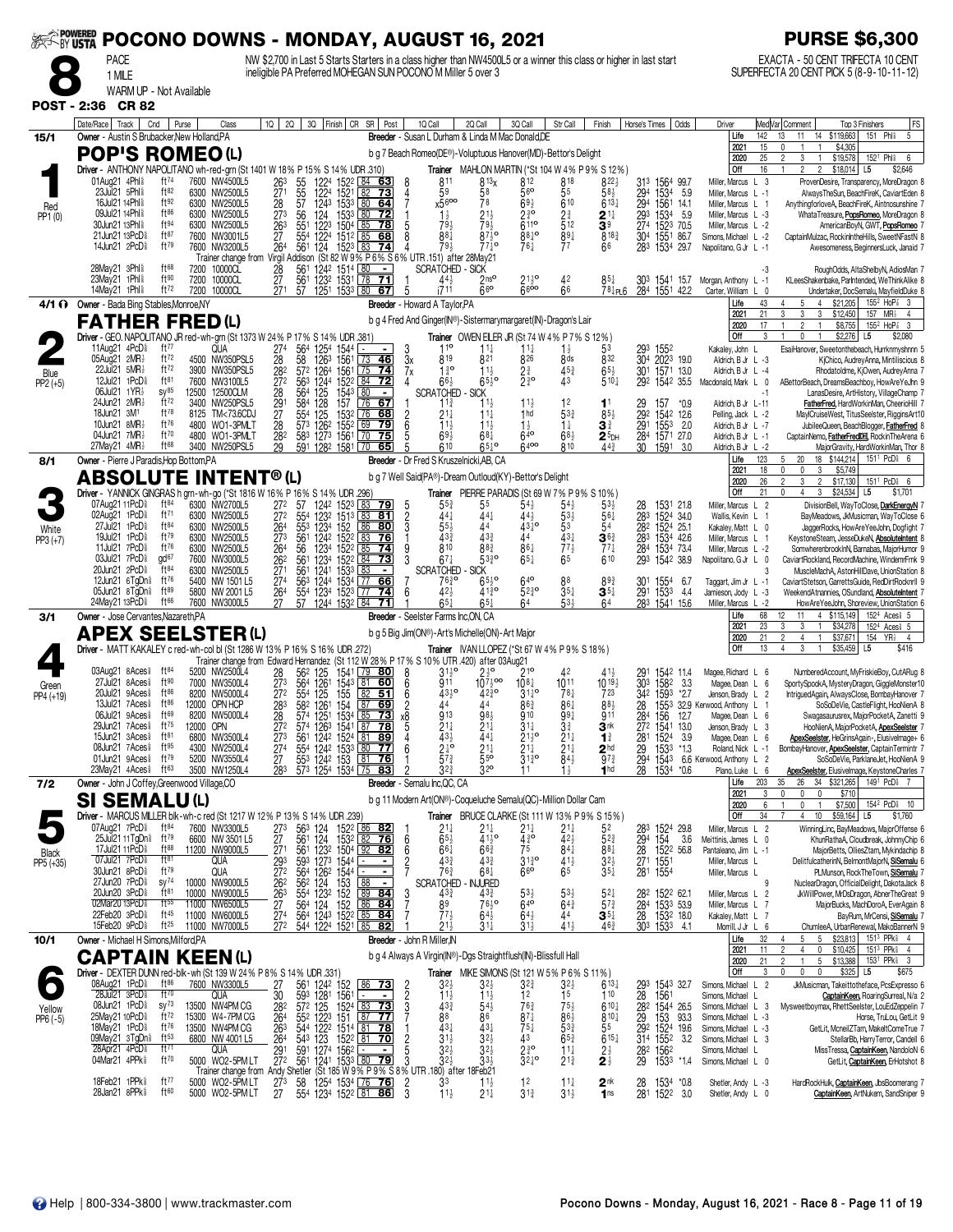# POCONO DOWNS - MONDAY, AUGUST 16, 2021

**PURSE $6,300**

**8** — PACE, 1 MILE, WARM UP - Not Available

NW $2,700 in Last 5 Starts Starters in a class higher than NW4500L5 or a winner this class or higher in last start ineligible PA Preferred MOHEGAN SUN POCONO M Miller 5 over 3

EXACTA - 50 CENT TRIFECTA 10 CENT SUPERFECTA 20 CENT PICK 5 (8-9-10-11-12)

**POST - 2:36 CR 82**

---

## 1 — POP'S ROMEO (L) — 15/1 — Red PP1 (0)

Owner - Austin S Brubacker,New Holland,PA
Breeder - Susan L Durham & Linda M Mac Donald,DE
b g 7 Beach Romeo(DE®)-Voluptuous Hanover(MD)-Bettor's Delight
Driver - ANTHONY NAPOLITANO wh-red-grn (St 1401 W 18% P 15% S 14% UDR .310)
Trainer MAHLON MARTIN (*St 104 W 4% P 9% S 12%)

| | Starts | W | P | S | Earnings | Best |
|---|---|---|---|---|---|---|
| Life | 142 | 13 | 11 | 14 | $119,663 | 151 Phl⅝ 5 |
| 2021 | 15 | 0 | 1 | 1 | $4,305 | |
| 2020 | 25 | 2 | 3 | 1 | $19,578 | 152¹ Phl⅝ 6 |
| Off | 16 | 1 | 2 | 2 | $18,014 | L5 $2,646 |

| Date/Race | Track | Cnd | Purse | Class | 1Q | 2Q | 3Q | Finish | CR | SR | Post | 1Q Call | 2Q Call | 3Q Call | Str Call | Finish | Horse's Times | Odds | Driver | Med Var | Comment/Top 3 Finishers | FS |
|---|---|---|---|---|---|---|---|---|---|---|---|---|---|---|---|---|---|---|---|---|---|---|
| 01Aug21 4Phl⅝ | | ft74 | 7600 | NW4500L5 | 26³ | 55 | 122⁴ | 152² | 84 | 63 | 8 | 8¹¹ | 8¹³x | 8¹² | 8¹⁸ | 8²²¼ | 31³ 156⁴ | 99.7 | Miller, Marcus | L 3 | ProvenDesire, Transparency, MoreDragon | 8 |
| 23Jul21 5Phl⅝ | | ft82 | 6300 | NW2500L5 | 27¹ | 55 | 122⁴ | 152¹ | 82 | 73 | 4 | 5⁹ | 5⁸ | 5⁶° | 5⁵ | 5⁸½ | 29⁴ 153⁴ | 5.9 | Miller, Marcus | L -1 | AlwaysTheSun, BeachFireK, CaviartEden | 8 |
| 16Jul21 14Phl⅝ | | ft92 | 6300 | NW2500L5 | 28 | 57 | 124³ | 153³ | 80 | 64 | 7 | x5⁶°° | 7⁸ | 6⁹½ | 6¹⁰ | 6¹³¼ | 29⁴ 156¹ | 14.1 | Miller, Marcus | L 1 | AnythingforloveA, BeachFireK, Aintnosunshine | 7 |
| 09Jul21 14Phl⅝ | | ft86 | 6300 | NW2500L5 | 27³ | 56 | 124 | 153³ | 80 | 72 | 1 | 1½ | 2¹½ | 2³° | 2³ | 2¹¼ | 29³ 153⁴ | 5.9 | Miller, Marcus | L -3 | WhataTreasure, PopsRomeo, MoreDragon | 8 |
| 30Jun21 13Phl⅝ | | ft94 | 6300 | NW2500L5 | 26³ | 55¹ | 122³ | 150⁴ | 85 | 78 | 5 | 7⁹½ | 7⁹½ | 6¹¹° | 5¹² | 3⁹ | 27⁴ 152³ | 70.5 | Miller, Marcus | L -2 | AmericanBoyN, GWT, PopsRomeo | 7 |
| 21Jun21 13PcD⅝ | | ft87 | 7600 | NW3001L5 | 27 | 55⁴ | 122⁴ | 151² | 85 | 68 | 8 | 8⁸½ | 8⁷½° | 8⁸¼° | 8⁹¼ | 8¹⁸¾ | 30⁴ 155¹ | 86.7 | Simons, Michael | L -2 | CaptainMulzac, RockinintheHills, SweetNFastN | 8 |
| 14Jun21 2PcD⅝ | | ft79 | 7600 | NW3200L5 | 26⁴ | 56¹ | 124 | 152³ | 83 | 74 | 4 | 7⁹½ | 7⁷½° | 7⁶¾ | 7⁷ | 6⁶ | 28³ 153⁴ | 29.7 | Napolitano, G Jr | L -1 | Awesomeness, BeginnersLuck, Janaid | 7 |

Trainer change from Virgil Addison (St 82 W 9% P 6% S 6% UTR .151) after 28May21

| Date/Race | Track | Cnd | Purse | Class | 1Q | 2Q | 3Q | Finish | CR | SR | Post | 1Q Call | 2Q Call | 3Q Call | Str Call | Finish | Horse's Times | Odds | Driver | Med Var | Comment/Top 3 Finishers | FS |
|---|---|---|---|---|---|---|---|---|---|---|---|---|---|---|---|---|---|---|---|---|---|---|
| 28May21 3Phl⅝ | | ft68 | 7200 | 10000CL | 28 | 56¹ | 124² | 151⁴ | 80 | - | | SCRATCHED - SICK | | | | | | | | -3 | RoughOdds, AltaShelbyN, AdiosMan | 7 |
| 23May21 1Phl⅝ | | ft90 | 7200 | 10000CL | 27 | 56¹ | 123² | 153¹ | 78 | 71 | 1 | 4⁴½ | 2ns° | 2¹½° | 4² | 8⁵¼ | 30³ 154¹ | 15.7 | Morgan, Anthony | L -1 | KLeesShakenbake, ParIntended, WeThinkAlike | 8 |
| 14May21 1Phl⅝ | | ft72 | 7200 | 10000CL | 27¹ | 57 | 125¹ | 153³ | 80 | 67 | 5 | i7¹¹ | 6⁶° | 6⁶°° | 6⁶ | 7⁸¼PL6 | 28⁴ 155¹ | 42.2 | Carter, William | L 0 | Undertaker, DocSemalu, MayfieldDuke | 8 |

---

## 2 — FATHER FRED (L) — 4/1 — Blue PP2 (+5)

Owner - Bada Bing Stables,Monroe,NY
Breeder - Howard A Taylor,PA
b g 4 Fred And Ginger(IN®)-Sistermarymargaret(IN)-Dragon's Lair
Driver - GEO. NAPOLITANO JR red-wh-grn (St 1373 W 24% P 17% S 14% UDR .381)
Trainer OWEN EILER JR (St 74 W 4% P 7% S 12%)

| | Starts | W | P | S | Earnings | Best |
|---|---|---|---|---|---|---|
| Life | 43 | 4 | 5 | 4 | $21,205 | 155² HoP⅞ 3 |
| 2021 | 21 | 3 | 3 | 3 | $12,450 | 157 MR⅝ 4 |
| 2020 | 17 | 1 | 2 | 1 | $8,755 | 155² HoP⅞ 3 |
| Off | 3 | 1 | 0 | 1 | $2,276 | L5 $2,080 |

| Date/Race | Track | Cnd | Purse | Class | 1Q | 2Q | 3Q | Finish | CR | SR | Post | 1Q Call | 2Q Call | 3Q Call | Str Call | Finish | Horse's Times | Odds | Driver | Med Var | Comment/Top 3 Finishers | FS |
|---|---|---|---|---|---|---|---|---|---|---|---|---|---|---|---|---|---|---|---|---|---|---|
| 11Aug21 4PcD⅝ | | ft77 | | QUA | 27⁴ | 56⁴ | 125⁴ | 154⁴ | - | - | 3 | 1¹° | 1¹½ | 1¹½ | 1⅜ | 5³ | 29³ 155² | | Kakaley, John | L | EsaiHanover, Sweetonthebeach, Hurrknmyshnnn | 5 |
| 05Aug21 2MR⅝ | | ft72 | 4500 | NW350PSL5 | 28 | 58 | 126³ | 156¹ | 73 | 46 | 3x | 8¹⁹ | 8²¹ | 8²⁶ | 8ds | 8³² | 30⁴ 202³ | 19.0 | Aldrich, B Jr | L -3 | KjChico, AudreyAnna, Mintiliscious | 8 |
| 22Jul21 5MR⅝ | | ft72 | 3900 | NW350PSL5 | 28² | 57² | 126⁴ | 156¹ | 75 | 74 | 7x | 1⅜° | 1¹½ | 2⅜ | 4⁵¾ | 6⁵½ | 30¹ 157¹ | 13.0 | Aldrich, B Jr | L -4 | Rhodatoldme, KjOwen, AudreyAnna | 7 |
| 12Jul21 1PcD⅝ | | ft81 | 7600 | NW3100L5 | 27² | 56³ | 124⁴ | 152² | 84 | 72 | 4 | 6⁶½ | 6⁵½° | 2¾° | 4³ | 5¹⁰¼ | 29² 154² | 35.5 | Macdonald, Mark | L 0 | ABettorBeach, DreamsBeachboy, HowAreYeJhn | 9 |
| 06Jul21 1YR½ | | sy85 | 12500 | 12500CLM | 28 | 56⁴ | 125 | 154³ | 80 | - | | SCRATCHED - SICK | | | | | | | | -1 | LanasDesire, ArtHistory, VillageChamp | 7 |
| 24Jun21 2MR⅝ | | ft72 | 3400 | NW250PSL5 | 29¹ | 58⁴ | 128 | 157 | 76 | 67 | 1 | 1¹½ | 1¹½ | 1¹½ | 1² | 1¹ | 29 157 | *0.9 | Aldrich, B Jr | L -11 | FatherFred, HardWorkinMan, CheerioHill | 7 |
| 18Jun21 3M1 | | ft78 | 8125 | TM<73CDJ | 27 | 55⁴ | 125 | 153² | 76 | 68 | 2 | 2¹¼ | 1¹¼ | 1hd | 5³½ | 8⁵½ | 29² 154² | 12.6 | Pelling, Jack | L -2 | MaylCruiseWest, TitusSeelster, RigginsArt10 | 9 |
| 10Jun21 8MR⅝ | | ft76 | 4800 | WO1-3PMLT | 28 | 57³ | 126² | 155² | 69 | 79 | 6 | 1¹½ | 1¹½ | 1½ | 1¼ | 3⅞ | 29¹ 155³ | 2.0 | Aldrich, B Jr | L -7 | JubileeQueen, BeachBlogger, FatherFred | 8 |
| 04Jun21 7MR⅝ | | ft70 | 4800 | WO1-3PMLT | 28² | 58³ | 127³ | 156¹ | 70 | 75 | 5 | 6⁹½ | 6⁸¼ | 6⁴° | 6⁸½ | 2⁵DH | 28⁴ 157¹ | 27.0 | Aldrich, B Jr | L -1 | CaptainNemo, FatherFredDH, RockinTheArena | 6 |
| 27May21 4MR⅝ | | ft68 | 3400 | NW250PSL5 | 29 | 59¹ | 128² | 158¹ | 70 | 65 | 5 | 6¹⁰ | 6⁵½° | 6⁴°° | 8¹⁰ | 4⁴¾ | 30 159¹ | 3.0 | Aldrich, B Jr | L -2 | MajorGravity, HardWorkinMan, Thor | 8 |

---

## 3 — ABSOLUTE INTENT® (L) — 8/1 — White PP3 (+7)

Owner - Pierre J Paradis,Hop Bottom,PA
Breeder - Dr Fred S Kruszelnicki,AB, CA
b g 7 Well Said(PA®)-Dream Outloud(KY)-Bettor's Delight
Driver - YANNICK GINGRAS h grn-wh-go (*St 1816 W 16% P 16% S 14% UDR .296)
Trainer PIERRE PARADIS (St 69 W 7% P 9% S 10%)

| | Starts | W | P | S | Earnings | Best |
|---|---|---|---|---|---|---|
| Life | 123 | 5 | 20 | 18 | $144,214 | 151¹ PcD⅝ 6 |
| 2021 | 18 | 0 | 0 | 3 | $5,749 | |
| 2020 | 26 | 2 | 3 | 2 | $17,130 | 151¹ PcD⅝ 6 |
| Off | 21 | 0 | 4 | 3 | $24,534 | L5 $1,701 |

| Date/Race | Track | Cnd | Purse | Class | 1Q | 2Q | 3Q | Finish | CR | SR | Post | 1Q Call | 2Q Call | 3Q Call | Str Call | Finish | Horse's Times | Odds | Driver | Med Var | Comment/Top 3 Finishers | FS |
|---|---|---|---|---|---|---|---|---|---|---|---|---|---|---|---|---|---|---|---|---|---|---|
| 07Aug21 11PcD⅝ | | ft84 | 6300 | NW2700L5 | 27² | 57 | 124² | 152³ | 83 | 79 | 5 | 5⁵½ | 5⁵ | 5⁴½ | 5⁴½ | 5³½ | 28 153¹ | 21.8 | Miller, Marcus | L 2 | DivisionBell, WayToClose, DarkEnergyN | 7 |
| 02Aug21 1PcD⅝ | | ft71 | 6300 | NW2500L5 | 27² | 55⁴ | 123² | 151³ | 83 | 81 | 2 | 4⁴¼ | 4⁴¼ | 4⁴½ | 5³½ | 5⁶¼ | 28³ 152⁴ | 34.0 | Wallis, Kevin | L 1 | BayMeadows, JkMusicman, WayToClose | 6 |
| 27Jul21 1PcD⅝ | | ft84 | 6300 | NW2500L5 | 26⁴ | 55³ | 123⁴ | 152 | 86 | 80 | 3 | 5⁵½ | 4⁴ | 4³½° | 5³ | 5⁴ | 28² 152⁴ | 25.1 | Kakaley, Matt | L 0 | JaggerRocks, HowAreYeeJohn, Dogfight | 7 |
| 19Jul21 1PcD⅝ | | ft79 | 6300 | NW2500L5 | 27³ | 56¹ | 124² | 152² | 83 | 76 | 1 | 4³¾ | 4³¾ | 4⁴ | 4³¼ | 3⁶¾ | 28³ 153⁴ | 42.6 | Miller, Marcus | L 1 | KeystoneSteam, JesseDukeN, AbsoluteIntent | 8 |
| 11Jul21 7PcD⅝ | | ft76 | 6300 | NW2500L5 | 26⁴ | 56 | 123⁴ | 152² | 85 | 74 | 9 | 8¹⁰ | 8⁸¾ | 8⁶¼ | 7⁷½ | 7⁷¼ | 28⁴ 153⁴ | 73.4 | Miller, Marcus | L -2 | SomwhereinbrooklnN, Barnabas, MajorHumor | 9 |
| 03Jul21 7PcD⅝ | | gd67 | 7600 | NW3000L5 | 26² | 56¹ | 123⁴ | 152² | 84 | 73 | 3 | 6⁷¼ | 5³½° | 6⁵¼ | 6⁵ | 6¹⁰ | 29³ 154² | 38.9 | Napolitano, G Jr | L 0 | CaviartRockland, RecordMachine, WindemrFrnk | 9 |
| 20Jun21 2PcD⅝ | | ft84 | 6300 | NW2500L5 | 27¹ | 56¹ | 124¹ | 153³ | 83 | - | | SCRATCHED - SICK | | | | | | | | 3 | MuscleMachA, AstonHillDave, UnionStation | 8 |
| 12Jun21 6TgDn⅞ | | ft76 | 5400 | NW 1501L5 | 27⁴ | 56³ | 124⁴ | 153⁴ | 77 | 66 | 7 | 7⁶³° | 6⁵½° | 6⁴° | 8⁸ | 8⁹¾ | 30¹ 155⁴ | 6.7 | Taggart, Jim Jr | L -1 | CaviartStetson, GarrettsGuide, RedDirtRocknrll | 9 |
| 05Jun21 8TgDn⅞ | | ft89 | 5800 | NW 2001L5 | 26⁴ | 55⁴ | 123⁴ | 152³ | 77 | 74 | 6 | 4²½ | 4¹½° | 5²¾° | 3⁵¼ | 3⁵¼ | 29¹ 153³ | 4.4 | Jamieson, Jody | L -3 | WeekendAtnannies, OSundland, AbsoluteIntent | 7 |
| 24May21 13PcD⅝ | | ft66 | 7600 | NW3000L5 | 27 | 57 | 124⁴ | 153² | 84 | 71 | | 6⁵¼ | 6⁵¼ | 6⁴ | 5³½ | 6⁴ | 28³ 154¹ | 15.6 | Miller, Marcus | L -2 | HowAreYeeJohn, Shoreview, UnionStation | 6 |

---

## 4 — APEX SEELSTER (L) — 3/1 — Green PP4 (+19)

Owner - Jose Cervantes,Nazareth,PA
Breeder - Seelster Farms Inc,ON, CA
b g 5 Big Jim(ON®)-Art's Michelle(ON)-Art Major
Driver - MATT KAKALEY c red-wh-col bl (St 1286 W 13% P 16% S 16% UDR .272)
Trainer IVAN LLOPEZ (*St 67 W 4% P 9% S 18%)

| | Starts | W | P | S | Earnings | Best |
|---|---|---|---|---|---|---|
| Life | 68 | 12 | 11 | 4 | $115,149 | 152⁴ Aces⅝ 5 |
| 2021 | 23 | 3 | 3 | 1 | $34,278 | 152⁴ Aces⅝ 5 |
| 2020 | 21 | 2 | 4 | 1 | $37,671 | 154 YR½ 4 |
| Off | 13 | 4 | 3 | 1 | $35,459 | L5 $416 |

Trainer change from Edward Hernandez (St 112 W 28% P 17% S 10% UTR .420) after 03Aug21

| Date/Race | Track | Cnd | Purse | Class | 1Q | 2Q | 3Q | Finish | CR | SR | Post | 1Q Call | 2Q Call | 3Q Call | Str Call | Finish | Horse's Times | Odds | Driver | Med Var | Comment/Top 3 Finishers | FS |
|---|---|---|---|---|---|---|---|---|---|---|---|---|---|---|---|---|---|---|---|---|---|---|
| 03Aug21 8Aces⅝ | | ft84 | 5200 | NW2500L4 | 28 | 56² | 125 | 154¹ | 79 | 80 | 8 | 3¹³° | 2⅜° | 2¹° | 4² | 4¹½ | 29¹ 154² | 11.4 | Magee, Richard | L 6 | NumberedAccount, MyFriskieBoy, CutARug | 8 |
| 27Jul21 8Aces⅝ | | ft90 | 7000 | NW3500L4 | 27³ | 56⁴ | 126¹ | 154³ | 81 | 60 | 6 | 9¹¹ | 10⁷½°° | 10⁸¼ | 10¹¹ | 10¹⁹½ | 30³ 158² | 3.3 | Magee, Dean | L 6 | SportySpookA, MysteryDragon, GiggleMonster10 | |
| 20Jul21 9Aces⅝ | | ft86 | 8200 | NW5000L4 | 27² | 55⁴ | 125 | 155 | 82 | 51 | 6 | 4³½° | 4²¾° | 3¹½° | 7⁸½ | 7²³ | 34² 159³ | *2.7 | Jenson, Brady | L 2 | IntriguedAgain, AlwaysClose, BombayHanover | 7 |
| 13Jul21 7Aces⅝ | | ft86 | 12000 | OPN HCP | 28³ | 58² | 126¹ | 154 | 87 | 69 | 2 | 4⁴ | 4⁴ | 8⁶¾ | 8⁶¼ | 8⁸½ | 28 155³ | 32.9 | Kerwood, Anthony | L 1 | SoSoDeVie, CastleFlight, HooNienA | 8 |
| 06Jul21 9Aces⅝ | | ft69 | 8200 | NW5000L4 | 28 | 57⁴ | 125¹ | 153⁴ | 85 | 73 | x8 | 9¹³ | 9⁸½ | 9¹⁰ | 9⁹½ | 9¹¹ | 28⁴ 156 | 12.7 | Magee, Dean | L 6 | Swagasaurusrex, MajorPocketA, Zanetti | 9 |
| 29Jun21 7Aces⅝ | | ft75 | 12000 | OPN | 27² | 57⁴ | 126³ | 154¹ | 87 | 78 | 5 | 2¹½ | 2¹½ | 3¹¼ | 3¾ | 3nk | 27² 154¹ | 13.0 | Jenson, Brady | L 3 | HooNienA, MajorPocketA, ApexSeelster | 7 |
| 15Jun21 3Aces⅝ | | ft81 | 6800 | NW3500L4 | 27³ | 56¹ | 124² | 152⁴ | 81 | 89 | 4 | 4³½ | 4⁴¼ | 2¹½° | 2¹¼ | 1¾ | 28¹ 152⁴ | 3.9 | Magee, Dean | L 6 | ApexSeelster, HeGrinsAgain-, Elusivelmage+ | 6 |
| 08Jun21 7Aces⅝ | | ft95 | 4300 | NW2500L4 | 27⁴ | 55⁴ | 124² | 153³ | 80 | 77 | 6 | 2⅜° | 2¹½ | 2¹¼ | 2¹¼ | 2hd | 29 153³ | *1.3 | Roland, Nick | L -1 | BombayHanover, ApexSeelster, CaptainTermintr | 7 |
| 01Jun21 9Aces⅝ | | ft79 | 5200 | NW3550L4 | 27 | 55³ | 124² | 153 | 81 | 76 | | 5⁷½ | 5⁵° | 3¹½° | 8⁴¼ | 9⁷¾ | 29⁴ 154³ | 6.6 | Kerwood, Anthony | L 2 | SoSoDeVie, ParklaneJet, HooNienA | 9 |
| 23May21 4Aces⅝ | | ft63 | 3500 | NW1250L4 | 28³ | 57³ | 125⁴ | 154³ | 75 | 83 | | 3²½ | 3²° | 1¹ | 1½ | 1hd | 28 153⁴ | *0.6 | Plano, Luke | L 6 | ApexSeelster, Elusivelmage, KeystoneCharles | 7 |

---

## 5 — SI SEMALU (L) — 7/2 — Black PP5 (+35)

Owner - John J Coffey,Greenwood Village,CO
Breeder - Semalu Inc,QC, CA
b g 11 Modern Art(ON®)-Coqueluche Semalu(QC)-Million Dollar Cam
Driver - MARCUS MILLER blk-wh-c red (St 1217 W 12% P 13% S 14% UDR .239)
Trainer BRUCE CLARKE (St 111 W 13% P 9% S 15%)

| | Starts | W | P | S | Earnings | Best |
|---|---|---|---|---|---|---|
| Life | 203 | 35 | 26 | 34 | $321,265 | 149¹ PcD⅝ 7 |
| 2021 | 3 | 0 | 0 | 0 | $710 | |
| 2020 | 6 | 1 | 0 | 1 | $7,500 | 154² PcD⅝ 10 |
| Off | 34 | 7 | 4 | 10 | $59,164 | L5 $1,760 |

| Date/Race | Track | Cnd | Purse | Class | 1Q | 2Q | 3Q | Finish | CR | SR | Post | 1Q Call | 2Q Call | 3Q Call | Str Call | Finish | Horse's Times | Odds | Driver | Med Var | Comment/Top 3 Finishers | FS |
|---|---|---|---|---|---|---|---|---|---|---|---|---|---|---|---|---|---|---|---|---|---|---|
| 07Aug21 7PcD⅝ | | ft84 | 7600 | NW3300L5 | 27³ | 56³ | 124 | 152² | 86 | 82 | 1 | 2¹½ | 2¹½ | 2¹½ | 2¹½ | 5² | 28³ 152⁴ | 29.8 | Miller, Marcus | L 2 | WinningLinc, BayMeadows, MajorOffense | 6 |
| 25Jul21 11TgDn⅞ | | ft79 | 6600 | NW 3501L5 | 27 | 56¹ | 124 | 152² | 82 | 76 | 6 | 6⁵½ | 4¹½° | 4³° | 4²½ | 5²¾ | 29⁴ 154 | 3.6 | Melttinis, James | L 0 | KhunRathaA, Cloudbreak, JohnnyChip | 6 |
| 17Jul21 11PcD⅝ | | ft88 | 11200 | NW9000L5 | 27 | 56¹ | 123² | 150⁴ | 92 | 82 | 6 | 6⁶½ | 6⁶¾ | 7⁵ | 8⁴¼ | 8⁸¾ | 28 152² | 56.8 | Pantaleano, Jim | L -1 | MajorBetts, OlliesZtam, Mykindachip | 8 |
| 07Jul21 7PcD⅝ | | ft81 | | QUA | 29³ | 59³ | 127³ | 154⁴ | - | - | 2 | 4³½ | 4³½ | 3¹½° | 4¹½ | 3²½ | 27¹ 155¹ | | Miller, Marcus | L | DelitfulcatherinN, BelmontMajorN, SiSemalu | 6 |
| 30Jun21 8PcD⅝ | | ft79 | | QUA | 27² | 56⁴ | 126² | 154⁴ | - | - | 7 | 7⁶¾ | 6⁸½ | 6⁶° | 6⁵ | 3⁵½ | 28¹ 155⁴ | | Miller, Marcus | L | PLMunson, RockTheTown, SiSemalu | 7 |
| 27Jun20 7PcD⅝ | | sy74 | 10000 | NW9000L5 | 26² | 56² | 124 | 153 | 88 | - | | SCRATCHED - INJURED | | | | | | | | 9 | NuclearDragon, OfficialDelight, DakotaJack | 8 |
| 20Jun20 3PcD⅝ | | ft81 | 10000 | NW9000L5 | 26³ | 55⁴ | 123² | 152 | 89 | 84 | 3 | 4³½ | 4³½ | 5³½ | 5³½ | 5²¼ | 28² 152² | 62.1 | Miller, Marcus | L 2 | JkWillPower, MrDsDragon, AbnerTheGreat | 9 |
| 02Mar20 13PcD⅝ | | ft55 | 11000 | NW6500L5 | 27 | 56⁴ | 124 | 152 | 86 | 84 | 7 | 8⁹ | 7⁶½° | 6⁴° | 6⁴¾ | 5⁷¾ | 28⁴ 153³ | 53.9 | Miller, Marcus | L 7 | MajorBucks, MachDoroA, EverAgain | 8 |
| 22Feb20 3PcD⅝ | | ft45 | 11000 | NW6000L5 | 27⁴ | 56⁴ | 124³ | 152³ | 85 | 84 | | 7⁷½ | 6⁴½ | 6⁴½ | 4⁴ | 3⁵¼ | 28 153² | 18.0 | Kakaley, Matt | L 7 | BayRum, MrCensi, SiSemalu | 7 |
| 15Feb20 9PcD⅝ | | ft25 | 11000 | NW7000L5 | 27² | 54⁴ | 122⁴ | 152¹ | 85 | 82 | | 2¹½ | 3¹¼ | 3¹½ | 4¹½ | 4⁶¾ | 30³ 153³ | 4.1 | Morrill, J Jr | L 6 | ChumleeA, UrbanRenewal, MakoBannerN | 9 |

---

## 6 — CAPTAIN KEEN (L) — 10/1 — Yellow PP6 (-5)

Owner - Michael H Simons,Milford,PA
Breeder - John R Miller,IN
b g 4 Always A Virgin(IN®)-Dgs Straightflush(IN)-Blissfull Hall
Driver - DEXTER DUNN red-blk-wh (St 139 W 24% P 8% S 14% UDR .331)
Trainer MIKE SIMONS (St 121 W 5% P 6% S 11%)

| | Starts | W | P | S | Earnings | Best |
|---|---|---|---|---|---|---|
| Life | 32 | 4 | 5 | 5 | $23,813 | 151³ PPk⅝ 4 |
| 2021 | 11 | 2 | 4 | 0 | $10,425 | 151³ PPk⅝ 4 |
| 2020 | 21 | 2 | 1 | 5 | $13,388 | 153¹ PPk⅝ 3 |
| Off | 3 | 0 | 0 | 0 | $325 | L5 $675 |

| Date/Race | Track | Cnd | Purse | Class | 1Q | 2Q | 3Q | Finish | CR | SR | Post | 1Q Call | 2Q Call | 3Q Call | Str Call | Finish | Horse's Times | Odds | Driver | Med Var | Comment/Top 3 Finishers | FS |
|---|---|---|---|---|---|---|---|---|---|---|---|---|---|---|---|---|---|---|---|---|---|---|
| 08Aug21 1PcD⅝ | | ft86 | 7600 | NW3300L5 | 27 | 56¹ | 124² | 152 | 86 | 73 | 2 | 3²½ | 3²½ | 3²¾ | 3²½ | 6¹³¼ | 29³ 154³ | 32.7 | Simons, Michael | L 2 | JkMusicman, Takeittotheface, PcsExpresso | 6 |
| 28Jul21 3PcD⅝ | | ft70 | | QUA | 30 | 59³ | 128¹ | 156¹ | - | - | 2 | 1¹½ | 1¹½ | 1² | 1⁵ | 1¹⁰ | 28 156¹ | | Simons, Michael | L | CaptainKeen, RoaringSurreal, N/a | 2 |
| 08Jun21 1PcD⅝ | | sy73 | 13500 | NW4PM CG | 28² | 57² | 125 | 152⁴ | 83 | 73 | 3 | 4³½ | 5⁴½ | 7⁶¾ | 7⁵½ | 6¹⁰¼ | 28² 154⁴ | 26.5 | Simons, Michael | L 3 | Mysweetboymax, RhettSeelster, LouEdZeppelin | 7 |
| 25May21 10PcD⅝ | | ft72 | 15300 | W4-7PM CG | 26⁴ | 55² | 122³ | 151 | 87 | 77 | 7 | 8⁸ | 8⁶ | 8⁷¼ | 8⁶½ | 8¹⁰¼ | 29 153 | 93.3 | Simons, Michael | L -3 | Horse, TruLou, GetLit | 9 |
| 18May21 1PcD⅝ | | ft76 | 13500 | NW4PM CG | 26³ | 54⁴ | 122² | 151⁴ | 81 | 78 | 1 | 4³¼ | 4³½ | 7⁵¼ | 5³¾ | 5⁵ | 29² 152⁴ | 19.6 | Simons, Michael | L -3 | GetLit, McneilZTam, MakeltComeTrue | 7 |
| 09May21 3TgDn⅞ | | ft53 | 6800 | NW 4001L5 | 26⁴ | 54³ | 123 | 152² | 81 | 70 | 2 | 3¹½ | 3²½ | 4³ | 6⁵¾ | 6¹⁵¼ | 31⁴ 155² | 3.2 | Simons, Michael | L 3 | StellarBb, HarryTerror, Candell | 6 |
| 28Apr21 4PcD⅝ | | ft71 | | QUA | 29¹ | 59¹ | 127⁴ | 156² | - | - | 5 | 3²½ | 3²½ | 2³° | 1¹½ | 2½ | 28² 156² | | Simons, Michael | L | MissTressa, CaptainKeen, NandoloN | 6 |
| 04Mar21 4PPk⅝ | | ft70 | 5000 | WO2-5PM LT | 27² | 56¹ | 124¹ | 153³ | 80 | 79 | 3 | 3²½ | 3³½ | 3²½° | 2¹¾ | 2¾ | 29 153³ | *1.4 | Simons, Michael | L 0 | GetLit, CaptainKeen, ErHotshot | 8 |

Trainer change from Andy Shetler (St 185 W 9% P 9% S 8% UTR .180) after 18Feb21

| Date/Race | Track | Cnd | Purse | Class | 1Q | 2Q | 3Q | Finish | CR | SR | Post | 1Q Call | 2Q Call | 3Q Call | Str Call | Finish | Horse's Times | Odds | Driver | Med Var | Comment/Top 3 Finishers | FS |
|---|---|---|---|---|---|---|---|---|---|---|---|---|---|---|---|---|---|---|---|---|---|---|
| 18Feb21 1PPk⅝ | | ft77 | 5000 | WO2-5PM LT | 27³ | 58 | 125⁴ | 153⁴ | 76 | 76 | 2 | 3³ | 1¹½ | 1² | 1¹½ | 2nk | 28 153⁴ | *0.8 | Shetler, Andy | L -3 | HardRockHulk, CaptainKeen, JbsBoomerang | 7 |
| 28Jan21 8PPk⅝ | | ft60 | 5000 | WO2-5PM LT | 27 | 55⁴ | 123⁴ | 152² | 81 | 86 | 3 | 1¹½ | 2¹¼ | 3¹½ | 3¹½ | 1ns | 28¹ 152² | 3.0 | Shetler, Andy | L 0 | CaptainKeen, ArtNuken, SandSniper | 9 |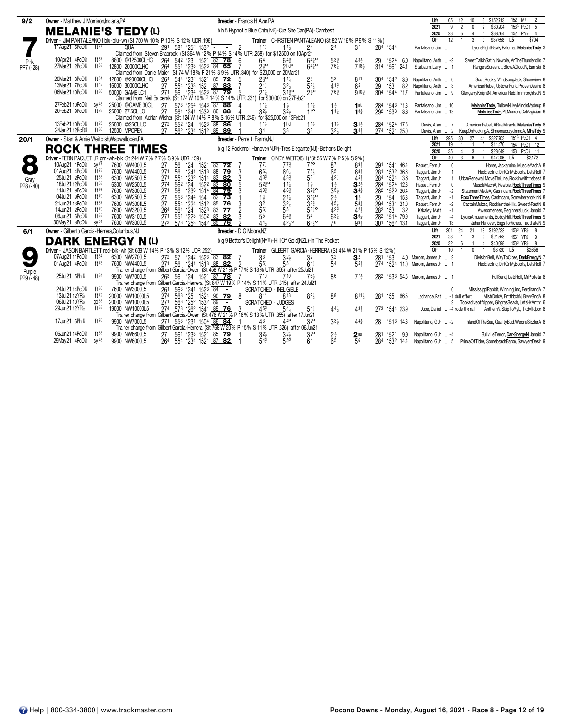## 7 — MELANIE'S TEDY (L) — 9/2 — Pink — PP7 (-28)

**Owner** - Matthew J Morrison,Indiana,PA
**Breeder** - Francis H Azur,PA
b h 5 Hypnotic Blue Chip(IN®)-Cuz She Can(PA)-Cambest
**Driver** - JIM PANTALEANO l blu-blu-wh (St 750 W 10% P 10% S 12% UDR .196)
**Trainer** CHRISTEN PANTALEANO (St 82 W 16% P 9% S 11%)

| | Starts | Win | Place | Show | Earnings | Best |
|---|---|---|---|---|---|---|
| Life | 65 | 12 | 10 | 6 | $152,713 | 152 M¹ 2 |
| 2021 | 9 | 2 | 0 | 2 | $30,204 | 153³ PcD⅝ 5 |
| 2020 | 23 | 6 | 4 | 1 | $38,564 | 152¹ Phl⅝ 4 |
| Off | 12 | 1 | 3 | 0 | $37,658 | L5 $704 |

| Date | Track | Cond | Class | 1/4 | 1/2 | 3/4 | Fin | PP | 1/4 | 1/2 | 3/4 | Str | Fin | Time | Odds | Driver | Order of Finish |
|---|---|---|---|---|---|---|---|---|---|---|---|---|---|---|---|---|---|
| 11Aug21 5PcD⅝ | | ft⁷⁷ | QUA | 29¹ | 58¹ 125² | 153² | - | 2 | 1 1¼ | 1 1½ | 2 3 | 2 4 | 3 7 | 28⁴ 154⁴ | | Pantaleano, Jim L | LyonsNightHawk, Palomar, MelaniesTedy 3 |
| Claimed from Steven Brabrook (St 364 W 12% P 14% S 14% UTR .258) for $12,500 on 10Apr21 |
| 10Apr21 4PcD⅝ | | ft⁶⁷ | 8800 ©12500CLHC | 26⁴ | 54² 123 | 152¹ | 83 78 | 6 | 6 4 | 6 4¾ | 6 4¼° | 5 3¾ | 4 3½ | 29 152⁴ | 6.0 | Napolitano, Anth L -2 | SweetTalkinSatin, Newbie, AnTheThunderolls 7 |
| 27Mar21 2PcD⅝ | | ft⁵⁸ | 12800 20000CLHC | 26⁴ | 55¹ 123³ | 152³ | 84 65 | 7 | 2 ½° | 2 hd° | 6 4¼° | 7 6¼ | 7 18½ | 31⁴ 156¹ | 24.1 | Stalbaum, Larry L 1 | RangersSureshot, BlowACloudN, Barnski 8 |
| Claimed from Daniel Maier (St 74 W 18% P 21% S 9% UTR .340) for $20,000 on 20Mar21 |
| 20Mar21 8PcD⅝ | | ft⁵¹ | 12800 ©20000CLHC | 26⁴ | 54⁴ 123² | 152¹ | 85 72 | 5 | 2 ½° | 1 1½ | 2 ¾ | 5 3 | 8 11 | 30⁴ 154² | 3.9 | Napolitano, Anth L 0 | ScottRocks, WindsongJack, Shoreview 8 |
| 13Mar21 7PcD⅝ | | ft⁴³ | 16000 30000CLHC | 27 | 55⁴ 123³ | 152 | 87 83 | 7 | 2 1¼ | 3 2½ | 5 2½ | 4 1¾ | 6 5 | 29 153 | 8.2 | Napolitano, Anth L 3 | AmericanRebel, UptownFunk, ProvenDesire 8 |
| 06Mar21 10PcD⅝ | | ft³⁰ | 50000 GAME LC1 | 27¹ | 56 123⁴ | 152³ | 87 79 | 5 | 2 1¼ | 3 1¾° | 2 ½° | 7 6¾ | 9 10¾ | 30⁴ 154⁴ | *1.7 | Pantaleano, Jim L 9 | GlengarryKnightN, AmericanRebl, ImmrbrghtsdN 9 |
| Claimed from Neil Balcerak (St 174 W 10% P 14% S 14% UTR .231) for $30,000 on 27Feb21 |
| 27Feb21 10PcD⅝ | | sy⁴³ | 25000 ©GAME 30CL | 27 | 57³ 125⁴ | 154³ | 87 88 | 4 | 1 1¼ | 1 ½ | 1 1¼ | 1 ½ | 1 nk | 28⁴ 154³ | *1.3 | Pantaleano, Jim L 16 | MelaniesTedy, TullowN, MyMindIsMadeup 8 |
| 20Feb21 9PcD⅝ | | ft²⁸ | 25000 27.5CL LC | 27 | 56¹ 124¹ | 153³ | 86 88 | 4 | 3 2½ | 3 2½ | 1 1° | 1 1¼ | 1 3¼ | 29² 153³ | 3.8 | Pantaleano, Jim L 12 | MelaniesTedy, PLMunson, DaMagician 8 |
| Claimed from Adrian Wisher (St 124 W 14% P 8% S 16% UTR .246) for $25,000 on 13Feb21 |
| 13Feb21 10PcD⅝ | | ft²⁵ | 25000 ©25CL LC | 27² | 55² 124 | 152³ | 88 86 | 1 | 1 1¼ | 1 hd | 1 1¼ | 1 1¼ | 3 1½ | 28⁴ 152⁴ | 17.5 | Davis, Allan L 7 | AmericanRebel, ARealMiracle, MelaniesTedy 8 |
| 24Jan21 12RcR⅞ | | ft³⁰ | 12500 MPOPEN | 27 | 56² 123⁴ | 151² | 89 89 | 1 | 3 4 | 3 3 | 3 3 | 3 2½ | 3 4¼ | 27⁴ 152¹ | 25.0 | Davis, Allan L 2 | KeepOnRockingA, ShneonucrzydimndA, MlnsTdy 9 |

## 8 — ROCK THREE TIMES — 20/1 — Gray — PP8 (-40)

**Owner** - Stan & Amie Weitoish,Wapwallopen,PA
**Breeder** - Perretti Farms,NJ
b g 12 Rocknroll Hanover(NJ®)-Tres Elegante(NJ)-Bettor's Delight
**Driver** - FERN PAQUET JR grn-wh-blk (St 244 W 7% P 7% S 9% UDR .139)
**Trainer** CINDY WEITOISH (*St 55 W 7% P 5% S 9%)

| | Starts | Win | Place | Show | Earnings | Best |
|---|---|---|---|---|---|---|
| Life | 295 | 30 | 27 | 41 | $327,703 | 151³ PcD⅝ 4 |
| 2021 | 19 | 1 | 1 | 5 | $11,470 | 154 PcD⅝ 12 |
| 2020 | 35 | 4 | 3 | 1 | $28,049 | 153 PcD⅝ 11 |
| Off | 40 | 3 | 6 | 4 | $47,206 | L5 $2,172 |

| Date | Track | Cond | Class | 1/4 | 1/2 | 3/4 | Fin | PP | 1/4 | 1/2 | 3/4 | Str | Fin | Time | Odds | Driver | Order of Finish |
|---|---|---|---|---|---|---|---|---|---|---|---|---|---|---|---|---|---|
| 10Aug21 1PcD⅝ | | sy⁷⁷ | 7600 NW4000L5 | 27 | 56 124 | 152¹ | 83 72 | 7 | 7 7¼ | 7 7¾ | 7 5° | 8 7 | 8 9¾ | 29¹ 154¹ | 46.4 | Paquet, Fern Jr 0 | Horse, Jackamino, MuscleMachA 8 |
| 01Aug21 4PcD⅝ | | ft⁷³ | 7600 NW4400L5 | 27¹ | 56 124¹ | 151³ | 88 79 | 3 | 6 6½ | 6 6¼ | 7 5½ | 6 5 | 6 8¾ | 28¹ 153² | 36.6 | Taggart, Jim Jr 1 | HesElectric, DirtOnMyBoots, LetsRoll 7 |
| 25Jul21 2PcD⅝ | | ft⁶⁵ | 6300 NW2500L5 | 27¹ | 55⁴ 123² | 151⁴ | 83 82 | 3 | 4 3¾ | 4 3¾ | 5 3 | 4 2¼ | 4 5¼ | 28⁴ 152⁴ | 3.6 | Taggart, Jim Jr 1 | UrbanRenewal, MoveTheLine, Rockinwiththebest 8 |
| 18Jul21 12PcD⅝ | | ft⁶⁸ | 6300 NW2500L5 | 27⁴ | 56² 124 | 152² | 83 80 | 5 | 5 2¾° | 1 1¼ | 1 ½ | 1 ½ | 3 2½ | 28⁴ 152⁴ | 12.3 | Paquet, Fern Jr 0 | MuscleMachA, Newbie, RockThreeTimes 9 |
| 11Jul21 9PcD⅝ | | ft⁷⁶ | 7600 NW3000L5 | 27¹ | 56 123³ | 151⁴ | 84 79 | 3 | 4 3¾ | 4 3¾ | 3 2¾° | 3 5½ | 3 4¼ | 28² 152³ | 36.4 | Paquet, Fern Jr -2 | StatementMadeA, Cashncarn, RockThreeTimes 7 |
| 04Jul21 9PcD⅝ | | ft⁷⁹ | 6300 NW2500L5 | 27 | 55³ 124⁴ | 154 | 82 73 | 1 | 1 ½ | 2 1¼ | 3 1¼° | 2 ½ | 1 ½ | 29 154 | 15.8 | Taggart, Jim Jr -1 | RockThreeTimes, Cashncarn, SomwherenbrklnN 8 |
| 21Jun21 13PcD⅝ | | ft⁸⁷ | 7600 NW3001L5 | 27 | 55⁴ 122⁴ | 151² | 85 76 | 3 | 3 2 | 3 2½ | 3 2¾ | 4 5½ | 5 8¾ | 29⁴ 153¹ | 31.0 | Paquet, Fern Jr -2 | CaptainMulzac, RockinIntheHills, SweetNFastN 8 |
| 14Jun21 2PcD⅝ | | ft⁷⁹ | 7600 NW3200L5 | 26⁴ | 56¹ 124 | 152³ | 83 77 | 2 | 5 6½ | 5 5 | 5 3¼° | 4 2¾ | 4 2½ | 28² 153 | 3.2 | Kakaley, Matt -1 | Awesomeness, BeginnersLuck, Janaid 7 |
| 06Jun21 6PcD⅝ | | ft⁸⁸ | 7600 NW3100L5 | 27¹ | 55¹ 122³ | 150² | 83 82 | 3 | 5 5 | 6 4¾ | 5 4 | 6 3¼ | 3 6¾ | 28² 151⁴ | 79.9 | Taggart, Jim Jr -4 | LyonsAmusements, BuddyHill, RockThreeTimes 9 |
| 30May21 8PcD⅝ | | sy⁵¹ | 7600 NW3000L5 | 27³ | 57³ 125³ | 154² | 85 76 | 2 | 4 4½ | 4 2½° | 6 3½° | 7 6 | 9 9¾ | 30¹ 156² | 13.1 | Taggart, Jim Jr 13 | JahanHanover, BagsToRiches, TactTateN 9 |

## 9 — DARK ENERGY N (L) — 6/1 — Purple — PP9 (-48)

**Owner** - Gilberto Garcia-Herrera,Columbus,NJ
**Breeder** - D G Moore,NZ
b g 9 Bettor's Delight(NY®)-Hill Of Gold(NZL)-In The Pocket
**Driver** - JASON BARTLETT red-blk-wh (St 639 W 14% P 13% S 12% UDR .252)
**Trainer** GILBERT GARCIA-HERRERA (St 414 W 21% P 15% S 12%)

| | Starts | Win | Place | Show | Earnings | Best |
|---|---|---|---|---|---|---|
| Life | 201 | 24 | 21 | 19 | $192,522 | 153³ YR⅞ 8 |
| 2021 | 23 | 1 | 3 | 2 | $21,558 | 156¹ YR⅞ 9 |
| 2020 | 32 | 6 | 1 | 4 | $40,098 | 153³ YR⅞ 8 |
| Off | 10 | 1 | 0 | 1 | $8,720 | L5 $2,656 |

| Date | Track | Cond | Class | 1/4 | 1/2 | 3/4 | Fin | PP | 1/4 | 1/2 | 3/4 | Str | Fin | Time | Odds | Driver | Order of Finish |
|---|---|---|---|---|---|---|---|---|---|---|---|---|---|---|---|---|---|
| 07Aug21 11PcD⅝ | | ft⁸⁴ | 6300 NW2700L5 | 27² | 57 124² | 152³ | 83 82 | 7 | 3 3 | 3 2½ | 3 2 | 3 2 | 3 2 | 28¹ 153 | 4.0 | Marohn, James Jr L 2 | DivisionBell, WayToClose, DarkEnergyN 7 |
| 01Aug21 4PcD⅝ | | ft⁷³ | 7600 NW4400L5 | 27¹ | 56 124¹ | 151³ | 88 82 | 2 | 5 5¼ | 5 5 | 6 4¼ | 5 4 | 5 5¾ | 27⁴ 152⁴ | 11.0 | Marohn, James Jr L 1 | HesElectric, DirtOnMyBoots, LetsRoll 7 |
| Trainer change from Gilbert Garcia-Owen (St 458 W 21% P 17% S 13% UTR .356) after 25Jul21 |
| 25Jul21 5Phl⅝ | | ft⁸⁴ | 9900 NW7000L5 | 26³ | 56 124 | 152¹ | 87 78 | 7 | 7 10 | 7 10 | 7 6½ | 8 6 | 7 7½ | 28² 153³ | 54.5 | Marohn, James Jr L 1 | FullSend, LetsRoll, MrProfeta 8 |
| Trainer change from Gilbert Garcia-Herrera (St 847 W 19% P 14% S 11% UTR .315) after 24Jul21 |
| 24Jul21 14PcD⅝ | | ft⁸⁰ | 7600 NW3000L5 | 26¹ | 56³ 124¹ | 152³ | 84 - | | SCRATCHED - INELIGIBLE | | | | | | | 0 | MississippiRabbit, WinningLinc, FerdinandA 7 |
| 13Jul21 12YR⅞ | | ft⁷² | 20000 NW10000L5 | 27⁴ | 56³ 125 | 152⁴ | 90 79 | 8 | 8 14 | 8 13 | 8 9½ | 8 8 | 8 11½ | 28¹ 155 | 66.5 | Lachance, Pat L -1 dull effort | MistrDnldA, FntthbchN, BrvwBndA 8 |
| 06Jul21 10YR⅞ | | gd⁸⁵ | 20000 NW10000L5 | 27¹ | 56³ 125² | 153² | 89 - | | SCRATCHED - JUDGES | | | | | | | 2 | Tookadiveoffdipper, GingrasBeach, LetsHvAnthr 6 |
| 29Jun21 12YR⅞ | | ft⁸⁸ | 19000 NW10000L5 | 27⁴ | 57³ 126² | 154¹ | 89 76 | 3 | 4 5¾ | 5 4¼ | 5 4¼ | 4 4½ | 4 3¼ | 27³ 154⁴ | 23.9 | Dube, Daniel L -4 rode the rail | AnthemN, SkipToMyL, Tkdvffdppr 8 |
| Trainer change from Gilbert Garcia-Owen (St 476 W 21% P 16% S 13% UTR .355) after 17Jun21 |
| 17Jun21 6Phl⅝ | | ft⁷⁶ | 9900 NW7000L5 | 27¹ | 55³ 123¹ | 150⁴ | 86 84 | 1 | 4 3 | 4 4° | 3 2° | 3 3½ | 4 4¼ | 28 151³ | 14.8 | Napolitano, G Jr L -2 | IslandOfTheSea, QualityBud, WeonaSizzlerA 8 |
| Trainer change from Gilbert Garcia-Herrera (St 768 W 20% P 15% S 11% UTR .326) after 06Jun21 |
| 06Jun21 14PcD⅝ | | ft⁸⁵ | 9900 NW6600L5 | 27 | 56¹ 123³ | 152¹ | 85 79 | 1 | 3 2½ | 3 2½ | 3 2° | 2 ½ | 2 ns | 28¹ 152¹ | 9.9 | Napolitano, G Jr L -4 | BullvilleTerror, DarkEnergyN, Janaid 7 |
| 29May21 4PcD⅝ | | sy⁴⁸ | 9900 NW6000L5 | 26⁴ | 55⁴ 123⁴ | 152¹ | 87 82 | 1 | 5 4¾ | 5 5° | 6 4 | 6 5 | 5 6 | 28⁴ 153² | 14.4 | Napolitano, G Jr L 5 | PrinceOfTides, SomebeachBaron, SawyersDesir 9 |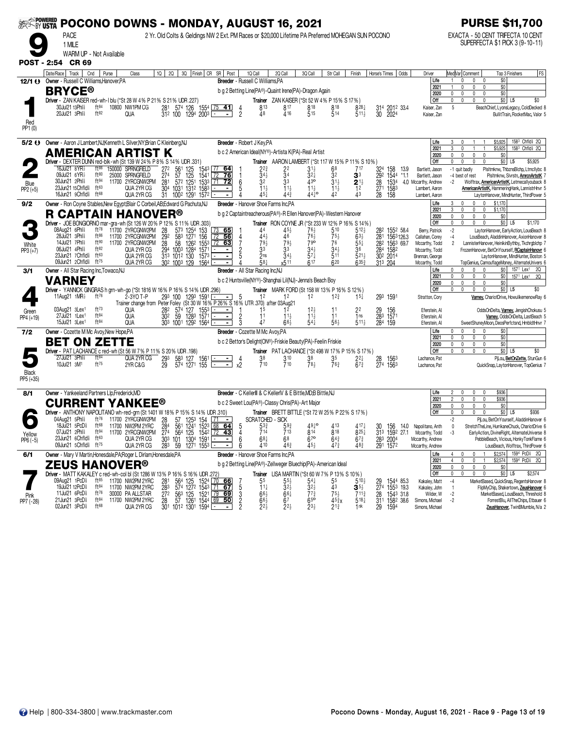# POCONO DOWNS - MONDAY, AUGUST 16, 2021

**PURSE $11,700**

**9** PACE 1 MILE — 2 Yr. Old Colts & Geldings NW 2 Ext. PM Races or $20,000 Lifetime PA Preferred MOHEGAN SUN POCONO

WARM UP - Not Available

EXACTA - 50 CENT TRIFECTA 10 CENT SUPERFECTA $1 PICK 3 (9-10-11)

**POST - 2:54 CR 69**

---

## 1 — BRYCE® (12/1) — Red, PP1 (0)

Owner - Russell C Williams,Hanover,PA | Breeder - Russell C Williams,PA

b g 2 Betting Line(PA®)-Quaint Irene(PA)-Dragon Again

Driver - ZAN KAISER red-wh-l blu (*St 28 W 4% P 21% S 21% UDR .227) | Trainer ZAN KAISER (*St 52 W 4% P 15% S 17%)

| | Starts | W | P | S | Earnings |
|---|---|---|---|---|---|
| Life | 1 | 0 | 0 | 0 | $0 |
| 2021 | 1 | 0 | 0 | 0 | $0 |
| 2020 | 0 | 0 | 0 | 0 | $0 |
| Off | 0 | 0 | 0 | 0 | $0 L5 $0 |

| Date/Race | Track | Cnd | Purse | Class | 1Q | 2Q | 3Q | Finish | CR | SR | Post | 1Q Call | 2Q Call | 3Q Call | Str Call | Finish | Horse's Times | Odds | Driver | Med Var | Top 3 Finishers |
|---|---|---|---|---|---|---|---|---|---|---|---|---|---|---|---|---|---|---|---|---|---|
| 30Jul21 13Phl | ft84 | | 10800 | NW1PM CG | 281 | 574 | 126 | 1554 | 75 | 41 | 4 | 813 | 817 | 818 | 818 | 828¼ | 314 2012 | 33.4 | Kaiser, Zan | 5 | BeachChief, LyonsLegacy, ColdDecked 8 |
| 20Jul21 3Phl | ft82 | | | QUA | 312 | 100 | 1294 | 2003 | - | - | 2 | 48 | 416 | 515 | 514 | 511½ | 30 2024 | | Kaiser, Zan | | BullitTrain, RocketMac, Valor 5 |

---

## 2 — AMERICAN ARTIST K (5/2) — Blue, PP2 (+5)

Owner - Aaron J Lambert,NJ;Kenneth L Silver,NY;Brian C Kleinberg,NJ | Breeder - Robert J Key,PA

b c 2 American Ideal(NY®)-Artista K(PA)-Real Artist

Driver - DEXTER DUNN red-blk-wh (St 139 W 24% P 8% S 14% UDR .331) | Trainer AARON LAMBERT (*St 117 W 15% P 11% S 10%)

| | Starts | W | P | S | Earnings | Best |
|---|---|---|---|---|---|---|
| Life | 3 | 0 | 1 | 1 | $5,925 | 1583 Chfld 2Q |
| 2021 | 3 | 0 | 1 | 1 | $5,925 | 1583 Chfld 2Q |
| 2020 | 0 | 0 | 0 | 0 | $0 | |
| Off | 0 | 0 | 0 | 0 | $0 L5 $5,925 | |

| Date/Race | Track | Cnd | Purse | Class | 1Q | 2Q | 3Q | Finish | CR | SR | Post | 1Q Call | 2Q Call | 3Q Call | Str Call | Finish | Horse's Times | Odds | Driver | Med Var / Comment | Top 3 Finishers |
|---|---|---|---|---|---|---|---|---|---|---|---|---|---|---|---|---|---|---|---|---|---|
| 16Jul21 8YR | ft88 | | 150000 | SPRNGFIELD | 272 | 561 | 125 | 1543 | 77 | 64 | 1 | 22¾ | 22 | 31½ | 68 | 717 | 324 158 | 13.9 | Bartlett, Jason | -1 quit badly | PlsItmknw, ThbznsBlchp, Ltmcllybc 8 |
| 09Jul21 6YR | ft80 | | 25000 | SPRNGFIELD | 274 | 57 | 125 | 1541 | 72 | 76 | 1 | 34½ | 34 | 32¼ | 32 | 33 | 292 1544 | *1.1 | Bartlett, Jason | -4 best of rest | PlsItmknw, Slvrstn, AmrcnArtstK 7 |
| 30Jun21 2Phl | ft94 | | 11700 | 2YRCGNW2PM | 281 | 572 | 1251 | 1533 | 71 | 72 | 6 | 32 | 33 | 43° | 31½ | 21½ | 28 1534 | 4.0 | Mccarthy, Andrew | -2 | Wolftrax, AmericanArtistK, Letmecallyouback 8 |
| 23Jun21 15Chfld | ft63 | | | QUA 2YR CG | 304 | 1031 | 1312 | 1583 | - | - | 5 | 11½ | 11½ | 11½ | 11½ | 12 | 271 1583 | | Lambert, Aaron | | AmericanArtistK, HammeringHank, LannistrHnvr 5 |
| 16Jun21 9Chfld | ft68 | | | QUA 2YR CG | 31 | 1002 | 1291 | 1572 | - | - | 4 | 45¼ | 44¾ | 44¼° | 42 | 43 | 28 158 | | Lambert, Aaron | | LaytonHanover, MindHunter, ThirdPower 5 |

---

## 3 — R CAPTAIN HANOVER® (9/2) — White, PP3 (+7)

Owner - Ron Coyne Stables,New Egypt;Blair C Corbeil,AB;Edward G Pachuta,NJ | Breeder - Hanover Shoe Farms Inc,PA

b g 2 Captaintreacherous(PA®)-R Ellen Hanover(PA)-Western Hanover

Driver - JOE BONGIORNO mar-gra-wh (St 126 W 20% P 12% S 11% UDR .303) | Trainer RON COYNE JR (*St 233 W 12% P 16% S 14%)

| | Starts | W | P | S | Earnings |
|---|---|---|---|---|---|
| Life | 3 | 0 | 0 | 0 | $1,170 |
| 2021 | 3 | 0 | 0 | 0 | $1,170 |
| 2020 | 0 | 0 | 0 | 0 | $0 |
| Off | 0 | 0 | 0 | 0 | $0 L5 $1,170 |

| Date/Race | Track | Cnd | Purse | Class | 1Q | 2Q | 3Q | Finish | CR | SR | Post | 1Q Call | 2Q Call | 3Q Call | Str Call | Finish | Horse's Times | Odds | Driver | Med Var | Top 3 Finishers |
|---|---|---|---|---|---|---|---|---|---|---|---|---|---|---|---|---|---|---|---|---|---|
| 08Aug21 6Phl | ft78 | | 11700 | 2YRCGNW2PM | 28 | 573 | 1254 | 153 | 73 | 65 | 1 | 44 | 45½ | 76½ | 510 | 512½ | 282 1552 | 58.4 | Berry, Patrick | -2 | LaytonHanover, EarlyAction, LousBeach 8 |
| 28Jul21 3Phl | ft86 | | 11700 | 2YRCGNW2PM | 292 | 583 | 1271 | 156 | 72 | 56 | 4 | 44½ | 46 | 76½ | 75½ | 63½ | 281 1563 | 126.3 | Callahan, Corey | -4 | LousBeach, AladdinHanover, AxionHanover 8 |
| 14Jul21 7Phl | ft90 | | 11700 | 2YRCGNW2PM | 28 | 58 | 1262 | 1553 | 72 | 63 | 7 | 79½ | 79½ | 79° | 76 | 55¼ | 282 1563 | 69.7 | Mccarthy, Todd | 2 | LannisterHanover, HeinkinBythby, Tkchrgblchp 7 |
| 06Jul21 4Phl | ft82 | | | QUA 2YR CG | 294 | 1003 | 1284 | 1571 | - | - | 2 | 33 | 33 | 34½ | 34½ | 36 | 284 1582 | | Mccarthy, Todd | | FrozenHanover, BetOnYourself, RCaptainHanovr 6 |
| 23Jun21 7Chfld | ft63 | | | QUA 2YR CG | 313 | 1012 | 130 | 1573 | - | - | 5 | 2ns | 34½ | 57¼ | 511 | 521½ | 302 2014 | | Brennan, George | | LaytonHanover, MindHunter, Boston 5 |
| 09Jun21 2Chfld | ft75 | | | QUA 2YR CG | 302 | 1003 | 129 | 1564 | - | - | 4 | 58¼ | x511 | 617 | 620 | 635¾ | 313 204 | | Mccarthy, Todd | | TopGenius, CamouflageMoney, AlternateUnivers 6 |

---

## 4 — VARNEY (3/1) — Green, PP4 (+19)

Owner - All Star Racing Inc,Towaco,NJ | Breeder - All Star Racing Inc,NJ

b c 2 Huntsville(NY®)-Shanghai Lil(NJ)-Jenna's Beach Boy

Driver - YANNICK GINGRAS h grn-wh-go (*St 1816 W 16% P 16% S 14% UDR .296) | Trainer MARK FORD (St 158 W 13% P 16% S 12%)

| | Starts | W | P | S | Earnings | Best |
|---|---|---|---|---|---|---|
| Life | 0 | 0 | 0 | 0 | $0 | 1571 Lex1 2Q |
| 2021 | 0 | 0 | 0 | 0 | $0 | 1571 Lex1 2Q |
| 2020 | 0 | 0 | 0 | 0 | $0 | |
| Off | 0 | 0 | 0 | 0 | $0 L5 $0 | |

| Date/Race | Track | Cnd | Purse | Class | 1Q | 2Q | 3Q | Finish | CR | SR | Post | 1Q Call | 2Q Call | 3Q Call | Str Call | Finish | Horse's Times | Odds | Driver | Top 3 Finishers |
|---|---|---|---|---|---|---|---|---|---|---|---|---|---|---|---|---|---|---|---|---|
| 11Aug21 1MR | ft76 | | | 2-3YO T-P | 293 | 100 | 1293 | 1591 | - | - | 5 | 12 | 12 | 12 | 12¾ | 15¼ | 293 1591 | | Stratton, Cory | Varney, ChariotDrive, HowulikemenowRay 6 |

Trainer change from Peter Foley (St 30 W 16% P 26% S 16% UTR .370) after 03Aug21

| Date/Race | Track | Cnd | Purse | Class | 1Q | 2Q | 3Q | Finish | CR | SR | Post | 1Q Call | 2Q Call | 3Q Call | Str Call | Finish | Horse's Times | Odds | Driver | Top 3 Finishers |
|---|---|---|---|---|---|---|---|---|---|---|---|---|---|---|---|---|---|---|---|---|
| 03Aug21 3Lex1 | ft73 | | | QUA | 282 | 574 | 127 | 1553 | - | - | 1 | 15 | 12 | 12½ | 11 | 22 | 29 156 | | Eferstein, Al | OddsOnDelta, Varney, JengishChokusu 5 |
| 27Jul21 1Lex1 | ft84 | | | QUA | 302 | 59 | 1283 | 1571 | - | - | 2 | 11 | 11½ | 11½ | 11 | 1ns | 283 1571 | | Eferstein, Al | Varney, OddsOnDelta, LastBeach 5 |
| 15Jul21 3Lex1 | ft84 | | | QUA | 303 | 1001 | 1292 | 1564 | - | - | 3 | 47 | 66½ | 54¼ | 56½ | 511½ | 284 159 | | Eferstein, Al | SweetShuneyMoon, DeosPerfctsnd, HmbldtHnvr 7 |

---

## 5 — BET ON ZETTE (7/2) — Black, PP5 (+35)

Owner - Cozette M Mc Avoy,New Hope,PA | Breeder - Cozette M Mc Avoy,PA

b c 2 Bettor's Delight(ON®)-Friskie Beauty(PA)-Feelin Friskie

Driver - PAT LACHANCE c red-wh (St 56 W 7% P 11% S 20% UDR .198) | Trainer PAT LACHANCE (*St 498 W 17% P 15% S 17%)

| | Starts | W | P | S | Earnings |
|---|---|---|---|---|---|
| Life | 0 | 0 | 0 | 0 | $0 |
| 2021 | 0 | 0 | 0 | 0 | $0 |
| 2020 | 0 | 0 | 0 | 0 | $0 |
| Off | 0 | 0 | 0 | 0 | $0 L5 $0 |

| Date/Race | Track | Cnd | Purse | Class | 1Q | 2Q | 3Q | Finish | CR | SR | Post | 1Q Call | 2Q Call | 3Q Call | Str Call | Finish | Horse's Times | Odds | Driver | Top 3 Finishers |
|---|---|---|---|---|---|---|---|---|---|---|---|---|---|---|---|---|---|---|---|---|
| 27Jul21 3Phl | ft84 | | | QUA 2YR CG | 293 | 583 | 127 | 1561 | - | - | 4 | 38 | 310 | 38 | 35 | 22¼ | 28 1563 | | Lachance, Pat | PjLou, BetOnZette, StunGun 6 |
| 10Jul21 3M1 | ft75 | | | 2YR C&G | 29 | 574 | 1271 | 155 | - | - | x2 | 710 | 710 | 78½ | 76¾ | 67¾ | 274 1563 | | Lachance, Pat | QuickSnap, LaytonHanover, TopGenius 7 |

---

## 6 — CURRENT YANKEE® (8/1) — Yellow, PP6 (-5)

Owner - Yankeeland Partners Llp,Frederick,MD | Breeder - C Keller II & C Keller IV & E Bittle,MD;B Bittle,NJ

b c 2 Sweet Lou(PA®)-Classy Chris(PA)-Art Major

Driver - ANTHONY NAPOLITANO wh-red-grn (St 1401 W 18% P 15% S 14% UDR .310) | Trainer BRETT BITTLE (*St 72 W 25% P 22% S 17%)

| | Starts | W | P | S | Earnings |
|---|---|---|---|---|---|
| Life | 2 | 0 | 0 | 0 | $936 |
| 2021 | 2 | 0 | 0 | 0 | $936 |
| 2020 | 0 | 0 | 0 | 0 | $0 |
| Off | 0 | 0 | 0 | 0 | $0 L5 $936 |

| Date/Race | Track | Cnd | Purse | Class | 1Q | 2Q | 3Q | Finish | CR | SR | Post | 1Q Call | 2Q Call | 3Q Call | Str Call | Finish | Horse's Times | Odds | Driver | Med Var | Top 3 Finishers |
|---|---|---|---|---|---|---|---|---|---|---|---|---|---|---|---|---|---|---|---|---|---|
| 04Aug21 5Phl | ft76 | | 11700 | 2YRCGNW2PM | 28 | 57 | 1253 | 154 | 71 | - | 5 | SCRATCHED - SICK | | | | | | | | -2 | PjLou, BetOnYourself, AladdinHanover 6 |
| 18Jul21 5PcD | ft68 | | 11700 | NW2PM 2YRC | 284 | 561 | 1241 | 1523 | 68 | 64 | 5 | 53¾ | 59¾ | 49½° | 413 | 417¼ | 30 156 | 14.0 | Napolitano, Anth | 0 | StretchTheLine, HurrikaneChuck, ChariotDrive 6 |
| 07Jul21 2Phl | ft94 | | 11700 | 2YRCGNW2PM | 274 | 564 | 125 | 1542 | 72 | 43 | 4 | 714 | 713 | 814 | 818 | 825¼ | 313 1592 | 27.1 | Mccarthy, Todd | -3 | EarlyAction, DivineRight, AlternateUniverse 8 |
| 23Jun21 6Chfld | ft63 | | | QUA 2YR CG | 303 | 101 | 1304 | 1591 | - | - | 6 | 68¼ | 68 | 67° | 64¾ | 67¾ | 283 2004 | | Mccarthy, Andrew | | PebbleBeach, Vicious, HonkyTonkFlame 6 |
| 09Jun21 5Chfld | ft75 | | | QUA 2YR CG | 283 | 59 | 1271 | 1553 | - | - | 6 | 410 | 46¾ | 45½ | 47¾ | 48¾ | 291 1572 | | Mccarthy, Andrew | | LousBeach, Wolftrax, ThirdPower 6 |

---

## 7 — ZEUS HANOVER® (6/1) — Pink, PP7 (-28)

Owner - Mary V Martin,Honesdale,PA;Roger L Dirlam,Honesdale,PA | Breeder - Hanover Shoe Farms Inc,PA

b g 2 Betting Line(PA®)-Zellweger Bluechip(PA)-American Ideal

Driver - MATT KAKALEY c red-wh-col bl (St 1286 W 13% P 16% S 16% UDR .272) | Trainer LISA MARTIN (*St 60 W 7% P 13% S 10%)

| | Starts | W | P | S | Earnings | Best |
|---|---|---|---|---|---|---|
| Life | 4 | 0 | 0 | 1 | $2,574 | 1594 PcD 2Q |
| 2021 | 4 | 0 | 0 | 1 | $2,574 | 1594 PcD 2Q |
| 2020 | 0 | 0 | 0 | 0 | $0 | |
| Off | 0 | 0 | 0 | 0 | $0 L5 $2,574 | |

| Date/Race | Track | Cnd | Purse | Class | 1Q | 2Q | 3Q | Finish | CR | SR | Post | 1Q Call | 2Q Call | 3Q Call | Str Call | Finish | Horse's Times | Odds | Driver | Med Var | Top 3 Finishers |
|---|---|---|---|---|---|---|---|---|---|---|---|---|---|---|---|---|---|---|---|---|---|
| 09Aug21 1PcD | ft85 | | 11700 | NW2PM 2YRC | 281 | 564 | 125 | 1524 | 70 | 66 | 7 | 55 | 55½ | 54¼ | 55 | 510½ | 29 1544 | 85.3 | Kakaley, Matt | -4 | MarketBased, QuickSnap, RegentsHanover 6 |
| 19Jul21 12PcD | ft84 | | 11700 | NW2PM 2YRC | 283 | 574 | 1272 | 1543 | 71 | 67 | 5 | 11¼ | 32½ | 32¼ | 43 | 35¼ | 274 1553 | 19.3 | Kakaley, John | 1 | FlipMyChip, Shakertown, ZeusHanover 6 |
| 11Jul21 6PcD | ft76 | | 30000 | PA ALLSTAR | 272 | 563 | 125 | 1521 | 79 | 69 | 3 | 66½ | 66¼ | 77¾ | 75½ | 711¾ | 28 1543 | 31.8 | Wilder, W | -2 | MarketBased, LousBeach, Threshold 8 |
| 21Jun21 3PcD | ft84 | | 11700 | NW2PM 2YRC | 28 | 57 | 1261 | 1544 | 69 | 50 | 2 | 66½ | 67 | 65° | 45¾x | 518¼ | 311 1582 | 38.6 | Simons, Michael | -2 | ForrestBlu, AllTheChips, Etbauer 6 |
| 02Jun21 3PcD | ft68 | | | QUA 2YR CG | 301 | 1012 | 1301 | 1594 | - | - | 2 | 22½ | 22½ | 23½ | 21¾ | 1nk | 29 1594 | | Simons, Michael | | ZeusHanover, TwinBMumble, N/a 2 |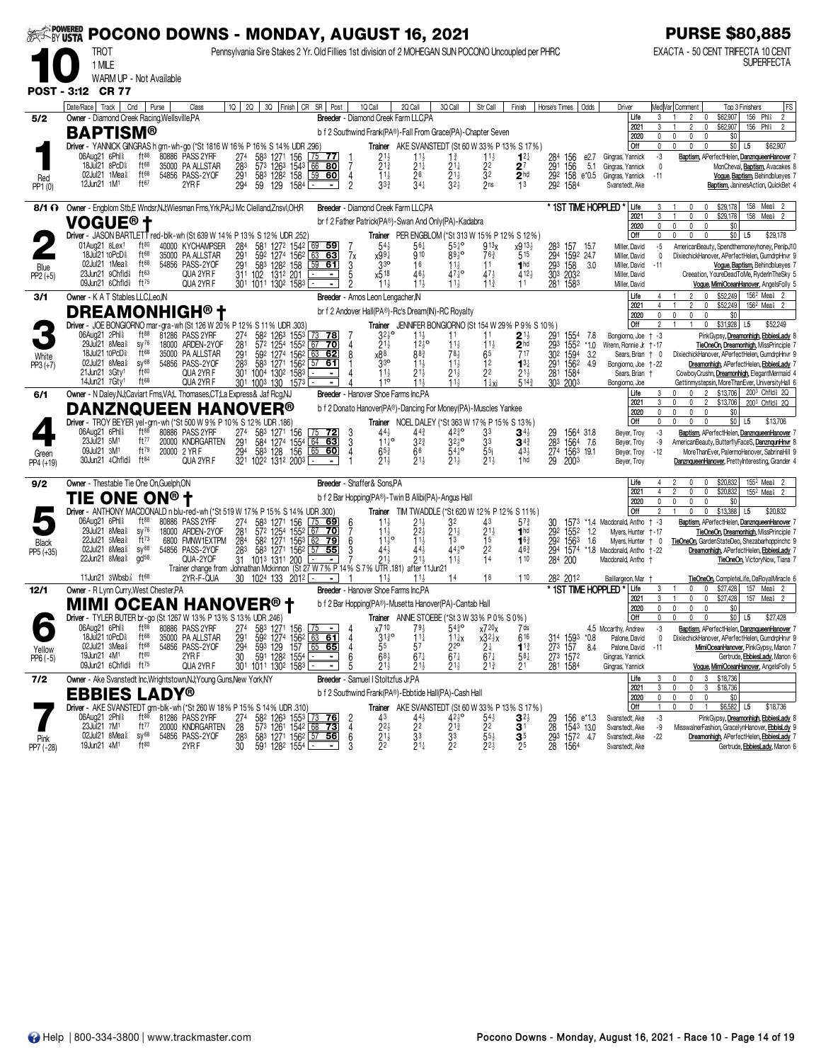# POCONO DOWNS - MONDAY, AUGUST 16, 2021

**PURSE $80,885**

**10** TROT 1 MILE — WARM UP - Not Available

Pennsylvania Sire Stakes 2 Yr. Old Fillies 1st division of 2 MOHEGAN SUN POCONO Uncoupled per PHRC

EXACTA - 50 CENT TRIFECTA 10 CENT SUPERFECTA

**POST - 3:12 CR 77**

---

## 1 — BAPTISM® — 5/2 — Red — PP1 (0)

Owner - Diamond Creek Racing,Wellsville,PA
Breeder - Diamond Creek Farm LLC,PA
b f 2 Southwind Frank(PA®)-Fall From Grace(PA)-Chapter Seven
Driver - YANNICK GINGRAS h grn-wh-go (*St 1816 W 16% P 16% S 14% UDR .296)
Trainer AKE SVANSTEDT (St 60 W 33% P 13% S 17%)

| | Starts | W | P | S | Earnings | Best |
|---|---|---|---|---|---|---|
| Life | 3 | 1 | 2 | 0 | $62,907 | 156 Phl⅝ 2 |
| 2021 | 3 | 1 | 2 | 0 | $62,907 | 156 Phl⅝ 2 |
| 2020 | 0 | 0 | 0 | 0 | $0 | |
| Off | 0 | 0 | 0 | 0 | $0 | L5 $62,907 |

| Date/Race | Track | Cnd | Purse | Class | 1Q | 2Q | 3Q | Finish | CR | SR | Post | 1Q Call | 2Q Call | 3Q Call | Str Call | Finish | Horse's Times | Odds | Driver | Med Var | Top 3 Finishers |
|---|---|---|---|---|---|---|---|---|---|---|---|---|---|---|---|---|---|---|---|---|---|
| 06Aug21 6Phl⅝ | ft88 | | 80886 | PASS 2YRF | 27⁴ | 58³ | 127¹ | 156 | 75 | 77 | 1 | 2½ | 1½ | 1¾ | 1½ | 1²¼ | 28⁴ 156 | e2.7 | Gingras, Yannick | -3 | Baptism, APerfectHelen, DanznqueenHanover 7 |
| 18Jul21 8PcD⅝ | ft88 | | 35000 | PA ALLSTAR | 28³ | 57³ | 126³ | 154³ | 66 | 80 | 7 | 2¹¾ | 2¹¼ | 2¹¼ | 2² | 2⁷ | 29¹ 156 | 5.1 | Gingras, Yannick | 0 | MonCheval, Baptism, Avacakes 8 |
| 02Jul21 1Mea⅝ | ft68 | | 54856 | PASS-2YOF | 29¹ | 58³ | 128² | 158 | 59 | 60 | 4 | 1½ | 2⁶ | 2¹½ | 3² | 2hd | 29² 158 | e*0.5 | Gingras, Yannick | -11 | Vogue, Baptism, Behindblueyes 7 |
| 12Jun21 1M¹ | ft67 | | | 2YR F | 29⁴ | 59 | 129 | 158⁴ | - | - | 2 | 3³¾ | 3⁴¼ | 3²½ | 2ns | 1³ | 29² 158⁴ | | Svanstedt, Ake | | Baptism, JaninesAction, QuickBet 4 |

---

## 2 — VOGUE® † — 8/1 — Blue — PP2 (+5)

Owner - Engblom Stb,E Wndsr,NJ;Wiesman Fms,Yrk,PA;J Mc Clelland,Znsvl,OH;R
Breeder - Diamond Creek Farm LLC,PA
br f 2 Father Patrick(PA®)-Swan And Only(PA)-Kadabra
Driver - JASON BARTLETT red-blk-wh (St 639 W 14% P 13% S 12% UDR .252)
Trainer PER ENGBLOM (*St 313 W 15% P 12% S 12%)

* 1ST TIME HOPPLED *

| | Starts | W | P | S | Earnings | Best |
|---|---|---|---|---|---|---|
| Life | 3 | 1 | 0 | 0 | $29,178 | 158 Mea⅝ 2 |
| 2021 | 3 | 1 | 0 | 0 | $29,178 | 158 Mea⅝ 2 |
| 2020 | 0 | 0 | 0 | 0 | $0 | |
| Off | 0 | 0 | 0 | 0 | $0 | L5 $29,178 |

| Date/Race | Track | Cnd | Purse | Class | 1Q | 2Q | 3Q | Finish | CR | SR | Post | 1Q Call | 2Q Call | 3Q Call | Str Call | Finish | Horse's Times | Odds | Driver | Med Var | Top 3 Finishers |
|---|---|---|---|---|---|---|---|---|---|---|---|---|---|---|---|---|---|---|---|---|---|
| 01Aug21 8Lex¹ | ft80 | | 40000 | KYCHAMPSER | 28⁴ | 58¹ | 127² | 154² | 69 | 59 | 7 | 5⁴½ | 5⁶¼ | 5⁵¼° | 9¹³x | x9¹³½ | 28³ 157 | 15.7 | Miller, David | -5 | AmericanBeauty, Spendthemoneyhoney, PenlpJ10 |
| 18Jul21 10PcD⅝ | ft88 | | 35000 | PA ALLSTAR | 29¹ | 59² | 127⁴ | 156² | 63 | 63 | 7x | x9⁹¼ | 9¹⁰ | 8⁹½° | 7⁶¾ | 5¹⁵ | 29⁴ 159² | 24.7 | Miller, David | 0 | DixiechickHanover, APerfectHelen, GumdrpHnvr 9 |
| 02Jul21 1Mea⅝ | ft68 | | 54856 | PASS-2YOF | 29¹ | 58³ | 128² | 158 | 59 | 60 | 3 | 3³° | 1⁶ | 1¹½ | 1¹ | 1hd | 29³ 158 | 3.0 | Miller, David | -11 | Vogue, Baptism, Behindblueyes 7 |
| 23Jun21 9Chfld⅝ | ft63 | | | QUA 2YR F | 31¹ | 102 | 131² | 201 | - | - | 5 | x5¹⁸ | 4⁶½ | 4⁷¾° | 4⁷½ | 4¹²½ | 30³ 203² | | Miller, David | | Creeation, YoureDeadToMe, RyderInTheSky 5 |
| 09Jun21 6Chfld⅝ | ft75 | | | QUA 2YR F | 30¹ | 101¹ | 130² | 158³ | - | - | 2 | 1½ | 1½ | 1½ | 1¹¾ | 1¹ | 28¹ 158³ | | Miller, David | | Vogue, MimiOceanHanover, AngelsFolly 5 |

---

## 3 — DREAMONHIGH® † — 3/1 — White — PP3 (+7)

Owner - K A T Stables LLC,Leo,IN
Breeder - Amos Leon Lengacher,IN
br f 2 Andover Hall(PA®)-Rc's Dream(IN)-RC Royalty
Driver - JOE BONGIORNO mar-gra-wh (St 126 W 20% P 12% S 11% UDR .303)
Trainer JENNIFER BONGIORNO (St 154 W 29% P 9% S 13%)

| | Starts | W | P | S | Earnings | Best |
|---|---|---|---|---|---|---|
| Life | 4 | 1 | 2 | 0 | $52,249 | 156² Mea⅝ 2 |
| 2021 | 4 | 1 | 2 | 0 | $52,249 | 156² Mea⅝ 2 |
| 2020 | 0 | 0 | 0 | 0 | $0 | |
| Off | 2 | 1 | 1 | 0 | $31,928 | L5 $52,249 |

| Date/Race | Track | Cnd | Purse | Class | 1Q | 2Q | 3Q | Finish | CR | SR | Post | 1Q Call | 2Q Call | 3Q Call | Str Call | Finish | Horse's Times | Odds | Driver | Med Var | Top 3 Finishers |
|---|---|---|---|---|---|---|---|---|---|---|---|---|---|---|---|---|---|---|---|---|---|
| 06Aug21 2Phl⅝ | ft88 | | 81286 | PASS 2YRF | 27⁴ | 58² | 126³ | 155³ | 73 | 78 | 7 | 3²¾° | 1½ | 1¹ | 1¹ | 2½ | 29¹ 155⁴ | 7.8 | Bongiorno, Joe † | -3 | PinkGypsy, Dreamonhigh, EbbiesLady 8 |
| 29Jul21 8Mea⅝ | sy76 | | 18000 | ARDEN-2YOF | 28¹ | 57² | 125⁴ | 155² | 67 | 70 | 4 | 2¹½ | 1²½° | 1¹½ | 1¹½ | 2hd | 29³ 155² | *1.0 | Wrenn, Ronnie Jr † | -17 | TieOneOn, Dreamonhigh, MissPrinciple 7 |
| 18Jul21 10PcD⅝ | ft88 | | 35000 | PA ALLSTAR | 29¹ | 59² | 127⁴ | 156² | 63 | 62 | 8 | x8⁸ | 8⁸¾ | 7⁸½ | 6⁵ | 7¹⁷ | 30² 159⁴ | 3.2 | Sears, Brian † | 0 | DixiechickHanover, APerfectHelen, GumdrpHnvr 9 |
| 02Jul21 8Mea⅝ | sy68 | | 54856 | PASS-2YOF | 28³ | 58³ | 127¹ | 156² | 57 | 61 | 1 | 3³° | 1½ | 1½ | 1² | 1¾ | 29¹ 156² | 4.9 | Bongiorno, Joe † | -22 | Dreamonhigh, APerfectHelen, EbbiesLady 7 |
| 21Jun21 3Gty¹ | ft80 | | | QUA 2YR F | 30¹ | 100⁴ | 130² | 158³ | - | - | 4 | 1½ | 2¹½ | 2¹½ | 2² | 2¹½ | 28¹ 158⁴ | | Sears, Brian † | | CowboyCrushn, Dreamonhigh, ElegantMermaid 4 |
| 14Jun21 7Gty¹ | ft68 | | | QUA 2YR F | 30¹ | 100³ | 130 | 157³ | - | - | 4 | 1¹° | 1¹½ | 1¹½ | 1½xi | 5¹⁴¾ | 30³ 200³ | | Bongiorno, Joe | | Gettinmystepsin, MoreThanEver, UniversityHall 6 |

---

## 4 — DANZNQUEEN HANOVER® — 6/1 — Green — PP4 (+19)

Owner - N Daley,NJ;Caviart Fms,VA;L Thomases,CT;La Express& Jaf Rcg,NJ
Breeder - Hanover Shoe Farms Inc,PA
b f 2 Donato Hanover(PA®)-Dancing For Money(PA)-Muscles Yankee
Driver - TROY BEYER yel-grn-wh (*St 500 W 9% P 10% S 12% UDR .186)
Trainer NOEL DALEY (*St 363 W 17% P 15% S 13%)

| | Starts | W | P | S | Earnings | Best |
|---|---|---|---|---|---|---|
| Life | 3 | 0 | 0 | 2 | $13,706 | 200³ Chfld⅝ 2Q |
| 2021 | 3 | 0 | 0 | 2 | $13,706 | 200³ Chfld⅝ 2Q |
| 2020 | 0 | 0 | 0 | 0 | $0 | |
| Off | 0 | 0 | 0 | 0 | $0 | L5 $13,706 |

| Date/Race | Track | Cnd | Purse | Class | 1Q | 2Q | 3Q | Finish | CR | SR | Post | 1Q Call | 2Q Call | 3Q Call | Str Call | Finish | Horse's Times | Odds | Driver | Med Var | Top 3 Finishers |
|---|---|---|---|---|---|---|---|---|---|---|---|---|---|---|---|---|---|---|---|---|---|
| 06Aug21 6Phl⅝ | ft88 | | 80886 | PASS 2YRF | 27⁴ | 58³ | 127¹ | 156 | 75 | 72 | 3 | 4⁴½ | 4⁴¾ | 4²¾° | 3³ | 3⁴½ | 29 156⁴ | 31.8 | Beyer, Troy | -3 | Baptism, APerfectHelen, DanznqueenHanover 7 |
| 23Jul21 5M¹ | ft77 | | 20000 | KNDRGARTEN | 29¹ | 58⁴ | 127⁴ | 155⁴ | 64 | 63 | 3 | 1¹½° | 3²¾ | 3²½° | 3³ | 3⁴¾ | 28³ 156⁴ | 7.6 | Beyer, Troy | -9 | AmericanBeauty, ButterflyFaceS, DanznqunHnvr 8 |
| 09Jul21 3M¹ | ft79 | | 20000 | 2 YR F | 29⁴ | 58³ | 128 | 156 | 65 | 60 | 4 | 6⁵¾ | 6⁶ | 5⁴½° | 5⁵ᵢ | 4³½ | 27⁴ 156³ | 19.1 | Beyer, Troy | -12 | MoreThanEver, PalermoHanover, SabrinaHill 9 |
| 30Jun21 4Chfld⅝ | ft84 | | | QUA 2YR F | 32¹ | 102² | 131² | 200³ | - | - | 1 | 2¹½ | 2¹½ | 2¹½ | 2¹½ | 1hd | 29 200³ | | Beyer, Troy | | DanznqueenHanover, PrettyInteresting, Grander 4 |

---

## 5 — TIE ONE ON® † — 9/2 — Black — PP5 (+35)

Owner - Thestable Tie One On,Guelph,ON
Breeder - Shaffer& Sons,PA
b f 2 Bar Hopping(PA®)-Twin B Alibi(PA)-Angus Hall
Driver - ANTHONY MACDONALD n blu-red-wh (*St 519 W 17% P 15% S 14% UDR .300)
Trainer TIM TWADDLE (*St 620 W 12% P 12% S 11%)

| | Starts | W | P | S | Earnings | Best |
|---|---|---|---|---|---|---|
| Life | 4 | 2 | 0 | 0 | $20,832 | 155² Mea⅝ 2 |
| 2021 | 4 | 2 | 0 | 0 | $20,832 | 155² Mea⅝ 2 |
| 2020 | 0 | 0 | 0 | 0 | $0 | |
| Off | 2 | 1 | 0 | 0 | $13,388 | L5 $20,832 |

| Date/Race | Track | Cnd | Purse | Class | 1Q | 2Q | 3Q | Finish | CR | SR | Post | 1Q Call | 2Q Call | 3Q Call | Str Call | Finish | Horse's Times | Odds | Driver | Med Var | Top 3 Finishers |
|---|---|---|---|---|---|---|---|---|---|---|---|---|---|---|---|---|---|---|---|---|---|
| 06Aug21 6Phl⅝ | ft88 | | 80886 | PASS 2YRF | 27⁴ | 58³ | 127¹ | 156 | 75 | 69 | 6 | 1¹½ | 2¹½ | 3² | 4³ | 5⁷¾ | 30 157³ | *1.4 | Macdonald, Antho † | -3 | Baptism, APerfectHelen, DanznqueenHanover 7 |
| 29Jul21 8Mea⅝ | sy76 | | 18000 | ARDEN-2YOF | 28¹ | 57² | 125⁴ | 155² | 67 | 70 | 7 | 1¹½ | 2²½ | 2¹½ | 2¹½ | 1hd | 29² 155² | 1.2 | Myers, Hunter † | -17 | TieOneOn, Dreamonhigh, MissPrinciple 7 |
| 22Jul21 5Mea⅝ | ft73 | | 6800 | FMNW1EXTPM | 28⁴ | 58² | 127¹ | 156³ | 62 | 79 | 6 | 1¹½° | 1¹½ | 1³ | 1⁵ | 1⁶¾ | 29² 156³ | 1.6 | Myers, Hunter † | 0 | TieOneOn, GardenStateDeo, Shezabarhoppinchc 9 |
| 02Jul21 8Mea⅝ | sy68 | | 54856 | PASS-2YOF | 28³ | 58³ | 127¹ | 156² | 57 | 55 | 3 | 4⁴½ | 4⁴½ | 4⁴¾° | 2² | 4⁶¾ | 29⁴ 157⁴ | *1.8 | Macdonald, Antho † | -22 | Dreamonhigh, APerfectHelen, EbbiesLady 7 |
| 22Jun21 8Mea⅝ | gd58 | | | QUA-2YOF | 31 | 101³ | 131¹ | 200 | - | - | 7 | 2¹½ | 2¹½ | 1¹½ | 1⁴ | 1¹⁰ | 28⁴ 200 | | Macdonald, Antho † | | TieOneOn, VictoryNow, Tiana 7 |

Trainer change from Johnathan Mckinnon (St 27 W 7% P 14% S 7% UTR .181) after 11Jun21

| Date/Race | Track | Cnd | Purse | Class | 1Q | 2Q | 3Q | Finish | CR | SR | Post | 1Q Call | 2Q Call | 3Q Call | Str Call | Finish | Horse's Times | Odds | Driver | Med Var | Top 3 Finishers |
|---|---|---|---|---|---|---|---|---|---|---|---|---|---|---|---|---|---|---|---|---|---|
| 11Jun21 3Wbsb⅞ | ft68 | | | 2YR-F-QUA | 30 | 102⁴ | 133 | 201² | - | - | 1 | 1½ | 1½ | 1⁴ | 1⁸ | 1¹⁰ | 28² 201² | | Baillargeon, Mar † | | TieOneOn, CompleteLife, DaRoyalMiracle 6 |

---

## 6 — MIMI OCEAN HANOVER® † — 12/1 — Yellow — PP6 (-5)

Owner - R Lynn Curry,West Chester,PA
Breeder - Hanover Shoe Farms Inc,PA
b f 2 Bar Hopping(PA®)-Musetta Hanover(PA)-Cantab Hall
Driver - TYLER BUTER br-go (St 1267 W 13% P 13% S 13% UDR .246)
Trainer ANNIE STOEBE (*St 3 W 33% P 0% S 0%)

* 1ST TIME HOPPLED *

| | Starts | W | P | S | Earnings | Best |
|---|---|---|---|---|---|---|
| Life | 3 | 1 | 0 | 0 | $27,428 | 157 Mea⅝ 2 |
| 2021 | 3 | 1 | 0 | 0 | $27,428 | 157 Mea⅝ 2 |
| 2020 | 0 | 0 | 0 | 0 | $0 | |
| Off | 0 | 0 | 0 | 0 | $0 | L5 $27,428 |

| Date/Race | Track | Cnd | Purse | Class | 1Q | 2Q | 3Q | Finish | CR | SR | Post | 1Q Call | 2Q Call | 3Q Call | Str Call | Finish | Horse's Times | Odds | Driver | Med Var | Top 3 Finishers |
|---|---|---|---|---|---|---|---|---|---|---|---|---|---|---|---|---|---|---|---|---|---|
| 06Aug21 6Phl⅝ | ft88 | | 80886 | PASS 2YRF | 27⁴ | 58³ | 127¹ | 156 | 75 | - | 4 | x7¹⁰ | 7⁹½ | 5⁴¾° | x7²⁰x | 7ds | | 4.5 | Mccarthy, Andrew | -3 | Baptism, APerfectHelen, DanznqueenHanover 7 |
| 18Jul21 10PcD⅝ | ft88 | | 35000 | PA ALLSTAR | 29¹ | 59² | 127⁴ | 156² | 63 | 61 | 4 | 3¹¾° | 1¹½ | 1¹½x | x3²½x | 6¹⁶ | 31⁴ 159³ | *0.8 | Palone, David | 0 | DixiechickHanover, APerfectHelen, GumdrpHnvr 9 |
| 02Jul21 3Mea⅝ | ft68 | | 54856 | PASS-2YOF | 29⁴ | 59³ | 129 | 157 | 65 | 65 | 4 | 5⁵ | 5⁷ | 2²° | 2½ | 1¹¾ | 27³ 157 | 8.4 | Palone, David | -11 | MimiOceanHanover, PinkGypsy, Manon 7 |
| 19Jun21 4M¹ | ft80 | | | 2YR F | 30 | 59¹ | 128² | 155⁴ | - | - | 6 | 6⁶½ | 6⁷½ | 6⁷¼ | 6⁷¼ | 5⁸¼ | 27³ 157² | | Gingras, Yannick | | Gertrude, EbbiesLady, Manon 6 |
| 09Jun21 6Chfld⅝ | ft75 | | | QUA 2YR F | 30¹ | 101¹ | 130² | 158³ | - | - | 5 | 2¹½ | 2¹½ | 2¹½ | 2¹¾ | 2¹ | 28¹ 158⁴ | | Gingras, Yannick | | Vogue, MimiOceanHanover, AngelsFolly 5 |

---

## 7 — EBBIES LADY® — 7/2 — Pink — PP7 (-28)

Owner - Ake Svanstedt Inc,Wrightstown,NJ;Young Guns,New York,NY
Breeder - Samuel I Stoltzfus Jr,PA
b f 2 Southwind Frank(PA®)-Ebbtide Hall(PA)-Cash Hall
Driver - AKE SVANSTEDT grn-blk-wh (*St 260 W 18% P 15% S 14% UDR .310)
Trainer AKE SVANSTEDT (St 60 W 33% P 13% S 17%)

| | Starts | W | P | S | Earnings | Best |
|---|---|---|---|---|---|---|
| Life | 3 | 0 | 0 | 3 | $18,736 | |
| 2021 | 3 | 0 | 0 | 3 | $18,736 | |
| 2020 | 0 | 0 | 0 | 0 | $0 | |
| Off | 1 | 0 | 0 | 1 | $6,582 | L5 $18,736 |

| Date/Race | Track | Cnd | Purse | Class | 1Q | 2Q | 3Q | Finish | CR | SR | Post | 1Q Call | 2Q Call | 3Q Call | Str Call | Finish | Horse's Times | Odds | Driver | Med Var | Top 3 Finishers |
|---|---|---|---|---|---|---|---|---|---|---|---|---|---|---|---|---|---|---|---|---|---|
| 06Aug21 2Phl⅝ | ft88 | | 81286 | PASS 2YRF | 27⁴ | 58² | 126³ | 155³ | 73 | 76 | 2 | 4³ | 4⁴½ | 4²¾° | 5⁴½ | 3²½ | 29 156 | e*1.3 | Svanstedt, Ake | -3 | PinkGypsy, Dreamonhigh, EbbiesLady 8 |
| 23Jul21 7M¹ | ft77 | | 20000 | KNDRGARTEN | 28 | 57³ | 126¹ | 154² | 68 | 73 | 4 | 2²½ | 2² | 2¹¾ | 2² | 3¹ | 28 154³ | 13.0 | Svanstedt, Ake | -9 | MisswaiferFashion, GracelynHanover, EbbisLdy 9 |
| 02Jul21 8Mea⅝ | sy68 | | 54856 | PASS-2YOF | 28³ | 58³ | 127¹ | 156² | 57 | 56 | 6 | 2¹½ | 3³ | 3³ | 5⁵½ | 3⁵ | 29³ 157² | 4.7 | Svanstedt, Ake | -22 | Dreamonhigh, APerfectHelen, EbbiesLady 7 |
| 19Jun21 4M¹ | ft80 | | | 2YR F | 30 | 59¹ | 128² | 155⁴ | - | - | 3 | 2² | 2¹¼ | 2² | 2²½ | 2⁵ | 28 156⁴ | | Svanstedt, Ake | | Gertrude, EbbiesLady, Manon 6 |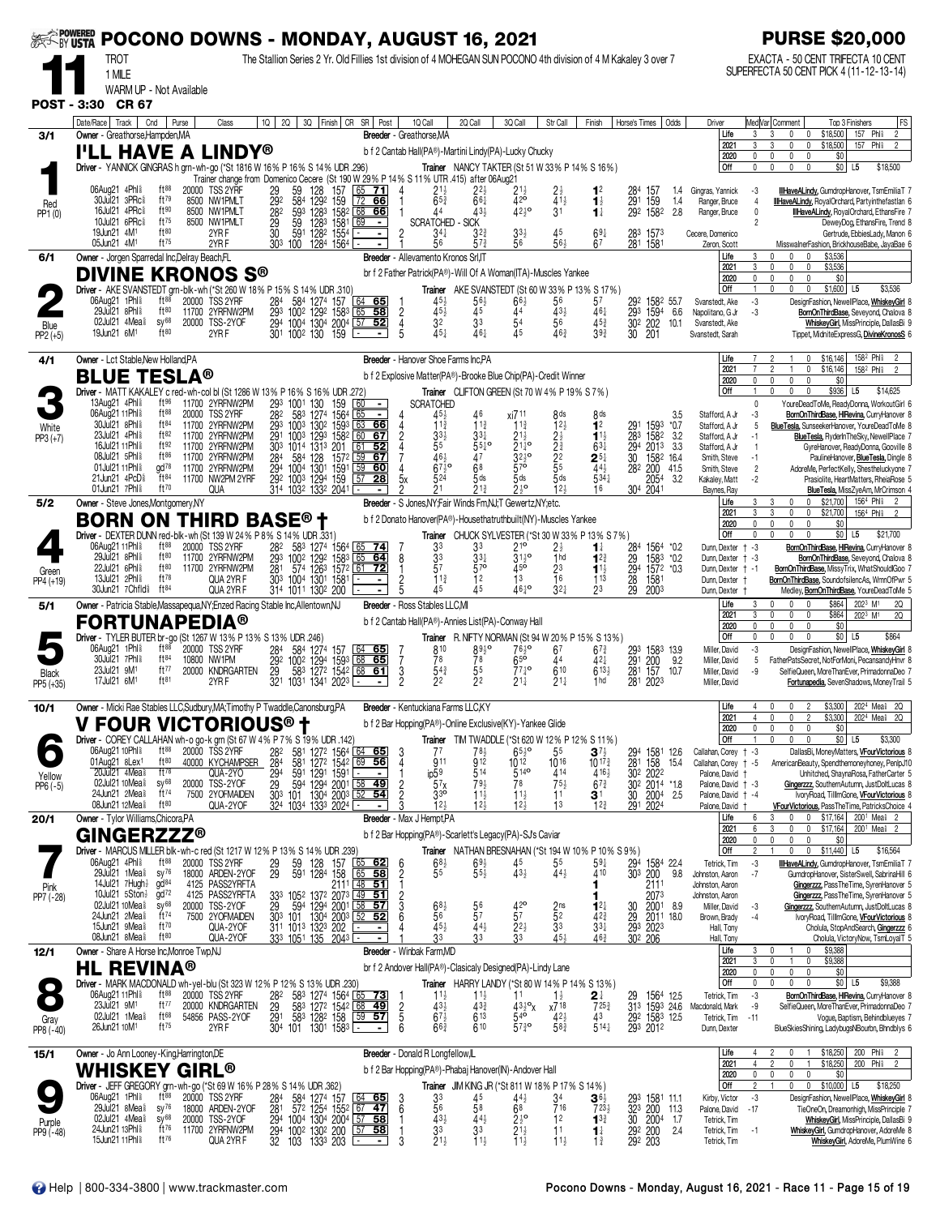# POCONO DOWNS - MONDAY, AUGUST 16, 2021

**PURSE $20,000**

**11** TROT 1 MILE — WARM UP - Not Available

The Stallion Series 2 Yr. Old Fillies 1st division of 4 MOHEGAN SUN POCONO 4th division of 4 M Kakaley 3 over 7

EXACTA - 50 CENT TRIFECTA 10 CENT SUPERFECTA 50 CENT PICK 4 (11-12-13-14)

**POST - 3:30 CR 67**

---

## 1 — I'LL HAVE A LINDY® (3/1, Red, PP1 (0))

Owner - Greathorse,Hampden,MA — Breeder - Greathorse,MA

b f 2 Cantab Hall(PA®)-Martini Lindy(PA)-Lucky Chucky

Driver - YANNICK GINGRAS h grn-wh-go (*St 1816 W 16% P 16% S 14% UDR .296) — Trainer NANCY TAKTER (St 51 W 33% P 14% S 16%)

Trainer change from Domenico Cecere (St 190 W 29% P 14% S 11% UTR .415) after 06Aug21

Life 3 3 0 0 $18,500 157 Phl⅝ 2 | 2021 3 3 0 0 $18,500 157 Phl⅝ 2 | 2020 0 0 0 0 $0 | Off 0 0 0 0 $0 L5 $18,500

| Date/Race | Track | Cnd | Purse | Class | 1Q | 2Q | 3Q | Finish | CR | SR | Post | 1Q Call | 2Q Call | 3Q Call | Str Call | Finish | Horse's Times | Odds | Driver | Med Var | Comment | Top 3 Finishers | FS |
|---|---|---|---|---|---|---|---|---|---|---|---|---|---|---|---|---|---|---|---|---|---|---|---|
| 06Aug21 4Phl⅝ | | ft88 | 20000 | TSS 2YRF | 29 | 59 | 128 | 157 | 65 | 71 | 4 | 2 1½ | 2 2½ | 2 1½ | 2 ½ | 1² | 28⁴ 157 | 1.4 | Gingras, Yannick | -3 | | IllHaveALindy, GumdropHanover, TsmEmiliaT | 7 |
| 30Jul21 3PRc⅝ | | ft79 | 8500 | NW1PMLT | 29² | 58⁴ | 129² | 159 | 72 | 66 | 1 | 6 5¾ | 6 6¼ | 4 2° | 4 1½ | 1 ½ | 29¹ 159 | 1.4 | Ranger, Bruce | 4 | | IllHaveALindy, RoyalOrchard, Partyinthefastlan | 6 |
| 16Jul21 4PRc⅝ | | ft90 | 8500 | NW1PMLT | 28² | 59³ | 128³ | 158² | 68 | 66 | 1 | 4 4 | 4 3½ | 4 2½° | 3 1 | 1 ¼ | 29² 158² | 2.8 | Ranger, Bruce | 0 | | IllHaveALindy, RoyalOrchard, EthansFire | 7 |
| 10Jul21 6PRc⅝ | | ft75 | 8500 | NW1PMLT | 29 | 59 | 128³ | 158¹ | 69 | - | | SCRATCHED - SICK | | | | | | | | 2 | | DeweyDog, EthansFire, Trend | 8 |
| 19Jun21 4M1 | | ft80 | | 2YR F | 30 | 59¹ | 128² | 155⁴ | - | - | 2 | 3 4½ | 3 2¾ | 3 3½ | 4 5 | 6 9¼ | 28³ 157³ | | Cecere, Domenico | | | Gertrude, EbbiesLady, Manon | 6 |
| 05Jun21 4M1 | | ft75 | | 2YR F | 30³ | 100 | 128⁴ | 156⁴ | - | - | | 5 6 | 5 7¾ | 5 6 | 5 6½ | 6 7 | 28¹ 158¹ | | Zeron, Scott | | | MisswalnerFashion, BrickhouseBabe, JayaBae | 6 |

## 2 — DIVINE KRONOS S® (6/1, Blue, PP2 (+5))

Owner - Jorgen Sparredal Inc,Delray Beach,FL — Breeder - Allevamento Kronos Srl,IT

br f 2 Father Patrick(PA®)-Will Of A Woman(ITA)-Muscles Yankee

Driver - AKE SVANSTEDT grn-blk-wh (*St 260 W 18% P 15% S 14% UDR .310) — Trainer AKE SVANSTEDT (St 60 W 33% P 13% S 17%)

Life 3 0 0 0 $3,536 | 2021 3 0 0 0 $3,536 | 2020 0 0 0 0 $0 | Off 1 0 0 0 $1,600 L5 $3,536

| Date/Race | Track | Cnd | Purse | Class | 1Q | 2Q | 3Q | Finish | CR | SR | Post | 1Q Call | 2Q Call | 3Q Call | Str Call | Finish | Horse's Times | Odds | Driver | Med Var | Comment | Top 3 Finishers | FS |
|---|---|---|---|---|---|---|---|---|---|---|---|---|---|---|---|---|---|---|---|---|---|---|---|
| 06Aug21 1Phl⅝ | | ft88 | 20000 | TSS 2YRF | 28⁴ | 58⁴ | 127⁴ | 158² | 64 | 65 | 1 | 4 5½ | 5 6½ | 6 6¾ | 5 6 | 5 7 | 29² 158² | 55.7 | Svanstedt, Ake | -3 | | DesignFashion, NewellPlace, WhiskeyGirl | 8 |
| 29Jul21 8Phl⅝ | | ft80 | 11700 | 2YRFNW2PM | 29³ | 100² | 129² | 158³ | 65 | 58 | 2 | 4 5½ | 4 5 | 4 4 | 4 3½ | 4 6¼ | 29³ 159⁴ | 6.6 | Napolitano, G Jr | -3 | | BornOnThirdBase, Seveyond, Chalova | 8 |
| 02Jul21 4Mea⅝ | | sy68 | 20000 | TSS-2YOF | 29⁴ | 100⁴ | 130⁴ | 200⁴ | 57 | 52 | 4 | 3 2 | 3 3 | 5 4 | 5 6 | 4 5¾ | 30² 202 | 10.1 | Svanstedt, Ake | | | WhiskeyGirl, MissPrinciple, DallasBi | 9 |
| 19Jun21 6M1 | | ft80 | | 2YR F | 30¹ | 100² | 130 | 159 | - | - | 5 | 4 5¼ | 4 6½ | 4 5 | 4 6¾ | 3 9¾ | 30 201 | | Svanstedt, Sarah | | | Tippet, MidniteExpressG, DivineKronosS | 6 |

## 3 — BLUE TESLA® (4/1, White, PP3 (+7))

Owner - Lct Stable,New Holland,PA — Breeder - Hanover Shoe Farms Inc,PA

b f 2 Explosive Matter(PA®)-Brooke Blue Chip(PA)-Credit Winner

Driver - MATT KAKALEY c red-wh-col bl (St 1286 W 13% P 16% S 16% UDR .272) — Trainer CLIFTON GREEN (St 70 W 4% P 19% S 7%)

Life 7 2 1 0 $16,146 158² Phl⅝ 2 | 2021 7 2 1 0 $16,146 158² Phl⅝ 2 | 2020 0 0 0 0 $0 | Off 1 0 0 0 $936 L5 $14,625

| Date/Race | Track | Cnd | Purse | Class | 1Q | 2Q | 3Q | Finish | CR | SR | Post | 1Q Call | 2Q Call | 3Q Call | Str Call | Finish | Horse's Times | Odds | Driver | Med Var | Comment | Top 3 Finishers | FS |
|---|---|---|---|---|---|---|---|---|---|---|---|---|---|---|---|---|---|---|---|---|---|---|---|
| 13Aug21 4Phl⅝ | | ft96 | 11700 | 2YRFNW2PM | 29³ | 100¹ | 130 | 159 | 60 | - | | SCRATCHED | | | | | | | | 0 | | YoureDeadToMe, ReadyDonna, WorkoutGirl | 6 |
| 06Aug21 11Phl⅝ | | ft88 | 20000 | TSS 2YRF | 28² | 58³ | 127⁴ | 156⁴ | 65 | - | 4 | 4 5½ | 4 6 | xi7 11 | 8 ds | 8 ds | | 3.5 | Stafford, A Jr | -3 | | BornOnThirdBase, HlRevina, CurryHanover | 8 |
| 30Jul21 8Phl⅝ | | ft84 | 11700 | 2YRFNW2PM | 29³ | 100³ | 130² | 159³ | 63 | 66 | 4 | 1 1½ | 1 1½ | 1 1½ | 1 2½ | 1² | 29¹ 159³ | *0.7 | Stafford, A Jr | 5 | | BlueTesla, SunseekerHanover, YoureDeadToMe | 8 |
| 23Jul21 4Phl⅝ | | ft82 | 11700 | 2YRFNW2PM | 29¹ | 100³ | 129³ | 158² | 60 | 67 | 2 | 3 3½ | 3 3¼ | 2 1½ | 2 ½ | 1 1½ | 28³ 158² | 3.2 | Stafford, A Jr | -1 | | BlueTesla, RyderInTheSky, NewellPlace | 7 |
| 16Jul21 11Phl⅝ | | ft92 | 11700 | 2YRFNW2PM | 30³ | 101⁴ | 131³ | 201 | 61 | 52 | 4 | 5 5 | 5 5½° | 2 1½° | 2 ¾ | 6 3¼ | 29⁴ 201³ | 3.3 | Stafford, A Jr | 1 | | GyreHanover, ReadyDonna, Gooville | 8 |
| 08Jul21 5Phl⅝ | | ft86 | 11700 | 2YRFNW2PM | 28⁴ | 58⁴ | 128 | 157² | 59 | 67 | 3 | 4 6½ | 4 7 | 3 2½° | 2 2 | 2 5¼ | 30 158² | 16.4 | Smith, Steve | -1 | | PaulineHanover, BlueTesla, Dingle | 8 |
| 01Jul21 11Phl⅝ | | gd78 | 11700 | 2YRFNW2PM | 29⁴ | 100⁴ | 130¹ | 159¹ | 59 | 60 | 4 | 6 7½° | 6 8 | 5 7° | 5 5 | 4 4½ | 28² 200 | 41.5 | Smith, Steve | 2 | | AdoreMe, PerfectKelly, Shestheluckyone | 7 |
| 21Jun21 4PcD⅝ | | ft84 | 11700 | NW2PM 2YRF | 29² | 100³ | 129⁴ | 159 | 57 | 28 | 5x | 5 24 | 5 ds | 5 ds | 5 ds | 5 34½ | 205⁴ | 3.2 | Kakaley, Matt | -2 | | Prasiolite, HeartMatters, RheiaRose | 5 |
| 01Jun21 7Phl⅝ | | ft70 | | QUA | 31⁴ | 103² | 133² | 204¹ | - | - | 2 | 2 1 | 2 1¾ | 2 ½° | 1 2½ | 1 6 | 30⁴ 204¹ | | Baynes, Ray | | | BlueTesla, MissZyeAm, MrCrimson | 4 |

## 4 — BORN ON THIRD BASE® † (5/2, Green, PP4 (+19))

Owner - Steve Jones,Montgomery,NY — Breeder - S Jones,NY;Fair Winds Fm,NJ;T Gewertz,NY;etc.

b f 2 Donato Hanover(PA®)-Housethatruthbuilt(NY)-Muscles Yankee

Driver - DEXTER DUNN red-blk-wh (St 139 W 24% P 8% S 14% UDR .331) — Trainer CHUCK SYLVESTER (*St 30 W 33% P 13% S 7%)

Life 3 3 0 0 $21,700 156⁴ Phl⅝ 2 | 2021 3 3 0 0 $21,700 156⁴ Phl⅝ 2 | 2020 0 0 0 0 $0 | Off 0 0 0 0 $0 L5 $21,700

| Date/Race | Track | Cnd | Purse | Class | 1Q | 2Q | 3Q | Finish | CR | SR | Post | 1Q Call | 2Q Call | 3Q Call | Str Call | Finish | Horse's Times | Odds | Driver | Med Var | Comment | Top 3 Finishers | FS |
|---|---|---|---|---|---|---|---|---|---|---|---|---|---|---|---|---|---|---|---|---|---|---|---|
| 06Aug21 11Phl⅝ | | ft88 | 20000 | TSS 2YRF | 28² | 58³ | 127⁴ | 156⁴ | 65 | 74 | 7 | 3 3 | 3 3 | 2 1° | 2 ½ | 1 ½ | 28⁴ 156⁴ | *0.2 | Dunn, Dexter † | -3 | | BornOnThirdBase, HlRevina, CurryHanover | 8 |
| 29Jul21 8Phl⅝ | | ft80 | 11700 | 2YRFNW2PM | 29³ | 100² | 129² | 158³ | 65 | 64 | 8 | 3 3 | 3 3½ | 3 1½° | 1 hd | 1 2½ | 29 158³ | *0.2 | Dunn, Dexter † | -3 | | BornOnThirdBase, Seveyond, Chalova | 8 |
| 22Jul21 6Phl⅝ | | ft80 | 11700 | 2YRFNW2PM | 28¹ | 57⁴ | 126³ | 157² | 61 | 72 | 1 | 5 7 | 5 7° | 4 5° | 1 3 | 1 1½ | 29⁴ 157² | *0.3 | Dunn, Dexter † | -1 | | BornOnThirdBase, MissyTrix, WhatShouldGoo | 7 |
| 13Jul21 2Phl⅝ | | ft79 | | QUA 2YR F | 30³ | 100⁴ | 130¹ | 158¹ | - | - | 2 | 1 1½ | 1 2 | 1 3 | 1 6 | 1 13 | 28 158¹ | | Dunn, Dexter † | | | BornOnThirdBase, Soundofsilencas, WmnOfPwr | 5 |
| 30Jun21 7Chfld⅝ | | ft84 | | QUA 2YR F | 31⁴ | 101¹ | 130² | 200 | - | - | 5 | 4 5 | 4 5 | 4 6½° | 3 2½ | 2 3 | 29 200³ | | Dunn, Dexter † | | | Medley, BornOnThirdBase, YoureDeadToMe | 5 |

## 5 — FORTUNAPEDIA® (5/1, Black, PP5 (+35))

Owner - Patricia Stable,Massapequa,NY;Enzed Racing Stable Inc,Allentown,NJ — Breeder - Ross Stables LLC,MI

b f 2 Cantab Hall(PA®)-Annies List(PA)-Conway Hall

Driver - TYLER BUTER br-go (St 1267 W 13% P 13% S 13% UDR .246) — Trainer R. NIFTY NORMAN (St 94 W 20% P 15% S 13%)

Life 3 0 0 0 $864 202³ M1 2Q | 2021 3 0 0 0 $864 202³ M1 2Q | 2020 0 0 0 0 $0 | Off 0 0 0 0 $0 L5 $864

| Date/Race | Track | Cnd | Purse | Class | 1Q | 2Q | 3Q | Finish | CR | SR | Post | 1Q Call | 2Q Call | 3Q Call | Str Call | Finish | Horse's Times | Odds | Driver | Med Var | Comment | Top 3 Finishers | FS |
|---|---|---|---|---|---|---|---|---|---|---|---|---|---|---|---|---|---|---|---|---|---|---|---|
| 06Aug21 1Phl⅝ | | ft88 | 20000 | TSS 2YRF | 28⁴ | 58⁴ | 127⁴ | 157 | 64 | 65 | 8 | 8 10 | 8 9½° | 7 6½° | 6 7 | 6 7¾ | 29³ 158³ | 13.9 | Miller, David | -3 | | DesignFashion, NewellPlace, WhiskeyGirl | 8 |
| 30Jul21 7Phl⅝ | | ft84 | 10800 | NW1PM | 29² | 100² | 129⁴ | 159³ | 68 | 65 | 7 | 7 6 | 7 8 | 6 5° | 4 4 | 4 2½ | 29¹ 200 | 9.2 | Miller, David | 5 | | FatherPatsSecret, NotForMoni, PecansandyHnvr | 8 |
| 23Jul21 9M1 | | ft77 | 20000 | KNDRGARTEN | 29 | 58³ | 127² | 154² | 68 | 61 | 3 | 5 4¾ | 5 5 | 7 7½° | 6 10 | 6 13½ | 28¹ 157 | 10.7 | Miller, David | -9 | | SelfieQueen, MoreThanEver, PrimadonnaDeo | 7 |
| 17Jul21 6M1 | | ft81 | | 2YR F | 32¹ | 103¹ | 134¹ | 202³ | - | - | 2 | 2 2 | 2 2 | 2 1¼ | 2 1¼ | 1 hd | 28¹ 202³ | | Miller, David | | | Fortunapedia, SevenShadows, MoneyTrail | 5 |

## 6 — V FOUR VICTORIOUS® † (10/1, Yellow, PP6 (-5))

Owner - Micki Rae Stables LLC,Sudbury,MA;Timothy P Twaddle,Canonsburg,PA — Breeder - Kentuckiana Farms LLC,KY

b f 2 Bar Hopping(PA®)-Online Exclusive(KY)-Yankee Glide

Driver - COREY CALLAHAN wh-o go-k grn (St 67 W 4% P 7% S 19% UDR .142) — Trainer TIM TWADDLE (*St 620 W 12% P 12% S 11%)

Life 4 0 0 2 $3,300 202⁴ Mea⅝ 2Q | 2021 4 0 0 2 $3,300 202⁴ Mea⅝ 2Q | 2020 0 0 0 0 $0 | Off 1 0 0 0 $0 L5 $3,300

| Date/Race | Track | Cnd | Purse | Class | 1Q | 2Q | 3Q | Finish | CR | SR | Post | 1Q Call | 2Q Call | 3Q Call | Str Call | Finish | Horse's Times | Odds | Driver | Med Var | Comment | Top 3 Finishers | FS |
|---|---|---|---|---|---|---|---|---|---|---|---|---|---|---|---|---|---|---|---|---|---|---|---|
| 06Aug21 10Phl⅝ | | ft88 | 20000 | TSS 2YRF | 28² | 58¹ | 127² | 156⁴ | 64 | 65 | 3 | 7 7 | 7 8½ | 6 5½° | 5 5 | 3 7½ | 29⁴ 158¹ | 12.6 | Callahan, Corey † | -3 | | DallasBi, MoneyMatters, VFourVictorious | 8 |
| 01Aug21 8Lex1 | | ft80 | 40000 | KYCHAMPSER | 28⁴ | 58¹ | 127² | 154² | 69 | 56 | 4 | 9 11 | 9 12 | 10 12 | 10 16 | 10 17¾ | 28¹ 158 | 15.4 | Callahan, Corey † | -5 | | AmericanBeauty, Spendthemoneyhoney, PenipJ10 | |
| 20Jul21 4Mea⅝ | | ft76 | | QUA-2YO | 29⁴ | 59¹ | 129¹ | 159¹ | - | - | 1 | ip 59 | 5 14 | 5 14° | 4 14 | 4 16½ | 30² 202² | | Palone, David † | | | Unhitched, ShaynaRosa, FatherCarter | 5 |
| 02Jul21 10Mea⅝ | | sy68 | 20000 | TSS-2YOF | 29 | 59⁴ | 129⁴ | 200¹ | 58 | 49 | 2 | 5 7x | 7 9½ | 7 8 | 7 5½ | 6 7¾ | 30² 201⁴ | *1.8 | Palone, David † | -3 | | Gingerzz, SouthernAutumn, JustDoItLucas | 8 |
| 24Jun21 2Mea⅝ | | ft74 | 7500 | 2YOFMAIDEN | 30³ | 101 | 130⁴ | 200³ | 52 | 54 | 2 | 3 3° | 1 1½ | 1 1½ | 1 1 | 3 1 | 30 200⁴ | 2.5 | Palone, David † | -4 | | IvoryRoad, TillmGone, VFourVictorious | 8 |
| 08Jun21 12Mea⅝ | | ft80 | | QUA-2YOF | 32⁴ | 103⁴ | 133³ | 202⁴ | - | - | 3 | 1 2½ | 1 2½ | 1 2½ | 1 3 | 1 2¾ | 29¹ 202⁴ | | Palone, David † | | | VFourVictorious, PassTheTime, PatricksChoice | 4 |

## 7 — GINGERZZZ® (20/1, Pink, PP7 (-28))

Owner - Tylor Williams,Chicora,PA — Breeder - Max J Hempt,PA

b f 2 Bar Hopping(PA®)-Scarlett's Legacy(PA)-SJs Caviar

Driver - MARCUS MILLER blk-wh-c red (St 1217 W 12% P 13% S 14% UDR .239) — Trainer NATHAN BRESNAHAN (*St 194 W 10% P 10% S 9%)

Life 6 3 0 0 $17,164 200¹ Mea⅝ 2 | 2021 6 3 0 0 $17,164 200¹ Mea⅝ 2 | 2020 0 0 0 0 $0 | Off 2 1 0 0 $11,440 L5 $16,564

| Date/Race | Track | Cnd | Purse | Class | 1Q | 2Q | 3Q | Finish | CR | SR | Post | 1Q Call | 2Q Call | 3Q Call | Str Call | Finish | Horse's Times | Odds | Driver | Med Var | Comment | Top 3 Finishers | FS |
|---|---|---|---|---|---|---|---|---|---|---|---|---|---|---|---|---|---|---|---|---|---|---|---|
| 06Aug21 4Phl⅝ | | ft88 | 20000 | TSS 2YRF | 29 | 59 | 128 | 157 | 65 | 62 | 6 | 6 8½ | 6 9½ | 4 5 | 5 5 | 5 9¼ | 29⁴ 158⁴ | 22.4 | Tetrick, Tim | -3 | | IllHaveALindy, GumdropHanover, TsmEmiliaT | 7 |
| 29Jul21 1Mea⅝ | | sy76 | 18000 | ARDEN-2YOF | 29 | 59¹ | 128⁴ | 158 | 65 | 58 | 2 | 5 5 | 5 5½ | 4 3½ | 4 4½ | 4 10 | 30³ 200 | 9.8 | Johnston, Aaron | -7 | | GumdropHanover, SisterSwell, SabrinaHill | 6 |
| 14Jul21 7Hugh⅝ | | gd84 | 4125 | PASS2YRFTA | | | | 211¹ | 48 | 51 | 1 | | | | | 1 | 211¹ | | Johnston, Aaron | | | Gingerzzz, PassTheTime, SyrenHanover | 5 |
| 10Jul21 5Ston⅝ | | gd72 | 4125 | PASS2YRFTA | 33³ | 105² | 137² | 207³ | 49 | 51 | 2 | | | | | 1 | 207³ | | Johnston, Aaron | | | Gingerzzz, PassTheTime, SyrenHanover | 5 |
| 02Jul21 10Mea⅝ | | sy68 | 20000 | TSS-2YOF | 29 | 59⁴ | 129⁴ | 200¹ | 58 | 57 | 3 | 6 8½ | 5 6 | 4 2° | 2 ns | 1 2½ | 30 200¹ | 8.9 | Miller, David | -3 | | Gingerzzz, SouthernAutumn, JustDoItLucas | 8 |
| 24Jun21 2Mea⅝ | | ft74 | 7500 | 2YOFMAIDEN | 30³ | 101 | 130⁴ | 200³ | 52 | 52 | 6 | 5 6 | 5 7 | 5 7 | 5 2 | 4 2¾ | 29 201¹ | 18.0 | Brown, Brady | -4 | | IvoryRoad, TillmGone, VFourVictorious | 8 |
| 15Jun21 9Mea⅝ | | ft70 | | QUA-2YOF | 31¹ | 101³ | 132³ | 202 | - | - | 4 | 4 5½ | 4 4½ | 2 2½ | 3 3 | 3 3¼ | 29³ 202³ | | Hall, Tony | | | Cholula, StopAndSearch, Gingerzzz | 6 |
| 08Jun21 8Mea⅝ | | ft80 | | QUA-2YOF | 33³ | 105¹ | 135 | 204³ | - | - | 3 | 3 3 | 3 3 | 3 3 | 4 5½ | 4 6¾ | 30² 206 | | Hall, Tony | | | Cholula, VictoryNow, TsmLoyalT | 5 |

## 8 — HL REVINA® (12/1, Gray, PP8 (-40))

Owner - Share A Horse Inc,Monroe Twp,NJ — Breeder - Winbak Farm,MD

br f 2 Andover Hall(PA®)-Clasicaly Designed(PA)-Lindy Lane

Driver - MARK MACDONALD wh-yel-blu (St 323 W 12% P 12% S 13% UDR .230) — Trainer HARRY LANDY (*St 80 W 14% P 14% S 13%)

Life 3 0 1 0 $9,388 | 2021 3 0 1 0 $9,388 | 2020 0 0 0 0 $0 | Off 0 0 0 0 $0 L5 $9,388

| Date/Race | Track | Cnd | Purse | Class | 1Q | 2Q | 3Q | Finish | CR | SR | Post | 1Q Call | 2Q Call | 3Q Call | Str Call | Finish | Horse's Times | Odds | Driver | Med Var | Comment | Top 3 Finishers | FS |
|---|---|---|---|---|---|---|---|---|---|---|---|---|---|---|---|---|---|---|---|---|---|---|---|
| 06Aug21 11Phl⅝ | | ft88 | 20000 | TSS 2YRF | 28² | 58³ | 127⁴ | 156⁴ | 65 | 73 | 1 | 1 1½ | 1 1½ | 1 1 | 1 ½ | 2 ½ | 29 156⁴ | 12.5 | Tetrick, Tim | -3 | | BornOnThirdBase, HlRevina, CurryHanover | 8 |
| 23Jul21 9M1 | | ft77 | 20000 | KNDRGARTEN | 29 | 58³ | 127² | 154² | 68 | 49 | 2 | 4 3½ | 4 3¾ | 4 3½°x | x7 18 | 7 25¾ | 31³ 159³ | 24.6 | Macdonald, Mark | -9 | | SelfieQueen, MoreThanEver, PrimadonnaDeo | 7 |
| 02Jul21 1Mea⅝ | | ft68 | 54856 | PASS-2YOF | 29¹ | 58³ | 128² | 158 | 59 | 57 | 5 | 6 7½ | 6 13 | 5 4° | 4 2½ | 4 3 | 29² 158³ | 12.5 | Tetrick, Tim | -11 | | Vogue, Baptism, Behindblueyes | 7 |
| 26Jun21 10M1 | | ft75 | | 2YR F | 30⁴ | 101 | 130¹ | 158³ | - | - | 6 | 6 6¾ | 6 10 | 5 7½° | 5 8¾ | 5 14¼ | 29³ 201² | | Dunn, Dexter | | | BlueSkiesShining, LadybugsNBourbn, Bhndblys | 6 |

## 9 — WHISKEY GIRL® (15/1, Purple, PP9 (-48))

Owner - Jo Ann Looney-King,Harrington,DE — Breeder - Donald R Longfellow,IL

b f 2 Bar Hopping(PA®)-Phabaj Hanover(IN)-Andover Hall

Driver - JEFF GREGORY grn-wh-go (*St 69 W 16% P 28% S 14% UDR .362) — Trainer JIM KING JR (*St 811 W 18% P 17% S 14%)

Life 4 2 0 1 $18,250 200 Phl⅝ 2 | 2021 4 2 0 1 $18,250 200 Phl⅝ 2 | 2020 0 0 0 0 $0 | Off 2 1 0 0 $10,000 L5 $18,250

| Date/Race | Track | Cnd | Purse | Class | 1Q | 2Q | 3Q | Finish | CR | SR | Post | 1Q Call | 2Q Call | 3Q Call | Str Call | Finish | Horse's Times | Odds | Driver | Med Var | Comment | Top 3 Finishers | FS |
|---|---|---|---|---|---|---|---|---|---|---|---|---|---|---|---|---|---|---|---|---|---|---|---|
| 06Aug21 1Phl⅝ | | ft88 | 20000 | TSS 2YRF | 28⁴ | 58⁴ | 127⁴ | 157 | 64 | 65 | 3 | 3 3 | 4 5 | 4 4½ | 3 4 | 3 6¼ | 29³ 158¹ | 11.1 | Kirby, Victor | -3 | | DesignFashion, NewellPlace, WhiskeyGirl | 8 |
| 29Jul21 8Mea⅝ | | sy76 | 18000 | ARDEN-2YOF | 28¹ | 57² | 125⁴ | 155² | 67 | 47 | 6 | 5 6 | 5 8 | 6 8 | 7 16 | 7 23½ | 32³ 200 | 11.3 | Palone, David | -17 | | TieOneOn, Dreamonhigh, MissPrinciple | 7 |
| 02Jul21 4Mea⅝ | | sy68 | 20000 | TSS-2YOF | 29⁴ | 100⁴ | 130⁴ | 200⁴ | 57 | 58 | 1 | 4 3½ | 4 4½ | 2 ½° | 1 2 | 1 3¾ | 30 200⁴ | 1.7 | Tetrick, Tim | | | WhiskeyGirl, MissPrinciple, DallasBi | 9 |
| 24Jun21 13Phl⅝ | | ft76 | 11700 | 2YRFNW2PM | 29⁴ | 100² | 130² | 200 | 57 | 58 | 1 | 3 3 | 3 3 | 2 1½ | 1 1 | 1 ¾ | 29² 200 | 2.4 | Tetrick, Tim | -1 | | WhiskeyGirl, GumdropHanover, AdoreMe | 8 |
| 15Jun21 11Phl⅝ | | ft76 | | QUA 2YR F | 32 | 103 | 133³ | 203 | - | - | 3 | 2 1½ | 1 1½ | 1 1½ | 1 1½ | 1 ¾ | 29² 203 | | Tetrick, Tim | | | WhiskeyGirl, AdoreMe, PlumWine | 6 |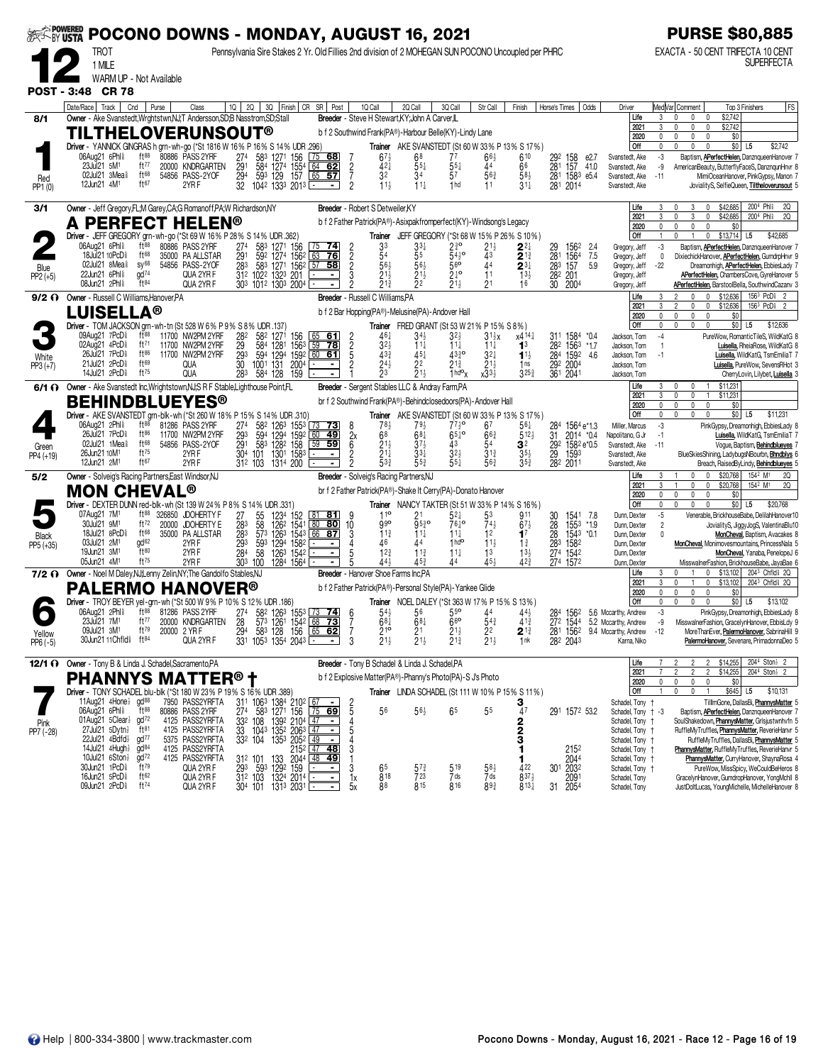# POCONO DOWNS - MONDAY, AUGUST 16, 2021

**PURSE $80,885**

**12** TROT 1 MILE WARM UP - Not Available

Pennsylvania Sire Stakes 2 Yr. Old Fillies 2nd division of 2 MOHEGAN SUN POCONO Uncoupled per PHRC

EXACTA - 50 CENT TRIFECTA 10 CENT SUPERFECTA

**POST - 3:48 CR 78**

---

## 1 — TILTHELOVERUNSOUT® — 8/1 — Red — PP1 (0)

Owner - Ake Svanstedt,Wrghtstwn,NJ;T Andersson,SD;B Nasstrom,SD;Stall
Breeder - Steve H Stewart,KY;John A Carver,IL
b f 2 Southwind Frank(PA®)-Harbour Belle(KY)-Lindy Lane
Driver - YANNICK GINGRAS h grn-wh-go (*St 1816 W 16% P 16% S 14% UDR .296)
Trainer AKE SVANSTEDT (St 60 W 33% P 13% S 17%)

| | Starts | W | P | S | Earnings |
|---|---|---|---|---|---|
| Life | 3 | 0 | 0 | 0 | $2,742 |
| 2021 | 3 | 0 | 0 | 0 | $2,742 |
| 2020 | 0 | 0 | 0 | 0 | $0 |
| Off | 0 | 0 | 0 | 0 | $0 L5 $2,742 |

| Date/Race | Track | Cnd | Purse | Class | 1Q | 2Q | 3Q | Finish | CR | SR | Post | 1Q Call | 2Q Call | 3Q Call | Str Call | Finish | Horse's Times | Odds | Driver | Var | Top 3 Finishers |
|---|---|---|---|---|---|---|---|---|---|---|---|---|---|---|---|---|---|---|---|---|---|
| 06Aug21 6Phl⅝ | ft88 | | 80886 | PASS 2YRF | 27⁴ | 58³ | 127¹ | 156 | 75 | 68 | 7 | 6⁷½ | 6⁸ | 7⁷ | 6⁶½ | 6¹⁰ | 29² 158 | e2.7 | Svanstedt, Ake | -3 | Baptism, APerfectHelen, DanznqueenHanover 7 |
| 23Jul21 5M¹ | ft77 | | 20000 | KNDRGARTEN | 29¹ | 58⁴ | 127⁴ | 155⁴ | 64 | 62 | 2 | 4²¼ | 5⁵¼ | 5⁵¼ | 4⁴ | 6⁶ | 28¹ 157 | 41.0 | Svanstedt, Ake | -9 | AmericanBeauty, ButterflyFaceS, DanznqunHnvr 8 |
| 02Jul21 3Mea⅝ | ft68 | | 54856 | PASS-2YOF | 29⁴ | 59³ | 129 | 157 | 65 | 57 | 7 | 3² | 3⁴ | 5⁷ | 5⁶¾ | 5⁸½ | 28¹ 158³ | e5.4 | Svanstedt, Ake | -11 | MimiOceanHanover, PinkGypsy, Manon 7 |
| 12Jun21 4M¹ | ft67 | | | 2YR F | 32 | 104² | 133³ | 201³ | - | - | 2 | 1¹½ | 1¹½ | 1hd | 1¹ | 3¹¼ | 28¹ 201⁴ | | Svanstedt, Ake | | JovialityS, SelfieQueen, Tiltheloverunsout 5 |

## 2 — A PERFECT HELEN® — 3/1 — Blue — PP2 (+5)

Owner - Jeff Gregory,FL;M Garey,CA;G Romanoff,PA;W Richardson,NY
Breeder - Robert S Detweiler,KY
b f 2 Father Patrick(PA®)-Asixpakfromperfect(KY)-Windsong's Legacy
Driver - JEFF GREGORY grn-wh-go (*St 69 W 16% P 28% S 14% UDR .362)
Trainer JEFF GREGORY (*St 68 W 15% P 26% S 10%)

| | Starts | W | P | S | Earnings | Best |
|---|---|---|---|---|---|---|
| Life | 3 | 0 | 3 | 0 | $42,685 | 200⁴ Phl⅝ 2Q |
| 2021 | 3 | 0 | 3 | 0 | $42,685 | 200⁴ Phl⅝ 2Q |
| 2020 | 0 | 0 | 0 | 0 | $0 | |
| Off | 1 | 0 | 1 | 0 | $13,714 L5 $42,685 | |

| Date/Race | Track | Cnd | Purse | Class | 1Q | 2Q | 3Q | Finish | CR | SR | Post | 1Q Call | 2Q Call | 3Q Call | Str Call | Finish | Horse's Times | Odds | Driver | Var | Top 3 Finishers |
|---|---|---|---|---|---|---|---|---|---|---|---|---|---|---|---|---|---|---|---|---|---|
| 06Aug21 6Phl⅝ | ft88 | | 80886 | PASS 2YRF | 27⁴ | 58³ | 127¹ | 156 | 75 | 74 | 2 | 3³ | 3³¼ | 2½° | 2¹½ | 2²¼ | 29 156² | 2.4 | Gregory, Jeff | -3 | Baptism, APerfectHelen, DanznqueenHanover 7 |
| 18Jul21 10PcD⅝ | ft68 | | 35000 | PA ALLSTAR | 29¹ | 59² | 127⁴ | 156² | 63 | 76 | 2 | 5⁴ | 5⁵ | 5⁴½° | 4³ | 2¹¾ | 28¹ 156⁴ | 7.5 | Gregory, Jeff | 0 | DixiechickHanover, APerfectHelen, GumdrpHnvr 9 |
| 02Jul21 8Mea⅝ | sy68 | | 54856 | PASS-2YOF | 28³ | 58³ | 127¹ | 156² | 57 | 58 | 2 | 5⁶½ | 5⁶½ | 5⁶° | 4⁴ | 2³¼ | 28³ 157 | 5.9 | Gregory, Jeff | -22 | Dreamonhigh, APerfectHelen, EbbiesLady 7 |
| 22Jun21 6Phl⅝ | gd74 | | | QUA 2YR F | 31² | 102² | 132³ | 201 | - | - | 3 | 2¹½ | 2¹½ | 2¹° | 1¹ | 1³½ | 28² 201 | | Gregory, Jeff | | APerfectHelen, ChambersCove, GyreHanover 5 |
| 08Jun21 2Phl⅝ | ft84 | | | QUA 2YR F | 30³ | 101² | 130³ | 200⁴ | - | - | 2 | 2¹¾ | 2² | 2¹½ | 2¹ | 1⁶ | 30 200⁴ | | Gregory, Jeff | | APerfectHelen, BarstoolBella, SouthwindCazanv 3 |

## 3 — LUISELLA® — 9/2 Ω — White — PP3 (+7)

Owner - Russell C Williams,Hanover,PA
Breeder - Russell C Williams,PA
b f 2 Bar Hopping(PA®)-Melusine(PA)-Andover Hall
Driver - TOM JACKSON grn-wh-tn (St 528 W 6% P 9% S 8% UDR .137)
Trainer FRED GRANT (St 53 W 21% P 15% S 8%)

| | Starts | W | P | S | Earnings | Best |
|---|---|---|---|---|---|---|
| Life | 3 | 2 | 0 | 0 | $12,636 | 156³ PcD⅝ 2 |
| 2021 | 3 | 2 | 0 | 0 | $12,636 | 156³ PcD⅝ 2 |
| 2020 | 0 | 0 | 0 | 0 | $0 | |
| Off | 0 | 0 | 0 | 0 | $0 L5 $12,636 | |

| Date/Race | Track | Cnd | Purse | Class | 1Q | 2Q | 3Q | Finish | CR | SR | Post | 1Q Call | 2Q Call | 3Q Call | Str Call | Finish | Horse's Times | Odds | Driver | Var | Top 3 Finishers |
|---|---|---|---|---|---|---|---|---|---|---|---|---|---|---|---|---|---|---|---|---|---|
| 09Aug21 7PcD⅝ | ft88 | | 11700 | NW2PM 2YRF | 28² | 58² | 127¹ | 156 | 65 | 61 | 2 | 4⁶½ | 3⁴½ | 3²½ | 3¹½x | x4¹⁴½ | 31¹ 158⁴ | *0.4 | Jackson, Tom | -4 | PureWow, RomanticTileS, WildKatG 8 |
| 02Aug21 4PcD⅝ | ft71 | | 11700 | NW2PM 2YRF | 29 | 58⁴ | 128¹ | 156³ | 59 | 78 | 2 | 3²½ | 1¹½ | 1¹½ | 1¹½ | 1³ | 28² 156³ | *1.7 | Jackson, Tom | 1 | Luisella, RheiaRose, WildKatG 8 |
| 26Jul21 7PcD⅝ | ft86 | | 11700 | NW2PM 2YRF | 29³ | 59⁴ | 129⁴ | 159² | 60 | 61 | 5 | 4³¾ | 4⁵½ | 4³¾° | 3²½ | 1¹½ | 28⁴ 159² | 4.6 | Jackson, Tom | -1 | Luisella, WildKatG, TsmEmiliaT 7 |
| 21Jul21 2PcD⅝ | ft69 | | | QUA | 30 | 100¹ | 131 | 200⁴ | - | - | 2 | 2⁴½ | 2² | 2¹¾ | 2¹½ | 1ns | 29² 200⁴ | | Jackson, Tom | | Luisella, PureWow, SevensRHot 3 |
| 14Jul21 2PcD⅝ | ft75 | | | QUA | 28³ | 58⁴ | 128 | 159 | - | - | 1 | 2³ | 2¹½ | 1hd°x | x3³½ | 3²⁵¾ | 36¹ 204¹ | | Jackson, Tom | | CherryLovin, Lilybet, Luisella 3 |

## 4 — BEHINDBLUEYES® — 6/1 Ω — Green — PP4 (+19)

Owner - Ake Svanstedt Inc,Wrightstown,NJ;S R F Stable,Lighthouse Point,FL
Breeder - Sergent Stables LLC & Andray Farm,PA
br f 2 Southwind Frank(PA®)-Behindclosedoors(PA)-Andover Hall
Driver - AKE SVANSTEDT grn-blk-wh (*St 260 W 18% P 15% S 14% UDR .310)
Trainer AKE SVANSTEDT (St 60 W 33% P 13% S 17%)

| | Starts | W | P | S | Earnings |
|---|---|---|---|---|---|
| Life | 3 | 0 | 0 | 1 | $11,231 |
| 2021 | 3 | 0 | 0 | 1 | $11,231 |
| 2020 | 0 | 0 | 0 | 0 | $0 |
| Off | 0 | 0 | 0 | 0 | $0 L5 $11,231 |

| Date/Race | Track | Cnd | Purse | Class | 1Q | 2Q | 3Q | Finish | CR | SR | Post | 1Q Call | 2Q Call | 3Q Call | Str Call | Finish | Horse's Times | Odds | Driver | Var | Top 3 Finishers |
|---|---|---|---|---|---|---|---|---|---|---|---|---|---|---|---|---|---|---|---|---|---|
| 06Aug21 2Phl⅝ | ft88 | | 81286 | PASS 2YRF | 27⁴ | 58² | 126³ | 155³ | 73 | 73 | 8 | 7⁸½ | 7⁹½ | 7⁷½° | 6⁷ | 5⁶½ | 28⁴ 156⁴ | e*1.3 | Miller, Marcus | -3 | PinkGypsy, Dreamonhigh, EbbiesLady 8 |
| 26Jul21 7PcD⅝ | ft86 | | 11700 | NW2PM 2YRF | 29³ | 59⁴ | 129⁴ | 159² | 60 | 49 | 2x | 6⁸ | 6⁸½ | 6⁵½° | 6⁶¾ | 5¹²½ | 31 201⁴ | *0.4 | Napolitano, G Jr | -1 | Luisella, WildKatG, TsmEmiliaT 7 |
| 02Jul21 1Mea⅝ | ft68 | | 54856 | PASS-2YOF | 29¹ | 58⁴ | 128² | 158 | 59 | 59 | 6 | 2¹½ | 3⁷½ | 4³ | 5⁴ | 3² | 29² 158² | e*0.5 | Svanstedt, Ake | -11 | Vogue, Baptism, Behindblueyes 7 |
| 26Jun21 10M¹ | ft75 | | | 2YR F | 30⁴ | 101 | 130¹ | 158³ | - | - | 2 | 2¹¼ | 3³½ | 3²½ | 3¹¾ | 3⁵½ | 29 159³ | | Svanstedt, Ake | | BlueSkiesShining, LadybugsNBourbn, Bhndblys 6 |
| 12Jun21 2M¹ | ft67 | | | 2YR F | 31² | 103 | 131⁴ | 200 | - | - | 2 | 5³¾ | 5⁵¾ | 5⁵¼ | 5⁶¾ | 3⁵¾ | 28² 201¹ | | Svanstedt, Ake | | Breach, RaisedByLindy, Behindblueyes 5 |

## 5 — MON CHEVAL® — 5/2 — Black — PP5 (+35)

Owner - Solveig's Racing Partners,East Windsor,NJ
Breeder - Solveig's Racing Partners,NJ
br f 2 Father Patrick(PA®)-Shake It Cerry(PA)-Donato Hanover
Driver - DEXTER DUNN red-blk-wh (St 139 W 24% P 8% S 14% UDR .331)
Trainer NANCY TAKTER (St 51 W 33% P 14% S 16%)

| | Starts | W | P | S | Earnings | Best |
|---|---|---|---|---|---|---|
| Life | 3 | 1 | 0 | 0 | $20,768 | 154² M¹ 2Q |
| 2021 | 3 | 1 | 0 | 0 | $20,768 | 154² M¹ 2Q |
| 2020 | 0 | 0 | 0 | 0 | $0 | |
| Off | 0 | 0 | 0 | 0 | $0 L5 $20,768 | |

| Date/Race | Track | Cnd | Purse | Class | 1Q | 2Q | 3Q | Finish | CR | SR | Post | 1Q Call | 2Q Call | 3Q Call | Str Call | Finish | Horse's Times | Odds | Driver | Var | Top 3 Finishers |
|---|---|---|---|---|---|---|---|---|---|---|---|---|---|---|---|---|---|---|---|---|---|
| 07Aug21 7M¹ | ft88 | | 326850 | JDOHERTY F | 27 | 55 | 123⁴ | 152 | 81 | 81 | 9 | 1¹° | 2¹ | 5²¼ | 5³ | 9¹¹ | 30 154¹ | 7.8 | Dunn, Dexter | -5 | Venerable, BrickhouseBabe, DelilahHanover10 |
| 30Jul21 9M¹ | ft72 | | 20000 | JDOHERTY E | 28³ | 58 | 126² | 154¹ | 80 | 80 | 10 | 9⁹° | 9⁵¾° | 7⁶½° | 7⁴½ | 6⁷½ | 28 155³ | *1.9 | Dunn, Dexter | 2 | JovialityS, JiggyJogS, ValentinaBlu10 |
| 18Jul21 8PcD⅝ | ft68 | | 35000 | PA ALLSTAR | 28³ | 57³ | 126³ | 154³ | 66 | 87 | 3 | 1¹¾ | 1¹½ | 1¹¾ | 1² | 1⁷ | 28 154³ | *0.1 | Dunn, Dexter | 0 | MonCheval, Baptism, Avacakes 8 |
| 03Jul21 2M¹ | gd62 | | | 2YR F | 29³ | 59³ | 129⁴ | 158² | - | - | 4 | 4⁶ | 4⁴ | 1hd° | 1¹½ | 1¾ | 28³ 158² | | Dunn, Dexter | | MonCheval, Monimovesmountains, PrincessNala 5 |
| 19Jun21 3M¹ | ft80 | | | 2YR F | 28⁴ | 58 | 126³ | 154² | - | - | 5 | 1²¾ | 1¹¾ | 1¹¼ | 1³ | 1³½ | 27⁴ 154² | | Dunn, Dexter | | MonCheval, Yanaba, PenelopeJ 6 |
| 05Jun21 4M¹ | ft75 | | | 2YR F | 30³ | 100 | 128⁴ | 156⁴ | - | - | 5 | 4⁴½ | 4⁵¾ | 4⁴ | 4⁵½ | 4²¾ | 27⁴ 157² | | Dunn, Dexter | | MisswalnerFashion, BrickhouseBabe, JayaBae 6 |

## 6 — PALERMO HANOVER® — 7/2 Ω — Yellow — PP6 (-5)

Owner - Noel M Daley,NJ;Lenny Zelin,NY;The Gandolfo Stables,NJ
Breeder - Hanover Shoe Farms Inc,PA
b f 2 Father Patrick(PA®)-Personal Style(PA)-Yankee Glide
Driver - TROY BEYER yel-grn-wh (*St 500 W 9% P 10% S 12% UDR .186)
Trainer NOEL DALEY (*St 363 W 17% P 15% S 13%)

| | Starts | W | P | S | Earnings | Best |
|---|---|---|---|---|---|---|
| Life | 3 | 0 | 1 | 0 | $13,102 | 204³ Chfld⅝ 2Q |
| 2021 | 3 | 0 | 1 | 0 | $13,102 | 204³ Chfld⅝ 2Q |
| 2020 | 0 | 0 | 0 | 0 | $0 | |
| Off | 0 | 0 | 0 | 0 | $0 L5 $13,102 | |

| Date/Race | Track | Cnd | Purse | Class | 1Q | 2Q | 3Q | Finish | CR | SR | Post | 1Q Call | 2Q Call | 3Q Call | Str Call | Finish | Horse's Times | Odds | Driver | Var | Top 3 Finishers |
|---|---|---|---|---|---|---|---|---|---|---|---|---|---|---|---|---|---|---|---|---|---|
| 06Aug21 2Phl⅝ | ft88 | | 81286 | PASS 2YRF | 27⁴ | 58² | 126³ | 155³ | 73 | 74 | 6 | 5⁴½ | 5⁶ | 5⁵° | 4⁴ | 4⁴½ | 28⁴ 156² | 5.6 | Mccarthy, Andrew | -3 | PinkGypsy, Dreamonhigh, EbbiesLady 8 |
| 23Jul21 7M¹ | ft77 | | 20000 | KNDRGARTEN | 28 | 57³ | 126¹ | 154² | 68 | 73 | 7 | 6⁸½ | 6⁸½ | 6⁶° | 5⁴¾ | 4¹¾ | 27² 154⁴ | 5.2 | Mccarthy, Andrew | -9 | MisswalnerFashion, GracelynHanover, EbbisLdy 9 |
| 09Jul21 3M¹ | ft79 | | 20000 | 2 YR F | 29⁴ | 58³ | 128 | 156 | 65 | 62 | 7 | 2¹° | 2¹ | 2¹½ | 2² | 2¹¾ | 28¹ 156² | 9.4 | Mccarthy, Andrew | -12 | MoreThanEver, PalermoHanover, SabrinaHill 9 |
| 30Jun21 11Chfld⅝ | ft84 | | | QUA 2YR F | 33¹ | 105³ | 135⁴ | 204³ | - | - | 3 | 2¹½ | 2¹½ | 2¹¾ | 2¹½ | 1nk | 28² 204³ | | Karna, Niko | | PalermoHanover, Sevenare, PrimadonnaDeo 5 |

## 7 — PHANNYS MATTER® † — 12/1 Ω — Pink — PP7 (-28)

Owner - Tony B & Linda J. Schadel,Sacramento,PA
Breeder - Tony B Schadel & Linda J. Schadel,PA
b f 2 Explosive Matter(PA®)-Phanny's Photo(PA)-S J's Photo
Driver - TONY SCHADEL blu-blk (*St 180 W 23% P 19% S 16% UDR .389)
Trainer LINDA SCHADEL (St 111 W 10% P 15% S 11%)

| | Starts | W | P | S | Earnings | Best |
|---|---|---|---|---|---|---|
| Life | 7 | 2 | 2 | 2 | $14,255 | 204⁴ Ston⅛ 2 |
| 2021 | 7 | 2 | 2 | 2 | $14,255 | 204⁴ Ston⅛ 2 |
| 2020 | 0 | 0 | 0 | 0 | $0 | |
| Off | 1 | 0 | 0 | 1 | $645 L5 $10,131 | |

| Date/Race | Track | Cnd | Purse | Class | 1Q | 2Q | 3Q | Finish | CR | SR | Post | 1Q Call | 2Q Call | 3Q Call | Str Call | Finish | Horse's Times | Odds | Driver | Var | Top 3 Finishers |
|---|---|---|---|---|---|---|---|---|---|---|---|---|---|---|---|---|---|---|---|---|---|
| 11Aug21 4Hone⅛ | gd88 | | 7950 | PASS2YRFTA | 31¹ | 106³ | 138⁴ | 210² | 67 | - | 2 | | | | | 3 | | | Schadel, Tony † | | TillImGone, DallasBi, PhannysMatter 5 |
| 06Aug21 6Phl⅝ | ft88 | | 80886 | PASS 2YRF | 27⁴ | 58³ | 127¹ | 156 | 75 | 69 | 5 | 5⁶ | 5⁶½ | 6⁵ | 5⁵ | 4⁷ | 29¹ 157² | 53.2 | Schadel, Tony † | -3 | Baptism, APerfectHelen, DanznqueenHanover 7 |
| 01Aug21 5Clear⅛ | gd72 | | 4125 | PASS2YRFTA | 33² | 108 | 139² | 210⁴ | 47 | - | 4 | | | | | 2 | | | Schadel, Tony † | | SoulShakedown, PhannysMatter, Grlsjustwnhvfn 5 |
| 27Jul21 5Dytn⅛ | ft81 | | 4125 | PASS2YRFTA | 33 | 104³ | 135² | 206³ | 47 | - | 5 | | | | | 2 | | | Schadel, Tony † | | RuffleMyTruffles, PhannysMatter, ReverieHanvr 5 |
| 22Jul21 4Bdfd⅛ | gd77 | | 5375 | PASS2YRFTA | 33² | 104 | 135³ | 205² | 49 | - | 4 | | | | | 3 | | | Schadel, Tony † | | RuffleMyTruffles, DallasBi, PhannysMatter 5 |
| 14Jul21 4Hugh⅛ | gd84 | | 4125 | PASS2YRFTA | | | | 215² | 47 | 48 | 3 | | | | | 1 | 215² | | Schadel, Tony † | | PhannysMatter, RuffleMyTruffles, ReverieHanvr 5 |
| 10Jul21 6Ston⅛ | gd72 | | 4125 | PASS2YRFTA | 31² | 101 | 133 | 204⁴ | 48 | 49 | 1 | | | | | 1 | 204⁴ | | Schadel, Tony † | | PhannysMatter, CurryHanover, ShaynaRosa 4 |
| 30Jun21 1PcD⅝ | ft79 | | | QUA 2YR F | 29³ | 59³ | 129² | 159 | - | - | 3 | 6⁵ | 5⁷¾ | 5¹⁹ | 5⁸½ | 4²² | 30¹ 203² | | Schadel, Tony † | | PureWow, MissSpicy, WeCouldBeHeros 8 |
| 16Jun21 5PcD⅝ | ft62 | | | QUA 2YR F | 31² | 103 | 132⁴ | 201⁴ | - | - | 1x | 8¹⁸ | 7²³ | 7ds | 7ds | 8³⁷½ | 209¹ | | Schadel, Tony | | GracelynHanover, GumdropHanover, YongMchll 8 |
| 09Jun21 2PcD⅝ | ft74 | | | QUA 2YR F | 30⁴ | 101 | 131³ | 203¹ | - | - | 5x | 8⁸ | 8¹⁵ | 8¹⁶ | 8⁹¾ | 8¹³¼ | 31 205⁴ | | Schadel, Tony | | JustDoItLucas, YoungMichelle, MichelleHanover 8 |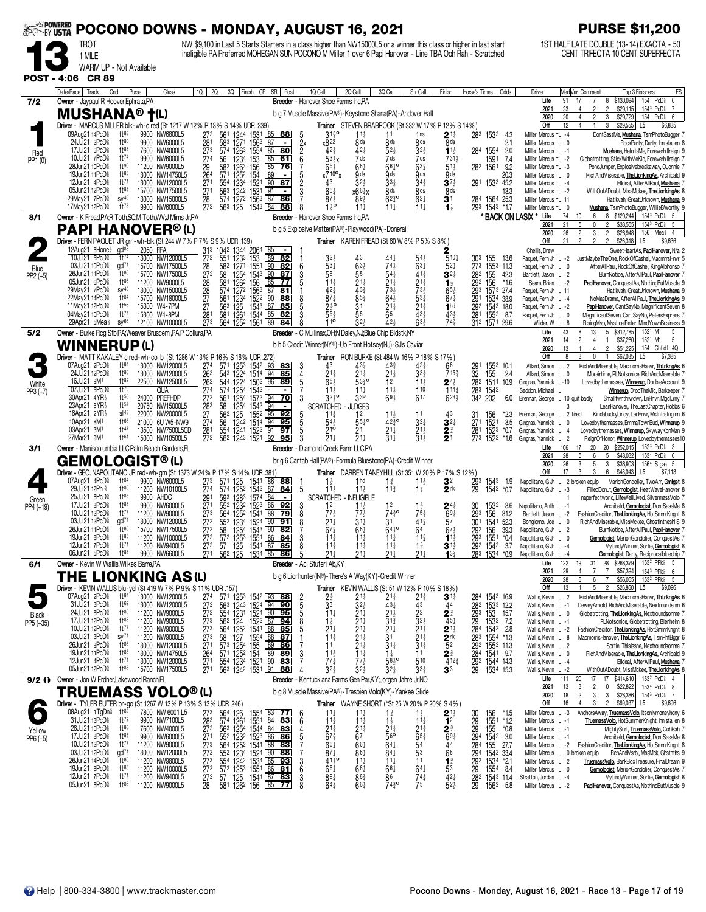# POCONO DOWNS - MONDAY, AUGUST 16, 2021

**PURSE $11,200**

**13** TROT 1 MILE WARM UP - Not Available

NW $9,100 in Last 5 Starts Starters in a class higher than NW15000L5 or a winner this class or higher in last start ineligible PA Preferred MOHEGAN SUN POCONO M Miller 1 over 6 Papi Hanover - Line TBA Ooh Rah - Scratched

1ST HALF LATE DOUBLE (13-14) EXACTA - 50 CENT TRIFECTA 10 CENT SUPERFECTA

**POST - 4:06 CR 89**

---

## 1 — MUSHANA® †(L) — 7/2 — Red — PP1 (0)

Owner - Jaypaul R Hoover,Ephrata,PA
Breeder - Hanover Shoe Farms Inc,PA
b g 7 Muscle Massive(PA®)-Keystone Shana(PA)-Andover Hall
Driver - MARCUS MILLER blk-wh-c red (St 1217 W 12% P 13% S 14% UDR .239)
Trainer STEVEN BRABROOK (St 332 W 17% P 12% S 14%)

| | Starts | W | P | S | Earnings | Best |
|---|---|---|---|---|---|---|
| Life | 91 | 17 | 7 | 8 | $130,094 | 154 PcD⅝ 6 |
| 2021 | 23 | 4 | 2 | 2 | $29,115 | 154³ PcD⅝ 7 |
| 2020 | 20 | 4 | 2 | 3 | $29,729 | 154 PcD⅝ 6 |
| Off | 12 | 4 | 1 | 3 | $29,555 | L5 $6,835 |

| Date/Race | Track | Cnd | Purse | Class | 1Q | 2Q | 3Q | Finish | CR | SR | Post | 1Q Call | 2Q Call | 3Q Call | Str Call | Finish | Horse's Times | Odds | Driver | Comment / Top 3 Finishers | FS |
|---|---|---|---|---|---|---|---|---|---|---|---|---|---|---|---|---|---|---|---|---|---|
| 09Aug21 14PcD⅝ | | ft88 | 9900 | NW6800L5 | 27² | 56¹ | 124⁴ | 153¹ | 85 | 88 | 5 | 3¹½° | 1¹¼ | 1¹ | 1ns | 2¹¼ | 28³ 153² | 4.3 | Miller, Marcus †L -4 | DontSassMe, Mushana, TsmPhotoBugger | 7 |
| 24Jul21 2PcD⅝ | | ft80 | 9900 | NW6000L5 | 28¹ | 58³ | 127¹ | 156³ | 87 | - | 2x | x8²² | 8ds | 8ds | 8ds | 8ds | | 2.1 | Miller, Marcus †L 0 | RockParty, Darty, Innisfallen | 8 |
| 17Jul21 6PcD⅝ | | ft88 | 7600 | NW4000L5 | 27³ | 57⁴ | 126³ | 155⁴ | 85 | 80 | 2 | 4²½ | 4²½ | 5²¾ | 3²½ | 1¹½ | 28⁴ 155⁴ | 2.0 | Miller, Marcus †L -1 | Mushana, HaloltsMe, Foreverhillreign | 9 |
| 10Jul21 7PcD⅝ | | ft74 | 9900 | NW6000L5 | 27⁴ | 56 | 123⁴ | 153 | 85 | 61 | 6 | 5³½x | 7ds | 7ds | 7ds | 7³¹½ | 159¹ | 7.4 | Miller, Marcus †L -2 | Globetrotting, StickWithMeKid, Foreverhillreign | 7 |
| 28Jun21 10PcD⅝ | | ft90 | 11200 | NW9000L5 | 29 | 58² | 126³ | 156 | 85 | 76 | 7 | 6⁵½ | 6⁶¼ | 6⁶½° | 6³¾ | 5¹½ | 28² 156¹ | 9.2 | Miller, Marcus †L -3 | PondJumper, Explosivebreakaway, OJonnie | 7 |
| 19Jun21 11PcD⅝ | | ft85 | 13000 | NW14750L5 | 26⁴ | 57¹ | 125² | 154 | 89 | - | 5 | x7¹⁰°x | 9ds | 9ds | 9ds | 9ds | | 20.3 | Miller, Marcus †L 0 | RichAndMiserable, TheLionkingAs, Archibald | 9 |
| 12Jun21 4PcD⅝ | | ft71 | 13000 | NW12000L5 | 27¹ | 55⁴ | 123⁴ | 152¹ | 90 | 87 | 2 | 4³ | 3²½ | 3³¾ | 3⁴½ | 3⁷½ | 29¹ 153³ | 45.2 | Miller, Marcus †L -4 | Elldeal, AfterAllPaul, Mushana | 7 |
| 05Jun21 12PcD⅝ | | ft88 | 15700 | NW17500L5 | 27¹ | 56³ | 124² | 153¹ | 91 | - | 3 | 6⁶¼ | x6⁶¼x | 8ds | 8ds | 8ds | | 13.3 | Miller, Marcus †L -2 | WithOutADoubt, MissMckee, TheLionkingAs | 8 |
| 29May21 7PcD⅝ | | sy49 | 13000 | NW15000L5 | 28 | 57⁴ | 127² | 156³ | 87 | 86 | 7 | 8⁷½ | 8⁹½ | 6²³° | 6²¼ | 3¹ | 28⁴ 156⁴ | 25.3 | Miller, Marcus †L 11 | Hatikvah, GreatUnknown, Mushana | 9 |
| 17May21 12PcD⅝ | | ft75 | 9900 | NW6000L5 | 27² | 56³ | 125 | 154³ | 84 | 88 | 8 | 1½° | 1¹¼ | 1¹¼ | 1¹¼ | 1½ | 29³ 154³ | *1.7 | Miller, Marcus †L 0 | Mushana, TsmPhotoBugger, WillieBWorthy | 9 |

---

## 2 — PAPI HANOVER® (L) — 8/1 — Blue — PP2 (+5)

* BACK ON LASIX *

Owner - K Fread,PA;R Toth,SC;M Toth,WV;J Mims Jr,PA
Breeder - Hanover Shoe Farms Inc,PA
b g 5 Explosive Matter(PA®)-Playwood(PA)-Donerail
Driver - FERN PAQUET JR grn-wh-blk (St 244 W 7% P 7% S 9% UDR .139)
Trainer KAREN FREAD (St 60 W 8% P 5% S 8%)

| | Starts | W | P | S | Earnings | Best |
|---|---|---|---|---|---|---|
| Life | 74 | 10 | 6 | 8 | $120,244 | 154³ PcD⅝ 5 |
| 2021 | 21 | 5 | 0 | 2 | $33,555 | 154³ PcD⅝ 5 |
| 2020 | 26 | 2 | 3 | 2 | $26,948 | 156 Mea⅝ 4 |
| Off | 21 | 2 | 2 | 2 | $26,318 | L5 $9,636 |

| Date/Race | Track | Cnd | Purse | Class | 1Q | 2Q | 3Q | Finish | CR | SR | Post | 1Q Call | 2Q Call | 3Q Call | Str Call | Finish | Horse's Times | Odds | Driver | Comment / Top 3 Finishers | FS |
|---|---|---|---|---|---|---|---|---|---|---|---|---|---|---|---|---|---|---|---|---|---|
| 12Aug21 6Hone⅛ | | gd88 | 2050 | FFA | 31³ | 104² | 134⁴ | 206⁴ | 85 | - | | | | | | 2 | | | Chellis, Drew | SweetHeartAs, PapiHanover, N/a | 2 |
| 10Jul21 5PcD⅝ | | ft74 | 13000 | NW12000L5 | 27² | 55¹ | 123³ | 153 | 89 | 82 | 1 | 3²½ | 4³ | 4⁴¼ | 5⁴½ | 5¹⁰¼ | 30³ 155 | 13.6 | Paquet, Fern Jr L -2 | JustMaybeTheOne, RockOfCashel, MacmrrsHnvr | 5 |
| 03Jul21 10PcD⅝ | | gd71 | 15700 | NW17500L5 | 28 | 58² | 127¹ | 155¹ | 90 | 82 | 6 | 5³¼ | 6³½ | 7⁴½ | 6³¼ | 5²¼ | 27³ 155³ | 11.3 | Paquet, Fern Jr L 0 | AfterAllPaul, RockOfCashel, KingAlphonso | 7 |
| 26Jun21 11PcD⅝ | | ft86 | 15700 | NW17500L5 | 27² | 58 | 125⁴ | 154³ | 90 | 87 | 3 | 5⁶ | 5⁵ | 5⁴¼ | 4¹¼ | 3²¼ | 28² 155 | 42.3 | Bartlett, Jason L -2 | BurnNotice, AfterAllPaul, PapiHanover | 7 |
| 05Jun21 6PcD⅝ | | ft86 | 11200 | NW9000L5 | 28 | 58¹ | 126² | 156 | 85 | 77 | 5 | 1¹½ | 2¹½ | 2¹¼ | 2¹½ | 1½ | 29² 156 | *1.6 | Sears, Brian L -2 | PapiHanover, ConquestAs, NothingButMuscle | 9 |
| 29May21 7PcD⅝ | | sy49 | 13000 | NW15000L5 | 28 | 57⁴ | 127² | 156³ | 87 | 81 | 1 | 4²½ | 4³¾ | 7³¾ | 7³½ | 6⁵½ | 29³ 157³ | 27.4 | Paquet, Fern Jr L 11 | Hatikvah, GreatUnknown, Mushana | 9 |
| 22May21 14PcD⅝ | | ft84 | 15700 | NW18000L5 | 27 | 56¹ | 123⁴ | 152² | 90 | 88 | 8 | 8⁷½ | 8⁵¾ | 6⁴½ | 5³¼ | 6⁷¼ | 29¹ 153⁴ | 38.9 | Paquet, Fern Jr L -4 | NoMasDrama, AfterAllPaul, TheLionkingAs | 9 |
| 11May21 12PcD⅝ | | ft56 | 15300 | W4-7PM | 27 | 56³ | 125 | 154³ | 87 | 85 | 5 | 2½° | 3¹ | 2¹¼ | 2¹¼ | 1hd | 29² 154³ | 18.0 | Paquet, Fern Jr L -2 | PapiHanover, CantSayNo, MagnificentSeven | 8 |
| 04May21 10PcD⅝ | | ft74 | 15300 | W4-8PM | 28¹ | 58¹ | 126¹ | 154⁴ | 85 | 82 | 5 | 5⁵½ | 5⁵ | 6⁵ | 4³½ | 4³½ | 28¹ 155² | 8.7 | Paquet, Fern Jr L 0 | MagnificentSeven, CantSayNo, PetersExpress | 7 |
| 29Apr21 5Mea⅝ | | sy66 | 12100 | NW10000L5 | 27³ | 56⁴ | 125² | 156¹ | 89 | 84 | 8 | 1¹° | 3²½ | 4²½ | 6³¾ | 7⁴¾ | 31² 157¹ | 29.6 | Wilder, W L 8 | RisingMvp, MysticalPeter, MindYownBusiness | 9 |

---

## 3 — WINNERUP (L) — 5/2 — White — PP3 (+7)

Owner - Burke Rcg Stb,PA;Weaver Bruscemi,PA;P Collura,PA
Breeder - C Mullinax,OH;N Daley,NJ;Blue Chip Bldstk,NY
b h 5 Credit Winner(NY®)-Up Front Hotsey(NJ)-SJ's Caviar
Driver - MATT KAKALEY c red-wh-col bl (St 1286 W 13% P 16% S 16% UDR .272)
Trainer RON BURKE (St 484 W 16% P 18% S 17%)

| | Starts | W | P | S | Earnings | Best |
|---|---|---|---|---|---|---|
| Life | 43 | 8 | 13 | 5 | $312,785 | 152¹ M1 5 |
| 2021 | 14 | 2 | 4 | 1 | $37,280 | 152¹ M1 5 |
| 2020 | 13 | 1 | 4 | 2 | $51,225 | 154 Chfld⅝ 4Q |
| Off | 8 | 3 | 0 | 1 | $62,035 | L5 $7,385 |

| Date/Race | Track | Cnd | Purse | Class | 1Q | 2Q | 3Q | Finish | CR | SR | Post | 1Q Call | 2Q Call | 3Q Call | Str Call | Finish | Horse's Times | Odds | Driver | Comment / Top 3 Finishers | FS |
|---|---|---|---|---|---|---|---|---|---|---|---|---|---|---|---|---|---|---|---|---|---|
| 07Aug21 2PcD⅝ | | ft84 | 13000 | NW12000L5 | 27⁴ | 57¹ | 125³ | 154² | 93 | 83 | 3 | 4³ | 4³¾ | 4³¾ | 4²¼ | 6⁶ | 29¹ 155³ | 10.1 | Allard, Simon L 2 | RichAndMiserable, MacmorrisHanvr, ThLnkngAs | 6 |
| 24Jul21 12PcD⅝ | | ft80 | 13000 | NW12000L5 | 26³ | 54³ | 122⁴ | 151⁴ | 94 | 85 | 4 | 2¹½ | 2¹½ | 2¹½ | 3³¾ | 7¹⁵¾ | 32 155 | 2.4 | Allard, Simon L 0 | Moraitime, PLNotsonice, RichAndMiserable | 7 |
| 16Jul21 9M1 | | ft82 | 22500 | NW12500L5 | 26² | 54⁴ | 122⁴ | 150² | 96 | 89 | 5 | 6⁵½ | 5³½° | 1² | 1¹½ | 2⁴½ | 28² 151¹ | 10.9 | Gingras, Yannick L-10 | Lovedbythemasses, Winnerup, DoubleAccount | 9 |
| 07Jul21 5PcD⅝ | | ft79 | | QUA | 27⁴ | 57⁴ | 125⁴ | 154² | - | - | | 1¹½ | 1¹¼ | 1¹½ | 1¹⁰ | 1¹⁴¾ | 28³ 154² | | Seddon, Michael L | Winnerup, DropTheMic, Barkeeper | 7 |
| 30Apr21 4YR½ | | ft56 | 24000 | PREFHDP | 27² | 56¹ | 125⁴ | 157² | 94 | 70 | 3 | 3²½° | 3³° | 6⁹½ | 6¹⁷ | 6²³½ | 34² 202 | 6.0 | Brennan, George L 10 quit badly | Smalltwnthrwdwn, LnHnvr, MgcUrny | 7 |
| 23Apr21 8YR½ | | ft57 | 20750 | NW15000L5 | 28³ | 58 | 125⁴ | 154² | 94 | - | | SCRATCHED - JUDGES | | | | | | 3 | | LeanHanover, TheLastChapter, Hobbs | 6 |
| 16Apr21 2YR½ | | sl48 | 22000 | NW20000L5 | 27 | 56² | 125 | 155² | 95 | 92 | 5 | 1¹¾ | 1² | 1¹½ | 1¹ | 4³ | 31 156 | *2.3 | Brennan, George L 2 tired | KindaLuckyLindy, LenHnvr, Mstntrstngmn | 6 |
| 10Apr21 8M1 | | ft63 | 21000 | 6U W5-NW9 | 27⁴ | 56 | 124² | 151⁴ | 94 | 95 | 5 | 5⁴½ | 5⁵½° | 4²³° | 3²¼ | 3²¼ | 27¹ 152¹ | 3.5 | Gingras, Yannick L 0 | Lovedbythemasses, EmmaTownBud, Winnerup | 9 |
| 03Apr21 3M1 | | ft47 | 13500 | NW7500L5CD | 28¹ | 55⁴ | 124¹ | 152² | 91 | 97 | 5 | 2¹° | 2¹ | 2¹¼ | 2¹½ | 2¾ | 28¹ 152³ | *0.7 | Gingras, Yannick L 4 | Lovedbythemasses, Winnerup, SkywayKonMan | 9 |
| 27Mar21 9M1 | | ft61 | 15000 | NW10500L5 | 27² | 56² | 124³ | 152¹ | 92 | 95 | 3 | 2¹¼ | 2¹¼ | 3¹¼ | 3¹½ | 2¹ | 27³ 152² | *1.6 | Gingras, Yannick L 2 | ReignOfHonor, Winnerup, Lovedbythemasses | 10 |

---

## 4 — GEMOLOGIST® (L) — 3/1 — Green — PP4 (+19)

Owner - Maniscolumbia LLC,Palm Beach Gardens,FL
Breeder - Diamond Creek Farm LLC,PA
br g 6 Cantab Hall(PA®)-Formula Bluestone(PA)-Credit Winner
Driver - GEO. NAPOLITANO JR red-wh-grn (St 1373 W 24% P 17% S 14% UDR .381)
Trainer DARREN TANEYHILL (St 351 W 20% P 17% S 12%)

| | Starts | W | P | S | Earnings | Best |
|---|---|---|---|---|---|---|
| Life | 106 | 17 | 20 | 20 | $252,015 | 152³ PcD⅝ 3 |
| 2021 | 28 | 5 | 6 | 5 | $48,032 | 153⁴ PcD⅝ 6 |
| 2020 | 26 | 3 | 5 | 3 | $36,903 | 156⁴ Stga½ 5 |
| Off | 17 | 3 | 3 | 6 | $48,043 | L5 $7,113 |

| Date/Race | Track | Cnd | Purse | Class | 1Q | 2Q | 3Q | Finish | CR | SR | Post | 1Q Call | 2Q Call | 3Q Call | Str Call | Finish | Horse's Times | Odds | Driver | Comment / Top 3 Finishers | FS |
|---|---|---|---|---|---|---|---|---|---|---|---|---|---|---|---|---|---|---|---|---|---|
| 07Aug21 4PcD⅝ | | ft84 | 9900 | NW6000L5 | 27³ | 57¹ | 125 | 154¹ | 86 | 88 | 1 | 1½ | 1hd | 1¾ | 1¹½ | 3² | 29³ 154³ | 1.9 | Napolitano, G Jr L 2 broken equip | MarionGondolier, TwoAm, Gmlgst | 8 |
| 29Jul21 12Phl⅝ | | ft80 | 11200 | NW10100L5 | 27⁴ | 57⁴ | 125² | 154² | 87 | 84 | 5 | 1¹½ | 1¹½ | 1¹¾ | 1¾ | 2nk | 29 154² | *0.7 | Napolitano, G Jr L -3 | FilledDonut, Gemologist, HeatWaveHanover | 8 |
| 25Jul21 6PcD⅝ | | ft85 | 9900 | AHDC | 29¹ | 59³ | 128³ | 157⁴ | 84 | - | | SCRATCHED - INELIGIBLE | | | | | | | | Ihaperfectworld, LifeWellLived, SilvermassVolo | 7 |
| 17Jul21 8PcD⅝ | | ft88 | 9900 | NW6000L5 | 27¹ | 55² | 123² | 152³ | 86 | 92 | 3 | 1² | 1¹½ | 1² | 1½ | 2⁴¼ | 30 153² | 3.6 | Napolitano, Anth L -1 | Archibald, Gemologist, DontSassMe | 8 |
| 10Jul21 12PcD⅝ | | ft77 | 11200 | NW9000L5 | 27³ | 56⁴ | 125² | 154¹ | 88 | 79 | 8 | 7⁷½ | 7⁷½ | 7⁴¾° | 7⁵¼ | 6⁹¼ | 29³ 156 | 31.2 | Bartlett, Jason L -2 | FashionCreditor, TheLionkingAs, HotSmmrKnght | 8 |
| 03Jul21 12PcD⅝ | | gd71 | 13000 | NW12000L5 | 27² | 55² | 123⁴ | 152⁴ | 90 | 91 | 8 | 2¹¼ | 3¹½ | 3¹ | 4¹¾ | 5⁷ | 30¹ 154¹ | 52.3 | Bongiorno, Joe L 0 | RichAndMiserable, MissMckee, GhostintheshllS | 9 |
| 26Jun21 11PcD⅝ | | ft86 | 15700 | NW17500L5 | 27² | 58 | 125⁴ | 154³ | 90 | 82 | 2 | 6⁷¾ | 6⁶¼ | 6⁴½° | 6⁴ | 6⁷½ | 29² 156 | 39.3 | Napolitano, G Jr L 2 | BurnNotice, AfterAllPaul, PapiHanover | 7 |
| 19Jun21 8PcD⅝ | | ft85 | 11200 | NW10000L5 | 27² | 57² | 125³ | 155¹ | 86 | 84 | 3 | 1¹¼ | 1¹¼ | 1¹¼ | 1¹¾ | 1¹½ | 29³ 155¹ | *0.4 | Napolitano, G Jr L 0 | Gemologist, MarionGondolier, ConquestAs | 7 |
| 12Jun21 7PcD⅝ | | ft71 | 11200 | NW9400L5 | 27² | 57 | 125 | 154¹ | 87 | 85 | 8 | 1¹½ | 1¹½ | 1¹½ | 1¾ | 3¹½ | 29² 154² | 3.7 | Napolitano, G Jr L -4 | MyLindyWinner, Sortie, Gemologist | 8 |
| 06Jun21 5PcD⅝ | | ft88 | 9900 | NW6600L5 | 27¹ | 56² | 125 | 153⁴ | 85 | 86 | 5 | 2¹¼ | 2¹¼ | 2¹¼ | 2¹¼ | 1³¾ | 28³ 153⁴ | *0.9 | Napolitano, G Jr L -4 | Gemologist, Darty, Reciprocalbluechip | 7 |

---

## 5 — THE LIONKING AS (L) — 6/1 — Black — PP5 (+35)

Owner - Kevin W Wallis,Wilkes Barre,PA
Breeder - Acl Stuteri Ab,KY
b g 6 Lionhunter(IN®)-There's A Way(KY)-Credit Winner
Driver - KEVIN WALLIS blu-yel (St 419 W 7% P 9% S 11% UDR .157)
Trainer KEVIN WALLIS (St 51 W 12% P 10% S 18%)

| | Starts | W | P | S | Earnings | Best |
|---|---|---|---|---|---|---|
| Life | 122 | 19 | 31 | 28 | $268,379 | 153² PPk⅝ 5 |
| 2021 | 29 | 4 | 7 | 7 | $57,394 | 154³ PPk⅝ 6 |
| 2020 | 28 | 6 | 6 | 7 | $56,065 | 153² PPk⅝ 5 |
| Off | 13 | 1 | 5 | 2 | $26,860 | L5 $9,096 |

| Date/Race | Track | Cnd | Purse | Class | 1Q | 2Q | 3Q | Finish | CR | SR | Post | 1Q Call | 2Q Call | 3Q Call | Str Call | Finish | Horse's Times | Odds | Driver | Comment / Top 3 Finishers | FS |
|---|---|---|---|---|---|---|---|---|---|---|---|---|---|---|---|---|---|---|---|---|---|
| 07Aug21 2PcD⅝ | | ft84 | 13000 | NW12000L5 | 27⁴ | 57¹ | 125³ | 154² | 93 | 88 | 2 | 2½ | 2¹¼ | 2¹¼ | 2¹¼ | 3¹¼ | 28⁴ 154³ | 16.9 | Wallis, Kevin L 2 | RichAndMiserable, MacmorrisHanvr, ThLnkngAs | 6 |
| 31Jul21 3PcD⅝ | | ft69 | 13000 | NW12000L5 | 27² | 56³ | 124³ | 152⁴ | 94 | 90 | 5 | 3³ | 3²½ | 4³¼ | 4³ | 4⁴ | 28² 153³ | 12.2 | Wallis, Kevin L -1 | DeweyArnold, RichAndMiserable, Nextroundsnm | 6 |
| 24Jul21 8PcD⅝ | | ft80 | 11200 | NW9000L5 | 27² | 55⁴ | 123¹ | 152⁴ | 90 | 95 | 5 | 1¹½ | 2¹½ | 2¹½ | 2² | 2¾ | 29³ 153 | 15.7 | Wallis, Kevin L 0 | Globetrotting, TheLionkingAs, Nextroundsonme | 7 |
| 17Jul21 12PcD⅝ | | ft88 | 11200 | NW9000L5 | 27³ | 56² | 124 | 152² | 87 | 94 | 8 | 1½ | 2¹½ | 3¹¾ | 3²½ | 4⁵½ | 29 153² | 7.2 | Wallis, Kevin L -1 | PLNotsonice, Globetrotting, Bienheim | 8 |
| 10Jul21 12PcD⅝ | | ft77 | 11200 | NW9000L5 | 27³ | 56⁴ | 125² | 154¹ | 88 | 85 | 5 | 2¹½ | 2¹½ | 2¹½ | 2¹½ | 2¹½ | 28⁴ 154² | 2.8 | Wallis, Kevin L -2 | FashionCreditor, TheLionkingAs, HotSmmrKnght | 8 |
| 03Jul21 3PcD⅝ | | sy71 | 11200 | NW9000L5 | 27³ | 58 | 127 | 155⁴ | 88 | 87 | 1 | 1¹½ | 2¹½ | 3¹ | 3¹½ | 2nk | 28³ 155⁴ | *1.3 | Wallis, Kevin L 8 | MacmorrisHanover, TheLionkingAs, TsmPhtBggr | 6 |
| 26Jun21 9PcD⅝ | | ft86 | 13000 | NW12000L5 | 27¹ | 57³ | 125⁴ | 155 | 89 | 86 | 7 | 1¹ | 2¹½ | 3¹½ | 3¹¼ | 5² | 29² 155² | 11.3 | Wallis, Kevin L 2 | Sortie, Thisisshe, Nextroundsonme | 7 |
| 19Jun21 11PcD⅝ | | ft85 | 13000 | NW14750L5 | 26⁴ | 57¹ | 125² | 154 | 89 | 89 | 3 | 1¹½ | 1¹½ | 1½ | 1¹ | 2³ | 28⁴ 154¹ | 9.7 | Wallis, Kevin L 0 | RichAndMiserable, TheLionkingAs, Archibald | 9 |
| 12Jun21 4PcD⅝ | | ft71 | 13000 | NW12000L5 | 27¹ | 55⁴ | 123⁴ | 152¹ | 90 | 83 | 7 | 7⁷¼ | 7⁷½ | 5⁸½° | 5¹⁰ | 4¹²¾ | 29² 154⁴ | 14.3 | Wallis, Kevin L -4 | Elldeal, AfterAllPaul, Mushana | 7 |
| 05Jun21 12PcD⅝ | | ft88 | 15700 | NW17500L5 | 27¹ | 56³ | 124² | 153¹ | 91 | 88 | 4 | 3²½ | 3²½ | 3²½ | 3³½ | 3³ | 29 153⁴ | 15.3 | Wallis, Kevin L -2 | WithOutADoubt, MissMckee, TheLionkingAs | 8 |

---

## 6 — TRUEMASS VOLO® (L) — 9/2 — Yellow — PP6 (-5)

Owner - Jon W Erdner,Lakewood Ranch,FL
Breeder - Kentuckiana Farms Gen Par,KY;Jorgen Jahre Jr,NO
b g 8 Muscle Massive(PA®)-Tresbien Volo(KY)-Yankee Glide
Driver - TYLER BUTER br-go (St 1267 W 13% P 13% S 13% UDR .246)
Trainer WAYNE SHORT (*St 25 W 20% P 20% S 4%)

| | Starts | W | P | S | Earnings | Best |
|---|---|---|---|---|---|---|
| Life | 111 | 20 | 17 | 17 | $414,610 | 153² PcD⅝ 4 |
| 2021 | 13 | 3 | 2 | 0 | $22,822 | 153⁴ PcD⅝ 8 |
| 2020 | 18 | 2 | 3 | 3 | $26,386 | 154³ PcD⅝ 7 |
| Off | 16 | 4 | 3 | 2 | $69,037 | L5 $9,696 |

| Date/Race | Track | Cnd | Purse | Class | 1Q | 2Q | 3Q | Finish | CR | SR | Post | 1Q Call | 2Q Call | 3Q Call | Str Call | Finish | Horse's Times | Odds | Driver | Comment / Top 3 Finishers | FS |
|---|---|---|---|---|---|---|---|---|---|---|---|---|---|---|---|---|---|---|---|---|---|
| 08Aug21 1TgDn⅝ | | ft82 | 7800 | NW 6001 L5 | 27³ | 56⁴ | 126 | 155⁴ | 83 | 77 | 6 | 1¹½ | 1¹½ | 1¾ | 1½ | 2¹½ | 30 156 | *1.5 | Miller, Marcus L -3 | AnchorsAway, TruemassVolo, Itsonlymoneyhony | 6 |
| 31Jul21 13PcD⅝ | | ft72 | 9900 | NW7100L5 | 28³ | 57⁴ | 126¹ | 155¹ | 84 | 83 | 6 | 1¹½ | 1¹½ | 1½ | 1¹½ | 1² | 29 155¹ | *1.2 | Miller, Marcus L -1 | TruemassVolo, HotSummerKnight, Innisfallen | 8 |
| 26Jul21 10PcD⅝ | | ft86 | 7600 | NW4000L5 | 27² | 56³ | 125⁴ | 154⁴ | 84 | 83 | 4 | 2¹½ | 2¹½ | 2¹½ | 2¹½ | 2¾ | 29 155 | *0.8 | Miller, Marcus L -1 | MightySurf, TruemassVolo, OohRah | 7 |
| 17Jul21 8PcD⅝ | | ft88 | 9900 | NW6000L5 | 27¹ | 55² | 123² | 152³ | 86 | 86 | 5 | 6⁷¾ | 6⁷ | 5⁶° | 6⁵½ | 6⁹¼ | 29⁴ 154² | 3.0 | Miller, Marcus L -1 | Archibald, Gemologist, DontSassMe | 8 |
| 10Jul21 12PcD⅝ | | ft77 | 11200 | NW9000L5 | 27³ | 56⁴ | 125² | 154¹ | 88 | 83 | 6 | 6⁶¼ | 6⁶¼ | 6⁴½ | 5⁴ | 4⁴ | 28⁴ 155 | 27.7 | Miller, Marcus L -2 | FashionCreditor, TheLionkingAs, HotSmmrKnght | 8 |
| 03Jul21 12PcD⅝ | | gd71 | 13000 | NW12000L5 | 27² | 55² | 123⁴ | 152⁴ | 90 | 88 | 4 | 8⁷½ | 8⁶½ | 8⁴½ | 5³ | 6⁸ | 29⁴ 154² | 33.4 | Miller, Marcus L 0 broken equip | RichAndMsrbl, MissMckee, Ghstnths | 9 |
| 26Jun21 14PcD⅝ | | ft86 | 11200 | NW9800L5 | 27³ | 55⁴ | 124² | 153⁴ | 85 | 93 | 3 | 4¹½° | 1¹½ | 1¹½ | 1¹ | 1¾ | 29² 153⁴ | *2.1 | Miller, Marcus L 2 | TruemassVolo, BankBoxTreasure, FinalDream | 9 |
| 19Jun21 8PcD⅝ | | ft85 | 11200 | NW10000L5 | 27² | 57² | 125³ | 155¹ | 86 | 81 | 6 | 6⁶¼ | 6⁶½ | 6⁶¼ | 6⁴½ | 5³ | 29 155⁴ | 8.4 | Miller, Marcus L 0 | Gemologist, MarionGondolier, ConquestAs | 7 |
| 12Jun21 7PcD⅝ | | ft71 | 11200 | NW9400L5 | 27² | 57 | 125 | 154¹ | 87 | 83 | 3 | 8⁹½ | 8⁸¾ | 8⁶ | 7⁴¾ | 4²½ | 28² 154³ | 11.4 | Stratton, Jordan L -4 | MyLindyWinner, Sortie, Gemologist | 8 |
| 05Jun21 6PcD⅝ | | ft86 | 11200 | NW9000L5 | 28 | 58¹ | 126² | 156 | 85 | 77 | 8 | 6⁴¾ | 6⁶¼ | 7⁴¾° | 7⁵ | 5²½ | 29 156² | 5.8 | Miller, Marcus L -2 | PapiHanover, ConquestAs, NothingButMuscle | 9 |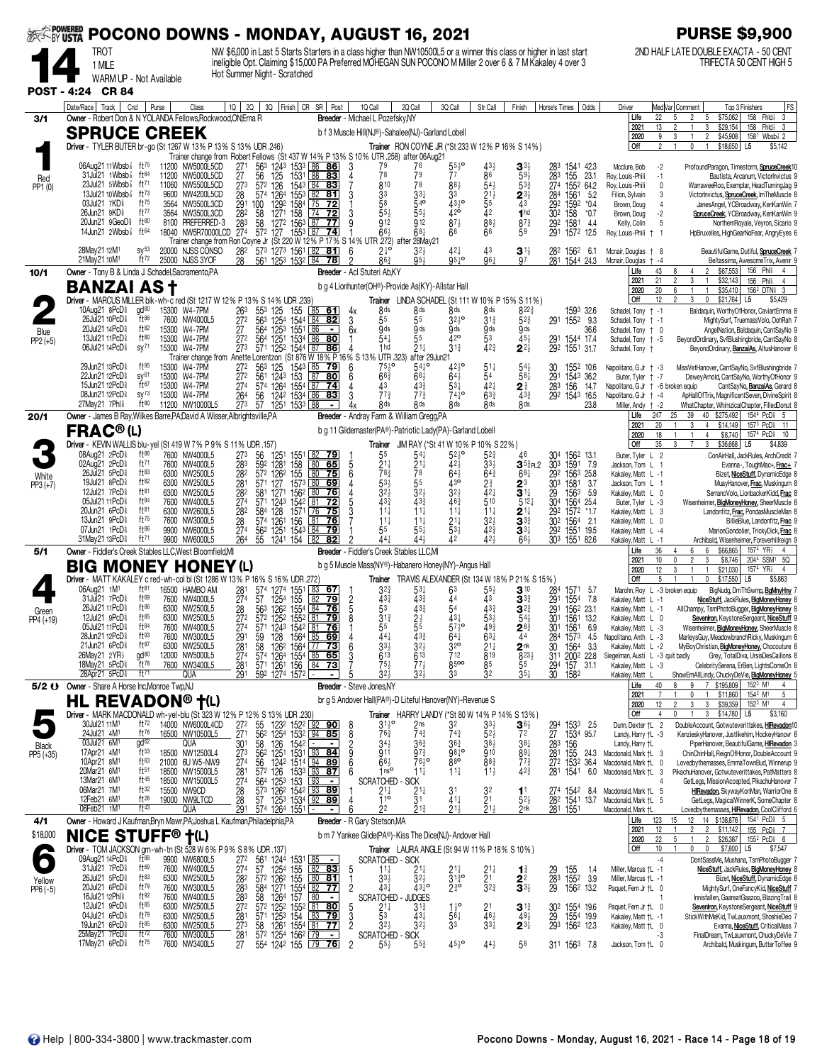# POCONO DOWNS - MONDAY, AUGUST 16, 2021

**PURSE $9,900**

**14** — TROT — 1 MILE — WARM UP - Not Available

**POST - 4:24 CR 84**

NW $6,000 in Last 5 Starts Starters in a class higher than NW10500L5 or a winner this class or higher in last start ineligible Opt. Claiming $15,000 PA Preferred MOHEGAN SUN POCONO M Miller 2 over 6 & 7 M Kakaley 4 over 3
Hot Summer Night - Scratched

2ND HALF LATE DOUBLE EXACTA - 50 CENT TRIFECTA 50 CENT HIGH 5

---

## 1 — SPRUCE CREEK — 3/1 — Red — PP1 (0)

Owner - Robert Don & N YOLANDA Fellows,Rockwood,ON;Erna R
Breeder - Michael L Pozefsky,NY
b f 3 Muscle Hill(NJ®)-Sahalee(NJ)-Garland Lobell
Driver - TYLER BUTER br-go (St 1267 W 13% P 13% S 13% UDR .246)
Trainer RON COYNE JR (*St 233 W 12% P 16% S 14%)

| | Starts | W | P | S | Earnings | Best |
|---|---|---|---|---|---|---|
| Life | 22 | 5 | 2 | 5 | $75,062 | 158 FhId⅝ 3 |
| 2021 | 13 | 2 | 1 | 3 | $29,154 | 158 FhId⅝ 3 |
| 2020 | 9 | 3 | 1 | 2 | $45,908 | 158¹ Wbsb⅞ 2 |
| Off | 2 | 1 | 0 | 1 | $18,650 | L5 $5,142 |

Trainer change from Robert Fellows (St 437 W 14% P 13% S 10% UTR .258) after 06Aug21

| Date/Race | Track | Cnd | Purse | Class | 1Q | 2Q | 3Q | Finish | CR | SR | Post | 1Q Call | 2Q Call | 3Q Call | Str Call | Finish | Horse's Times | Odds | Driver | Med Var | Comment | Top 3 Finishers | FS |
|---|---|---|---|---|---|---|---|---|---|---|---|---|---|---|---|---|---|---|---|---|---|---|---|
| 06Aug21 11Wbsb⅞ | ft75 | | 11200 | NW5000L5CD | 27¹ | 56³ | 124³ | 153³ | 86 | 86 | 3 | 7⁹ | 7⁶ | 5⁵½° | 4³½ | 3³½ | 28³ 154¹ | 42.3 | Mcclure, Bob | -2 | | ProfoundParagon, Timestorm, SpruceCreek | 10 |
| 31Jul21 1Wbsb⅞ | ft64 | | 11200 | NW5000L5CD | 27 | 56 | 125 | 153¹ | 88 | 83 | 4 | 7⁸ | 7⁹ | 7⁷ | 8⁶ | 5⁹½ | 28³ 155 | 23.1 | Roy, Louis-Phili | -1 | | Bautista, Arcanum, VictorInvictus | 9 |
| 23Jul21 5Wbsb⅞ | ft71 | | 11060 | NW5500L5CD | 27³ | 57² | 126 | 154³ | 84 | 83 | 7 | 8¹⁰ | 7⁸ | 8⁸½ | 5⁴½ | 5³¾ | 27⁴ 155² | 64.2 | Roy, Louis-Phili | 0 | | WarraweeRoo, Exemplar, HeadTurningJag | 9 |
| 13Jul21 10Wbsb⅞ | ft73 | | 9600 | NW4200L5CD | 28 | 57⁴ | 126⁴ | 155³ | 82 | 81 | 3 | 3³ | 3³½ | 3³ | 2¹½ | 2³½ | 28⁴ 156¹ | 5.2 | Filion, Sylvain | 3 | | VictorInvictus, SpruceCreek, ImTheMuscle | 8 |
| 03Jul21 7KD⅝ | ft75 | | 3564 | NW3500L3CD | 29¹ | 100 | 129² | 158⁴ | 75 | 72 | 1 | 5⁸ | 5⁴° | 4³½° | 5⁵ | 4³ | 29² 159² | *0.4 | Brown, Doug | 4 | | JanesAngel, YCBroadway, KenKanWin | 7 |
| 26Jun21 9KD⅝ | ft77 | | 3564 | NW3500L3CD | 28² | 58 | 127¹ | 158 | 74 | 72 | 3 | 5⁵½ | 5⁵½ | 4²° | 4² | 1hd | 30² 158 | *0.7 | Brown, Doug | -2 | | SpruceCreek, YCBroadway, KenKanWin | 9 |
| 20Jun21 9GeoD⅝ | ft80 | | 8100 | PREFERRED-3 | 28³ | 58 | 127² | 156³ | 87 | 77 | 9 | 9¹² | 9¹² | 8⁷½ | 8⁸½ | 8⁷¾ | 29² 158¹ | 4.4 | Kelly, Colin | 5 | | NorthernRoyale, Veyron, Sicario | 9 |
| 14Jun21 2Wbsb⅞ | ft64 | | 18040 | NW5R70000LCD | 27⁴ | 57² | 127 | 155³ | 87 | 74 | 1 | 6⁶½ | 6⁸½ | 6⁶ | 6⁶ | 5⁹ | 29¹ 157² | 12.5 | Roy, Louis-Phili † | 1 | | HpBruxelles, HighGearNoFear, AngryEyes | 6 |

Trainer change from Ron Coyne Jr (St 220 W 12% P 17% S 14% UTR .272) after 28May21

| Date/Race | Track | Cnd | Purse | Class | 1Q | 2Q | 3Q | Finish | CR | SR | Post | 1Q Call | 2Q Call | 3Q Call | Str Call | Finish | Horse's Times | Odds | Driver | Med Var | Comment | Top 3 Finishers | FS |
|---|---|---|---|---|---|---|---|---|---|---|---|---|---|---|---|---|---|---|---|---|---|---|---|
| 28May21 12M1 | sy53 | | 20000 | NJSS CONSO | 28² | 57³ | 127³ | 156¹ | 82 | 81 | 6 | 2½° | 3²½ | 4²¼ | 4³ | 3¹½ | 28² 156² | 6.1 | Mcnair, Douglas † | 8 | | BeautifulGame, Dutiful, SpruceCreek | 7 |
| 21May21 10M1 | ft72 | | 25000 | NJSS 3YOF | 28 | 56¹ | 125³ | 153² | 84 | 78 | 2 | 8⁶¾ | 9⁵½ | 9⁵¾° | 9⁶¼ | 9⁷ | 28¹ 154⁴ | 24.3 | Mcnair, Douglas † | -4 | | Beltassima, AwesomeTrix, Avenir | 9 |

---

## 2 — BANZAI AS † — 10/1 — Blue — PP2 (+5)

Owner - Tony B & Linda J. Schadel,Sacramento,PA
Breeder - Acl Stuteri Ab,KY
b g 4 Lionhunter(OH®)-Provide As(KY)-Allstar Hall
Driver - MARCUS MILLER blk-wh-c red (St 1217 W 12% P 13% S 14% UDR .239)
Trainer LINDA SCHADEL (St 111 W 10% P 15% S 11%)

| | Starts | W | P | S | Earnings | Best |
|---|---|---|---|---|---|---|
| Life | 43 | 8 | 4 | 2 | $67,553 | 156 Phl⅝ 4 |
| 2021 | 21 | 2 | 3 | 1 | $32,143 | 156 Phl⅝ 4 |
| 2020 | 20 | 6 | 1 | 1 | $35,410 | 156² DTN⅝ 3 |
| Off | 12 | 2 | 3 | 0 | $21,764 | L5 $5,429 |

| Date/Race | Track | Cnd | Purse | Class | 1Q | 2Q | 3Q | Finish | CR | SR | Post | 1Q Call | 2Q Call | 3Q Call | Str Call | Finish | Horse's Times | Odds | Driver | Med Var | Comment | Top 3 Finishers | FS |
|---|---|---|---|---|---|---|---|---|---|---|---|---|---|---|---|---|---|---|---|---|---|---|---|
| 10Aug21 8PcD⅝ | gd80 | | 15300 | W4-7PM | 26³ | 55³ | 125 | 155 | 85 | 61 | 4x | 8ds | 8ds | 8ds | 8ds | 8²²¾ | 159³ | 32.6 | Schadel, Tony † | -1 | | Baldaquin, WorthyOfHonor, CaviartEmma | 8 |
| 26Jul21 10PcD⅝ | ft86 | | 7600 | NW4000L5 | 27² | 56³ | 125⁴ | 154⁴ | 84 | 82 | 3 | 5⁵ | 5⁵ | 3²½° | 3¹¾ | 5²¾ | 29¹ 155² | 9.3 | Schadel, Tony † | -1 | | MightySurf, TruemassVolo, OohRah | 7 |
| 20Jul21 14PcD⅝ | ft82 | | 15300 | W4-7PM | 27 | 56⁴ | 125³ | 155¹ | 86 | - | 6x | 9ds | 9ds | 9ds | 9ds | 9ds | | 36.6 | Schadel, Tony † | 0 | | AngelNation, Baldaquin, CantSayNo | 9 |
| 13Jul21 11PcD⅝ | ft80 | | 15300 | W4-7PM | 27² | 56⁴ | 125¹ | 153⁴ | 86 | 80 | 1 | 5⁴½ | 5⁵ | 4²° | 5³ | 4⁵½ | 29¹ 154⁴ | 17.4 | Schadel, Tony † | -5 | | BeyondOrdinary, SvfBlushingbride, CantSayNo | 8 |
| 06Jul21 14PcD⅝ | sy71 | | 15300 | W4-7PM | 27³ | 57¹ | 125² | 154⁴ | 87 | 86 | 4 | 1hd | 2¹½ | 3¹¾ | 4²¾ | 2²½ | 29² 155¹ | 31.7 | Schadel, Tony † | | | BeyondOrdinary, BanzaiAs, AltusHanover | 8 |

Trainer change from Anette Lorentzon (St 876 W 18% P 16% S 13% UTR .323) after 29Jun21

| Date/Race | Track | Cnd | Purse | Class | 1Q | 2Q | 3Q | Finish | CR | SR | Post | 1Q Call | 2Q Call | 3Q Call | Str Call | Finish | Horse's Times | Odds | Driver | Med Var | Comment | Top 3 Finishers | FS |
|---|---|---|---|---|---|---|---|---|---|---|---|---|---|---|---|---|---|---|---|---|---|---|---|
| 29Jun21 13PcD⅝ | ft95 | | 15300 | W4-7PM | 27² | 56³ | 125 | 154³ | 85 | 79 | 6 | 7⁵½° | 5⁴½° | 4²½° | 5¹¼ | 5⁴½ | 30 155² | 10.6 | Napolitano, G Jr † | -3 | | MissVetHanover, CantSayNo, SvfBlushingbride | 7 |
| 22Jun21 12PcD⅝ | sy61 | | 15300 | W4-7PM | 27² | 56¹ | 124³ | 153 | 87 | 80 | 6 | 6⁶¾ | 6⁶½ | 6⁴½ | 5⁴ | 5⁸½ | 29¹ 154³ | 36.2 | Buter, Tyler † | -7 | | DeweyArnold, CantSayNo, WorthyOfHonor | 9 |
| 15Jun21 12PcD⅝ | ft67 | | 15300 | W4-7PM | 27⁴ | 57⁴ | 126⁴ | 155⁴ | 87 | 74 | 4 | 4³ | 4³½ | 5³½ | 4²½ | 2³ | 28³ 156 | 14.7 | Napolitano, G Jr † | -6 | broken equip | CantSayNo, BanzaiAs, Gerard | 8 |
| 08Jun21 12PcD⅝ | sy73 | | 15300 | W4-7PM | 26⁴ | 56 | 124² | 153⁴ | 86 | 83 | 3 | 7⁷¾ | 7⁷¾ | 7⁴½° | 6³½ | 4³¾ | 29² 154³ | 16.5 | Napolitano, G Jr † | -4 | | ApHallOfTrix, MagnificentSeven, DivineSpirit | 8 |
| 27May21 7Phl⅝ | ft80 | | 11200 | NW10000L5 | 27 | 57 | 125¹ | 153³ | 88 | - | 4x | 8ds | 8ds | 8ds | 8ds | 8ds | | 23.8 | Miller, Andy † | -2 | | WhatChapter, WhimzicalChapter, FilledDonut | 8 |

---

## 3 — FRAC® (L) — 20/1 — White — PP3 (+7)

Owner - James B Ray,Wilkes Barre,PA;David A Wisser,Albrightsville,PA
Breeder - Andray Farm & William Gregg,PA
b g 11 Glidemaster(PA®)-Patriotic Lady(PA)-Garland Lobell
Driver - KEVIN WALLIS blu-yel (St 419 W 7% P 9% S 11% UDR .157)
Trainer JIM RAY (*St 41 W 10% P 10% S 22%)

| | Starts | W | P | S | Earnings | Best |
|---|---|---|---|---|---|---|
| Life | 247 | 25 | 39 | 40 | $275,492 | 154⁴ PcD⅝ 5 |
| 2021 | 20 | 1 | 3 | 4 | $14,149 | 157³ PcD⅝ 11 |
| 2020 | 18 | 1 | 1 | 4 | $8,740 | 157⁴ PcD⅝ 10 |
| Off | 35 | 3 | 7 | 3 | $36,668 | L5 $4,839 |

| Date/Race | Track | Cnd | Purse | Class | 1Q | 2Q | 3Q | Finish | CR | SR | Post | 1Q Call | 2Q Call | 3Q Call | Str Call | Finish | Horse's Times | Odds | Driver | Med Var | Comment | Top 3 Finishers | FS |
|---|---|---|---|---|---|---|---|---|---|---|---|---|---|---|---|---|---|---|---|---|---|---|---|
| 08Aug21 2PcD⅝ | ft86 | | 7600 | NW4000L5 | 27³ | 56 | 125¹ | 155¹ | 82 | 79 | 1 | 5⁵ | 5⁴½ | 5²½° | 5²¾ | 4⁶ | 30⁴ 156² | 13.1 | Buter, Tyler L | 2 | | CoinAirHall, JackRules, ArchCredit | 7 |
| 02Aug21 2PcD⅝ | ft71 | | 7600 | NW4000L5 | 28³ | 59² | 128¹ | 158 | 80 | 65 | 5 | 2¹½ | 2¹½ | 4²½ | 3³½ | 3⁵¾PL2 | 30³ 159¹ | 7.9 | Jackson, Tom L | 1 | | Evanna-, ToughMac+, Frac+ | 7 |
| 26Jul21 5PcD⅝ | ft83 | | 6300 | NW2500L5 | 28² | 57² | 126² | 155 | 80 | 75 | 6 | 7⁸¾ | 7⁸ | 6⁴½ | 6⁴¾ | 6⁸¼ | 29² 156³ | 25.8 | Kakaley, Matt L | -1 | | Bizet, NiceStuff, DynamicEdge | 8 |
| 19Jul21 8PcD⅝ | ft82 | | 6300 | NW2500L5 | 28¹ | 57¹ | 127 | 157³ | 80 | 69 | 4 | 5³½ | 5⁵ | 4³° | 2¾ | 2³ | 30³ 158¹ | 3.7 | Jackson, Tom L | 1 | | MuayHanover, Frac, Muskingum | 8 |
| 12Jul21 7PcD⅝ | ft81 | | 6300 | NW2500L5 | 28² | 58¹ | 127¹ | 156² | 80 | 76 | 4 | 3²½ | 3²½ | 3²½ | 4²¼ | 3¹¼ | 29 156³ | 5.9 | Kakaley, Matt L | 0 | | SerranoVolo, LionbackerKidd, Frac | 8 |
| 05Jul21 11PcD⅝ | ft84 | | 7600 | NW4000L5 | 27⁴ | 57¹ | 124³ | 154² | 81 | 72 | 5 | 4³¾ | 4³¾ | 4⁶¾ | 5¹⁰ | 5¹²½ | 30⁴ 156⁴ | 25.4 | Buter, Tyler L | -3 | | Wisenheimer, BigMoneyHoney, SheerMuscle | 8 |
| 20Jun21 6PcD⅝ | ft81 | | 6300 | NW2600L5 | 28² | 58⁴ | 128 | 157¹ | 76 | 75 | 3 | 1¹½ | 1¹½ | 1¹½ | 1¹½ | 2¹½ | 29² 157² | *1.7 | Kakaley, Matt L | 3 | | Landonfitz, Frac, PondasMuscleMan | 8 |
| 13Jun21 9PcD⅝ | ft75 | | 7600 | NW3000L5 | 28 | 57⁴ | 126¹ | 156 | 81 | 76 | 7 | 1¹½ | 1¹½ | 2¹½ | 3²½ | 3³¾ | 30² 156⁴ | 2.1 | Kakaley, Matt L | 0 | | BillieBlue, Landonfitz, Frac | 9 |
| 07Jun21 1PcD⅝ | ft86 | | 9900 | NW6000L5 | 27⁴ | 56² | 125¹ | 154³ | 84 | 79 | 1 | 5⁵ | 5⁵½ | 5³½ | 4²¾ | 3³¼ | 29² 155¹ | 19.5 | Kakaley, Matt L | -4 | | MarionGondolier, TrickyDick, Frac | 8 |
| 31May21 3PcD⅝ | ft71 | | 9900 | NW6000L5 | 26⁴ | 55 | 124¹ | 154 | 82 | 82 | 2 | 4⁴½ | 4⁴½ | 4² | 4²½ | 6⁶½ | 30³ 155¹ | 82.6 | Kakaley, Matt L | 0 | | Archibald, Wisenheimer, Foreverhillreign | 9 |

---

## 4 — BIG MONEY HONEY (L) — 5/1 — Green — PP4 (+19)

Owner - Fiddler's Creek Stables LLC,West Bloomfield,MI
Breeder - Fiddler's Creek Stables LLC,MI
b g 5 Muscle Mass(NY®)-Habanero Honey(NY)-Angus Hall
Driver - MATT KAKALEY c red-wh-col bl (St 1286 W 13% P 16% S 16% UDR .272)
Trainer TRAVIS ALEXANDER (St 134 W 18% P 21% S 15%)

| | Starts | W | P | S | Earnings | Best |
|---|---|---|---|---|---|---|
| Life | 36 | 4 | 6 | 6 | $66,865 | 157⁴ YR⅞ 4 |
| 2021 | 10 | 0 | 2 | 3 | $8,746 | 204⁴ SSM1 5Q |
| 2020 | 12 | 3 | 1 | 1 | $21,030 | 157⁴ YR⅞ 4 |
| Off | 5 | 1 | 1 | 0 | $17,550 | L5 $5,863 |

| Date/Race | Track | Cnd | Purse | Class | 1Q | 2Q | 3Q | Finish | CR | SR | Post | 1Q Call | 2Q Call | 3Q Call | Str Call | Finish | Horse's Times | Odds | Driver | Med Var | Comment | Top 3 Finishers | FS |
|---|---|---|---|---|---|---|---|---|---|---|---|---|---|---|---|---|---|---|---|---|---|---|---|
| 06Aug21 1M1 | ft81 | | 16500 | HAMBO AM | 28¹ | 57⁴ | 127⁴ | 155¹ | 83 | 67 | 1 | 3²¾ | 5³½ | 6³ | 5⁵½ | 3¹⁰ | 28⁴ 157¹ | 5.7 | Marohn, Roy L | -3 | broken equip | BigNudg, DrnThSwmp, BgMnyHny | 7 |
| 31Jul21 7PcD⅝ | ft69 | | 7600 | NW4000L5 | 27⁴ | 57 | 125⁴ | 155 | 82 | 79 | 2 | 4³¾ | 4³¾ | 4⁴ | 4³ | 3³¾ | 29¹ 155⁴ | 7.8 | Kakaley, Matt L | -1 | | NiceStuff, JackRules, BigMoneyHoney | 8 |
| 26Jul21 11PcD⅝ | ft86 | | 6300 | NW2500L5 | 28 | 56³ | 126² | 155⁴ | 84 | 76 | 5 | 5³ | 4³¾ | 5⁴ | 4³¾ | 3²¾ | 29¹ 156² | 23.1 | Kakaley, Matt L | -1 | | AllChampy, TsmPhotoBugger, BigMoneyHoney | 8 |
| 12Jul21 9PcD⅝ | ft85 | | 6300 | NW2500L5 | 27² | 57² | 125² | 155² | 82 | 79 | 8 | 3¹¾ | 2½ | 4³½ | 5³½ | 5⁴½ | 30¹ 156¹ | 13.2 | Kakaley, Matt L | 0 | | Sevenlron, KeystoneSergeant, NiceStuff | 9 |
| 05Jul21 11PcD⅝ | ft84 | | 7600 | NW4000L5 | 27⁴ | 57¹ | 124³ | 154² | 81 | 76 | 1 | 5⁵ | 5⁵ | 5⁷½° | 4⁹½ | 2⁸¾ | 30¹ 156¹ | 6.9 | Kakaley, Matt L | -3 | | Wisenheimer, BigMoneyHoney, SheerMuscle | 8 |
| 28Jun21 12PcD⅝ | ft93 | | 7600 | NW3000L5 | 29¹ | 59 | 128 | 156⁴ | 85 | 69 | 4 | 4⁴½ | 4³¾ | 6⁴½ | 6³½ | 4⁴ | 28⁴ 157³ | 4.5 | Napolitano, Anth L | -3 | | MarleysGuy, MeadowbranchRicky, Muskingum | 6 |
| 21Jun21 6PcD⅝ | ft87 | | 6300 | NW2500L5 | 28¹ | 58 | 126² | 156⁴ | 77 | 73 | 6 | 3³½ | 3²½ | 3²° | 2¹½ | 2nk | 30 156⁴ | 3.3 | Kakaley, Matt L | -2 | | MyBoyChristian, BigMoneyHoney, Chocouture | 8 |
| 26May21 2YR⅞ | gd80 | | 12000 | NW5000L5 | 27⁴ | 57⁴ | 126⁴ | 155⁴ | 85 | 65 | 3 | 6¹³ | 6¹³ | 7¹² | 8¹⁹ | 8²³½ | 31¹ 200² | 22.8 | Siegelman, Austi L | -3 | quit badly | Grey, TotalDiva, UrsisDesCaillons | 8 |
| 18May21 5PcD⅝ | ft78 | | 7600 | NW3400L5 | 28¹ | 57¹ | 126¹ | 156 | 84 | 73 | 7 | 7⁵½ | 7⁷½ | 8⁵⁰° | 8⁵ | 5⁵ | 29⁴ 157 | 31.1 | Kakaley, Matt L | -3 | | CelebritySerena, ErBen, LightsComeOn | 8 |
| 28Apr21 5PcD⅝ | ft71 | | | QUA | 29¹ | 59² | 127⁴ | 157² | - | - | 5 | 3²½ | 3²½ | 3³ | 3² | 3⁵¼ | 30 158² | | Kakaley, Matt L | | | ShowEmAllLindy, ChuckyDeVie, BigMoneyHoney | 5 |

---

## 5 — HL REVADON® †(L) — 5/2 — Black — PP5 (+35)

Owner - Share A Horse Inc,Monroe Twp,NJ
Breeder - Steve Jones,NY
br g 5 Andover Hall(PA®)-D Liteful Hanover(NY)-Revenue S
Driver - MARK MACDONALD wh-yel-blu (St 323 W 12% P 12% S 13% UDR .230)
Trainer HARRY LANDY (*St 80 W 14% P 14% S 13%)

| | Starts | W | P | S | Earnings | Best |
|---|---|---|---|---|---|---|
| Life | 40 | 8 | 9 | 7 | $195,809 | 152³ M1 4 |
| 2021 | 7 | 1 | 0 | 1 | $11,860 | 154³ M1 5 |
| 2020 | 12 | 2 | 3 | 3 | $39,359 | 152³ M1 4 |
| Off | 4 | 0 | 1 | 3 | $14,780 | L5 $3,160 |

| Date/Race | Track | Cnd | Purse | Class | 1Q | 2Q | 3Q | Finish | CR | SR | Post | 1Q Call | 2Q Call | 3Q Call | Str Call | Finish | Horse's Times | Odds | Driver | Med Var | Comment | Top 3 Finishers | FS |
|---|---|---|---|---|---|---|---|---|---|---|---|---|---|---|---|---|---|---|---|---|---|---|---|
| 30Jul21 11M1 | ft72 | | 14000 | NW6000L4CD | 27² | 55 | 123² | 152² | 92 | 90 | 8 | 3¹½° | 2ns | 3² | 3³½ | 3⁶½ | 29⁴ 153³ | 2.5 | Dunn, Dexter †L | 2 | | DoubleAccount, Gotwuteverittakes, HlRevadon | 10 |
| 24Jul21 4M1 | ft76 | | 16500 | NW10500L5 | 27¹ | 56² | 125⁴ | 153² | 94 | 85 | 8 | 7⁶¾ | 7⁴¾ | 7⁴¾ | 5²½ | 7² | 27 153⁴ | 95.7 | Landy, Harry †L | -3 | | KenziesHanover, Justlikehim, HockeyHanovr | 8 |
| 03Jul21 6M1 | gd82 | | | QUA | 30¹ | 58 | 126 | 154² | - | - | 2 | 3⁴½ | 3⁶¾ | 3⁶¾ | 3⁸½ | 3⁸¼ | 28³ 156 | | Landy, Harry †L | | | PiperHanover, BeautifulGame, HlRevadon | 3 |
| 17Apr21 4M1 | ft53 | | 18500 | NW12500L4 | 27³ | 56² | 125¹ | 153¹ | 93 | 84 | 9 | 9¹¹ | 9⁷¾ | 9⁸½° | 9¹⁰ | 8⁹¼ | 28¹ 155 | 24.3 | Macdonald, Mark †L | 3 | | ChinChinHall, ReignOfHonor, DoubleAccount | 9 |
| 10Apr21 8M1 | ft63 | | 18500 | 6U W5-NW9 | 27⁴ | 56 | 124² | 151⁴ | 94 | 89 | 6 | 6⁶½ | 7⁶½° | 8⁸° | 8⁸¾ | 7⁷¾ | 27² 153² | 36.4 | Macdonald, Mark †L | 0 | | Lovedbythemasses, EmmaTownBud, Winnerup | 9 |
| 20Mar21 6M1 | ft51 | | 18500 | NW15000L5 | 28¹ | 57² | 126 | 153³ | 93 | 87 | 6 | 1ns° | 1¹½ | 1¹½ | 1¹½ | 4²¾ | 28¹ 154¹ | 6.0 | Macdonald, Mark †L | 0 | | PikachuHanover, Gotwuteverittakes, PatMatters | 8 |
| 13Mar21 6M1 | ft45 | | 18500 | NW15000L5 | 27⁴ | 56⁴ | 125³ | 153 | 93 | - | | SCRATCHED - SICK | | | | | | | | 4 | | GetLegs, MissionAccepted, PikachuHanover | 7 |
| 06Mar21 7M1 | ft32 | | 15500 | NW9CD | 28 | 57³ | 126² | 154² | 93 | 89 | 1 | 2¹½ | 2¹½ | 3¹ | 3² | 1¹ | 27⁴ 154² | 8.4 | Macdonald, Mark †L | 5 | | HlRevadon, SkywayKonMan, WarriorOne | 8 |
| 12Feb21 6M1 | ft26 | | 19000 | NW9LTCD | 28 | 57 | 125³ | 153⁴ | 92 | 89 | 4 | 1¹° | 3¹ | 4¹½ | 2¹ | 5²½ | 28² 154¹ | 13.7 | Macdonald, Mark †L | 5 | | GetLegs, MagicalWinnerK, SomeChapter | 8 |
| 06Feb21 1M1 | ft43 | | | QUA | 29¹ | 57⁴ | 126⁴ | 155¹ | - | - | 6 | 2² | 2¹¾ | 2¹½ | 2¹½ | 2nk | 28¹ 155¹ | | Macdonald, Mark †L | | | Lovedbythemasses, HlRevadon, CoolCliffford | 6 |

---

## 6 — NICE STUFF® †(L) — 4/1 — Yellow — PP6 (-5) — $18,000

Owner - Howard J Kaufman,Bryn Mawr,PA;Joshua L Kaufman,Philadelphia,PA
Breeder - R Gary Stetson,MA
b m 7 Yankee Glide(PA®)-Kiss The Dice(NL)-Andover Hall
Driver - TOM JACKSON grn-wh-tn (St 528 W 6% P 9% S 8% UDR .137)
Trainer LAURA ANGLE (St 94 W 11% P 18% S 10%)

| | Starts | W | P | S | Earnings | Best |
|---|---|---|---|---|---|---|
| Life | 123 | 15 | 12 | 14 | $138,876 | 154¹ PcD⅝ 5 |
| 2021 | 12 | 1 | 2 | 2 | $11,142 | 155 PcD⅝ 7 |
| 2020 | 22 | 5 | 1 | 2 | $26,387 | 155² PcD⅝ 6 |
| Off | 10 | 1 | 0 | 0 | $7,800 | L5 $7,547 |

| Date/Race | Track | Cnd | Purse | Class | 1Q | 2Q | 3Q | Finish | CR | SR | Post | 1Q Call | 2Q Call | 3Q Call | Str Call | Finish | Horse's Times | Odds | Driver | Med Var | Comment | Top 3 Finishers | FS |
|---|---|---|---|---|---|---|---|---|---|---|---|---|---|---|---|---|---|---|---|---|---|---|---|
| 09Aug21 14PcD⅝ | ft88 | | 9900 | NW6000L5 | 27² | 56¹ | 124⁴ | 153¹ | 85 | - | | SCRATCHED - SICK | | | | | | | | -4 | | DontSassMe, Mushana, TsmPhotoBugger | 7 |
| 31Jul21 7PcD⅝ | ft69 | | 7600 | NW4000L5 | 27⁴ | 57 | 125⁴ | 155 | 82 | 83 | 5 | 1¹½ | 2¹½ | 2¹¼ | 2¹½ | 1³ | 29 155 | 1.4 | Miller, Marcus †L | -1 | | NiceStuff, JackRules, BigMoneyHoney | 8 |
| 26Jul21 5PcD⅝ | ft83 | | 6300 | NW2500L5 | 28² | 57² | 126² | 155 | 80 | 81 | 1 | 3³½ | 3²½ | 3¹½° | 2¹ | 2² | 28³ 155² | 3.9 | Miller, Marcus †L | -1 | | Bizet, NiceStuff, DynamicEdge | 8 |
| 20Jul21 6PcD⅝ | ft79 | | 7600 | NW3000L5 | 28³ | 58⁴ | 127¹ | 155⁴ | 82 | 77 | 2 | 4³½ | 4³½° | 2³° | 3²¾ | 3³½ | 29 156² | 13.2 | Paquet, Fern Jr †L | 0 | | MightySurf, OneFancyKid, NiceStuff | 7 |
| 16Jul21 12Phl⅝ | ft92 | | 7600 | NW4000L5 | 28³ | 58 | 126⁴ | 157 | 80 | - | | SCRATCHED - JUDGES | | | | | | | | 1 | | Innisfallen, GaareatGaazoo, BlazingTrail | 8 |
| 12Jul21 9PcD⅝ | ft85 | | 6300 | NW2500L5 | 27² | 57² | 125² | 155² | 81 | 80 | 5 | 2¹½ | 3¹¾ | 1½° | 2¹ | 3¹¾ | 30² 155⁴ | 19.6 | Paquet, Fern Jr †L | 0 | | Sevenlron, KeystoneSergeant, NiceStuff | 9 |
| 04Jul21 6PcD⅝ | ft79 | | 6300 | NW2500L5 | 28¹ | 57¹ | 125³ | 154 | 83 | 79 | 3 | 5³ | 4³½ | 5⁶½ | 4⁶½ | 4⁹½ | 29 155⁴ | 19.9 | Kakaley, Matt †L | -5 | | StickWithMeKid, TwLauxmont, ShoshieDeo | 7 |
| 19Jun21 6PcD⅝ | ft85 | | 6300 | NW2500L5 | 27³ | 58 | 126¹ | 155⁴ | 81 | 77 | 2 | 3²½ | 3²½ | 3³ | 3³½ | 2³¼ | 29³ 156² | 12.3 | Kakaley, Matt †L | 0 | | Evanna, NiceStuff, CriticalMass | 7 |
| 25May21 7PcD⅝ | ft72 | | 7600 | NW3000L5 | 28¹ | 57² | 125⁴ | 156² | 79 | - | | SCRATCHED - SICK | | | | | | | | -3 | | FinalDream, TwLauxmont, ChuckyDeVie | 7 |
| 17May21 6PcD⅝ | ft75 | | 7600 | NW3400L5 | 27 | 55⁴ | 124² | 155 | 79 | 76 | 2 | 5⁵½ | 5⁵¾ | 4⁵½° | 4⁴½ | 5⁸ | 31¹ 156³ | 7.8 | Jackson, Tom †L | 0 | | Archibald, Muskingum, ButterToffee | 9 |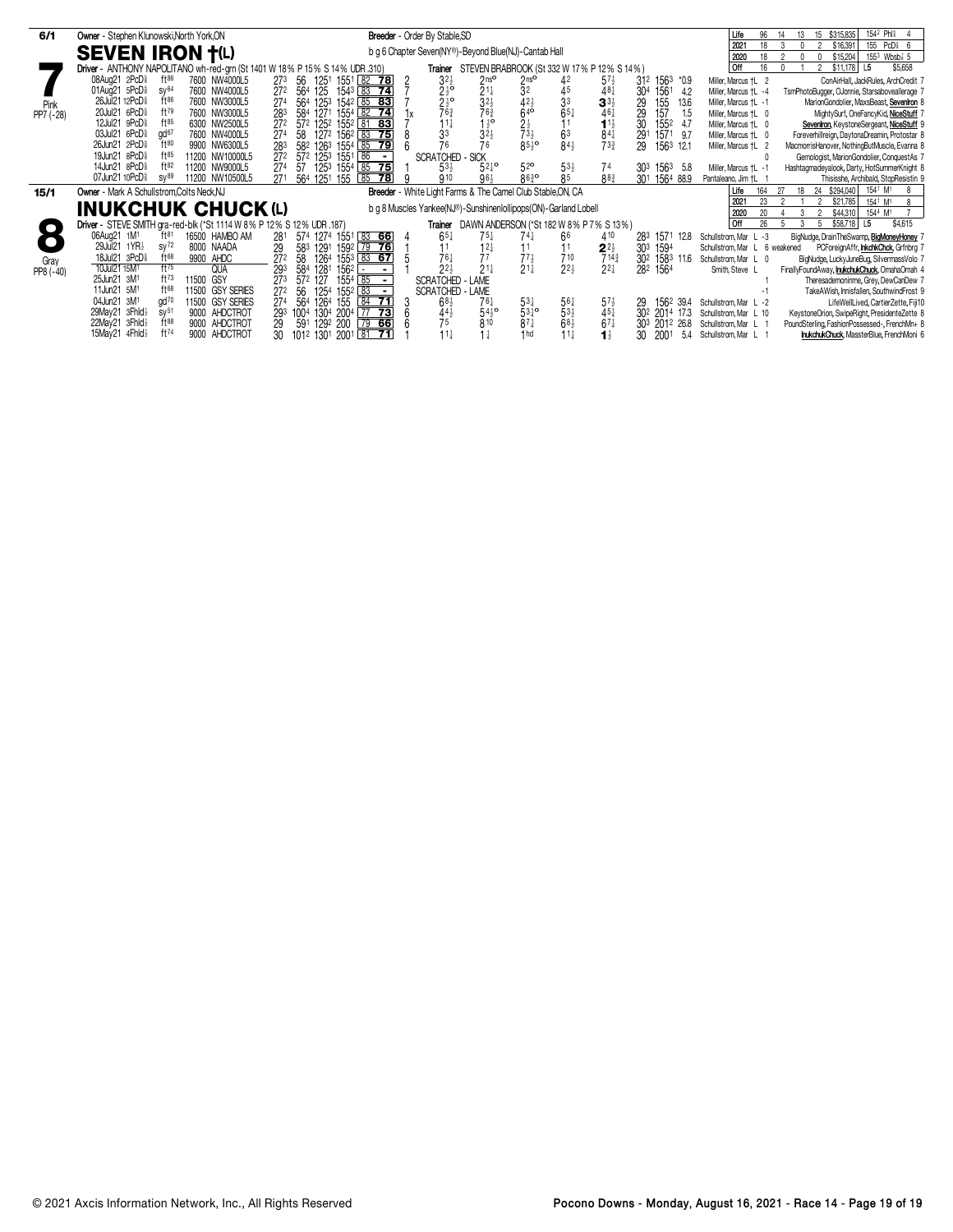## 6/1

**Owner** - Stephen Klunowski,North York,ON

**Breeder** - Order By Stable,SD

# 7 SEVEN IRON †(L)

b g 6 Chapter Seven(NY®)-Beyond Blue(NJ)-Cantab Hall

Pink PP7 (-28)

**Driver** - ANTHONY NAPOLITANO wh-red-grn (St 1401 W 18% P 15% S 14% UDR .310)

**Trainer** STEVEN BRABROOK (St 332 W 17% P 12% S 14%)

| | | | | | |
|---|---|---|---|---|---|
| Life | 96 | 14 | 13 | 15 | $315,835 | 154² Phl⅝ 4 |
| 2021 | 18 | 3 | 0 | 2 | $16,391 | 155 PcD⅝ 6 |
| 2020 | 18 | 2 | 0 | 0 | $15,204 | 155³ Wbsb⅞ 5 |
| Off | 16 | 0 | 1 | 2 | $11,178 | L5 $5,658 |

| Date | Track | Cond | Purse/Class | 1/4 | 1/2 | 3/4 | Time | SR | PP | 1/4 | 1/2 | 3/4 | Str | Fin | Last Q | Time | Odds | Driver | Top 3 |
|---|---|---|---|---|---|---|---|---|---|---|---|---|---|---|---|---|---|---|---|
| 08Aug21 2PcD⅝ | | ft86 | 7600 NW4000L5 | 27³ | 56 | 125¹ | 155¹ | 82 78 | 2 | 3²½ | 2ns° | 2ns° | 4² | 5⁷½ | 31² | 156³ | *0.9 | Miller, Marcus †L 2 | ConAirHall, JackRules, ArchCredit 7 |
| 01Aug21 5PcD⅝ | | sy64 | 7600 NW4000L5 | 27² | 56⁴ | 125 | 154³ | 83 74 | 7 | 2½° | 2¹½ | 3² | 4⁵ | 4⁸¼ | 30⁴ | 156¹ | 4.2 | Miller, Marcus †L -4 | TsmPhotoBugger, OJonnie, Starsaboveallerage 7 |
| 26Jul21 12PcD⅝ | | ft86 | 7600 NW3000L5 | 27⁴ | 56⁴ | 125³ | 154² | 85 83 | 7 | 2½° | 3²½ | 4²½ | 3³ | 3³¼ | 29 | 155 | 13.6 | Miller, Marcus †L -1 | MarionGondolier, MaxsBeast, SevenIron 8 |
| 20Jul21 6PcD⅝ | | ft79 | 7600 NW3000L5 | 28³ | 58⁴ | 127¹ | 155⁴ | 82 74 | 1x | 7⁶¾ | 7⁶¾ | 6⁴° | 6⁵¼ | 4⁶¼ | 29 | 157 | 1.5 | Miller, Marcus †L 0 | MightySurf, OneFancyKid, NiceStuff 7 |
| 12Jul21 9PcD⅝ | | ft85 | 6300 NW2500L5 | 27² | 57² | 125² | 155² | 81 83 | 7 | 1¹¼ | 1½° | 2½ | 1¹ | 1¹½ | 30 | 155² | 4.7 | Miller, Marcus †L 0 | SevenIron, KeystoneSergeant, NiceStuff 9 |
| 03Jul21 6PcD⅝ | | gd67 | 7600 NW4000L5 | 27⁴ | 58 | 127² | 156² | 83 75 | 8 | 3³ | 3²½ | 7³½ | 6³ | 8⁴¼ | 29¹ | 157¹ | 9.7 | Miller, Marcus †L 0 | Foreverhillreign, DaytonaDreamin, Protostar 8 |
| 26Jun21 2PcD⅝ | | ft80 | 9900 NW6300L5 | 28³ | 58² | 126³ | 155⁴ | 85 79 | 6 | 7⁶ | 7⁶ | 8⁵½° | 8⁴½ | 7³¾ | 29 | 156³ | 12.1 | Miller, Marcus †L 2 | MacmorrisHanover, NothingButMuscle, Evanna 8 |
| 19Jun21 8PcD⅝ | | ft85 | 11200 NW10000L5 | 27² | 57² | 125³ | 155¹ | 86 - | | SCRATCHED - SICK | | | | | | | | 0 | Gemologist, MarionGondolier, ConquestAs 7 |
| 14Jun21 8PcD⅝ | | ft82 | 11200 NW9000L5 | 27⁴ | 57 | 125³ | 155⁴ | 85 75 | 1 | 5³½ | 5²½° | 5²° | 5³½ | 7⁴ | 30³ | 156³ | 5.8 | Miller, Marcus †L -1 | Hashtagmadeyalook, Darty, HotSummerKnight 8 |
| 07Jun21 10PcD⅝ | | sy89 | 11200 NW10500L5 | 27¹ | 56⁴ | 125¹ | 155 | 85 78 | 9 | 9¹⁰ | 9⁶½ | 8⁶¾° | 8⁵ | 8⁸¾ | 30¹ | 156⁴ | 88.9 | Pantaleano, Jim †L 1 | Thisisshe, Archibald, StopResistin 9 |

## 15/1

**Owner** - Mark A Schullstrom,Colts Neck,NJ

**Breeder** - White Light Farms & The Camel Club Stable,ON, CA

# 8 INUKCHUK CHUCK (L)

b g 8 Muscles Yankee(NJ®)-Sunshinelollipops(ON)-Garland Lobell

Gray PP8 (-40)

**Driver** - STEVE SMITH gra-red-blk (*St 1114 W 8% P 12% S 12% UDR .187)

**Trainer** DAWN ANDERSON (*St 182 W 8% P 7% S 13%)

| | | | | | |
|---|---|---|---|---|---|
| Life | 164 | 27 | 18 | 24 | $294,040 | 154¹ M1 8 |
| 2021 | 23 | 2 | 1 | 2 | $21,785 | 154¹ M1 8 |
| 2020 | 20 | 4 | 3 | 2 | $44,310 | 154⁴ M1 7 |
| Off | 26 | 5 | 3 | 5 | $58,718 | L5 $4,615 |

| Date | Track | Cond | Purse/Class | 1/4 | 1/2 | 3/4 | Time | SR | PP | 1/4 | 1/2 | 3/4 | Str | Fin | Last Q | Time | Odds | Driver | Top 3 |
|---|---|---|---|---|---|---|---|---|---|---|---|---|---|---|---|---|---|---|---|
| 06Aug21 1M1 | | ft81 | 16500 HAMBO AM | 28¹ | 57⁴ | 127⁴ | 155¹ | 83 66 | 4 | 6⁵¼ | 7⁵¼ | 7⁴¼ | 6⁶ | 4¹⁰ | 28³ | 157¹ | 12.8 | Schullstrom, Mar L -3 | BigNudge, DrainTheSwamp, BigMoneyHoney 7 |
| 29Jul21 1YR½ | | sy72 | 8000 NAADA | 29 | 58³ | 129¹ | 159² | 79 76 | 1 | 1¹ | 1²½ | 1¹ | 1¹ | 2²½ | 30³ | 159⁴ | | Schullstrom, Mar L 6 weakened | PCForeignAffr, InkchkChck, Grfnbrg 7 |
| 18Jul21 3PcD⅝ | | ft68 | 9900 AHDC | 27² | 58 | 126⁴ | 155³ | 83 67 | 5 | 7⁶¼ | 7⁷ | 7⁷½ | 7¹⁰ | 7¹⁴¾ | 30² | 158³ | 11.6 | Schullstrom, Mar L 0 | BigNudge, LuckyJuneBug, SilvermassVolo 7 |
| 10Jul21 15M1 | | ft75 | QUA | 29³ | 58⁴ | 128¹ | 156² | - | 1 | 2²½ | 2¹¼ | 2¹¼ | 2²½ | 2²¼ | 28² | 156⁴ | | Smith, Steve L | FinallyFoundAway, InukchukChuck, OmahaOmah 4 |
| 25Jun21 3M1 | | ft73 | 11500 GSY | 27³ | 57² | 127 | 155⁴ | 85 - | | SCRATCHED - LAME | | | | | | | | 1 | Theresademoninme, Grey, DewCanDew 7 |
| 11Jun21 5M1 | | ft68 | 11500 GSY SERIES | 27² | 56 | 125⁴ | 155² | 83 - | | SCRATCHED - LAME | | | | | | | | -1 | TakeAWish, Innisfallen, SouthwindFrost 9 |
| 04Jun21 3M1 | | gd70 | 11500 GSY SERIES | 27⁴ | 56⁴ | 126⁴ | 155 | 84 71 | 3 | 6⁸½ | 7⁶¼ | 5³¼ | 5⁶¼ | 5⁷½ | 29 | 156² | 39.4 | Schullstrom, Mar L -2 | LifeWellLived, CartierZette, Fiji 10 |
| 29May21 3Fhld½ | | sy51 | 9000 AHDCTROT | 29³ | 100⁴ | 130⁴ | 200⁴ | 77 73 | 6 | 4⁴½ | 5⁴½° | 5³½° | 5³½ | 4⁵¼ | 30² | 201⁴ | 17.3 | Schullstrom, Mar L 10 | KeystoneOrion, SwipeRight, PresidenteZette 8 |
| 22May21 3Fhld½ | | ft88 | 9000 AHDCTROT | 29 | 59¹ | 129² | 200 | 79 66 | 6 | 7⁵ | 8¹⁰ | 8⁷¼ | 6⁸½ | 6⁷¼ | 30³ | 201² | 26.8 | Schullstrom, Mar L 1 | PoundSterling, FashionPossessed-, FrenchMn+ 8 |
| 15May21 4Fhld½ | | ft74 | 9000 AHDCTROT | 30 | 101² | 130¹ | 200¹ | 81 71 | 1 | 1¹¼ | 1¾ | 1hd | 1¹¼ | 1½ | 30 | 200¹ | 5.4 | Schullstrom, Mar L 1 | InukchukChuck, MassterBlue, FrenchMoni 6 |

© 2021 Axcis Information Network, Inc., All Rights Reserved

Pocono Downs - Monday, August 16, 2021 - Race 14